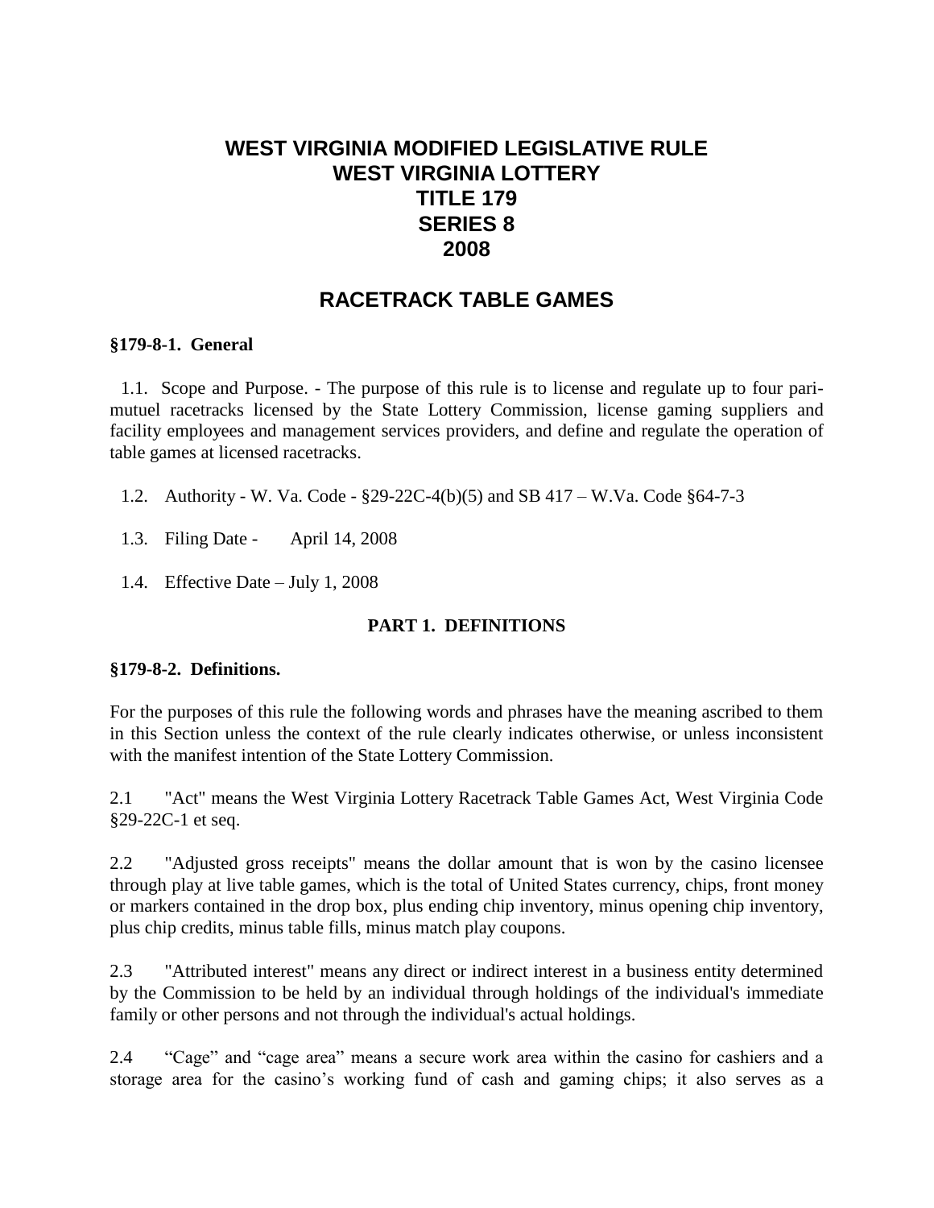# WEST VIRGINIA MODIFIED LEGISLATIVE RULE
# WEST VIRGINIA LOTTERY
# TITLE 179
# SERIES 8
# 2008

## RACETRACK TABLE GAMES

**§179-8-1. General**

1.1. Scope and Purpose. - The purpose of this rule is to license and regulate up to four pari-mutuel racetracks licensed by the State Lottery Commission, license gaming suppliers and facility employees and management services providers, and define and regulate the operation of table games at licensed racetracks.

1.2. Authority - W. Va. Code - §29-22C-4(b)(5) and SB 417 – W.Va. Code §64-7-3

1.3. Filing Date - April 14, 2008

1.4. Effective Date – July 1, 2008

**PART 1. DEFINITIONS**

**§179-8-2. Definitions.**

For the purposes of this rule the following words and phrases have the meaning ascribed to them in this Section unless the context of the rule clearly indicates otherwise, or unless inconsistent with the manifest intention of the State Lottery Commission.

2.1 "Act" means the West Virginia Lottery Racetrack Table Games Act, West Virginia Code §29-22C-1 et seq.

2.2 "Adjusted gross receipts" means the dollar amount that is won by the casino licensee through play at live table games, which is the total of United States currency, chips, front money or markers contained in the drop box, plus ending chip inventory, minus opening chip inventory, plus chip credits, minus table fills, minus match play coupons.

2.3 "Attributed interest" means any direct or indirect interest in a business entity determined by the Commission to be held by an individual through holdings of the individual's immediate family or other persons and not through the individual's actual holdings.

2.4 "Cage" and "cage area" means a secure work area within the casino for cashiers and a storage area for the casino's working fund of cash and gaming chips; it also serves as a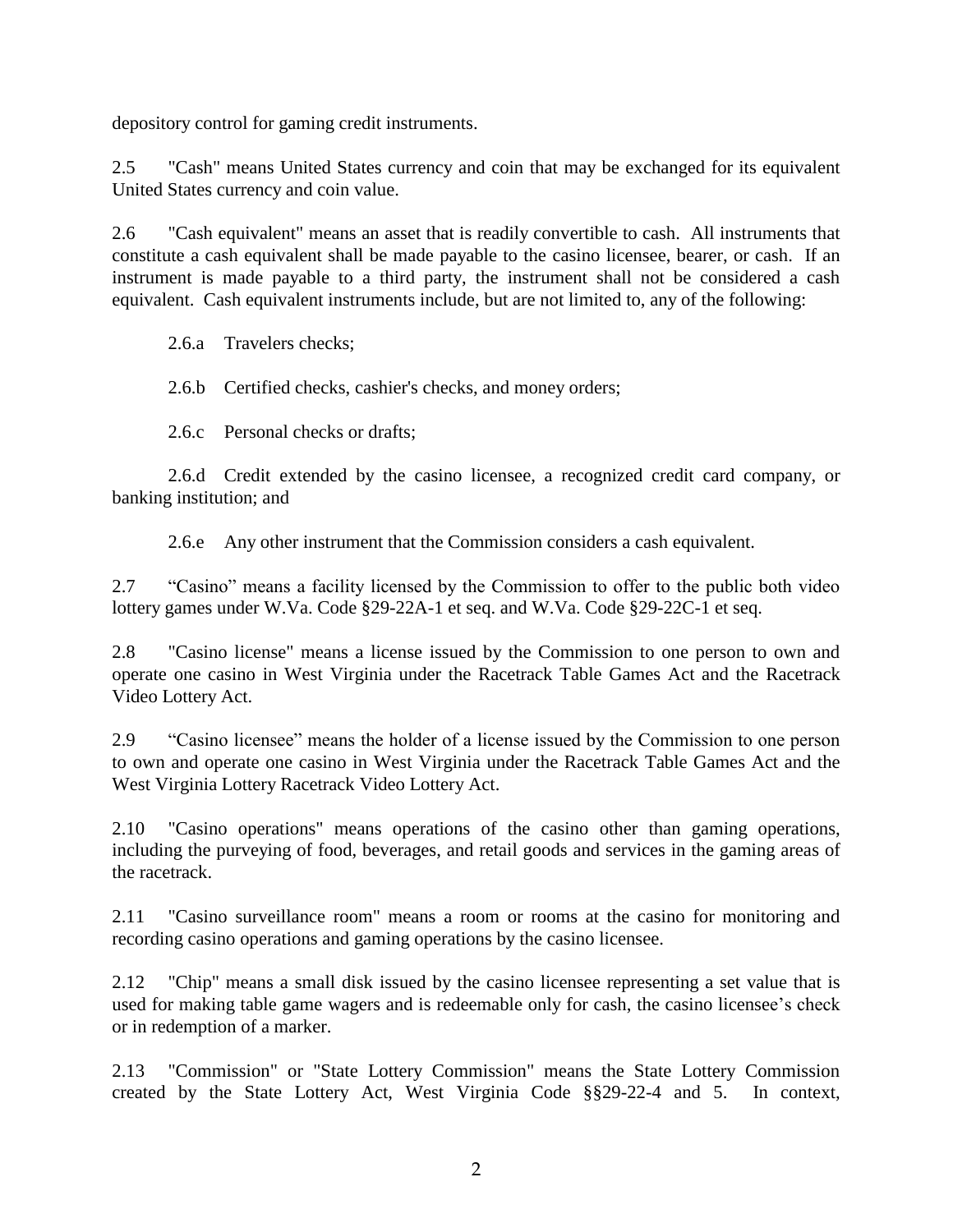depository control for gaming credit instruments.

2.5 "Cash" means United States currency and coin that may be exchanged for its equivalent United States currency and coin value.

2.6 "Cash equivalent" means an asset that is readily convertible to cash. All instruments that constitute a cash equivalent shall be made payable to the casino licensee, bearer, or cash. If an instrument is made payable to a third party, the instrument shall not be considered a cash equivalent. Cash equivalent instruments include, but are not limited to, any of the following:

2.6.a Travelers checks;

2.6.b Certified checks, cashier's checks, and money orders;

2.6.c Personal checks or drafts;

2.6.d Credit extended by the casino licensee, a recognized credit card company, or banking institution; and

2.6.e Any other instrument that the Commission considers a cash equivalent.

2.7 "Casino" means a facility licensed by the Commission to offer to the public both video lottery games under W.Va. Code §29-22A-1 et seq. and W.Va. Code §29-22C-1 et seq.

2.8 "Casino license" means a license issued by the Commission to one person to own and operate one casino in West Virginia under the Racetrack Table Games Act and the Racetrack Video Lottery Act.

2.9 "Casino licensee" means the holder of a license issued by the Commission to one person to own and operate one casino in West Virginia under the Racetrack Table Games Act and the West Virginia Lottery Racetrack Video Lottery Act.

2.10 "Casino operations" means operations of the casino other than gaming operations, including the purveying of food, beverages, and retail goods and services in the gaming areas of the racetrack.

2.11 "Casino surveillance room" means a room or rooms at the casino for monitoring and recording casino operations and gaming operations by the casino licensee.

2.12 "Chip" means a small disk issued by the casino licensee representing a set value that is used for making table game wagers and is redeemable only for cash, the casino licensee's check or in redemption of a marker.

2.13 "Commission" or "State Lottery Commission" means the State Lottery Commission created by the State Lottery Act, West Virginia Code §§29-22-4 and 5. In context,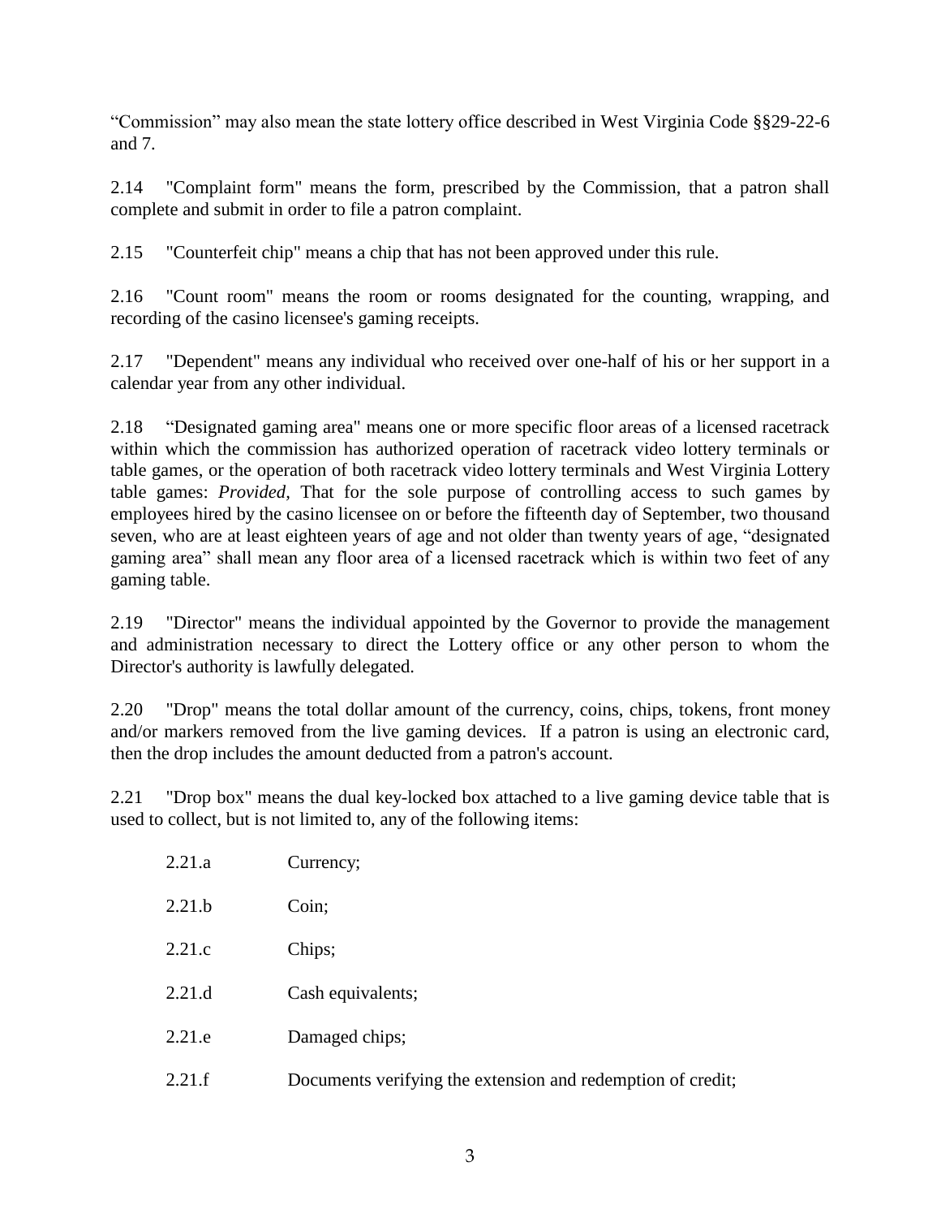“Commission” may also mean the state lottery office described in West Virginia Code §§29-22-6 and 7.

2.14 "Complaint form" means the form, prescribed by the Commission, that a patron shall complete and submit in order to file a patron complaint.

2.15 "Counterfeit chip" means a chip that has not been approved under this rule.

2.16 "Count room" means the room or rooms designated for the counting, wrapping, and recording of the casino licensee's gaming receipts.

2.17 "Dependent" means any individual who received over one-half of his or her support in a calendar year from any other individual.

2.18 “Designated gaming area" means one or more specific floor areas of a licensed racetrack within which the commission has authorized operation of racetrack video lottery terminals or table games, or the operation of both racetrack video lottery terminals and West Virginia Lottery table games: *Provided*, That for the sole purpose of controlling access to such games by employees hired by the casino licensee on or before the fifteenth day of September, two thousand seven, who are at least eighteen years of age and not older than twenty years of age, “designated gaming area” shall mean any floor area of a licensed racetrack which is within two feet of any gaming table.

2.19 "Director" means the individual appointed by the Governor to provide the management and administration necessary to direct the Lottery office or any other person to whom the Director's authority is lawfully delegated.

2.20 "Drop" means the total dollar amount of the currency, coins, chips, tokens, front money and/or markers removed from the live gaming devices. If a patron is using an electronic card, then the drop includes the amount deducted from a patron's account.

2.21 "Drop box" means the dual key-locked box attached to a live gaming device table that is used to collect, but is not limited to, any of the following items:

2.21.a Currency;

2.21.b Coin;

2.21.c Chips;

2.21.d Cash equivalents;

2.21.e Damaged chips;

2.21.f Documents verifying the extension and redemption of credit;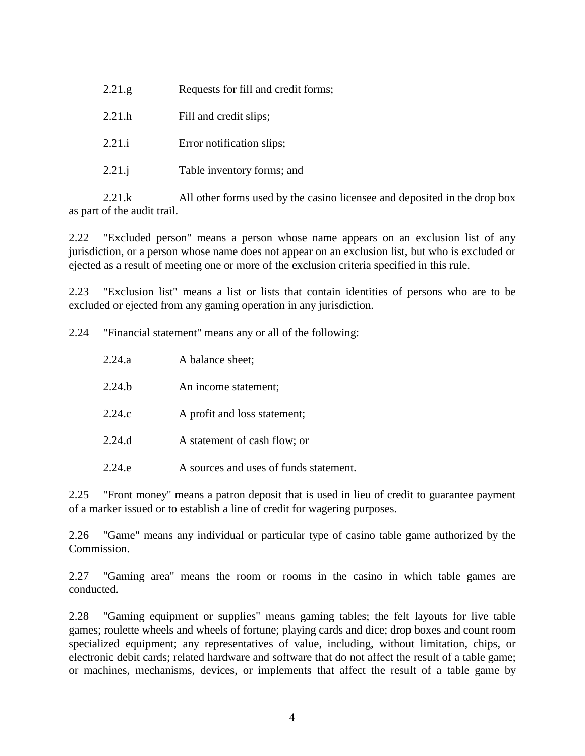2.21.g Requests for fill and credit forms;

2.21.h Fill and credit slips;

2.21.i Error notification slips;

2.21.j Table inventory forms; and

2.21.k All other forms used by the casino licensee and deposited in the drop box as part of the audit trail.

2.22 "Excluded person" means a person whose name appears on an exclusion list of any jurisdiction, or a person whose name does not appear on an exclusion list, but who is excluded or ejected as a result of meeting one or more of the exclusion criteria specified in this rule.

2.23 "Exclusion list" means a list or lists that contain identities of persons who are to be excluded or ejected from any gaming operation in any jurisdiction.

2.24 "Financial statement" means any or all of the following:

2.24.a A balance sheet;

2.24.b An income statement;

2.24.c A profit and loss statement;

2.24.d A statement of cash flow; or

2.24.e A sources and uses of funds statement.

2.25 "Front money" means a patron deposit that is used in lieu of credit to guarantee payment of a marker issued or to establish a line of credit for wagering purposes.

2.26 "Game" means any individual or particular type of casino table game authorized by the Commission.

2.27 "Gaming area" means the room or rooms in the casino in which table games are conducted.

2.28 "Gaming equipment or supplies" means gaming tables; the felt layouts for live table games; roulette wheels and wheels of fortune; playing cards and dice; drop boxes and count room specialized equipment; any representatives of value, including, without limitation, chips, or electronic debit cards; related hardware and software that do not affect the result of a table game; or machines, mechanisms, devices, or implements that affect the result of a table game by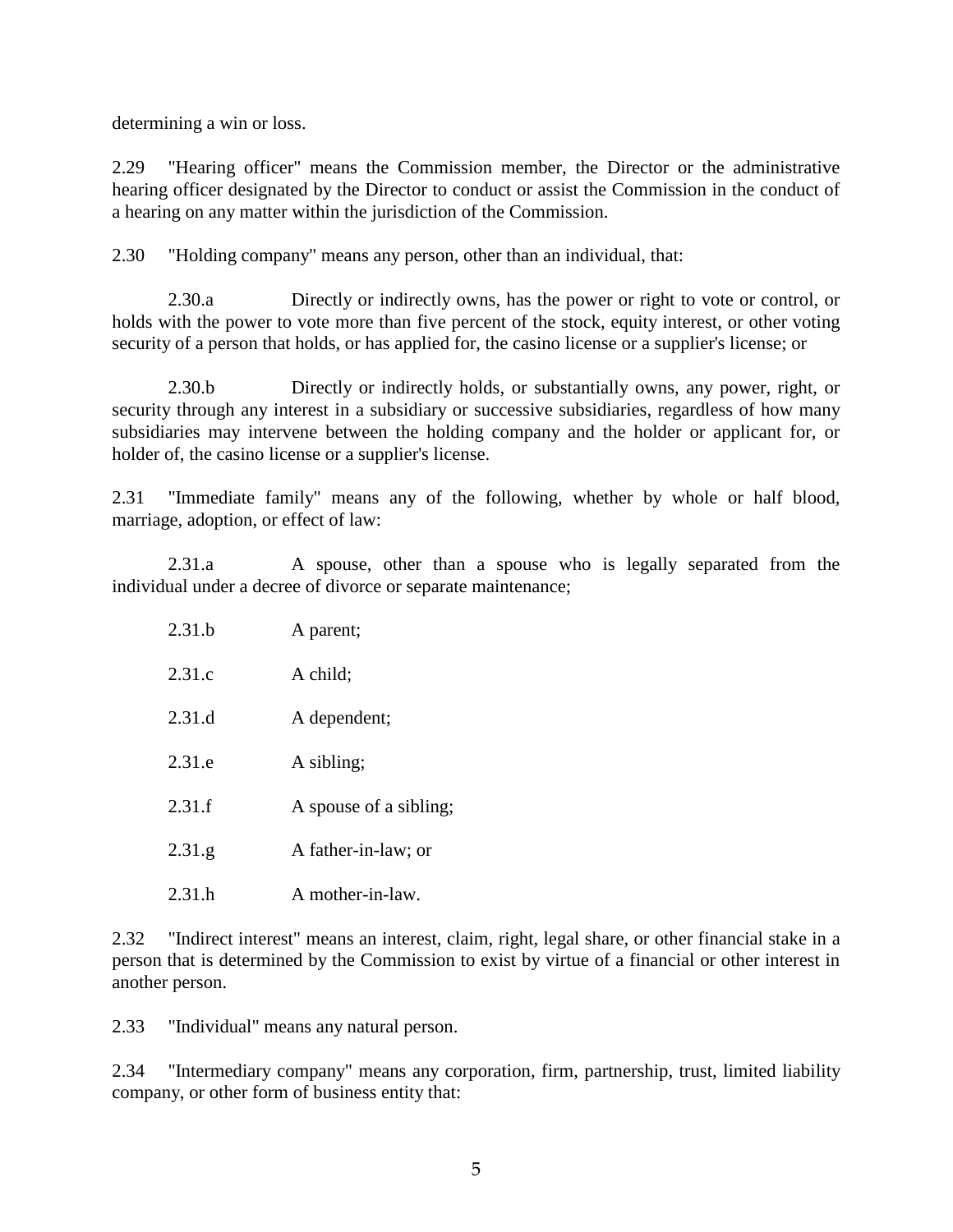determining a win or loss.

2.29 "Hearing officer" means the Commission member, the Director or the administrative hearing officer designated by the Director to conduct or assist the Commission in the conduct of a hearing on any matter within the jurisdiction of the Commission.

2.30 "Holding company" means any person, other than an individual, that:

2.30.a Directly or indirectly owns, has the power or right to vote or control, or holds with the power to vote more than five percent of the stock, equity interest, or other voting security of a person that holds, or has applied for, the casino license or a supplier's license; or

2.30.b Directly or indirectly holds, or substantially owns, any power, right, or security through any interest in a subsidiary or successive subsidiaries, regardless of how many subsidiaries may intervene between the holding company and the holder or applicant for, or holder of, the casino license or a supplier's license.

2.31 "Immediate family" means any of the following, whether by whole or half blood, marriage, adoption, or effect of law:

2.31.a A spouse, other than a spouse who is legally separated from the individual under a decree of divorce or separate maintenance;

2.31.b A parent;

2.31.c A child;

2.31.d A dependent;

2.31.e A sibling;

2.31.f A spouse of a sibling;

2.31.g A father-in-law; or

2.31.h A mother-in-law.

2.32 "Indirect interest" means an interest, claim, right, legal share, or other financial stake in a person that is determined by the Commission to exist by virtue of a financial or other interest in another person.

2.33 "Individual" means any natural person.

2.34 "Intermediary company" means any corporation, firm, partnership, trust, limited liability company, or other form of business entity that: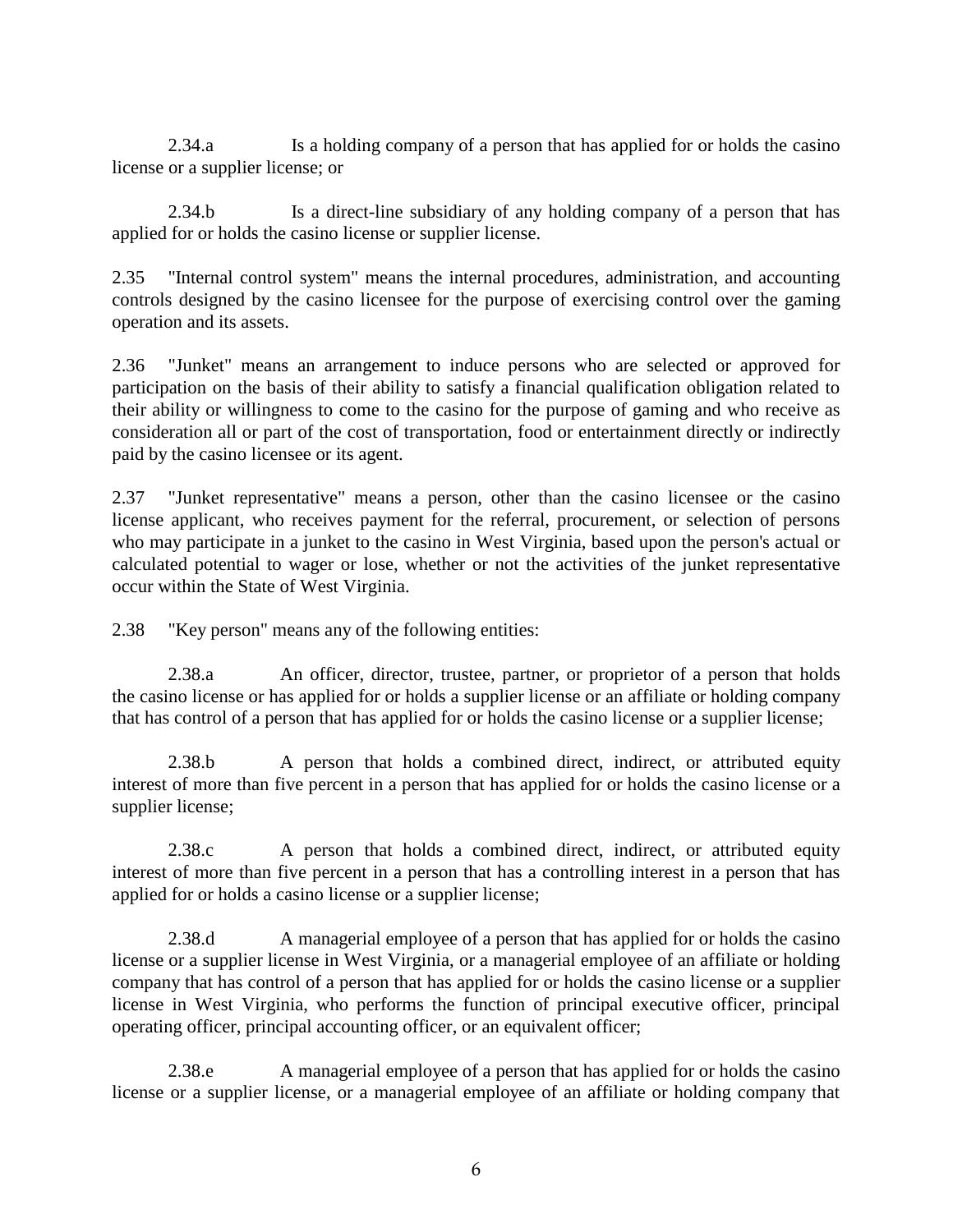2.34.a Is a holding company of a person that has applied for or holds the casino license or a supplier license; or

2.34.b Is a direct-line subsidiary of any holding company of a person that has applied for or holds the casino license or supplier license.

2.35 "Internal control system" means the internal procedures, administration, and accounting controls designed by the casino licensee for the purpose of exercising control over the gaming operation and its assets.

2.36 "Junket" means an arrangement to induce persons who are selected or approved for participation on the basis of their ability to satisfy a financial qualification obligation related to their ability or willingness to come to the casino for the purpose of gaming and who receive as consideration all or part of the cost of transportation, food or entertainment directly or indirectly paid by the casino licensee or its agent.

2.37 "Junket representative" means a person, other than the casino licensee or the casino license applicant, who receives payment for the referral, procurement, or selection of persons who may participate in a junket to the casino in West Virginia, based upon the person's actual or calculated potential to wager or lose, whether or not the activities of the junket representative occur within the State of West Virginia.

2.38 "Key person" means any of the following entities:

2.38.a An officer, director, trustee, partner, or proprietor of a person that holds the casino license or has applied for or holds a supplier license or an affiliate or holding company that has control of a person that has applied for or holds the casino license or a supplier license;

2.38.b A person that holds a combined direct, indirect, or attributed equity interest of more than five percent in a person that has applied for or holds the casino license or a supplier license;

2.38.c A person that holds a combined direct, indirect, or attributed equity interest of more than five percent in a person that has a controlling interest in a person that has applied for or holds a casino license or a supplier license;

2.38.d A managerial employee of a person that has applied for or holds the casino license or a supplier license in West Virginia, or a managerial employee of an affiliate or holding company that has control of a person that has applied for or holds the casino license or a supplier license in West Virginia, who performs the function of principal executive officer, principal operating officer, principal accounting officer, or an equivalent officer;

2.38.e A managerial employee of a person that has applied for or holds the casino license or a supplier license, or a managerial employee of an affiliate or holding company that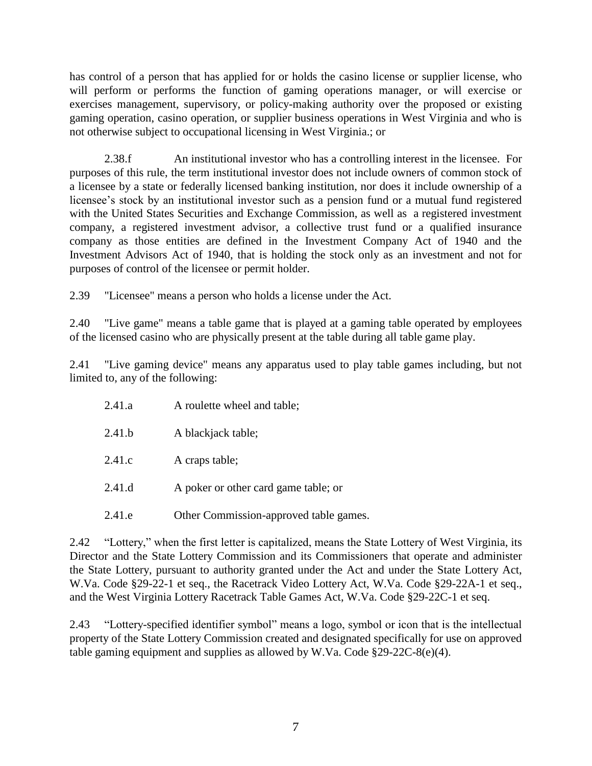has control of a person that has applied for or holds the casino license or supplier license, who will perform or performs the function of gaming operations manager, or will exercise or exercises management, supervisory, or policy-making authority over the proposed or existing gaming operation, casino operation, or supplier business operations in West Virginia and who is not otherwise subject to occupational licensing in West Virginia.; or

2.38.f An institutional investor who has a controlling interest in the licensee. For purposes of this rule, the term institutional investor does not include owners of common stock of a licensee by a state or federally licensed banking institution, nor does it include ownership of a licensee's stock by an institutional investor such as a pension fund or a mutual fund registered with the United States Securities and Exchange Commission, as well as a registered investment company, a registered investment advisor, a collective trust fund or a qualified insurance company as those entities are defined in the Investment Company Act of 1940 and the Investment Advisors Act of 1940, that is holding the stock only as an investment and not for purposes of control of the licensee or permit holder.

2.39 "Licensee" means a person who holds a license under the Act.

2.40 "Live game" means a table game that is played at a gaming table operated by employees of the licensed casino who are physically present at the table during all table game play.

2.41 "Live gaming device" means any apparatus used to play table games including, but not limited to, any of the following:

2.41.a A roulette wheel and table;

2.41.b A blackjack table;

2.41.c A craps table;

2.41.d A poker or other card game table; or

2.41.e Other Commission-approved table games.

2.42 "Lottery," when the first letter is capitalized, means the State Lottery of West Virginia, its Director and the State Lottery Commission and its Commissioners that operate and administer the State Lottery, pursuant to authority granted under the Act and under the State Lottery Act, W.Va. Code §29-22-1 et seq., the Racetrack Video Lottery Act, W.Va. Code §29-22A-1 et seq., and the West Virginia Lottery Racetrack Table Games Act, W.Va. Code §29-22C-1 et seq.

2.43 "Lottery-specified identifier symbol" means a logo, symbol or icon that is the intellectual property of the State Lottery Commission created and designated specifically for use on approved table gaming equipment and supplies as allowed by W.Va. Code §29-22C-8(e)(4).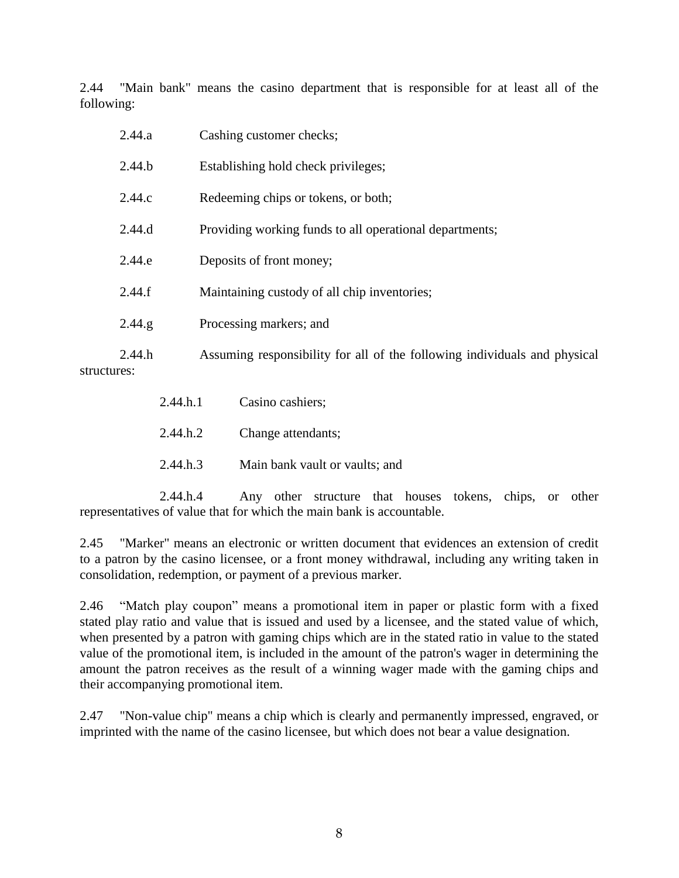2.44 "Main bank" means the casino department that is responsible for at least all of the following:

2.44.a Cashing customer checks;

2.44.b Establishing hold check privileges;

2.44.c Redeeming chips or tokens, or both;

2.44.d Providing working funds to all operational departments;

2.44.e Deposits of front money;

2.44.f Maintaining custody of all chip inventories;

2.44.g Processing markers; and

2.44.h Assuming responsibility for all of the following individuals and physical structures:

2.44.h.1 Casino cashiers;

2.44.h.2 Change attendants;

2.44.h.3 Main bank vault or vaults; and

2.44.h.4 Any other structure that houses tokens, chips, or other representatives of value that for which the main bank is accountable.

2.45 "Marker" means an electronic or written document that evidences an extension of credit to a patron by the casino licensee, or a front money withdrawal, including any writing taken in consolidation, redemption, or payment of a previous marker.

2.46 "Match play coupon" means a promotional item in paper or plastic form with a fixed stated play ratio and value that is issued and used by a licensee, and the stated value of which, when presented by a patron with gaming chips which are in the stated ratio in value to the stated value of the promotional item, is included in the amount of the patron's wager in determining the amount the patron receives as the result of a winning wager made with the gaming chips and their accompanying promotional item.

2.47 "Non-value chip" means a chip which is clearly and permanently impressed, engraved, or imprinted with the name of the casino licensee, but which does not bear a value designation.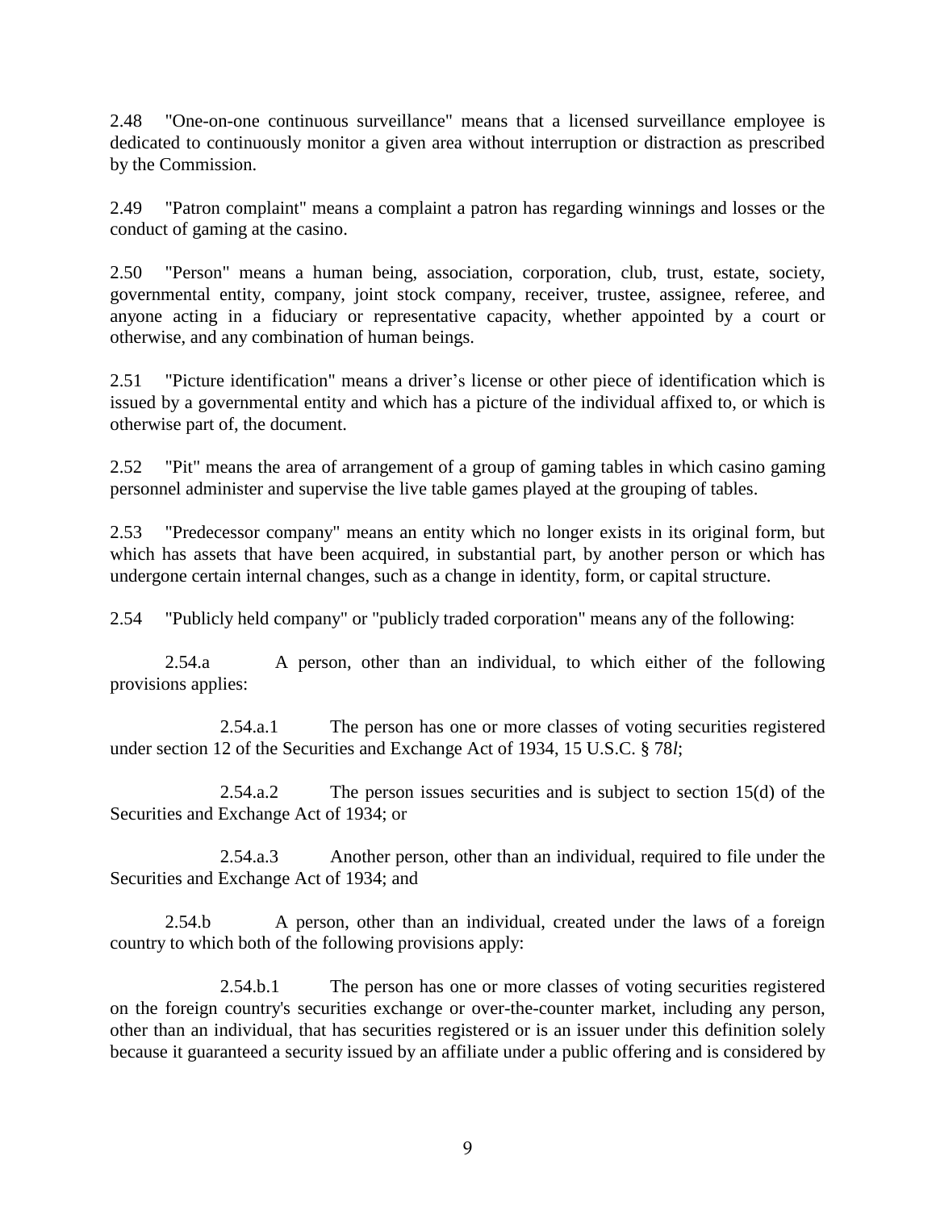2.48 "One-on-one continuous surveillance" means that a licensed surveillance employee is dedicated to continuously monitor a given area without interruption or distraction as prescribed by the Commission.

2.49 "Patron complaint" means a complaint a patron has regarding winnings and losses or the conduct of gaming at the casino.

2.50 "Person" means a human being, association, corporation, club, trust, estate, society, governmental entity, company, joint stock company, receiver, trustee, assignee, referee, and anyone acting in a fiduciary or representative capacity, whether appointed by a court or otherwise, and any combination of human beings.

2.51 "Picture identification" means a driver's license or other piece of identification which is issued by a governmental entity and which has a picture of the individual affixed to, or which is otherwise part of, the document.

2.52 "Pit" means the area of arrangement of a group of gaming tables in which casino gaming personnel administer and supervise the live table games played at the grouping of tables.

2.53 "Predecessor company" means an entity which no longer exists in its original form, but which has assets that have been acquired, in substantial part, by another person or which has undergone certain internal changes, such as a change in identity, form, or capital structure.

2.54 "Publicly held company" or "publicly traded corporation" means any of the following:

2.54.a A person, other than an individual, to which either of the following provisions applies:

2.54.a.1 The person has one or more classes of voting securities registered under section 12 of the Securities and Exchange Act of 1934, 15 U.S.C. § 78*l*;

2.54.a.2 The person issues securities and is subject to section 15(d) of the Securities and Exchange Act of 1934; or

2.54.a.3 Another person, other than an individual, required to file under the Securities and Exchange Act of 1934; and

2.54.b A person, other than an individual, created under the laws of a foreign country to which both of the following provisions apply:

2.54.b.1 The person has one or more classes of voting securities registered on the foreign country's securities exchange or over-the-counter market, including any person, other than an individual, that has securities registered or is an issuer under this definition solely because it guaranteed a security issued by an affiliate under a public offering and is considered by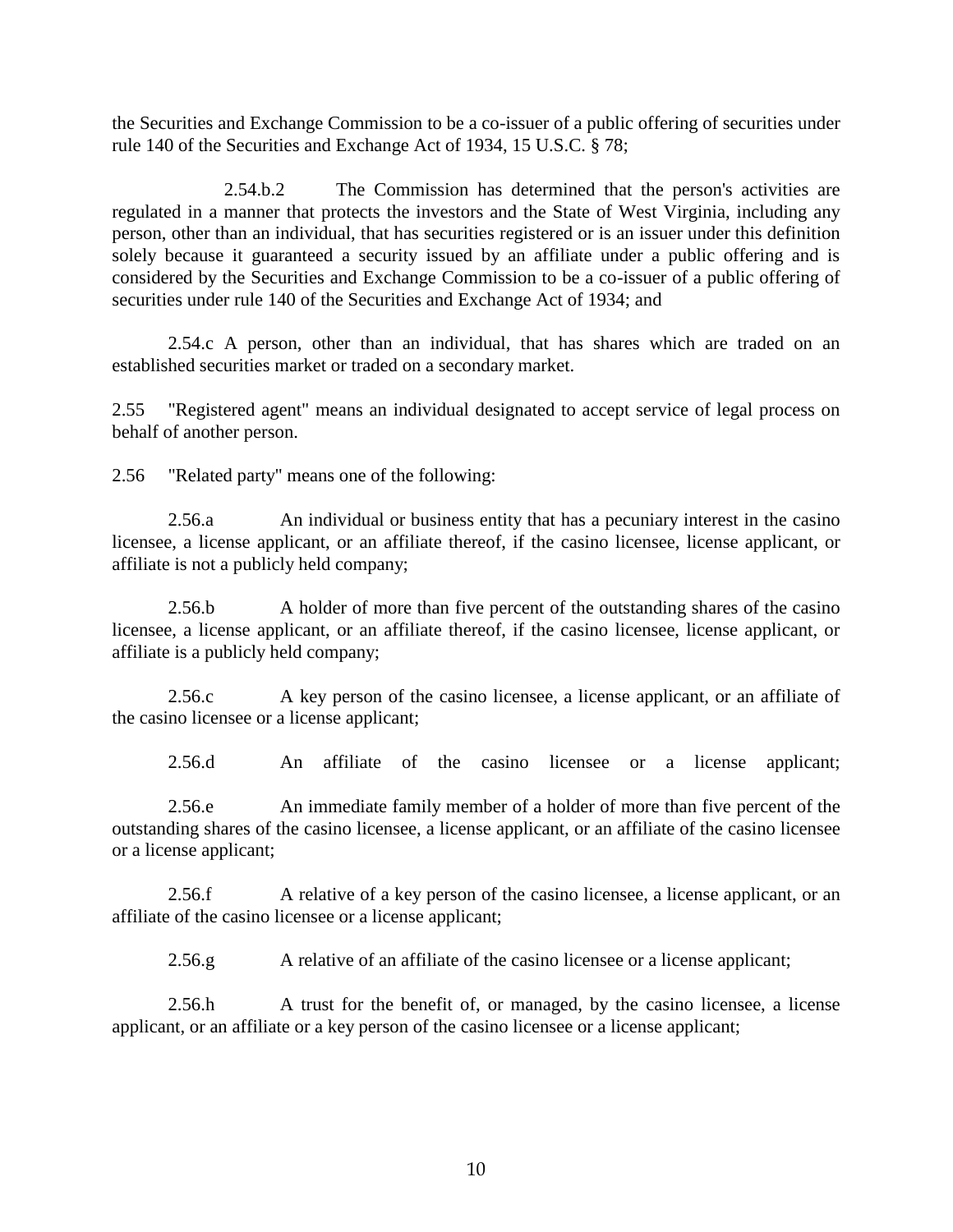the Securities and Exchange Commission to be a co-issuer of a public offering of securities under rule 140 of the Securities and Exchange Act of 1934, 15 U.S.C. § 78;

2.54.b.2 The Commission has determined that the person's activities are regulated in a manner that protects the investors and the State of West Virginia, including any person, other than an individual, that has securities registered or is an issuer under this definition solely because it guaranteed a security issued by an affiliate under a public offering and is considered by the Securities and Exchange Commission to be a co-issuer of a public offering of securities under rule 140 of the Securities and Exchange Act of 1934; and

2.54.c A person, other than an individual, that has shares which are traded on an established securities market or traded on a secondary market.

2.55 "Registered agent" means an individual designated to accept service of legal process on behalf of another person.

2.56 "Related party" means one of the following:

2.56.a An individual or business entity that has a pecuniary interest in the casino licensee, a license applicant, or an affiliate thereof, if the casino licensee, license applicant, or affiliate is not a publicly held company;

2.56.b A holder of more than five percent of the outstanding shares of the casino licensee, a license applicant, or an affiliate thereof, if the casino licensee, license applicant, or affiliate is a publicly held company;

2.56.c A key person of the casino licensee, a license applicant, or an affiliate of the casino licensee or a license applicant;

2.56.d An affiliate of the casino licensee or a license applicant;

2.56.e An immediate family member of a holder of more than five percent of the outstanding shares of the casino licensee, a license applicant, or an affiliate of the casino licensee or a license applicant;

2.56.f A relative of a key person of the casino licensee, a license applicant, or an affiliate of the casino licensee or a license applicant;

2.56.g A relative of an affiliate of the casino licensee or a license applicant;

2.56.h A trust for the benefit of, or managed, by the casino licensee, a license applicant, or an affiliate or a key person of the casino licensee or a license applicant;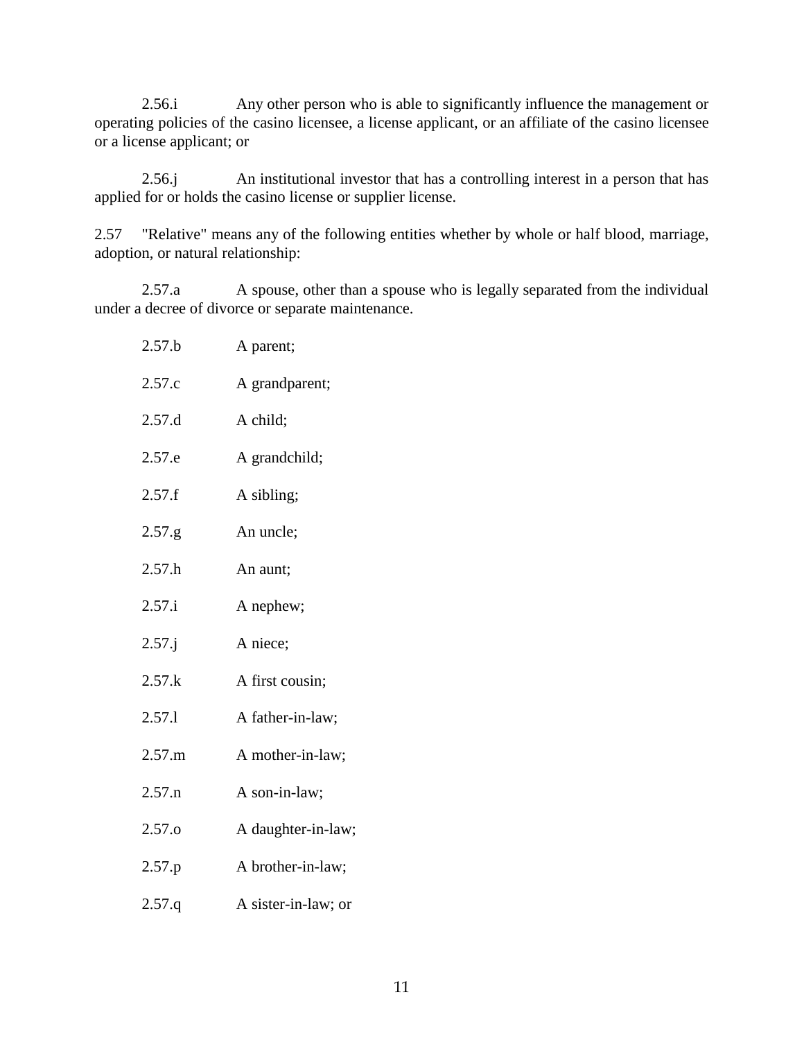2.56.i Any other person who is able to significantly influence the management or operating policies of the casino licensee, a license applicant, or an affiliate of the casino licensee or a license applicant; or

2.56.j An institutional investor that has a controlling interest in a person that has applied for or holds the casino license or supplier license.

2.57 "Relative" means any of the following entities whether by whole or half blood, marriage, adoption, or natural relationship:

2.57.a A spouse, other than a spouse who is legally separated from the individual under a decree of divorce or separate maintenance.

2.57.b A parent;

2.57.c A grandparent;

2.57.d A child;

2.57.e A grandchild;

2.57.f A sibling;

2.57.g An uncle;

2.57.h An aunt;

2.57.i A nephew;

2.57.j A niece;

2.57.k A first cousin;

2.57.l A father-in-law;

2.57.m A mother-in-law;

2.57.n A son-in-law;

2.57.o A daughter-in-law;

2.57.p A brother-in-law;

2.57.q A sister-in-law; or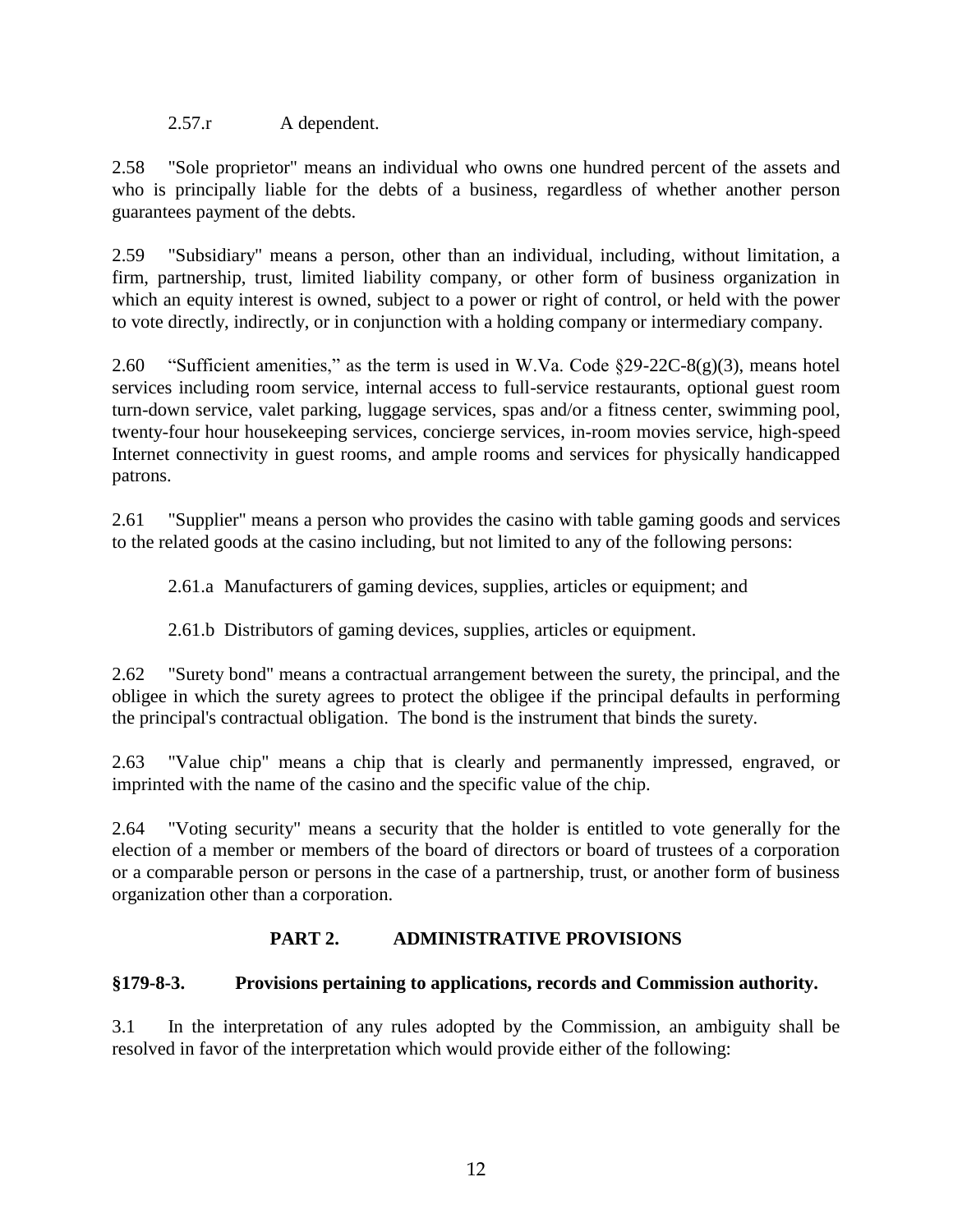2.57.r A dependent.

2.58 "Sole proprietor" means an individual who owns one hundred percent of the assets and who is principally liable for the debts of a business, regardless of whether another person guarantees payment of the debts.

2.59 "Subsidiary" means a person, other than an individual, including, without limitation, a firm, partnership, trust, limited liability company, or other form of business organization in which an equity interest is owned, subject to a power or right of control, or held with the power to vote directly, indirectly, or in conjunction with a holding company or intermediary company.

2.60 "Sufficient amenities," as the term is used in W.Va. Code §29-22C-8(g)(3), means hotel services including room service, internal access to full-service restaurants, optional guest room turn-down service, valet parking, luggage services, spas and/or a fitness center, swimming pool, twenty-four hour housekeeping services, concierge services, in-room movies service, high-speed Internet connectivity in guest rooms, and ample rooms and services for physically handicapped patrons.

2.61 "Supplier" means a person who provides the casino with table gaming goods and services to the related goods at the casino including, but not limited to any of the following persons:

2.61.a Manufacturers of gaming devices, supplies, articles or equipment; and

2.61.b Distributors of gaming devices, supplies, articles or equipment.

2.62 "Surety bond" means a contractual arrangement between the surety, the principal, and the obligee in which the surety agrees to protect the obligee if the principal defaults in performing the principal's contractual obligation. The bond is the instrument that binds the surety.

2.63 "Value chip" means a chip that is clearly and permanently impressed, engraved, or imprinted with the name of the casino and the specific value of the chip.

2.64 "Voting security" means a security that the holder is entitled to vote generally for the election of a member or members of the board of directors or board of trustees of a corporation or a comparable person or persons in the case of a partnership, trust, or another form of business organization other than a corporation.

## PART 2. ADMINISTRATIVE PROVISIONS

### §179-8-3. Provisions pertaining to applications, records and Commission authority.

3.1 In the interpretation of any rules adopted by the Commission, an ambiguity shall be resolved in favor of the interpretation which would provide either of the following: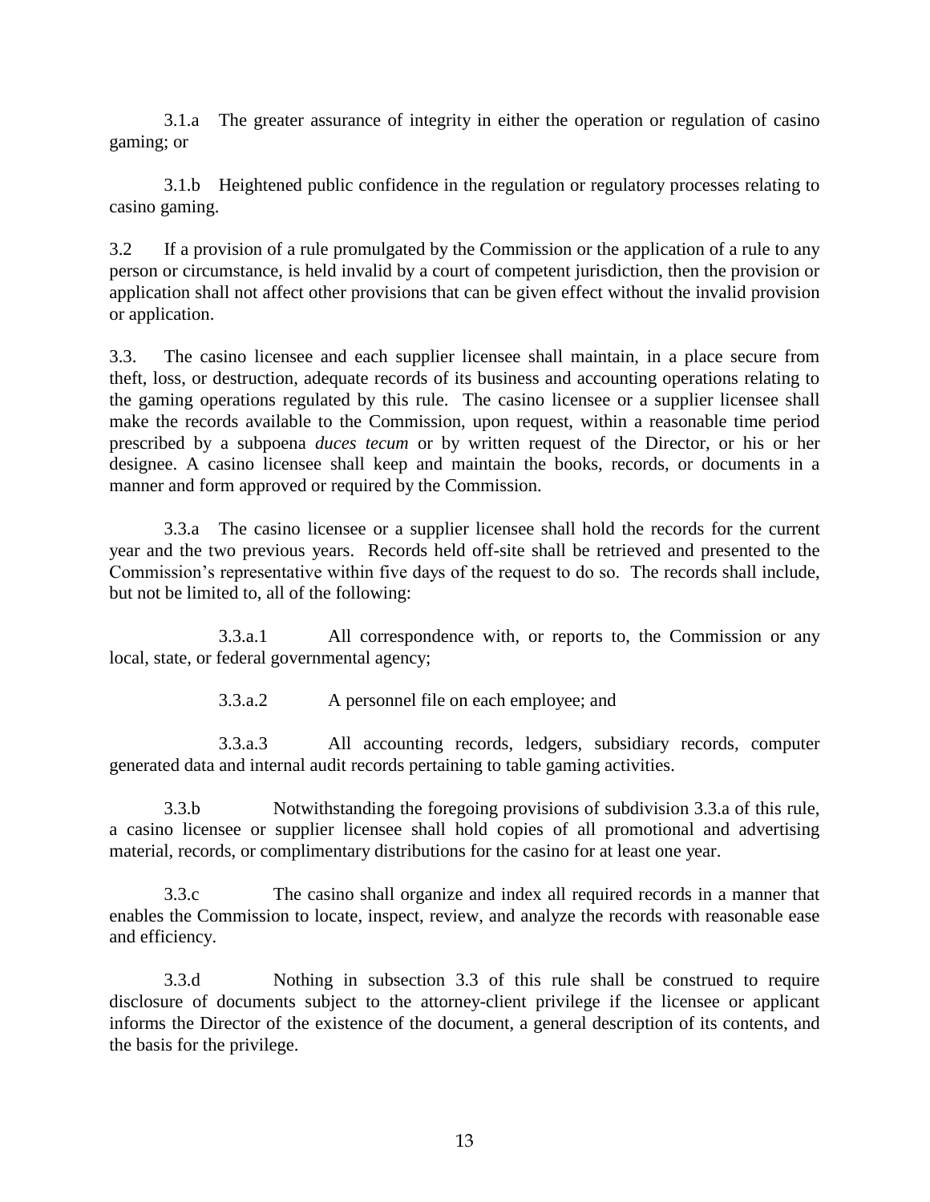3.1.a The greater assurance of integrity in either the operation or regulation of casino gaming; or

3.1.b Heightened public confidence in the regulation or regulatory processes relating to casino gaming.

3.2 If a provision of a rule promulgated by the Commission or the application of a rule to any person or circumstance, is held invalid by a court of competent jurisdiction, then the provision or application shall not affect other provisions that can be given effect without the invalid provision or application.

3.3. The casino licensee and each supplier licensee shall maintain, in a place secure from theft, loss, or destruction, adequate records of its business and accounting operations relating to the gaming operations regulated by this rule. The casino licensee or a supplier licensee shall make the records available to the Commission, upon request, within a reasonable time period prescribed by a subpoena *duces tecum* or by written request of the Director, or his or her designee. A casino licensee shall keep and maintain the books, records, or documents in a manner and form approved or required by the Commission.

3.3.a The casino licensee or a supplier licensee shall hold the records for the current year and the two previous years. Records held off-site shall be retrieved and presented to the Commission's representative within five days of the request to do so. The records shall include, but not be limited to, all of the following:

3.3.a.1 All correspondence with, or reports to, the Commission or any local, state, or federal governmental agency;

3.3.a.2 A personnel file on each employee; and

3.3.a.3 All accounting records, ledgers, subsidiary records, computer generated data and internal audit records pertaining to table gaming activities.

3.3.b Notwithstanding the foregoing provisions of subdivision 3.3.a of this rule, a casino licensee or supplier licensee shall hold copies of all promotional and advertising material, records, or complimentary distributions for the casino for at least one year.

3.3.c The casino shall organize and index all required records in a manner that enables the Commission to locate, inspect, review, and analyze the records with reasonable ease and efficiency.

3.3.d Nothing in subsection 3.3 of this rule shall be construed to require disclosure of documents subject to the attorney-client privilege if the licensee or applicant informs the Director of the existence of the document, a general description of its contents, and the basis for the privilege.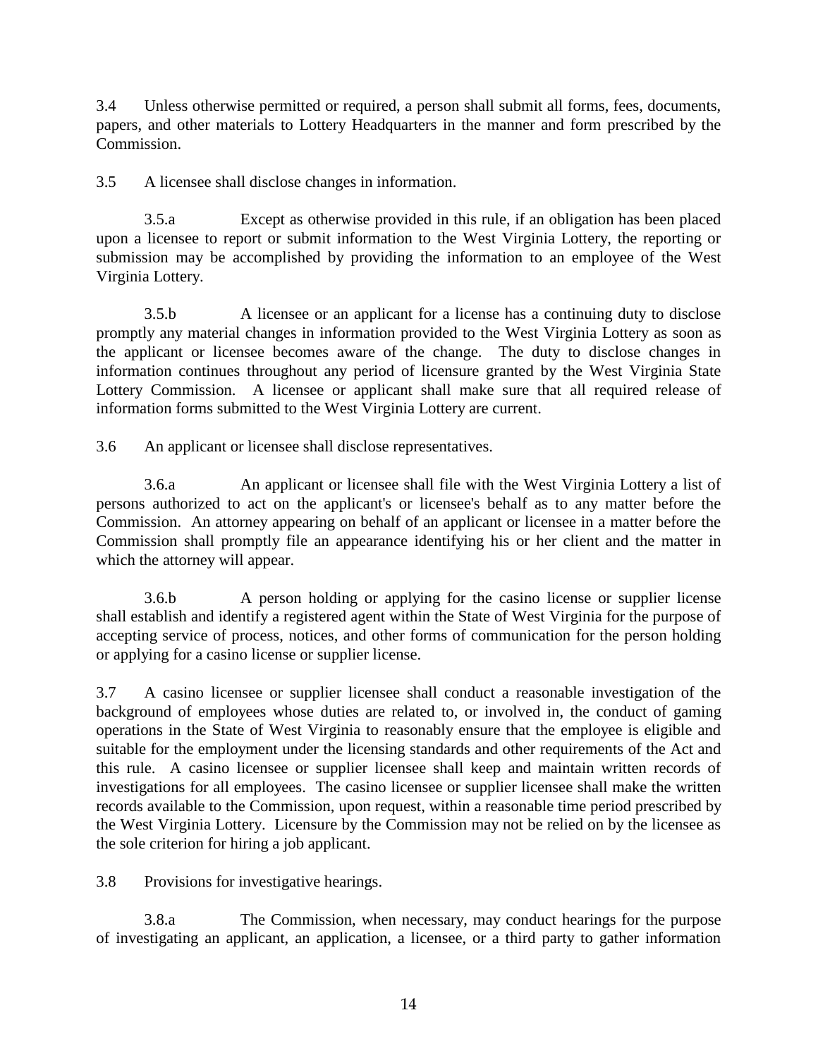3.4 Unless otherwise permitted or required, a person shall submit all forms, fees, documents, papers, and other materials to Lottery Headquarters in the manner and form prescribed by the Commission.

3.5 A licensee shall disclose changes in information.

3.5.a Except as otherwise provided in this rule, if an obligation has been placed upon a licensee to report or submit information to the West Virginia Lottery, the reporting or submission may be accomplished by providing the information to an employee of the West Virginia Lottery.

3.5.b A licensee or an applicant for a license has a continuing duty to disclose promptly any material changes in information provided to the West Virginia Lottery as soon as the applicant or licensee becomes aware of the change. The duty to disclose changes in information continues throughout any period of licensure granted by the West Virginia State Lottery Commission. A licensee or applicant shall make sure that all required release of information forms submitted to the West Virginia Lottery are current.

3.6 An applicant or licensee shall disclose representatives.

3.6.a An applicant or licensee shall file with the West Virginia Lottery a list of persons authorized to act on the applicant's or licensee's behalf as to any matter before the Commission. An attorney appearing on behalf of an applicant or licensee in a matter before the Commission shall promptly file an appearance identifying his or her client and the matter in which the attorney will appear.

3.6.b A person holding or applying for the casino license or supplier license shall establish and identify a registered agent within the State of West Virginia for the purpose of accepting service of process, notices, and other forms of communication for the person holding or applying for a casino license or supplier license.

3.7 A casino licensee or supplier licensee shall conduct a reasonable investigation of the background of employees whose duties are related to, or involved in, the conduct of gaming operations in the State of West Virginia to reasonably ensure that the employee is eligible and suitable for the employment under the licensing standards and other requirements of the Act and this rule. A casino licensee or supplier licensee shall keep and maintain written records of investigations for all employees. The casino licensee or supplier licensee shall make the written records available to the Commission, upon request, within a reasonable time period prescribed by the West Virginia Lottery. Licensure by the Commission may not be relied on by the licensee as the sole criterion for hiring a job applicant.

3.8 Provisions for investigative hearings.

3.8.a The Commission, when necessary, may conduct hearings for the purpose of investigating an applicant, an application, a licensee, or a third party to gather information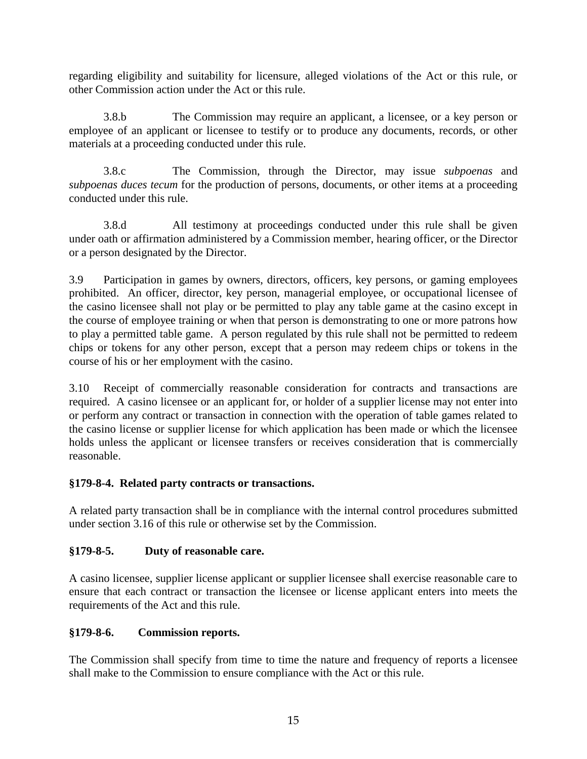regarding eligibility and suitability for licensure, alleged violations of the Act or this rule, or other Commission action under the Act or this rule.

3.8.b The Commission may require an applicant, a licensee, or a key person or employee of an applicant or licensee to testify or to produce any documents, records, or other materials at a proceeding conducted under this rule.

3.8.c The Commission, through the Director, may issue *subpoenas* and *subpoenas duces tecum* for the production of persons, documents, or other items at a proceeding conducted under this rule.

3.8.d All testimony at proceedings conducted under this rule shall be given under oath or affirmation administered by a Commission member, hearing officer, or the Director or a person designated by the Director.

3.9 Participation in games by owners, directors, officers, key persons, or gaming employees prohibited. An officer, director, key person, managerial employee, or occupational licensee of the casino licensee shall not play or be permitted to play any table game at the casino except in the course of employee training or when that person is demonstrating to one or more patrons how to play a permitted table game. A person regulated by this rule shall not be permitted to redeem chips or tokens for any other person, except that a person may redeem chips or tokens in the course of his or her employment with the casino.

3.10 Receipt of commercially reasonable consideration for contracts and transactions are required. A casino licensee or an applicant for, or holder of a supplier license may not enter into or perform any contract or transaction in connection with the operation of table games related to the casino license or supplier license for which application has been made or which the licensee holds unless the applicant or licensee transfers or receives consideration that is commercially reasonable.

**§179-8-4. Related party contracts or transactions.**

A related party transaction shall be in compliance with the internal control procedures submitted under section 3.16 of this rule or otherwise set by the Commission.

**§179-8-5. Duty of reasonable care.**

A casino licensee, supplier license applicant or supplier licensee shall exercise reasonable care to ensure that each contract or transaction the licensee or license applicant enters into meets the requirements of the Act and this rule.

**§179-8-6. Commission reports.**

The Commission shall specify from time to time the nature and frequency of reports a licensee shall make to the Commission to ensure compliance with the Act or this rule.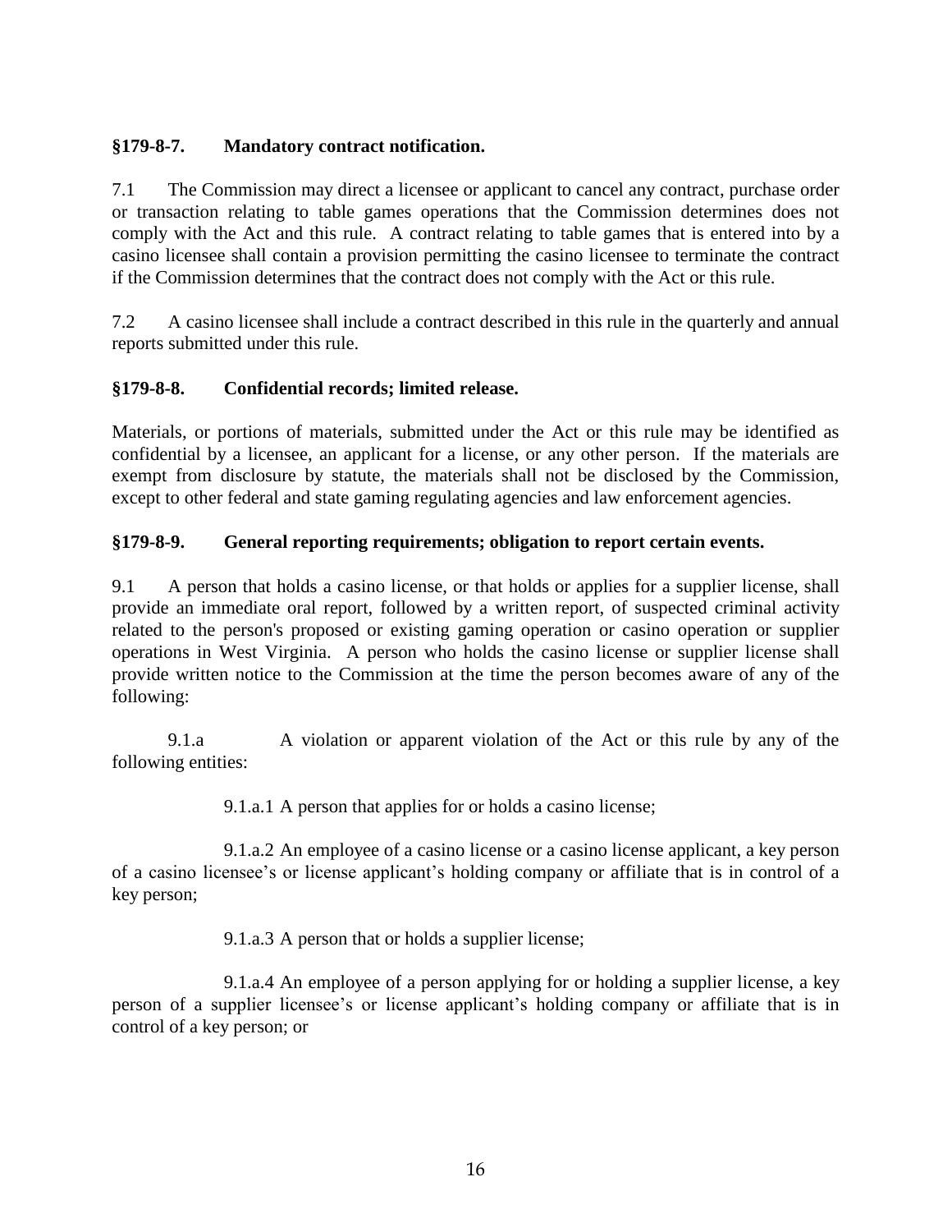### §179-8-7. Mandatory contract notification.

7.1 The Commission may direct a licensee or applicant to cancel any contract, purchase order or transaction relating to table games operations that the Commission determines does not comply with the Act and this rule. A contract relating to table games that is entered into by a casino licensee shall contain a provision permitting the casino licensee to terminate the contract if the Commission determines that the contract does not comply with the Act or this rule.

7.2 A casino licensee shall include a contract described in this rule in the quarterly and annual reports submitted under this rule.

### §179-8-8. Confidential records; limited release.

Materials, or portions of materials, submitted under the Act or this rule may be identified as confidential by a licensee, an applicant for a license, or any other person. If the materials are exempt from disclosure by statute, the materials shall not be disclosed by the Commission, except to other federal and state gaming regulating agencies and law enforcement agencies.

### §179-8-9. General reporting requirements; obligation to report certain events.

9.1 A person that holds a casino license, or that holds or applies for a supplier license, shall provide an immediate oral report, followed by a written report, of suspected criminal activity related to the person's proposed or existing gaming operation or casino operation or supplier operations in West Virginia. A person who holds the casino license or supplier license shall provide written notice to the Commission at the time the person becomes aware of any of the following:

9.1.a A violation or apparent violation of the Act or this rule by any of the following entities:

9.1.a.1 A person that applies for or holds a casino license;

9.1.a.2 An employee of a casino license or a casino license applicant, a key person of a casino licensee's or license applicant's holding company or affiliate that is in control of a key person;

9.1.a.3 A person that or holds a supplier license;

9.1.a.4 An employee of a person applying for or holding a supplier license, a key person of a supplier licensee's or license applicant's holding company or affiliate that is in control of a key person; or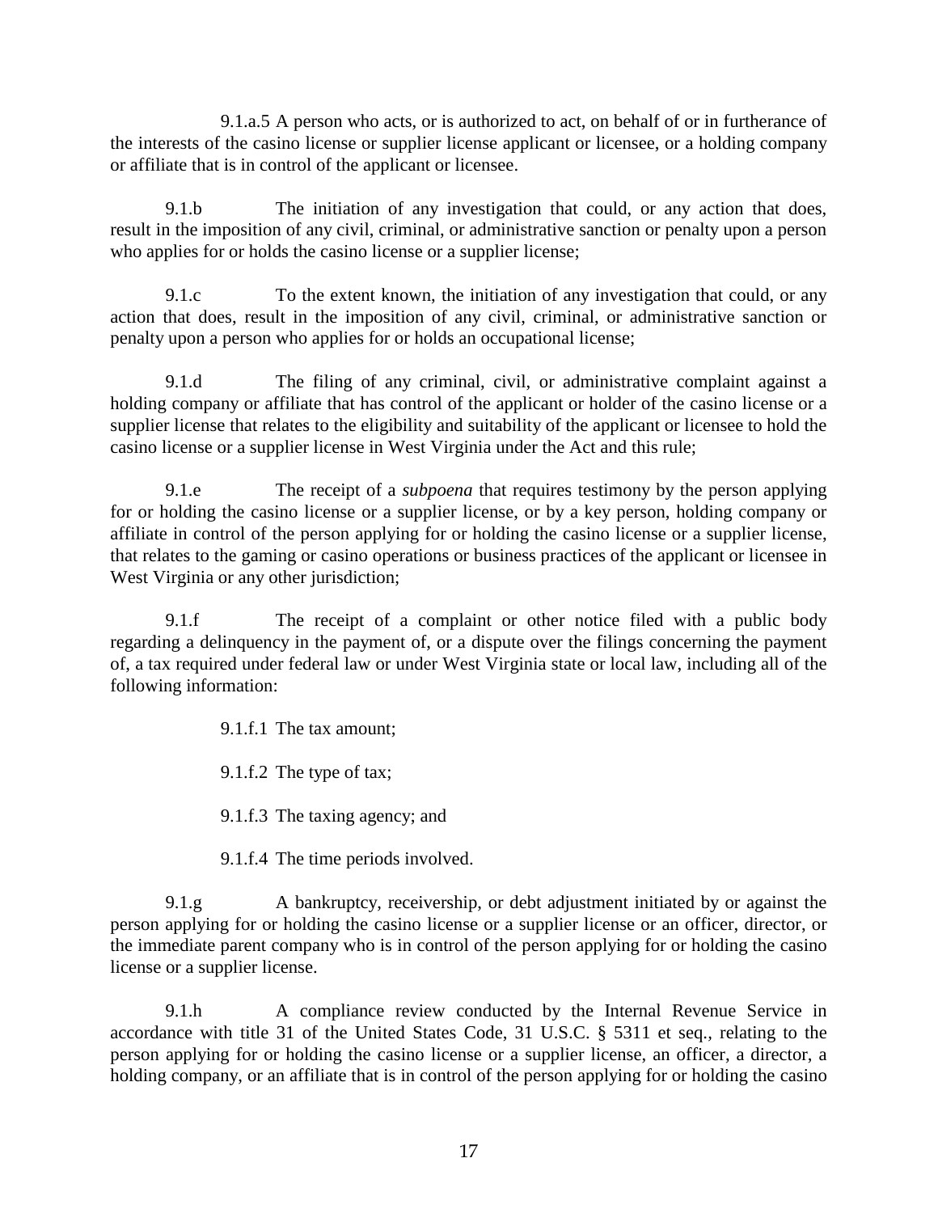9.1.a.5 A person who acts, or is authorized to act, on behalf of or in furtherance of the interests of the casino license or supplier license applicant or licensee, or a holding company or affiliate that is in control of the applicant or licensee.

9.1.b The initiation of any investigation that could, or any action that does, result in the imposition of any civil, criminal, or administrative sanction or penalty upon a person who applies for or holds the casino license or a supplier license;

9.1.c To the extent known, the initiation of any investigation that could, or any action that does, result in the imposition of any civil, criminal, or administrative sanction or penalty upon a person who applies for or holds an occupational license;

9.1.d The filing of any criminal, civil, or administrative complaint against a holding company or affiliate that has control of the applicant or holder of the casino license or a supplier license that relates to the eligibility and suitability of the applicant or licensee to hold the casino license or a supplier license in West Virginia under the Act and this rule;

9.1.e The receipt of a *subpoena* that requires testimony by the person applying for or holding the casino license or a supplier license, or by a key person, holding company or affiliate in control of the person applying for or holding the casino license or a supplier license, that relates to the gaming or casino operations or business practices of the applicant or licensee in West Virginia or any other jurisdiction;

9.1.f The receipt of a complaint or other notice filed with a public body regarding a delinquency in the payment of, or a dispute over the filings concerning the payment of, a tax required under federal law or under West Virginia state or local law, including all of the following information:

9.1.f.1 The tax amount;

9.1.f.2 The type of tax;

9.1.f.3 The taxing agency; and

9.1.f.4 The time periods involved.

9.1.g A bankruptcy, receivership, or debt adjustment initiated by or against the person applying for or holding the casino license or a supplier license or an officer, director, or the immediate parent company who is in control of the person applying for or holding the casino license or a supplier license.

9.1.h A compliance review conducted by the Internal Revenue Service in accordance with title 31 of the United States Code, 31 U.S.C. § 5311 et seq., relating to the person applying for or holding the casino license or a supplier license, an officer, a director, a holding company, or an affiliate that is in control of the person applying for or holding the casino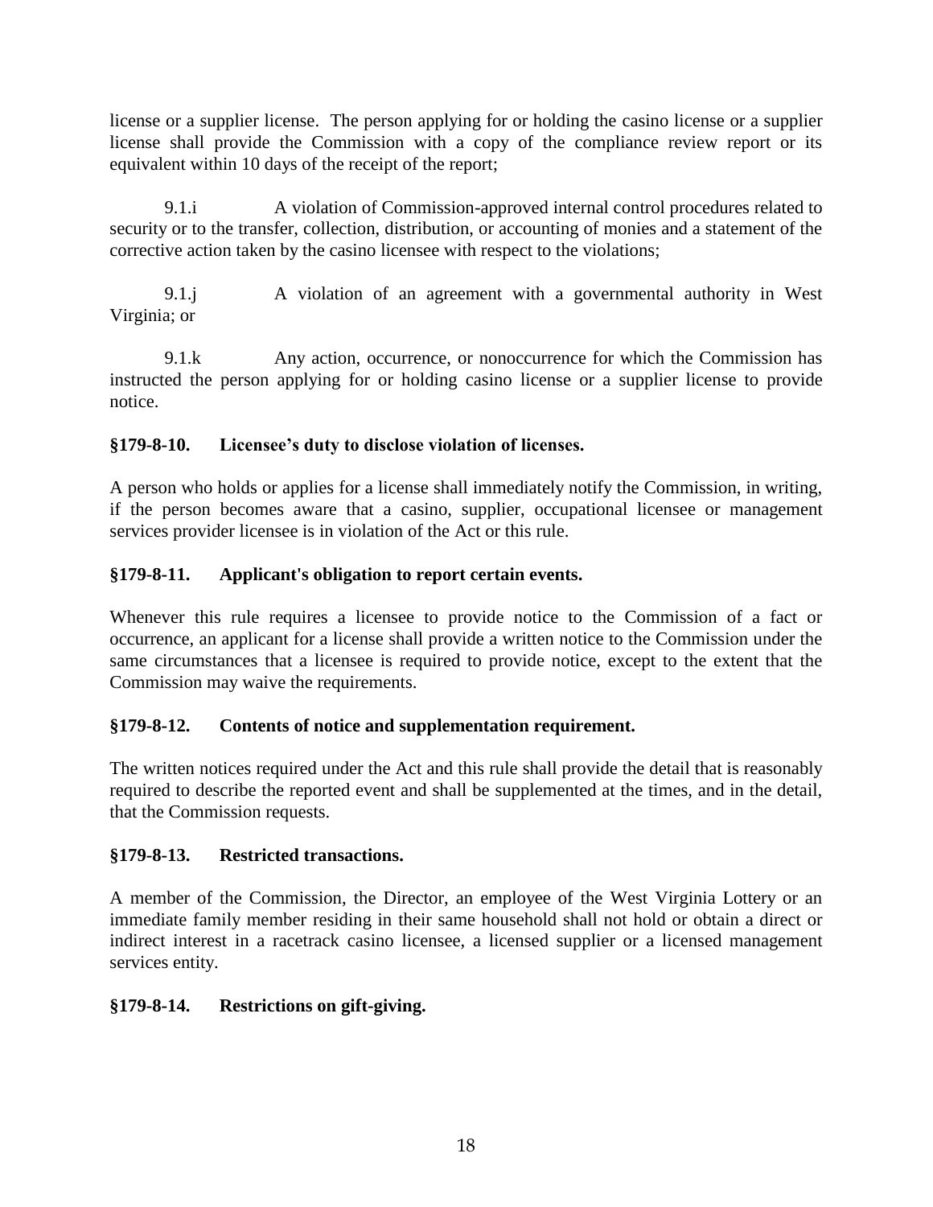license or a supplier license. The person applying for or holding the casino license or a supplier license shall provide the Commission with a copy of the compliance review report or its equivalent within 10 days of the receipt of the report;

9.1.i A violation of Commission-approved internal control procedures related to security or to the transfer, collection, distribution, or accounting of monies and a statement of the corrective action taken by the casino licensee with respect to the violations;

9.1.j A violation of an agreement with a governmental authority in West Virginia; or

9.1.k Any action, occurrence, or nonoccurrence for which the Commission has instructed the person applying for or holding casino license or a supplier license to provide notice.

**§179-8-10. Licensee's duty to disclose violation of licenses.**

A person who holds or applies for a license shall immediately notify the Commission, in writing, if the person becomes aware that a casino, supplier, occupational licensee or management services provider licensee is in violation of the Act or this rule.

**§179-8-11. Applicant's obligation to report certain events.**

Whenever this rule requires a licensee to provide notice to the Commission of a fact or occurrence, an applicant for a license shall provide a written notice to the Commission under the same circumstances that a licensee is required to provide notice, except to the extent that the Commission may waive the requirements.

**§179-8-12. Contents of notice and supplementation requirement.**

The written notices required under the Act and this rule shall provide the detail that is reasonably required to describe the reported event and shall be supplemented at the times, and in the detail, that the Commission requests.

**§179-8-13. Restricted transactions.**

A member of the Commission, the Director, an employee of the West Virginia Lottery or an immediate family member residing in their same household shall not hold or obtain a direct or indirect interest in a racetrack casino licensee, a licensed supplier or a licensed management services entity.

**§179-8-14. Restrictions on gift-giving.**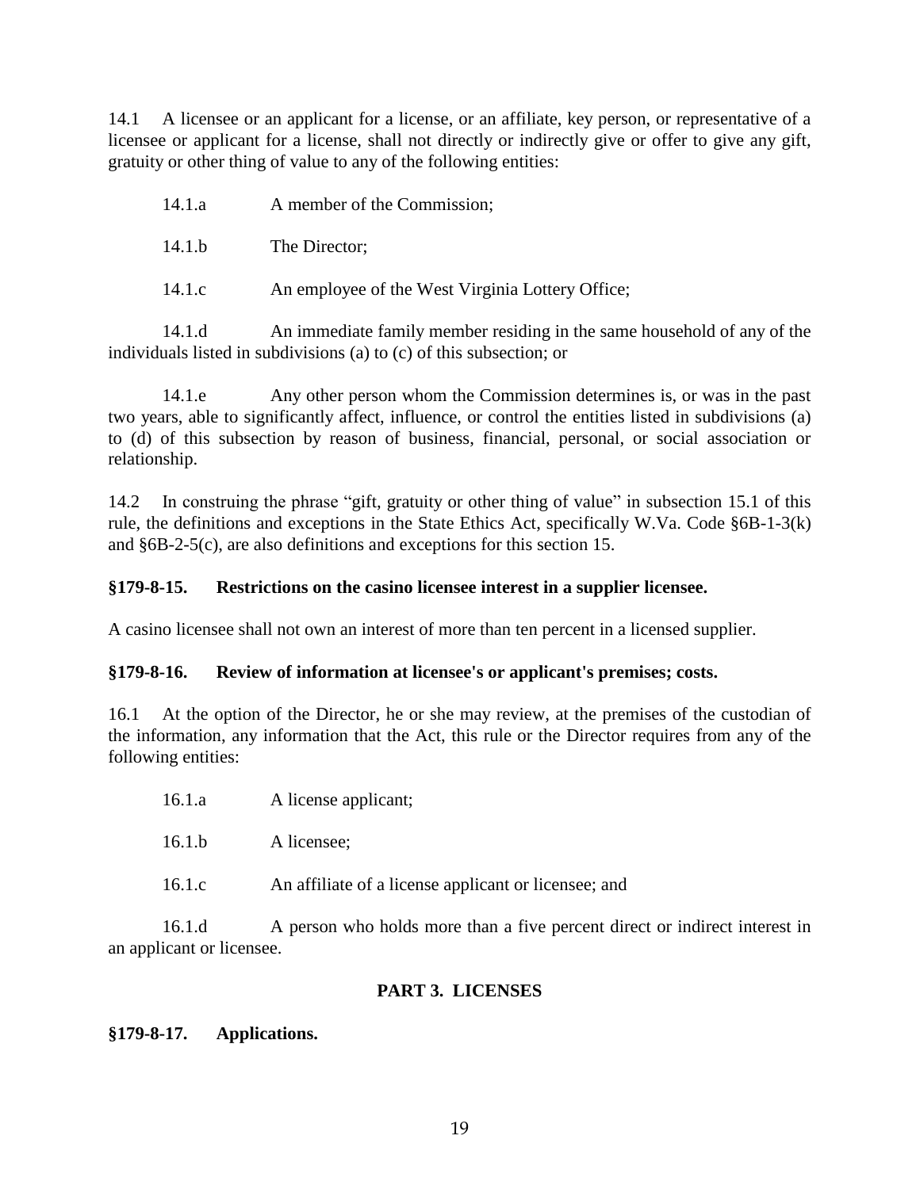14.1 A licensee or an applicant for a license, or an affiliate, key person, or representative of a licensee or applicant for a license, shall not directly or indirectly give or offer to give any gift, gratuity or other thing of value to any of the following entities:

14.1.a A member of the Commission;

14.1.b The Director;

14.1.c An employee of the West Virginia Lottery Office;

14.1.d An immediate family member residing in the same household of any of the individuals listed in subdivisions (a) to (c) of this subsection; or

14.1.e Any other person whom the Commission determines is, or was in the past two years, able to significantly affect, influence, or control the entities listed in subdivisions (a) to (d) of this subsection by reason of business, financial, personal, or social association or relationship.

14.2 In construing the phrase "gift, gratuity or other thing of value" in subsection 15.1 of this rule, the definitions and exceptions in the State Ethics Act, specifically W.Va. Code §6B-1-3(k) and §6B-2-5(c), are also definitions and exceptions for this section 15.

**§179-8-15. Restrictions on the casino licensee interest in a supplier licensee.**

A casino licensee shall not own an interest of more than ten percent in a licensed supplier.

**§179-8-16. Review of information at licensee's or applicant's premises; costs.**

16.1 At the option of the Director, he or she may review, at the premises of the custodian of the information, any information that the Act, this rule or the Director requires from any of the following entities:

16.1.a A license applicant;

16.1.b A licensee;

16.1.c An affiliate of a license applicant or licensee; and

16.1.d A person who holds more than a five percent direct or indirect interest in an applicant or licensee.

## PART 3. LICENSES

**§179-8-17. Applications.**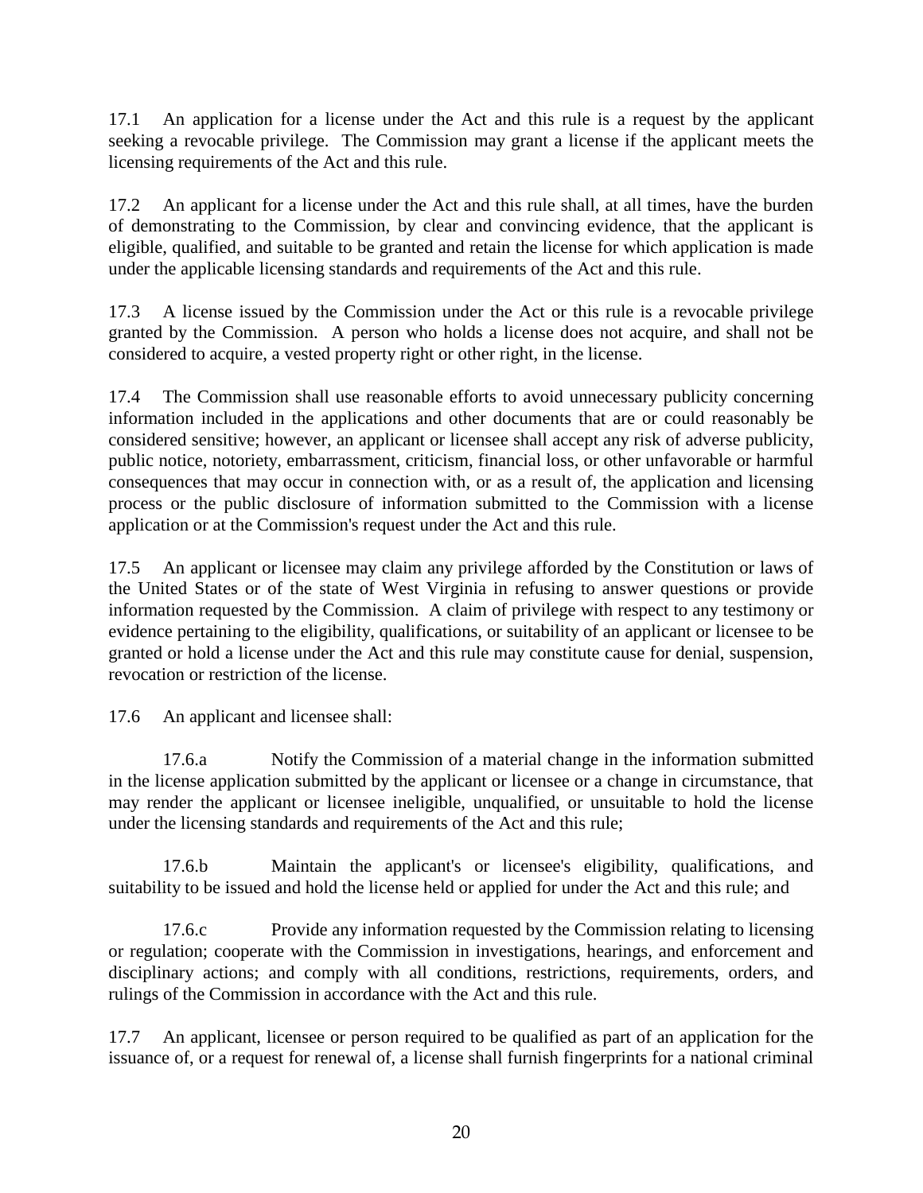17.1 An application for a license under the Act and this rule is a request by the applicant seeking a revocable privilege. The Commission may grant a license if the applicant meets the licensing requirements of the Act and this rule.

17.2 An applicant for a license under the Act and this rule shall, at all times, have the burden of demonstrating to the Commission, by clear and convincing evidence, that the applicant is eligible, qualified, and suitable to be granted and retain the license for which application is made under the applicable licensing standards and requirements of the Act and this rule.

17.3 A license issued by the Commission under the Act or this rule is a revocable privilege granted by the Commission. A person who holds a license does not acquire, and shall not be considered to acquire, a vested property right or other right, in the license.

17.4 The Commission shall use reasonable efforts to avoid unnecessary publicity concerning information included in the applications and other documents that are or could reasonably be considered sensitive; however, an applicant or licensee shall accept any risk of adverse publicity, public notice, notoriety, embarrassment, criticism, financial loss, or other unfavorable or harmful consequences that may occur in connection with, or as a result of, the application and licensing process or the public disclosure of information submitted to the Commission with a license application or at the Commission's request under the Act and this rule.

17.5 An applicant or licensee may claim any privilege afforded by the Constitution or laws of the United States or of the state of West Virginia in refusing to answer questions or provide information requested by the Commission. A claim of privilege with respect to any testimony or evidence pertaining to the eligibility, qualifications, or suitability of an applicant or licensee to be granted or hold a license under the Act and this rule may constitute cause for denial, suspension, revocation or restriction of the license.

17.6 An applicant and licensee shall:

17.6.a Notify the Commission of a material change in the information submitted in the license application submitted by the applicant or licensee or a change in circumstance, that may render the applicant or licensee ineligible, unqualified, or unsuitable to hold the license under the licensing standards and requirements of the Act and this rule;

17.6.b Maintain the applicant's or licensee's eligibility, qualifications, and suitability to be issued and hold the license held or applied for under the Act and this rule; and

17.6.c Provide any information requested by the Commission relating to licensing or regulation; cooperate with the Commission in investigations, hearings, and enforcement and disciplinary actions; and comply with all conditions, restrictions, requirements, orders, and rulings of the Commission in accordance with the Act and this rule.

17.7 An applicant, licensee or person required to be qualified as part of an application for the issuance of, or a request for renewal of, a license shall furnish fingerprints for a national criminal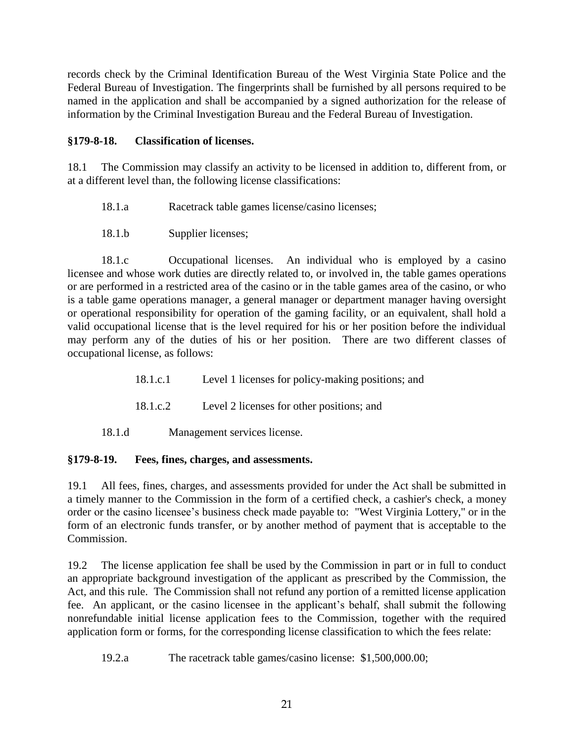records check by the Criminal Identification Bureau of the West Virginia State Police and the Federal Bureau of Investigation. The fingerprints shall be furnished by all persons required to be named in the application and shall be accompanied by a signed authorization for the release of information by the Criminal Investigation Bureau and the Federal Bureau of Investigation.

**§179-8-18. Classification of licenses.**

18.1 The Commission may classify an activity to be licensed in addition to, different from, or at a different level than, the following license classifications:

18.1.a Racetrack table games license/casino licenses;

18.1.b Supplier licenses;

18.1.c Occupational licenses. An individual who is employed by a casino licensee and whose work duties are directly related to, or involved in, the table games operations or are performed in a restricted area of the casino or in the table games area of the casino, or who is a table game operations manager, a general manager or department manager having oversight or operational responsibility for operation of the gaming facility, or an equivalent, shall hold a valid occupational license that is the level required for his or her position before the individual may perform any of the duties of his or her position. There are two different classes of occupational license, as follows:

18.1.c.1 Level 1 licenses for policy-making positions; and

18.1.c.2 Level 2 licenses for other positions; and

18.1.d Management services license.

**§179-8-19. Fees, fines, charges, and assessments.**

19.1 All fees, fines, charges, and assessments provided for under the Act shall be submitted in a timely manner to the Commission in the form of a certified check, a cashier's check, a money order or the casino licensee's business check made payable to: "West Virginia Lottery," or in the form of an electronic funds transfer, or by another method of payment that is acceptable to the Commission.

19.2 The license application fee shall be used by the Commission in part or in full to conduct an appropriate background investigation of the applicant as prescribed by the Commission, the Act, and this rule. The Commission shall not refund any portion of a remitted license application fee. An applicant, or the casino licensee in the applicant's behalf, shall submit the following nonrefundable initial license application fees to the Commission, together with the required application form or forms, for the corresponding license classification to which the fees relate:

19.2.a The racetrack table games/casino license: $1,500,000.00;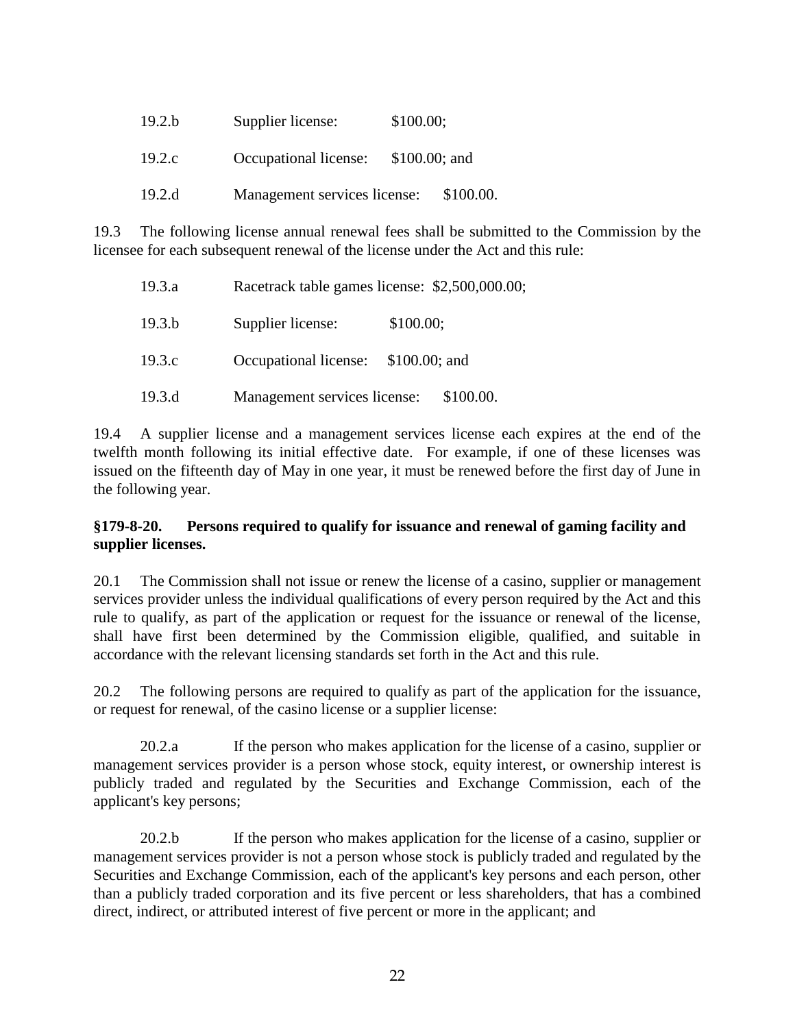19.2.b Supplier license: $100.00;

19.2.c Occupational license: $100.00; and

19.2.d Management services license: $100.00.

19.3 The following license annual renewal fees shall be submitted to the Commission by the licensee for each subsequent renewal of the license under the Act and this rule:

19.3.a Racetrack table games license: $2,500,000.00;

19.3.b Supplier license: $100.00;

19.3.c Occupational license: $100.00; and

19.3.d Management services license: $100.00.

19.4 A supplier license and a management services license each expires at the end of the twelfth month following its initial effective date. For example, if one of these licenses was issued on the fifteenth day of May in one year, it must be renewed before the first day of June in the following year.

**§179-8-20. Persons required to qualify for issuance and renewal of gaming facility and supplier licenses.**

20.1 The Commission shall not issue or renew the license of a casino, supplier or management services provider unless the individual qualifications of every person required by the Act and this rule to qualify, as part of the application or request for the issuance or renewal of the license, shall have first been determined by the Commission eligible, qualified, and suitable in accordance with the relevant licensing standards set forth in the Act and this rule.

20.2 The following persons are required to qualify as part of the application for the issuance, or request for renewal, of the casino license or a supplier license:

20.2.a If the person who makes application for the license of a casino, supplier or management services provider is a person whose stock, equity interest, or ownership interest is publicly traded and regulated by the Securities and Exchange Commission, each of the applicant's key persons;

20.2.b If the person who makes application for the license of a casino, supplier or management services provider is not a person whose stock is publicly traded and regulated by the Securities and Exchange Commission, each of the applicant's key persons and each person, other than a publicly traded corporation and its five percent or less shareholders, that has a combined direct, indirect, or attributed interest of five percent or more in the applicant; and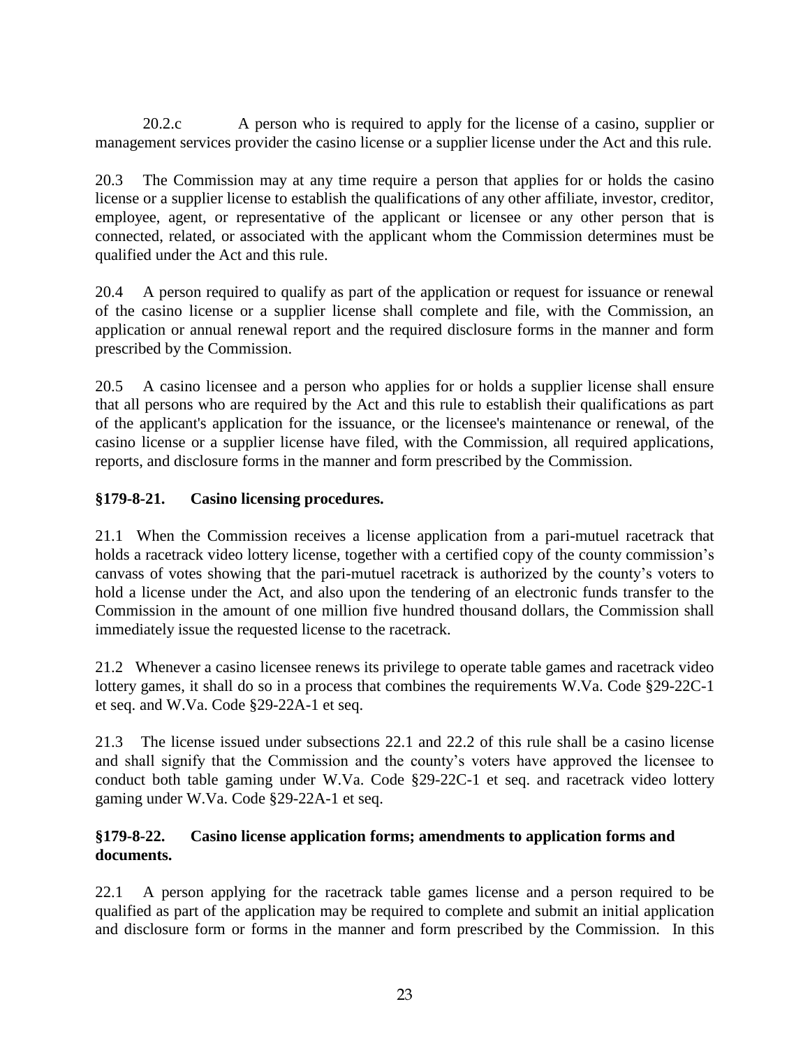20.2.c A person who is required to apply for the license of a casino, supplier or management services provider the casino license or a supplier license under the Act and this rule.

20.3 The Commission may at any time require a person that applies for or holds the casino license or a supplier license to establish the qualifications of any other affiliate, investor, creditor, employee, agent, or representative of the applicant or licensee or any other person that is connected, related, or associated with the applicant whom the Commission determines must be qualified under the Act and this rule.

20.4 A person required to qualify as part of the application or request for issuance or renewal of the casino license or a supplier license shall complete and file, with the Commission, an application or annual renewal report and the required disclosure forms in the manner and form prescribed by the Commission.

20.5 A casino licensee and a person who applies for or holds a supplier license shall ensure that all persons who are required by the Act and this rule to establish their qualifications as part of the applicant's application for the issuance, or the licensee's maintenance or renewal, of the casino license or a supplier license have filed, with the Commission, all required applications, reports, and disclosure forms in the manner and form prescribed by the Commission.

### §179-8-21. Casino licensing procedures.

21.1 When the Commission receives a license application from a pari-mutuel racetrack that holds a racetrack video lottery license, together with a certified copy of the county commission's canvass of votes showing that the pari-mutuel racetrack is authorized by the county's voters to hold a license under the Act, and also upon the tendering of an electronic funds transfer to the Commission in the amount of one million five hundred thousand dollars, the Commission shall immediately issue the requested license to the racetrack.

21.2 Whenever a casino licensee renews its privilege to operate table games and racetrack video lottery games, it shall do so in a process that combines the requirements W.Va. Code §29-22C-1 et seq. and W.Va. Code §29-22A-1 et seq.

21.3 The license issued under subsections 22.1 and 22.2 of this rule shall be a casino license and shall signify that the Commission and the county's voters have approved the licensee to conduct both table gaming under W.Va. Code §29-22C-1 et seq. and racetrack video lottery gaming under W.Va. Code §29-22A-1 et seq.

### §179-8-22. Casino license application forms; amendments to application forms and documents.

22.1 A person applying for the racetrack table games license and a person required to be qualified as part of the application may be required to complete and submit an initial application and disclosure form or forms in the manner and form prescribed by the Commission. In this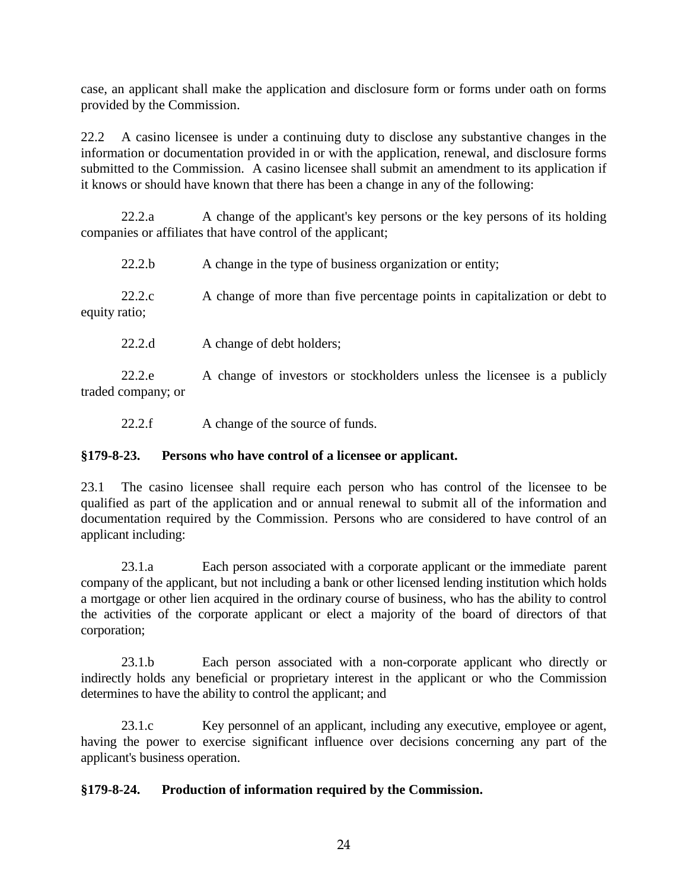case, an applicant shall make the application and disclosure form or forms under oath on forms provided by the Commission.

22.2 A casino licensee is under a continuing duty to disclose any substantive changes in the information or documentation provided in or with the application, renewal, and disclosure forms submitted to the Commission. A casino licensee shall submit an amendment to its application if it knows or should have known that there has been a change in any of the following:

22.2.a A change of the applicant's key persons or the key persons of its holding companies or affiliates that have control of the applicant;

22.2.b A change in the type of business organization or entity;

22.2.c A change of more than five percentage points in capitalization or debt to equity ratio;

22.2.d A change of debt holders;

22.2.e A change of investors or stockholders unless the licensee is a publicly traded company; or

22.2.f A change of the source of funds.

**§179-8-23. Persons who have control of a licensee or applicant.**

23.1 The casino licensee shall require each person who has control of the licensee to be qualified as part of the application and or annual renewal to submit all of the information and documentation required by the Commission. Persons who are considered to have control of an applicant including:

23.1.a Each person associated with a corporate applicant or the immediate parent company of the applicant, but not including a bank or other licensed lending institution which holds a mortgage or other lien acquired in the ordinary course of business, who has the ability to control the activities of the corporate applicant or elect a majority of the board of directors of that corporation;

23.1.b Each person associated with a non-corporate applicant who directly or indirectly holds any beneficial or proprietary interest in the applicant or who the Commission determines to have the ability to control the applicant; and

23.1.c Key personnel of an applicant, including any executive, employee or agent, having the power to exercise significant influence over decisions concerning any part of the applicant's business operation.

**§179-8-24. Production of information required by the Commission.**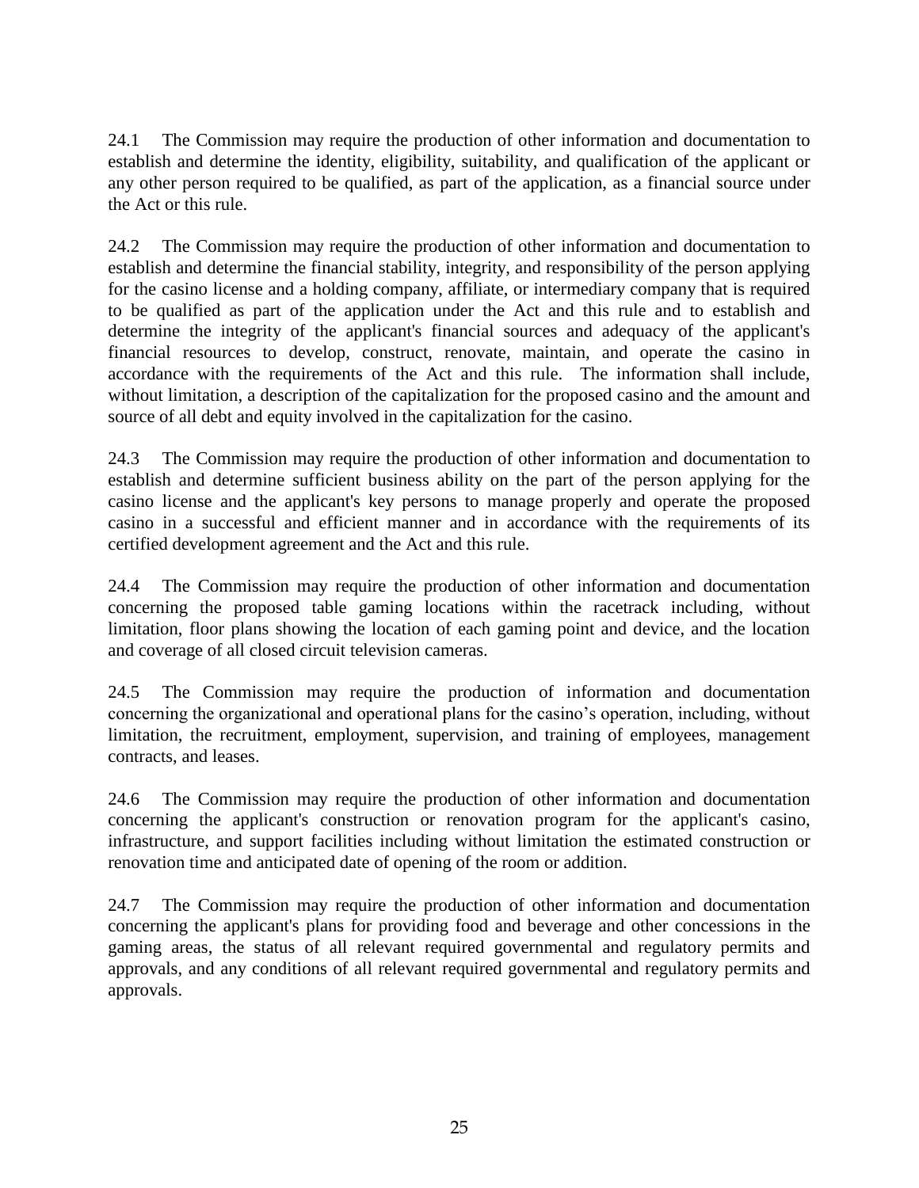24.1 The Commission may require the production of other information and documentation to establish and determine the identity, eligibility, suitability, and qualification of the applicant or any other person required to be qualified, as part of the application, as a financial source under the Act or this rule.

24.2 The Commission may require the production of other information and documentation to establish and determine the financial stability, integrity, and responsibility of the person applying for the casino license and a holding company, affiliate, or intermediary company that is required to be qualified as part of the application under the Act and this rule and to establish and determine the integrity of the applicant's financial sources and adequacy of the applicant's financial resources to develop, construct, renovate, maintain, and operate the casino in accordance with the requirements of the Act and this rule. The information shall include, without limitation, a description of the capitalization for the proposed casino and the amount and source of all debt and equity involved in the capitalization for the casino.

24.3 The Commission may require the production of other information and documentation to establish and determine sufficient business ability on the part of the person applying for the casino license and the applicant's key persons to manage properly and operate the proposed casino in a successful and efficient manner and in accordance with the requirements of its certified development agreement and the Act and this rule.

24.4 The Commission may require the production of other information and documentation concerning the proposed table gaming locations within the racetrack including, without limitation, floor plans showing the location of each gaming point and device, and the location and coverage of all closed circuit television cameras.

24.5 The Commission may require the production of information and documentation concerning the organizational and operational plans for the casino's operation, including, without limitation, the recruitment, employment, supervision, and training of employees, management contracts, and leases.

24.6 The Commission may require the production of other information and documentation concerning the applicant's construction or renovation program for the applicant's casino, infrastructure, and support facilities including without limitation the estimated construction or renovation time and anticipated date of opening of the room or addition.

24.7 The Commission may require the production of other information and documentation concerning the applicant's plans for providing food and beverage and other concessions in the gaming areas, the status of all relevant required governmental and regulatory permits and approvals, and any conditions of all relevant required governmental and regulatory permits and approvals.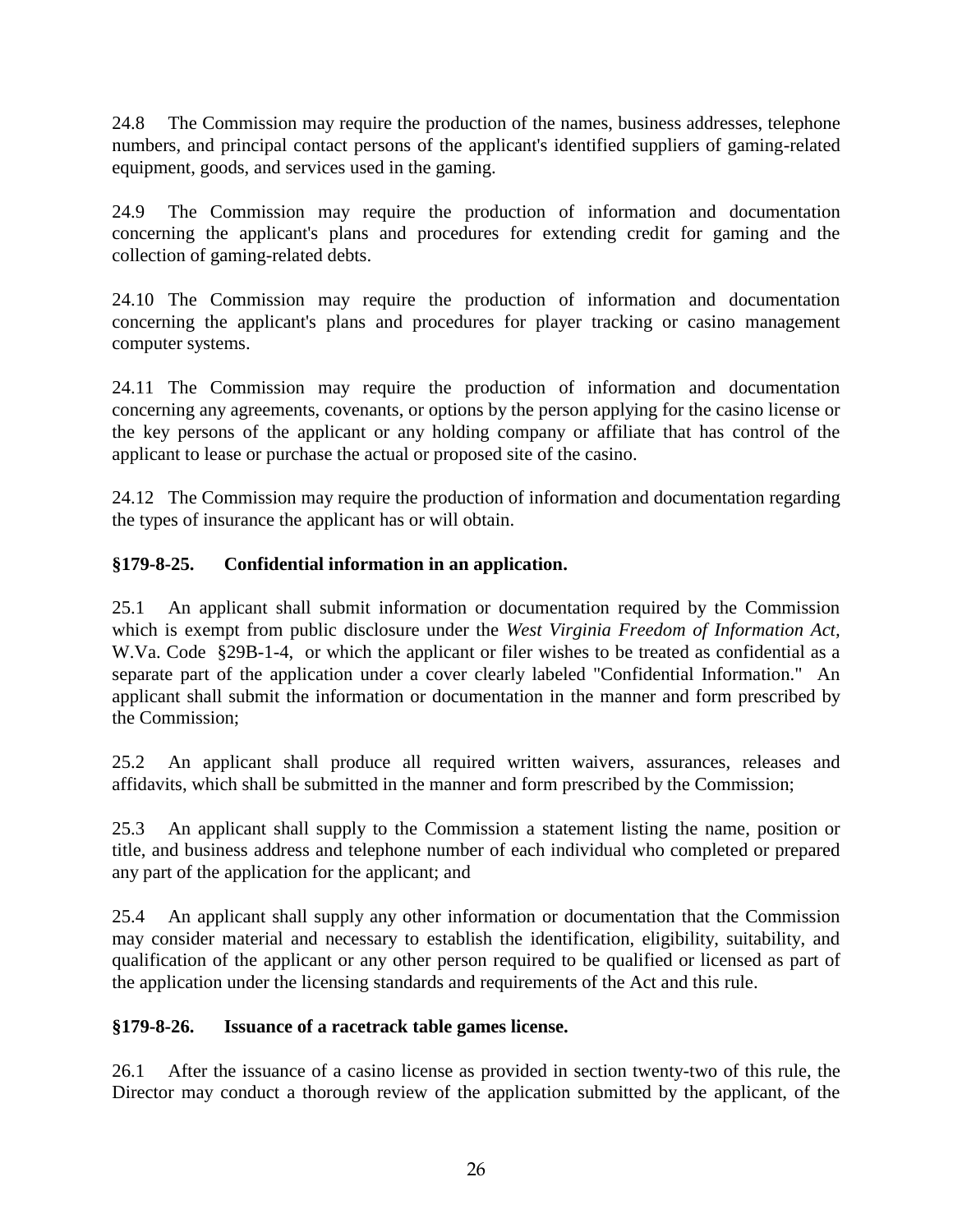24.8 The Commission may require the production of the names, business addresses, telephone numbers, and principal contact persons of the applicant's identified suppliers of gaming-related equipment, goods, and services used in the gaming.

24.9 The Commission may require the production of information and documentation concerning the applicant's plans and procedures for extending credit for gaming and the collection of gaming-related debts.

24.10 The Commission may require the production of information and documentation concerning the applicant's plans and procedures for player tracking or casino management computer systems.

24.11 The Commission may require the production of information and documentation concerning any agreements, covenants, or options by the person applying for the casino license or the key persons of the applicant or any holding company or affiliate that has control of the applicant to lease or purchase the actual or proposed site of the casino.

24.12 The Commission may require the production of information and documentation regarding the types of insurance the applicant has or will obtain.

**§179-8-25. Confidential information in an application.**

25.1 An applicant shall submit information or documentation required by the Commission which is exempt from public disclosure under the *West Virginia Freedom of Information Act,* W.Va. Code §29B-1-4, or which the applicant or filer wishes to be treated as confidential as a separate part of the application under a cover clearly labeled "Confidential Information." An applicant shall submit the information or documentation in the manner and form prescribed by the Commission;

25.2 An applicant shall produce all required written waivers, assurances, releases and affidavits, which shall be submitted in the manner and form prescribed by the Commission;

25.3 An applicant shall supply to the Commission a statement listing the name, position or title, and business address and telephone number of each individual who completed or prepared any part of the application for the applicant; and

25.4 An applicant shall supply any other information or documentation that the Commission may consider material and necessary to establish the identification, eligibility, suitability, and qualification of the applicant or any other person required to be qualified or licensed as part of the application under the licensing standards and requirements of the Act and this rule.

**§179-8-26. Issuance of a racetrack table games license.**

26.1 After the issuance of a casino license as provided in section twenty-two of this rule, the Director may conduct a thorough review of the application submitted by the applicant, of the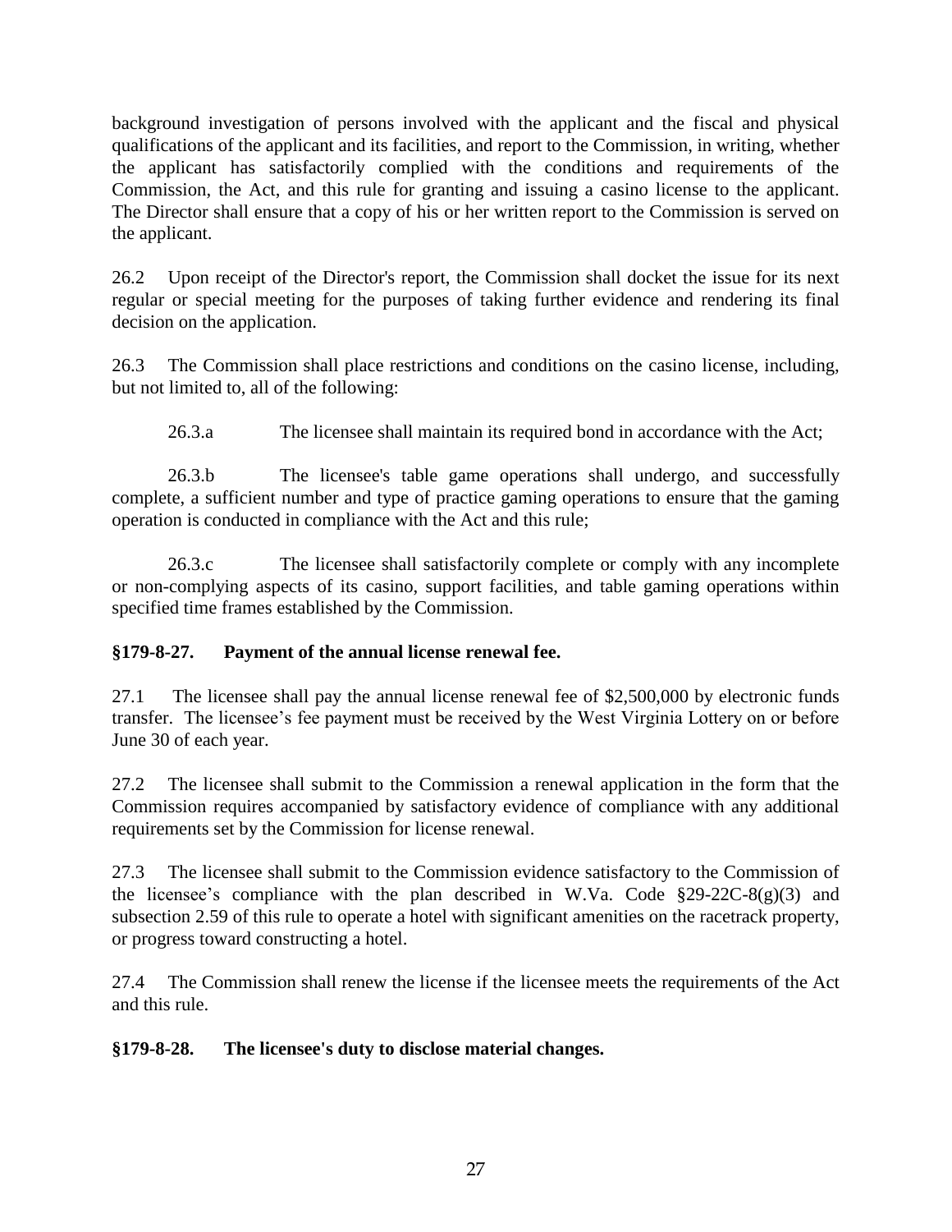background investigation of persons involved with the applicant and the fiscal and physical qualifications of the applicant and its facilities, and report to the Commission, in writing, whether the applicant has satisfactorily complied with the conditions and requirements of the Commission, the Act, and this rule for granting and issuing a casino license to the applicant. The Director shall ensure that a copy of his or her written report to the Commission is served on the applicant.

26.2 Upon receipt of the Director's report, the Commission shall docket the issue for its next regular or special meeting for the purposes of taking further evidence and rendering its final decision on the application.

26.3 The Commission shall place restrictions and conditions on the casino license, including, but not limited to, all of the following:

26.3.a The licensee shall maintain its required bond in accordance with the Act;

26.3.b The licensee's table game operations shall undergo, and successfully complete, a sufficient number and type of practice gaming operations to ensure that the gaming operation is conducted in compliance with the Act and this rule;

26.3.c The licensee shall satisfactorily complete or comply with any incomplete or non-complying aspects of its casino, support facilities, and table gaming operations within specified time frames established by the Commission.

### §179-8-27. Payment of the annual license renewal fee.

27.1 The licensee shall pay the annual license renewal fee of $2,500,000 by electronic funds transfer. The licensee's fee payment must be received by the West Virginia Lottery on or before June 30 of each year.

27.2 The licensee shall submit to the Commission a renewal application in the form that the Commission requires accompanied by satisfactory evidence of compliance with any additional requirements set by the Commission for license renewal.

27.3 The licensee shall submit to the Commission evidence satisfactory to the Commission of the licensee's compliance with the plan described in W.Va. Code §29-22C-8(g)(3) and subsection 2.59 of this rule to operate a hotel with significant amenities on the racetrack property, or progress toward constructing a hotel.

27.4 The Commission shall renew the license if the licensee meets the requirements of the Act and this rule.

### §179-8-28. The licensee's duty to disclose material changes.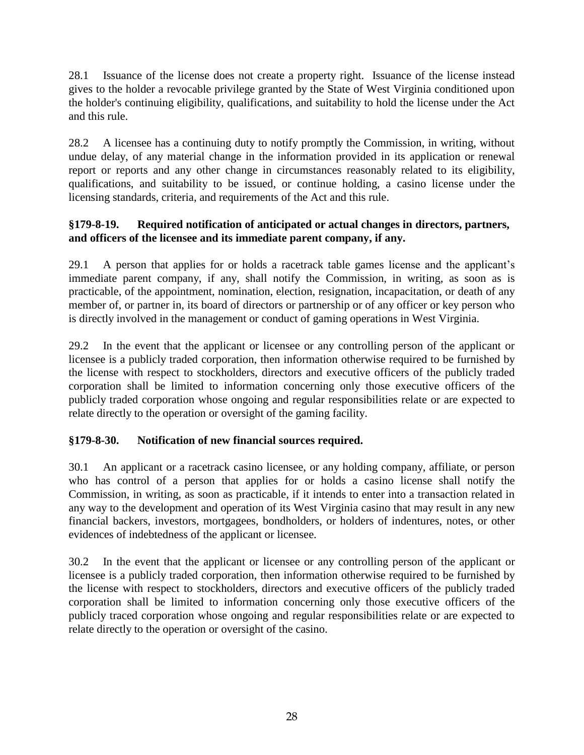28.1 Issuance of the license does not create a property right. Issuance of the license instead gives to the holder a revocable privilege granted by the State of West Virginia conditioned upon the holder's continuing eligibility, qualifications, and suitability to hold the license under the Act and this rule.

28.2 A licensee has a continuing duty to notify promptly the Commission, in writing, without undue delay, of any material change in the information provided in its application or renewal report or reports and any other change in circumstances reasonably related to its eligibility, qualifications, and suitability to be issued, or continue holding, a casino license under the licensing standards, criteria, and requirements of the Act and this rule.

**§179-8-19. Required notification of anticipated or actual changes in directors, partners, and officers of the licensee and its immediate parent company, if any.**

29.1 A person that applies for or holds a racetrack table games license and the applicant's immediate parent company, if any, shall notify the Commission, in writing, as soon as is practicable, of the appointment, nomination, election, resignation, incapacitation, or death of any member of, or partner in, its board of directors or partnership or of any officer or key person who is directly involved in the management or conduct of gaming operations in West Virginia.

29.2 In the event that the applicant or licensee or any controlling person of the applicant or licensee is a publicly traded corporation, then information otherwise required to be furnished by the license with respect to stockholders, directors and executive officers of the publicly traded corporation shall be limited to information concerning only those executive officers of the publicly traded corporation whose ongoing and regular responsibilities relate or are expected to relate directly to the operation or oversight of the gaming facility.

**§179-8-30. Notification of new financial sources required.**

30.1 An applicant or a racetrack casino licensee, or any holding company, affiliate, or person who has control of a person that applies for or holds a casino license shall notify the Commission, in writing, as soon as practicable, if it intends to enter into a transaction related in any way to the development and operation of its West Virginia casino that may result in any new financial backers, investors, mortgagees, bondholders, or holders of indentures, notes, or other evidences of indebtedness of the applicant or licensee.

30.2 In the event that the applicant or licensee or any controlling person of the applicant or licensee is a publicly traded corporation, then information otherwise required to be furnished by the license with respect to stockholders, directors and executive officers of the publicly traded corporation shall be limited to information concerning only those executive officers of the publicly traced corporation whose ongoing and regular responsibilities relate or are expected to relate directly to the operation or oversight of the casino.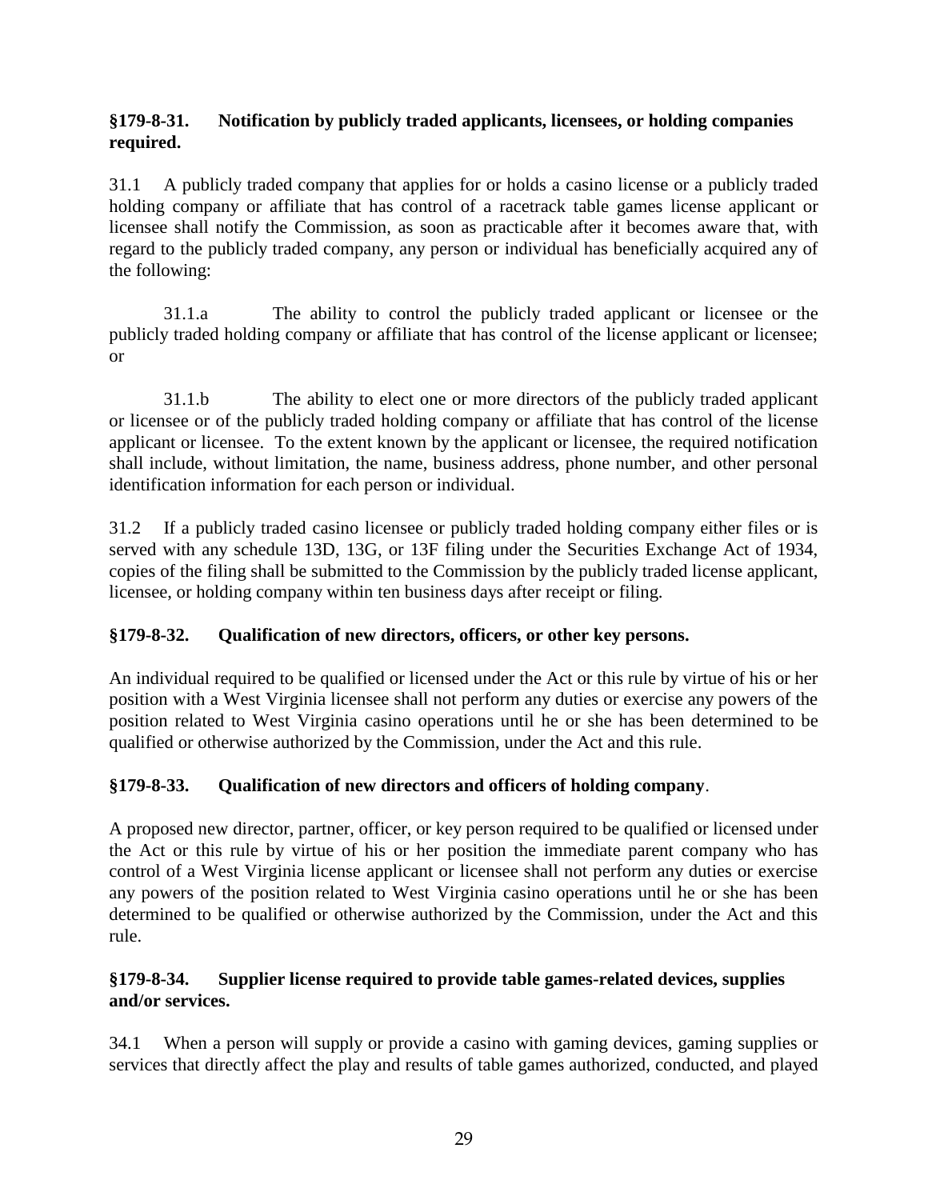**§179-8-31. Notification by publicly traded applicants, licensees, or holding companies required.**

31.1 A publicly traded company that applies for or holds a casino license or a publicly traded holding company or affiliate that has control of a racetrack table games license applicant or licensee shall notify the Commission, as soon as practicable after it becomes aware that, with regard to the publicly traded company, any person or individual has beneficially acquired any of the following:

31.1.a The ability to control the publicly traded applicant or licensee or the publicly traded holding company or affiliate that has control of the license applicant or licensee; or

31.1.b The ability to elect one or more directors of the publicly traded applicant or licensee or of the publicly traded holding company or affiliate that has control of the license applicant or licensee. To the extent known by the applicant or licensee, the required notification shall include, without limitation, the name, business address, phone number, and other personal identification information for each person or individual.

31.2 If a publicly traded casino licensee or publicly traded holding company either files or is served with any schedule 13D, 13G, or 13F filing under the Securities Exchange Act of 1934, copies of the filing shall be submitted to the Commission by the publicly traded license applicant, licensee, or holding company within ten business days after receipt or filing.

**§179-8-32. Qualification of new directors, officers, or other key persons.**

An individual required to be qualified or licensed under the Act or this rule by virtue of his or her position with a West Virginia licensee shall not perform any duties or exercise any powers of the position related to West Virginia casino operations until he or she has been determined to be qualified or otherwise authorized by the Commission, under the Act and this rule.

**§179-8-33. Qualification of new directors and officers of holding company**.

A proposed new director, partner, officer, or key person required to be qualified or licensed under the Act or this rule by virtue of his or her position the immediate parent company who has control of a West Virginia license applicant or licensee shall not perform any duties or exercise any powers of the position related to West Virginia casino operations until he or she has been determined to be qualified or otherwise authorized by the Commission, under the Act and this rule.

**§179-8-34. Supplier license required to provide table games-related devices, supplies and/or services.**

34.1 When a person will supply or provide a casino with gaming devices, gaming supplies or services that directly affect the play and results of table games authorized, conducted, and played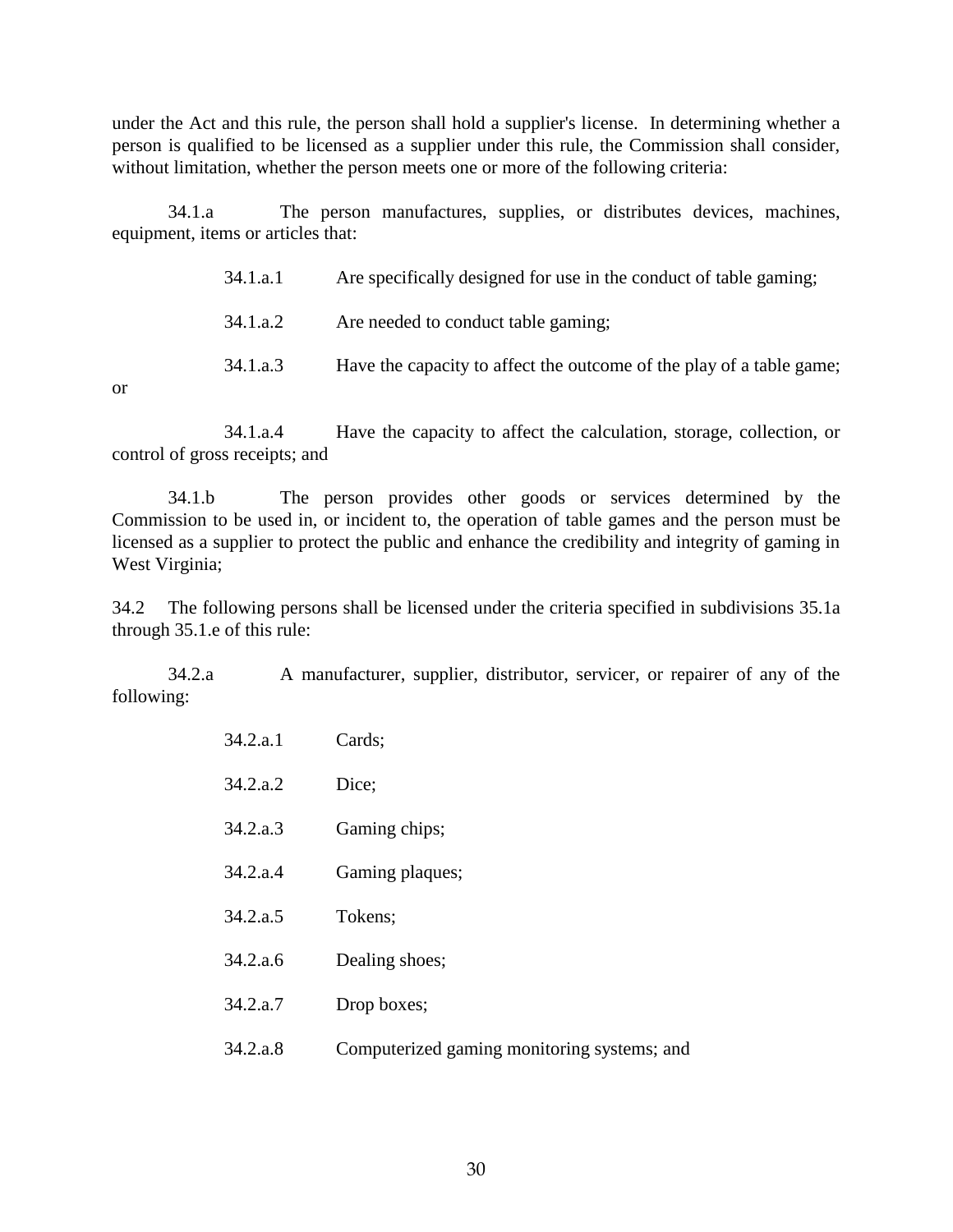under the Act and this rule, the person shall hold a supplier's license. In determining whether a person is qualified to be licensed as a supplier under this rule, the Commission shall consider, without limitation, whether the person meets one or more of the following criteria:

34.1.a The person manufactures, supplies, or distributes devices, machines, equipment, items or articles that:

34.1.a.1 Are specifically designed for use in the conduct of table gaming;

34.1.a.2 Are needed to conduct table gaming;

34.1.a.3 Have the capacity to affect the outcome of the play of a table game; or

34.1.a.4 Have the capacity to affect the calculation, storage, collection, or control of gross receipts; and

34.1.b The person provides other goods or services determined by the Commission to be used in, or incident to, the operation of table games and the person must be licensed as a supplier to protect the public and enhance the credibility and integrity of gaming in West Virginia;

34.2 The following persons shall be licensed under the criteria specified in subdivisions 35.1a through 35.1.e of this rule:

34.2.a A manufacturer, supplier, distributor, servicer, or repairer of any of the following:

34.2.a.1 Cards;

34.2.a.2 Dice;

34.2.a.3 Gaming chips;

34.2.a.4 Gaming plaques;

34.2.a.5 Tokens;

34.2.a.6 Dealing shoes;

34.2.a.7 Drop boxes;

34.2.a.8 Computerized gaming monitoring systems; and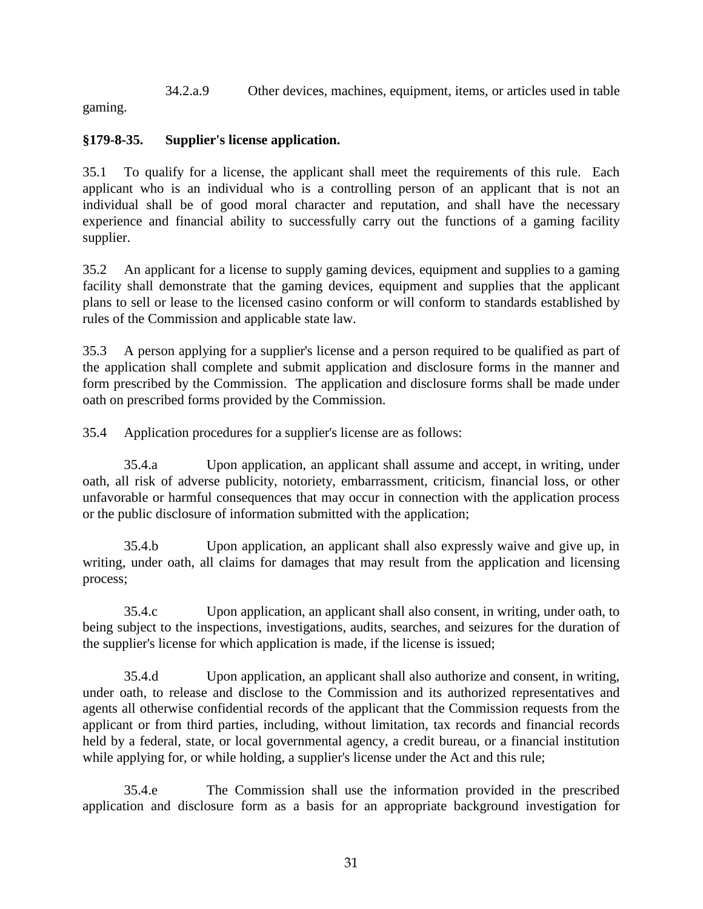34.2.a.9 Other devices, machines, equipment, items, or articles used in table gaming.

**§179-8-35. Supplier's license application.**

35.1 To qualify for a license, the applicant shall meet the requirements of this rule. Each applicant who is an individual who is a controlling person of an applicant that is not an individual shall be of good moral character and reputation, and shall have the necessary experience and financial ability to successfully carry out the functions of a gaming facility supplier.

35.2 An applicant for a license to supply gaming devices, equipment and supplies to a gaming facility shall demonstrate that the gaming devices, equipment and supplies that the applicant plans to sell or lease to the licensed casino conform or will conform to standards established by rules of the Commission and applicable state law.

35.3 A person applying for a supplier's license and a person required to be qualified as part of the application shall complete and submit application and disclosure forms in the manner and form prescribed by the Commission. The application and disclosure forms shall be made under oath on prescribed forms provided by the Commission.

35.4 Application procedures for a supplier's license are as follows:

35.4.a Upon application, an applicant shall assume and accept, in writing, under oath, all risk of adverse publicity, notoriety, embarrassment, criticism, financial loss, or other unfavorable or harmful consequences that may occur in connection with the application process or the public disclosure of information submitted with the application;

35.4.b Upon application, an applicant shall also expressly waive and give up, in writing, under oath, all claims for damages that may result from the application and licensing process;

35.4.c Upon application, an applicant shall also consent, in writing, under oath, to being subject to the inspections, investigations, audits, searches, and seizures for the duration of the supplier's license for which application is made, if the license is issued;

35.4.d Upon application, an applicant shall also authorize and consent, in writing, under oath, to release and disclose to the Commission and its authorized representatives and agents all otherwise confidential records of the applicant that the Commission requests from the applicant or from third parties, including, without limitation, tax records and financial records held by a federal, state, or local governmental agency, a credit bureau, or a financial institution while applying for, or while holding, a supplier's license under the Act and this rule;

35.4.e The Commission shall use the information provided in the prescribed application and disclosure form as a basis for an appropriate background investigation for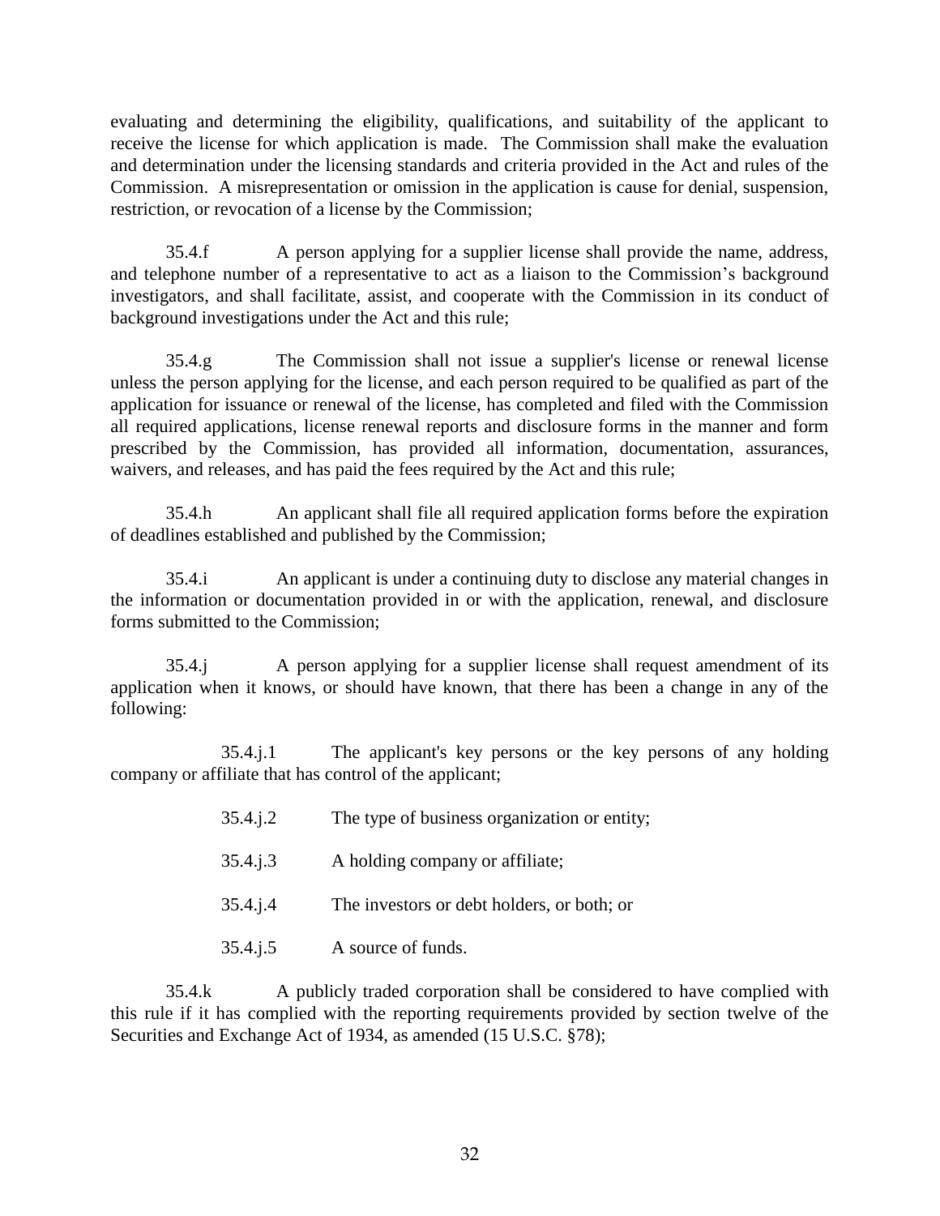evaluating and determining the eligibility, qualifications, and suitability of the applicant to receive the license for which application is made. The Commission shall make the evaluation and determination under the licensing standards and criteria provided in the Act and rules of the Commission. A misrepresentation or omission in the application is cause for denial, suspension, restriction, or revocation of a license by the Commission;

35.4.f A person applying for a supplier license shall provide the name, address, and telephone number of a representative to act as a liaison to the Commission's background investigators, and shall facilitate, assist, and cooperate with the Commission in its conduct of background investigations under the Act and this rule;

35.4.g The Commission shall not issue a supplier's license or renewal license unless the person applying for the license, and each person required to be qualified as part of the application for issuance or renewal of the license, has completed and filed with the Commission all required applications, license renewal reports and disclosure forms in the manner and form prescribed by the Commission, has provided all information, documentation, assurances, waivers, and releases, and has paid the fees required by the Act and this rule;

35.4.h An applicant shall file all required application forms before the expiration of deadlines established and published by the Commission;

35.4.i An applicant is under a continuing duty to disclose any material changes in the information or documentation provided in or with the application, renewal, and disclosure forms submitted to the Commission;

35.4.j A person applying for a supplier license shall request amendment of its application when it knows, or should have known, that there has been a change in any of the following:

35.4.j.1 The applicant's key persons or the key persons of any holding company or affiliate that has control of the applicant;

35.4.j.2 The type of business organization or entity;

35.4.j.3 A holding company or affiliate;

35.4.j.4 The investors or debt holders, or both; or

35.4.j.5 A source of funds.

35.4.k A publicly traded corporation shall be considered to have complied with this rule if it has complied with the reporting requirements provided by section twelve of the Securities and Exchange Act of 1934, as amended (15 U.S.C. §78);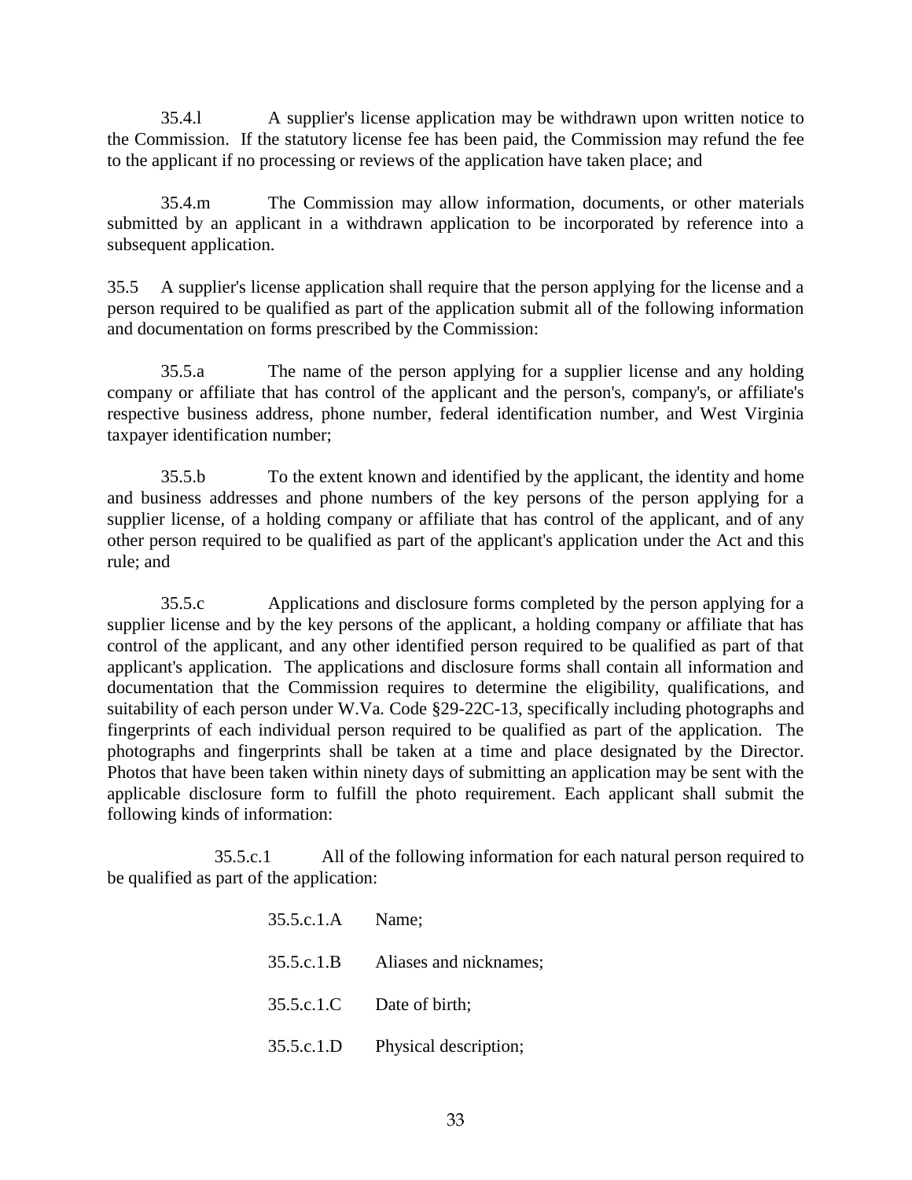35.4.l A supplier's license application may be withdrawn upon written notice to the Commission. If the statutory license fee has been paid, the Commission may refund the fee to the applicant if no processing or reviews of the application have taken place; and

35.4.m The Commission may allow information, documents, or other materials submitted by an applicant in a withdrawn application to be incorporated by reference into a subsequent application.

35.5 A supplier's license application shall require that the person applying for the license and a person required to be qualified as part of the application submit all of the following information and documentation on forms prescribed by the Commission:

35.5.a The name of the person applying for a supplier license and any holding company or affiliate that has control of the applicant and the person's, company's, or affiliate's respective business address, phone number, federal identification number, and West Virginia taxpayer identification number;

35.5.b To the extent known and identified by the applicant, the identity and home and business addresses and phone numbers of the key persons of the person applying for a supplier license, of a holding company or affiliate that has control of the applicant, and of any other person required to be qualified as part of the applicant's application under the Act and this rule; and

35.5.c Applications and disclosure forms completed by the person applying for a supplier license and by the key persons of the applicant, a holding company or affiliate that has control of the applicant, and any other identified person required to be qualified as part of that applicant's application. The applications and disclosure forms shall contain all information and documentation that the Commission requires to determine the eligibility, qualifications, and suitability of each person under W.Va. Code §29-22C-13, specifically including photographs and fingerprints of each individual person required to be qualified as part of the application. The photographs and fingerprints shall be taken at a time and place designated by the Director. Photos that have been taken within ninety days of submitting an application may be sent with the applicable disclosure form to fulfill the photo requirement. Each applicant shall submit the following kinds of information:

35.5.c.1 All of the following information for each natural person required to be qualified as part of the application:

35.5.c.1.A Name;

35.5.c.1.B Aliases and nicknames;

35.5.c.1.C Date of birth;

35.5.c.1.D Physical description;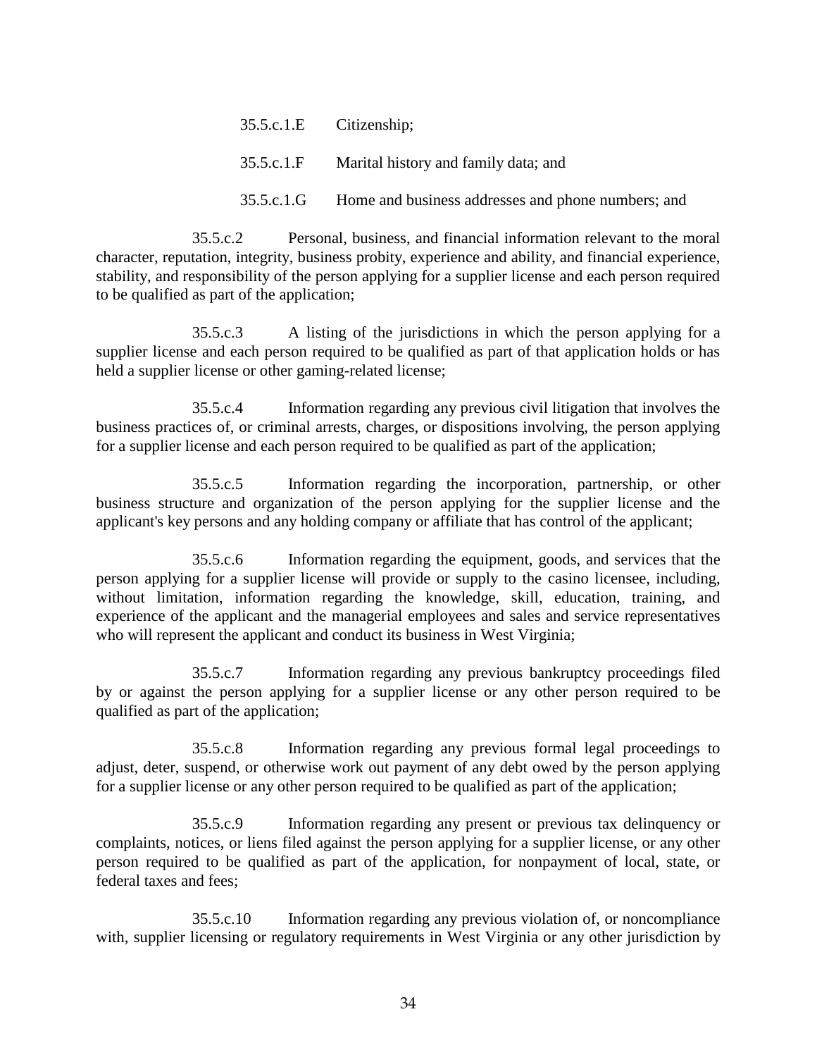35.5.c.1.E Citizenship;

35.5.c.1.F Marital history and family data; and

35.5.c.1.G Home and business addresses and phone numbers; and

35.5.c.2 Personal, business, and financial information relevant to the moral character, reputation, integrity, business probity, experience and ability, and financial experience, stability, and responsibility of the person applying for a supplier license and each person required to be qualified as part of the application;

35.5.c.3 A listing of the jurisdictions in which the person applying for a supplier license and each person required to be qualified as part of that application holds or has held a supplier license or other gaming-related license;

35.5.c.4 Information regarding any previous civil litigation that involves the business practices of, or criminal arrests, charges, or dispositions involving, the person applying for a supplier license and each person required to be qualified as part of the application;

35.5.c.5 Information regarding the incorporation, partnership, or other business structure and organization of the person applying for the supplier license and the applicant's key persons and any holding company or affiliate that has control of the applicant;

35.5.c.6 Information regarding the equipment, goods, and services that the person applying for a supplier license will provide or supply to the casino licensee, including, without limitation, information regarding the knowledge, skill, education, training, and experience of the applicant and the managerial employees and sales and service representatives who will represent the applicant and conduct its business in West Virginia;

35.5.c.7 Information regarding any previous bankruptcy proceedings filed by or against the person applying for a supplier license or any other person required to be qualified as part of the application;

35.5.c.8 Information regarding any previous formal legal proceedings to adjust, deter, suspend, or otherwise work out payment of any debt owed by the person applying for a supplier license or any other person required to be qualified as part of the application;

35.5.c.9 Information regarding any present or previous tax delinquency or complaints, notices, or liens filed against the person applying for a supplier license, or any other person required to be qualified as part of the application, for nonpayment of local, state, or federal taxes and fees;

35.5.c.10 Information regarding any previous violation of, or noncompliance with, supplier licensing or regulatory requirements in West Virginia or any other jurisdiction by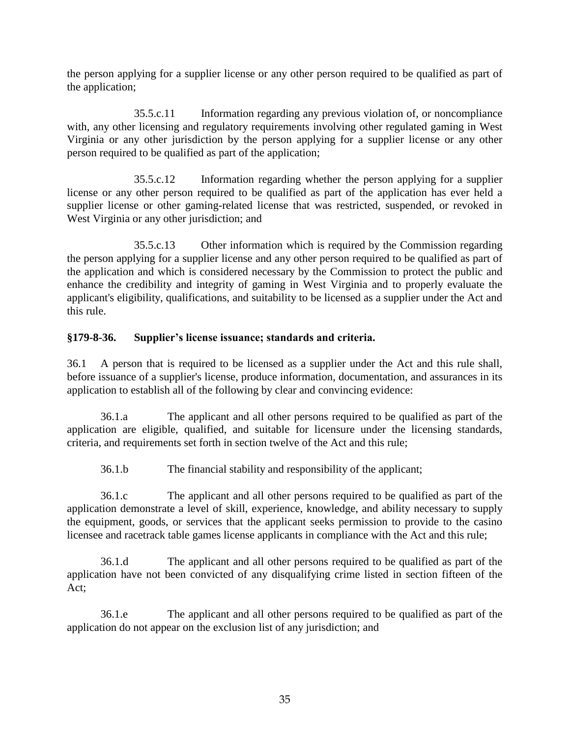the person applying for a supplier license or any other person required to be qualified as part of the application;

35.5.c.11 Information regarding any previous violation of, or noncompliance with, any other licensing and regulatory requirements involving other regulated gaming in West Virginia or any other jurisdiction by the person applying for a supplier license or any other person required to be qualified as part of the application;

35.5.c.12 Information regarding whether the person applying for a supplier license or any other person required to be qualified as part of the application has ever held a supplier license or other gaming-related license that was restricted, suspended, or revoked in West Virginia or any other jurisdiction; and

35.5.c.13 Other information which is required by the Commission regarding the person applying for a supplier license and any other person required to be qualified as part of the application and which is considered necessary by the Commission to protect the public and enhance the credibility and integrity of gaming in West Virginia and to properly evaluate the applicant's eligibility, qualifications, and suitability to be licensed as a supplier under the Act and this rule.

**§179-8-36. Supplier's license issuance; standards and criteria.**

36.1 A person that is required to be licensed as a supplier under the Act and this rule shall, before issuance of a supplier's license, produce information, documentation, and assurances in its application to establish all of the following by clear and convincing evidence:

36.1.a The applicant and all other persons required to be qualified as part of the application are eligible, qualified, and suitable for licensure under the licensing standards, criteria, and requirements set forth in section twelve of the Act and this rule;

36.1.b The financial stability and responsibility of the applicant;

36.1.c The applicant and all other persons required to be qualified as part of the application demonstrate a level of skill, experience, knowledge, and ability necessary to supply the equipment, goods, or services that the applicant seeks permission to provide to the casino licensee and racetrack table games license applicants in compliance with the Act and this rule;

36.1.d The applicant and all other persons required to be qualified as part of the application have not been convicted of any disqualifying crime listed in section fifteen of the Act;

36.1.e The applicant and all other persons required to be qualified as part of the application do not appear on the exclusion list of any jurisdiction; and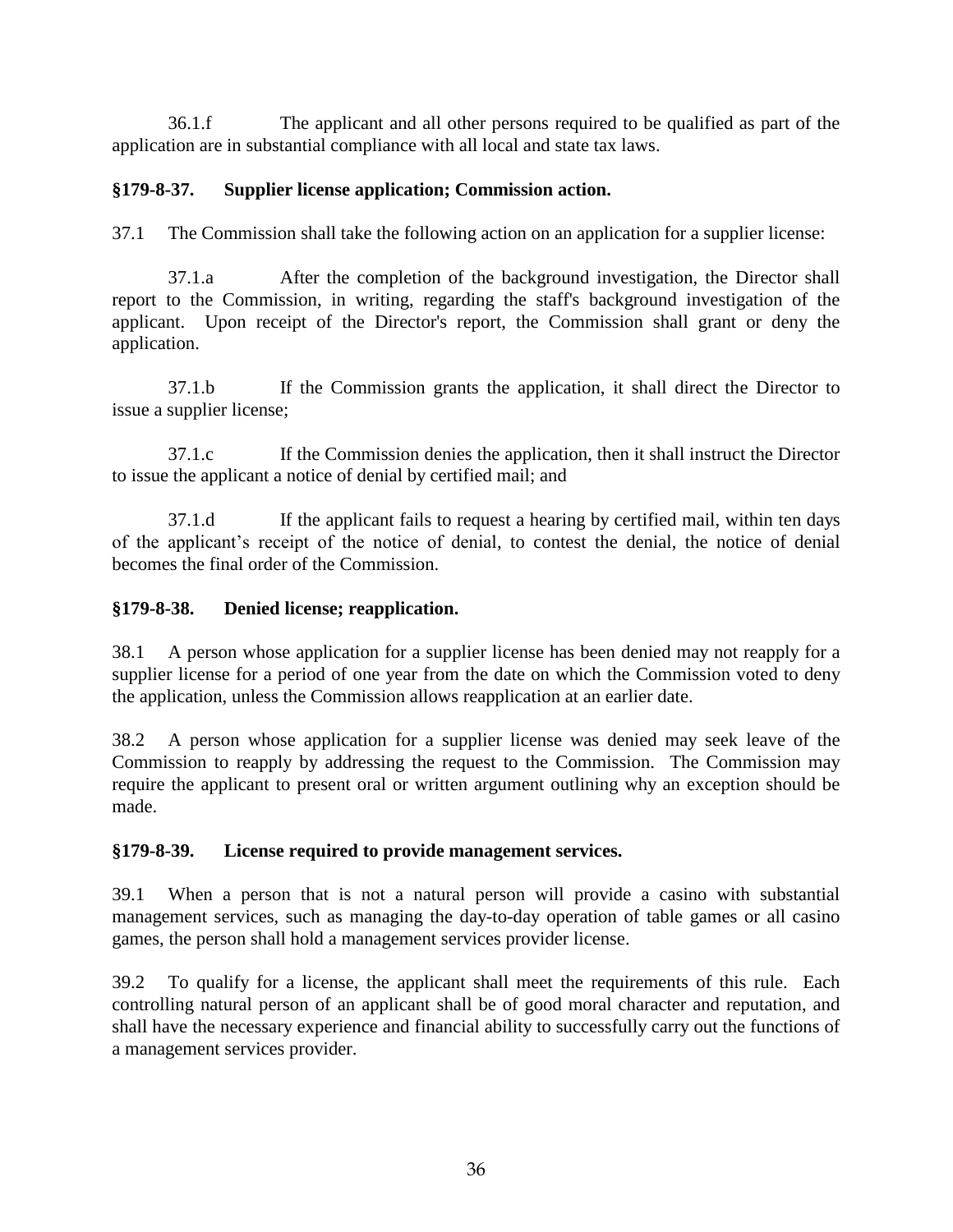36.1.f The applicant and all other persons required to be qualified as part of the application are in substantial compliance with all local and state tax laws.

### §179-8-37. Supplier license application; Commission action.

37.1 The Commission shall take the following action on an application for a supplier license:

37.1.a After the completion of the background investigation, the Director shall report to the Commission, in writing, regarding the staff's background investigation of the applicant. Upon receipt of the Director's report, the Commission shall grant or deny the application.

37.1.b If the Commission grants the application, it shall direct the Director to issue a supplier license;

37.1.c If the Commission denies the application, then it shall instruct the Director to issue the applicant a notice of denial by certified mail; and

37.1.d If the applicant fails to request a hearing by certified mail, within ten days of the applicant's receipt of the notice of denial, to contest the denial, the notice of denial becomes the final order of the Commission.

### §179-8-38. Denied license; reapplication.

38.1 A person whose application for a supplier license has been denied may not reapply for a supplier license for a period of one year from the date on which the Commission voted to deny the application, unless the Commission allows reapplication at an earlier date.

38.2 A person whose application for a supplier license was denied may seek leave of the Commission to reapply by addressing the request to the Commission. The Commission may require the applicant to present oral or written argument outlining why an exception should be made.

### §179-8-39. License required to provide management services.

39.1 When a person that is not a natural person will provide a casino with substantial management services, such as managing the day-to-day operation of table games or all casino games, the person shall hold a management services provider license.

39.2 To qualify for a license, the applicant shall meet the requirements of this rule. Each controlling natural person of an applicant shall be of good moral character and reputation, and shall have the necessary experience and financial ability to successfully carry out the functions of a management services provider.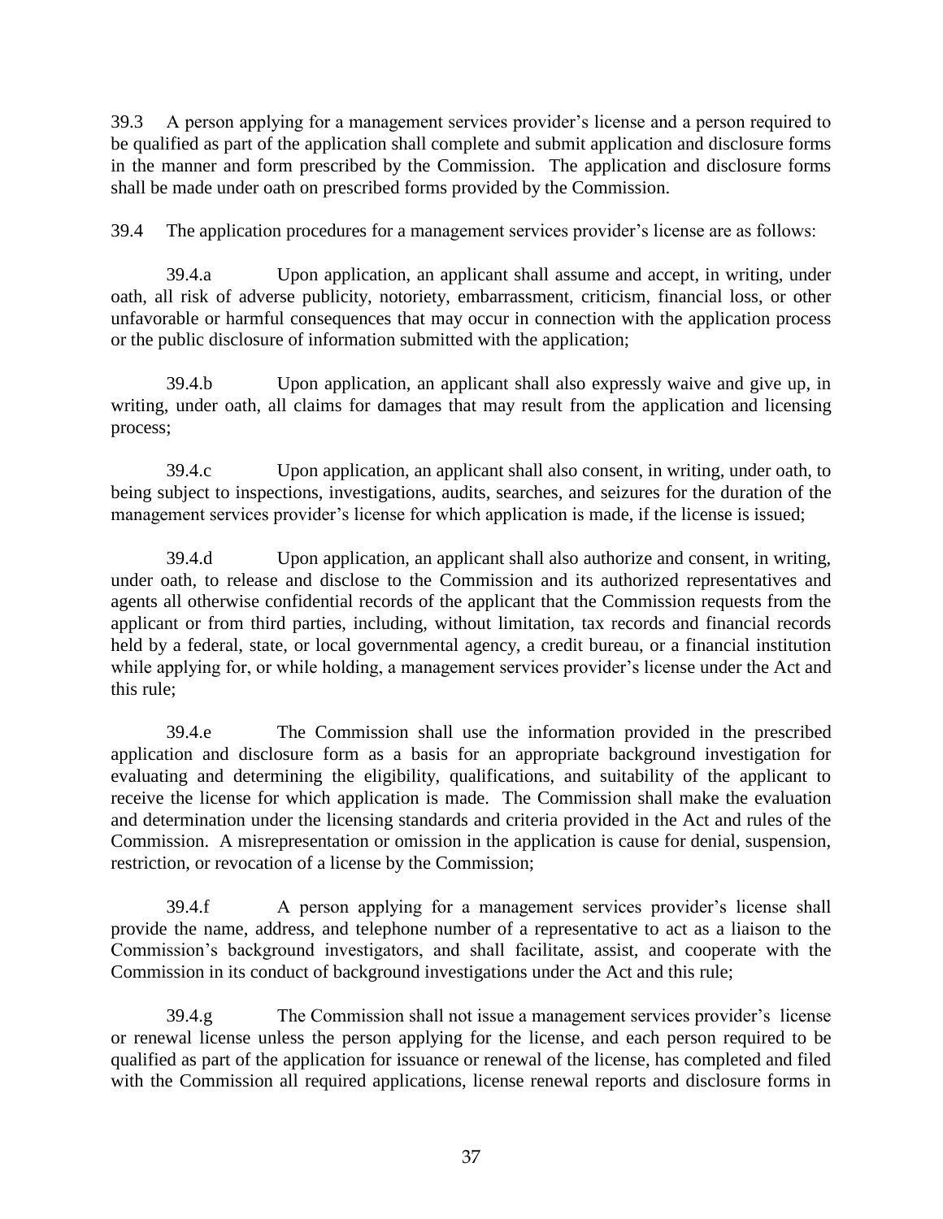39.3 A person applying for a management services provider’s license and a person required to be qualified as part of the application shall complete and submit application and disclosure forms in the manner and form prescribed by the Commission. The application and disclosure forms shall be made under oath on prescribed forms provided by the Commission.

39.4 The application procedures for a management services provider’s license are as follows:

39.4.a Upon application, an applicant shall assume and accept, in writing, under oath, all risk of adverse publicity, notoriety, embarrassment, criticism, financial loss, or other unfavorable or harmful consequences that may occur in connection with the application process or the public disclosure of information submitted with the application;

39.4.b Upon application, an applicant shall also expressly waive and give up, in writing, under oath, all claims for damages that may result from the application and licensing process;

39.4.c Upon application, an applicant shall also consent, in writing, under oath, to being subject to inspections, investigations, audits, searches, and seizures for the duration of the management services provider’s license for which application is made, if the license is issued;

39.4.d Upon application, an applicant shall also authorize and consent, in writing, under oath, to release and disclose to the Commission and its authorized representatives and agents all otherwise confidential records of the applicant that the Commission requests from the applicant or from third parties, including, without limitation, tax records and financial records held by a federal, state, or local governmental agency, a credit bureau, or a financial institution while applying for, or while holding, a management services provider’s license under the Act and this rule;

39.4.e The Commission shall use the information provided in the prescribed application and disclosure form as a basis for an appropriate background investigation for evaluating and determining the eligibility, qualifications, and suitability of the applicant to receive the license for which application is made. The Commission shall make the evaluation and determination under the licensing standards and criteria provided in the Act and rules of the Commission. A misrepresentation or omission in the application is cause for denial, suspension, restriction, or revocation of a license by the Commission;

39.4.f A person applying for a management services provider’s license shall provide the name, address, and telephone number of a representative to act as a liaison to the Commission’s background investigators, and shall facilitate, assist, and cooperate with the Commission in its conduct of background investigations under the Act and this rule;

39.4.g The Commission shall not issue a management services provider’s license or renewal license unless the person applying for the license, and each person required to be qualified as part of the application for issuance or renewal of the license, has completed and filed with the Commission all required applications, license renewal reports and disclosure forms in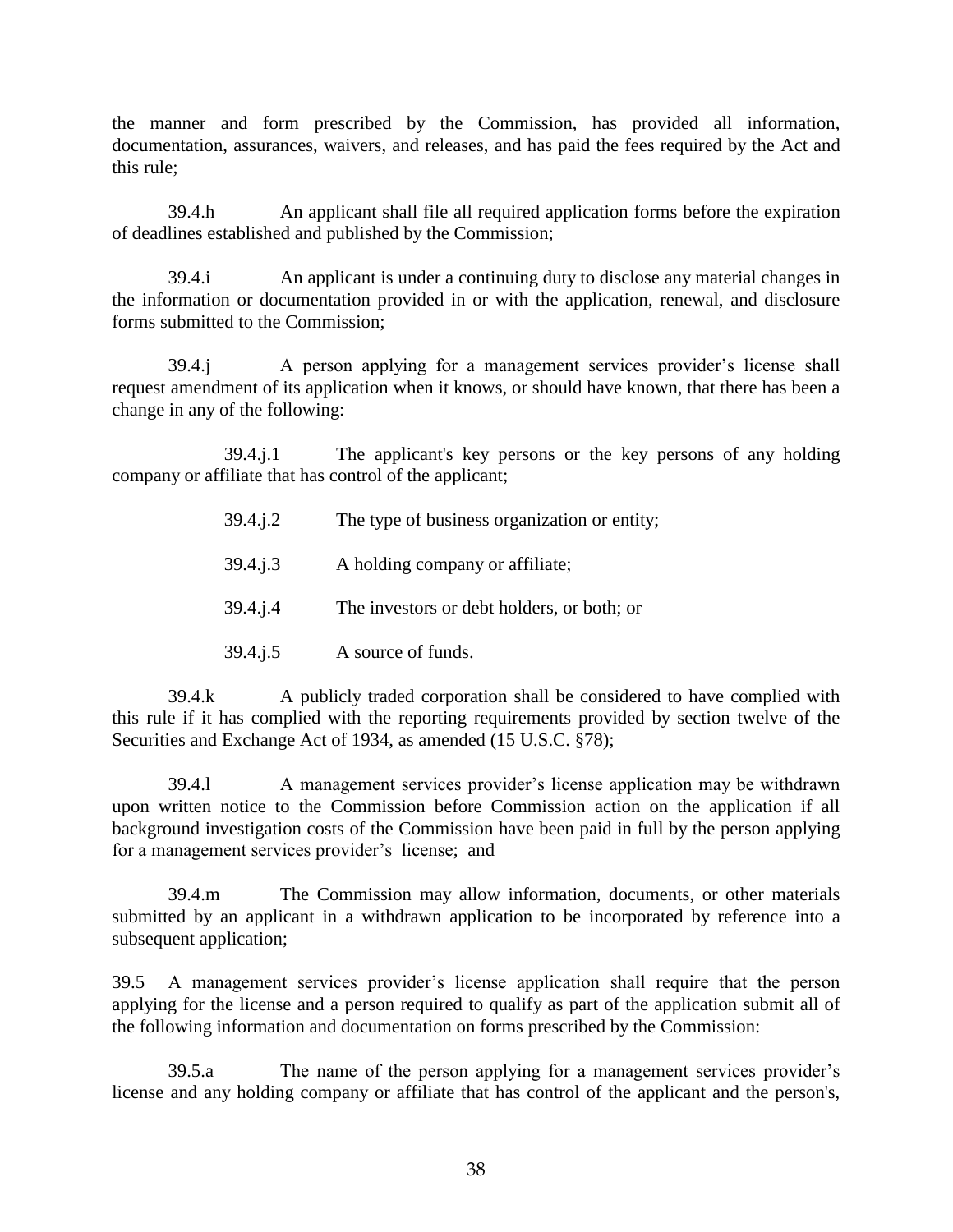the manner and form prescribed by the Commission, has provided all information, documentation, assurances, waivers, and releases, and has paid the fees required by the Act and this rule;

39.4.h An applicant shall file all required application forms before the expiration of deadlines established and published by the Commission;

39.4.i An applicant is under a continuing duty to disclose any material changes in the information or documentation provided in or with the application, renewal, and disclosure forms submitted to the Commission;

39.4.j A person applying for a management services provider's license shall request amendment of its application when it knows, or should have known, that there has been a change in any of the following:

39.4.j.1 The applicant's key persons or the key persons of any holding company or affiliate that has control of the applicant;

39.4.j.2 The type of business organization or entity;

39.4.j.3 A holding company or affiliate;

39.4.j.4 The investors or debt holders, or both; or

39.4.j.5 A source of funds.

39.4.k A publicly traded corporation shall be considered to have complied with this rule if it has complied with the reporting requirements provided by section twelve of the Securities and Exchange Act of 1934, as amended (15 U.S.C. §78);

39.4.l A management services provider's license application may be withdrawn upon written notice to the Commission before Commission action on the application if all background investigation costs of the Commission have been paid in full by the person applying for a management services provider's license; and

39.4.m The Commission may allow information, documents, or other materials submitted by an applicant in a withdrawn application to be incorporated by reference into a subsequent application;

39.5 A management services provider's license application shall require that the person applying for the license and a person required to qualify as part of the application submit all of the following information and documentation on forms prescribed by the Commission:

39.5.a The name of the person applying for a management services provider's license and any holding company or affiliate that has control of the applicant and the person's,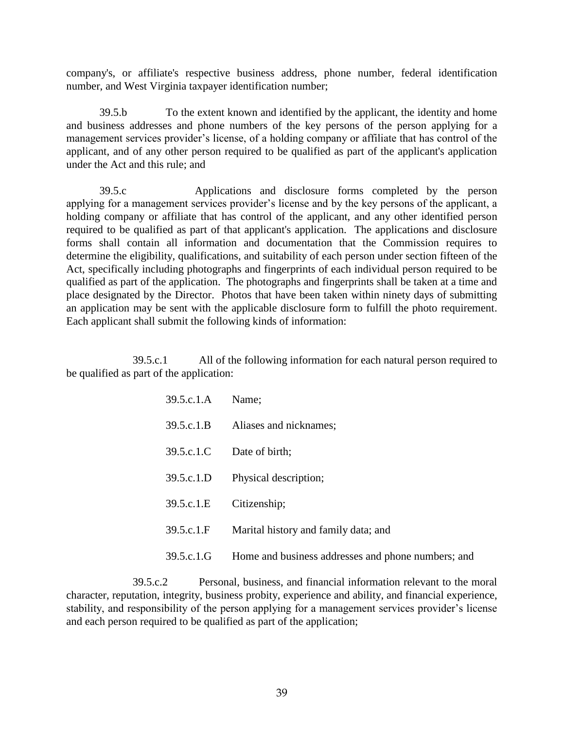company's, or affiliate's respective business address, phone number, federal identification number, and West Virginia taxpayer identification number;

39.5.b To the extent known and identified by the applicant, the identity and home and business addresses and phone numbers of the key persons of the person applying for a management services provider's license, of a holding company or affiliate that has control of the applicant, and of any other person required to be qualified as part of the applicant's application under the Act and this rule; and

39.5.c Applications and disclosure forms completed by the person applying for a management services provider's license and by the key persons of the applicant, a holding company or affiliate that has control of the applicant, and any other identified person required to be qualified as part of that applicant's application. The applications and disclosure forms shall contain all information and documentation that the Commission requires to determine the eligibility, qualifications, and suitability of each person under section fifteen of the Act, specifically including photographs and fingerprints of each individual person required to be qualified as part of the application. The photographs and fingerprints shall be taken at a time and place designated by the Director. Photos that have been taken within ninety days of submitting an application may be sent with the applicable disclosure form to fulfill the photo requirement. Each applicant shall submit the following kinds of information:

39.5.c.1 All of the following information for each natural person required to be qualified as part of the application:

39.5.c.1.A Name;

39.5.c.1.B Aliases and nicknames;

39.5.c.1.C Date of birth;

39.5.c.1.D Physical description;

39.5.c.1.E Citizenship;

39.5.c.1.F Marital history and family data; and

39.5.c.1.G Home and business addresses and phone numbers; and

39.5.c.2 Personal, business, and financial information relevant to the moral character, reputation, integrity, business probity, experience and ability, and financial experience, stability, and responsibility of the person applying for a management services provider's license and each person required to be qualified as part of the application;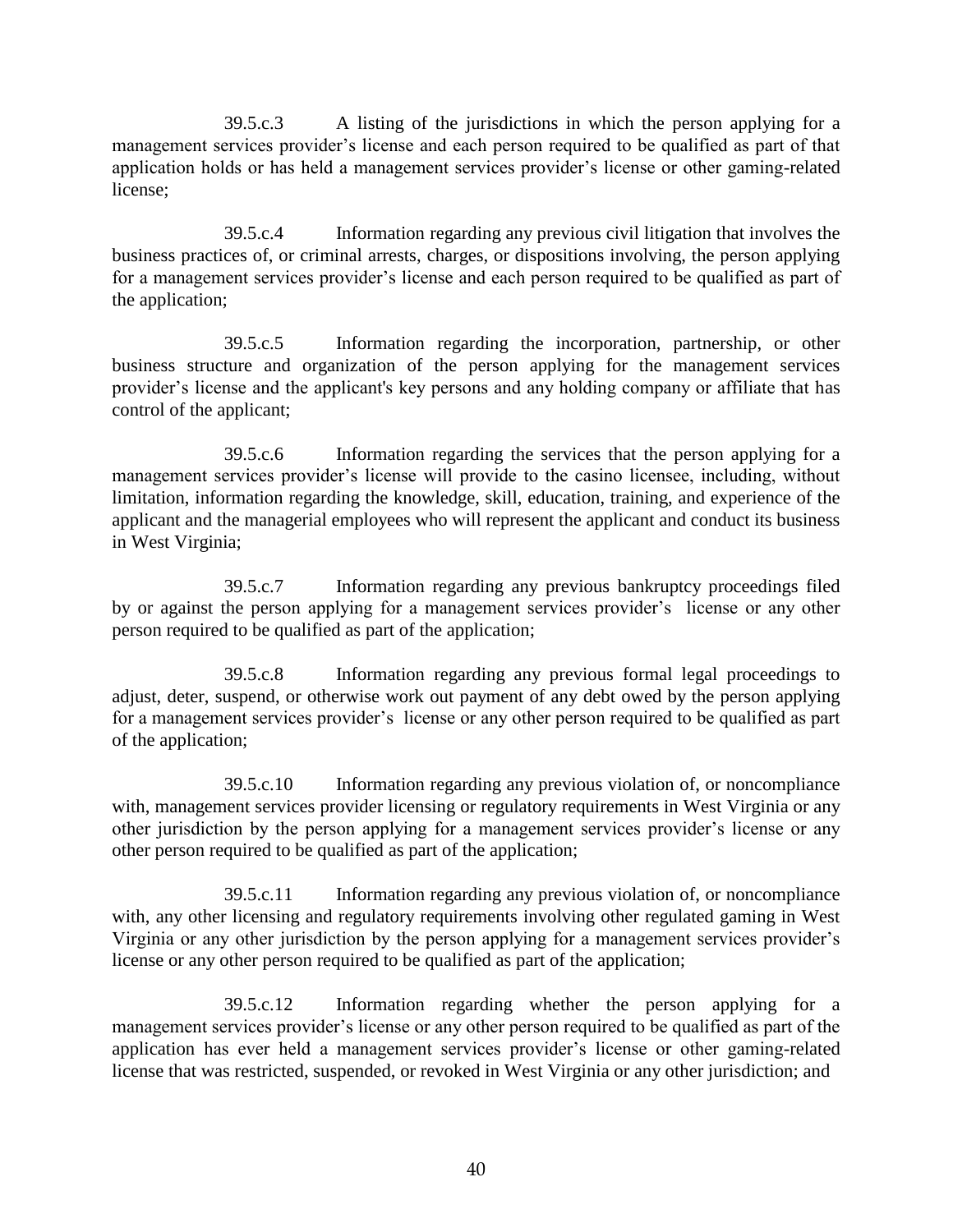39.5.c.3 A listing of the jurisdictions in which the person applying for a management services provider's license and each person required to be qualified as part of that application holds or has held a management services provider's license or other gaming-related license;

39.5.c.4 Information regarding any previous civil litigation that involves the business practices of, or criminal arrests, charges, or dispositions involving, the person applying for a management services provider's license and each person required to be qualified as part of the application;

39.5.c.5 Information regarding the incorporation, partnership, or other business structure and organization of the person applying for the management services provider's license and the applicant's key persons and any holding company or affiliate that has control of the applicant;

39.5.c.6 Information regarding the services that the person applying for a management services provider's license will provide to the casino licensee, including, without limitation, information regarding the knowledge, skill, education, training, and experience of the applicant and the managerial employees who will represent the applicant and conduct its business in West Virginia;

39.5.c.7 Information regarding any previous bankruptcy proceedings filed by or against the person applying for a management services provider's license or any other person required to be qualified as part of the application;

39.5.c.8 Information regarding any previous formal legal proceedings to adjust, deter, suspend, or otherwise work out payment of any debt owed by the person applying for a management services provider's license or any other person required to be qualified as part of the application;

39.5.c.10 Information regarding any previous violation of, or noncompliance with, management services provider licensing or regulatory requirements in West Virginia or any other jurisdiction by the person applying for a management services provider's license or any other person required to be qualified as part of the application;

39.5.c.11 Information regarding any previous violation of, or noncompliance with, any other licensing and regulatory requirements involving other regulated gaming in West Virginia or any other jurisdiction by the person applying for a management services provider's license or any other person required to be qualified as part of the application;

39.5.c.12 Information regarding whether the person applying for a management services provider's license or any other person required to be qualified as part of the application has ever held a management services provider's license or other gaming-related license that was restricted, suspended, or revoked in West Virginia or any other jurisdiction; and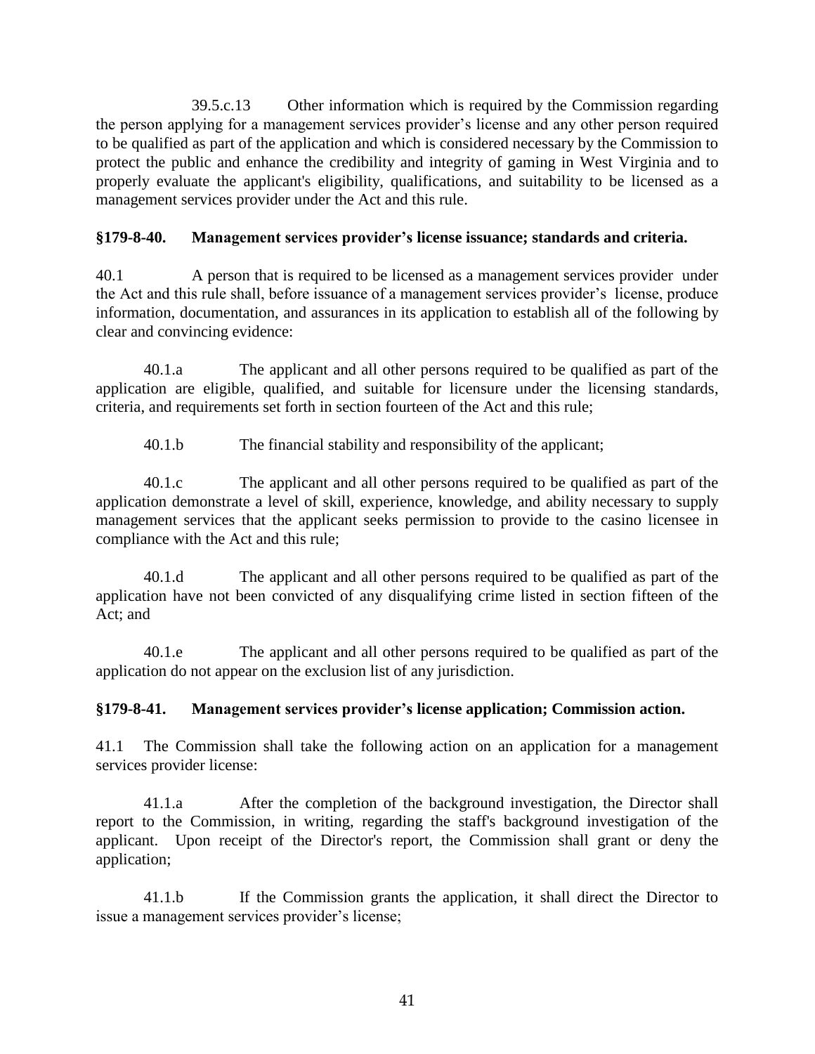39.5.c.13 Other information which is required by the Commission regarding the person applying for a management services provider's license and any other person required to be qualified as part of the application and which is considered necessary by the Commission to protect the public and enhance the credibility and integrity of gaming in West Virginia and to properly evaluate the applicant's eligibility, qualifications, and suitability to be licensed as a management services provider under the Act and this rule.

**§179-8-40. Management services provider's license issuance; standards and criteria.**

40.1 A person that is required to be licensed as a management services provider under the Act and this rule shall, before issuance of a management services provider's license, produce information, documentation, and assurances in its application to establish all of the following by clear and convincing evidence:

40.1.a The applicant and all other persons required to be qualified as part of the application are eligible, qualified, and suitable for licensure under the licensing standards, criteria, and requirements set forth in section fourteen of the Act and this rule;

40.1.b The financial stability and responsibility of the applicant;

40.1.c The applicant and all other persons required to be qualified as part of the application demonstrate a level of skill, experience, knowledge, and ability necessary to supply management services that the applicant seeks permission to provide to the casino licensee in compliance with the Act and this rule;

40.1.d The applicant and all other persons required to be qualified as part of the application have not been convicted of any disqualifying crime listed in section fifteen of the Act; and

40.1.e The applicant and all other persons required to be qualified as part of the application do not appear on the exclusion list of any jurisdiction.

**§179-8-41. Management services provider's license application; Commission action.**

41.1 The Commission shall take the following action on an application for a management services provider license:

41.1.a After the completion of the background investigation, the Director shall report to the Commission, in writing, regarding the staff's background investigation of the applicant. Upon receipt of the Director's report, the Commission shall grant or deny the application;

41.1.b If the Commission grants the application, it shall direct the Director to issue a management services provider's license;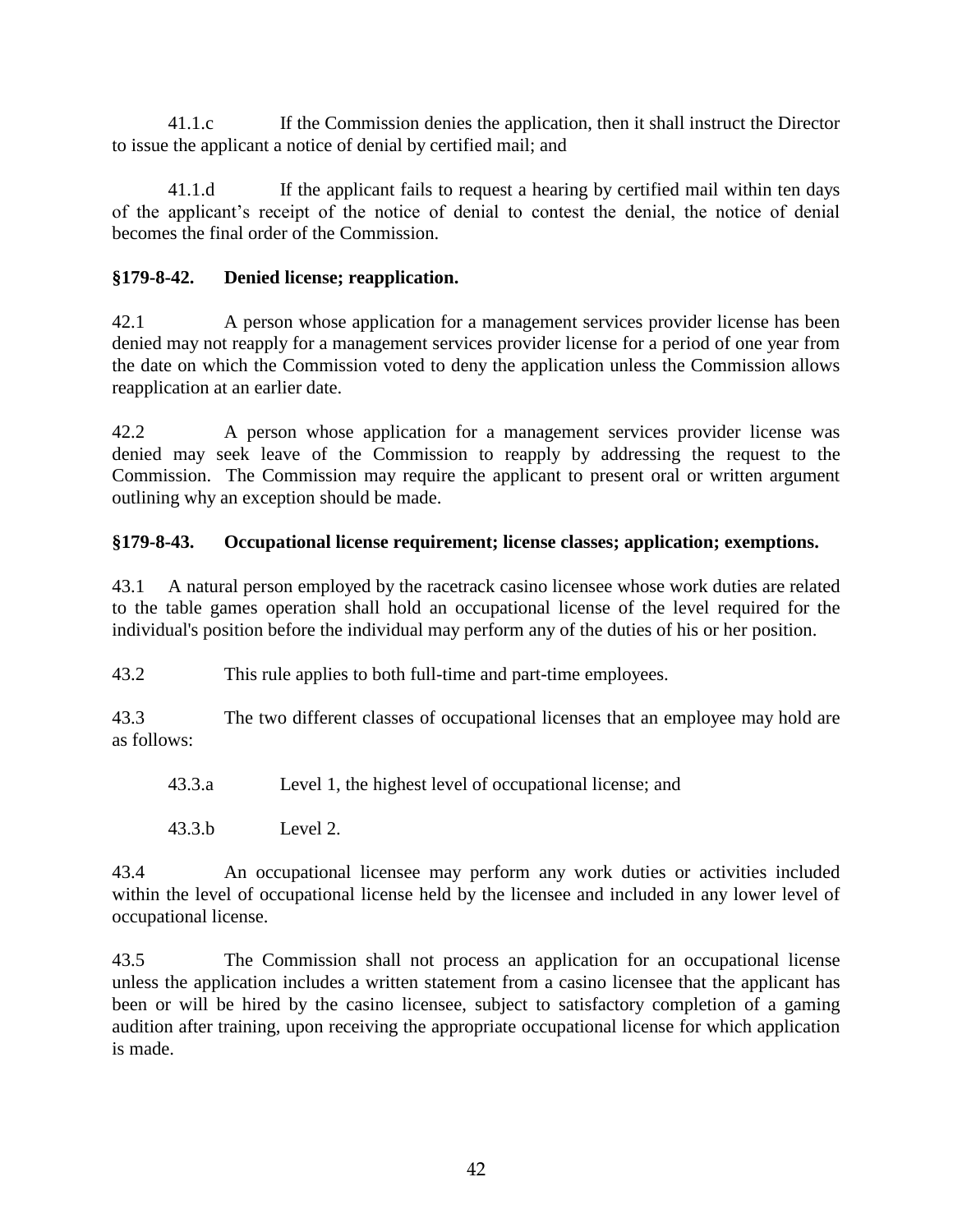41.1.c If the Commission denies the application, then it shall instruct the Director to issue the applicant a notice of denial by certified mail; and

41.1.d If the applicant fails to request a hearing by certified mail within ten days of the applicant's receipt of the notice of denial to contest the denial, the notice of denial becomes the final order of the Commission.

**§179-8-42. Denied license; reapplication.**

42.1 A person whose application for a management services provider license has been denied may not reapply for a management services provider license for a period of one year from the date on which the Commission voted to deny the application unless the Commission allows reapplication at an earlier date.

42.2 A person whose application for a management services provider license was denied may seek leave of the Commission to reapply by addressing the request to the Commission. The Commission may require the applicant to present oral or written argument outlining why an exception should be made.

**§179-8-43. Occupational license requirement; license classes; application; exemptions.**

43.1 A natural person employed by the racetrack casino licensee whose work duties are related to the table games operation shall hold an occupational license of the level required for the individual's position before the individual may perform any of the duties of his or her position.

43.2 This rule applies to both full-time and part-time employees.

43.3 The two different classes of occupational licenses that an employee may hold are as follows:

43.3.a Level 1, the highest level of occupational license; and

43.3.b Level 2.

43.4 An occupational licensee may perform any work duties or activities included within the level of occupational license held by the licensee and included in any lower level of occupational license.

43.5 The Commission shall not process an application for an occupational license unless the application includes a written statement from a casino licensee that the applicant has been or will be hired by the casino licensee, subject to satisfactory completion of a gaming audition after training, upon receiving the appropriate occupational license for which application is made.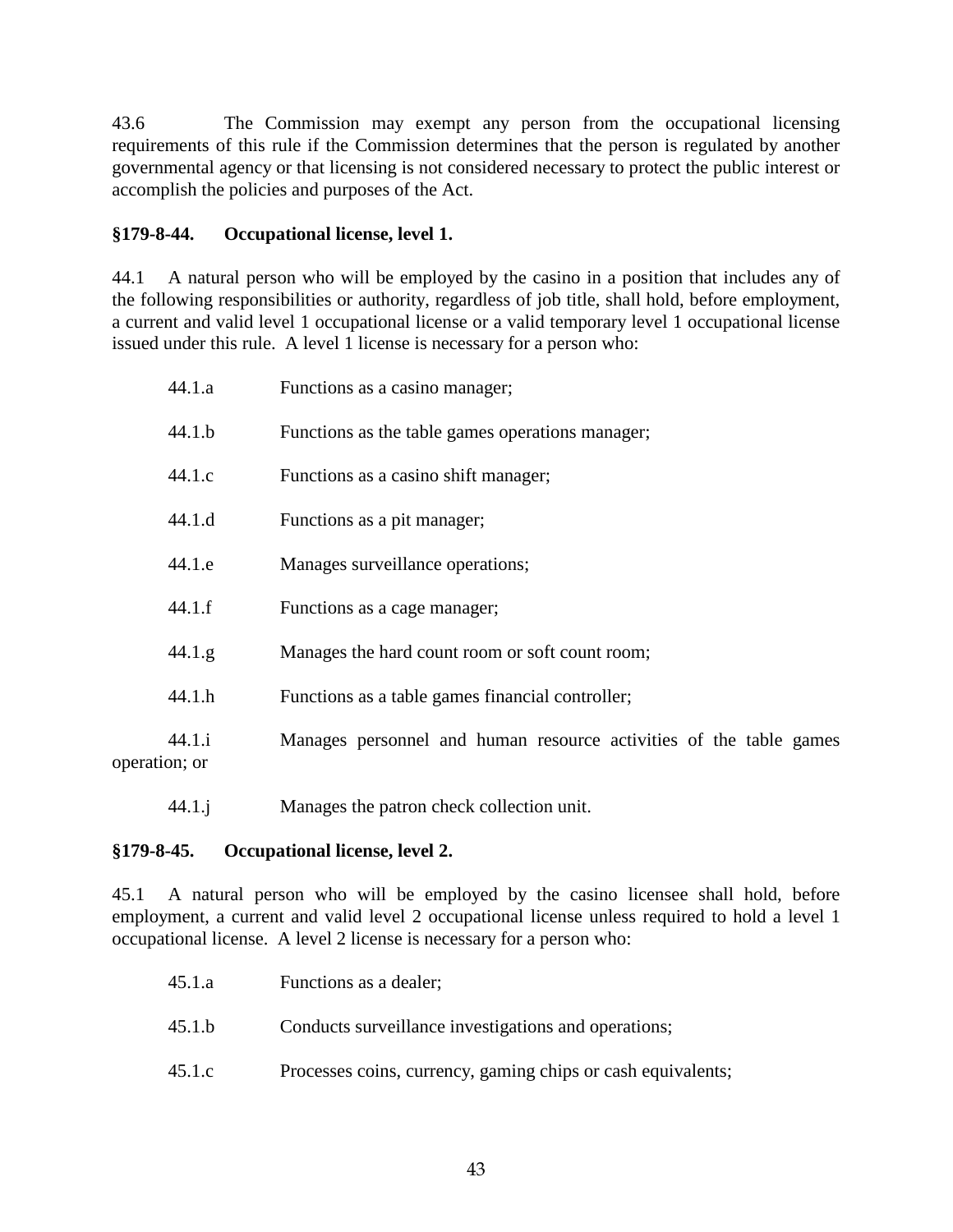43.6 The Commission may exempt any person from the occupational licensing requirements of this rule if the Commission determines that the person is regulated by another governmental agency or that licensing is not considered necessary to protect the public interest or accomplish the policies and purposes of the Act.

**§179-8-44. Occupational license, level 1.**

44.1 A natural person who will be employed by the casino in a position that includes any of the following responsibilities or authority, regardless of job title, shall hold, before employment, a current and valid level 1 occupational license or a valid temporary level 1 occupational license issued under this rule. A level 1 license is necessary for a person who:

44.1.a Functions as a casino manager;

44.1.b Functions as the table games operations manager;

44.1.c Functions as a casino shift manager;

44.1.d Functions as a pit manager;

44.1.e Manages surveillance operations;

44.1.f Functions as a cage manager;

44.1.g Manages the hard count room or soft count room;

44.1.h Functions as a table games financial controller;

44.1.i Manages personnel and human resource activities of the table games operation; or

44.1.j Manages the patron check collection unit.

**§179-8-45. Occupational license, level 2.**

45.1 A natural person who will be employed by the casino licensee shall hold, before employment, a current and valid level 2 occupational license unless required to hold a level 1 occupational license. A level 2 license is necessary for a person who:

45.1.a Functions as a dealer;

45.1.b Conducts surveillance investigations and operations;

45.1.c Processes coins, currency, gaming chips or cash equivalents;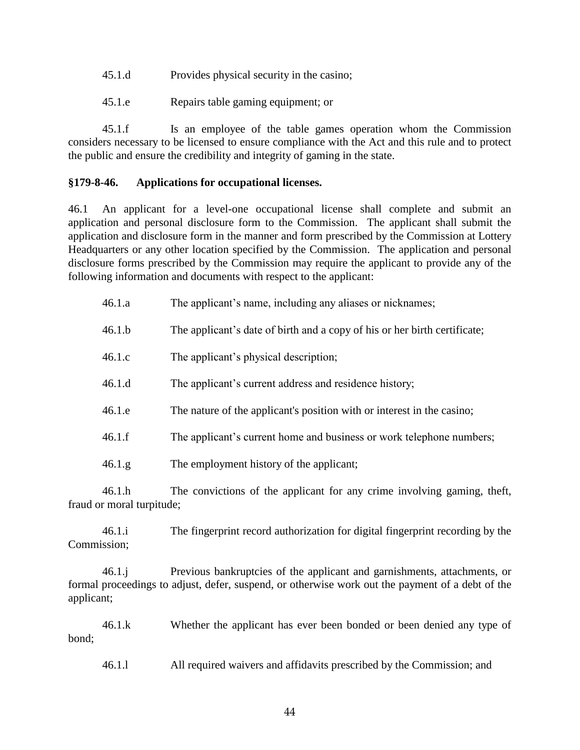45.1.d Provides physical security in the casino;

45.1.e Repairs table gaming equipment; or

45.1.f Is an employee of the table games operation whom the Commission considers necessary to be licensed to ensure compliance with the Act and this rule and to protect the public and ensure the credibility and integrity of gaming in the state.

**§179-8-46. Applications for occupational licenses.**

46.1 An applicant for a level-one occupational license shall complete and submit an application and personal disclosure form to the Commission. The applicant shall submit the application and disclosure form in the manner and form prescribed by the Commission at Lottery Headquarters or any other location specified by the Commission. The application and personal disclosure forms prescribed by the Commission may require the applicant to provide any of the following information and documents with respect to the applicant:

46.1.a The applicant's name, including any aliases or nicknames;

46.1.b The applicant's date of birth and a copy of his or her birth certificate;

46.1.c The applicant's physical description;

46.1.d The applicant's current address and residence history;

46.1.e The nature of the applicant's position with or interest in the casino;

46.1.f The applicant's current home and business or work telephone numbers;

46.1.g The employment history of the applicant;

46.1.h The convictions of the applicant for any crime involving gaming, theft, fraud or moral turpitude;

46.1.i The fingerprint record authorization for digital fingerprint recording by the Commission;

46.1.j Previous bankruptcies of the applicant and garnishments, attachments, or formal proceedings to adjust, defer, suspend, or otherwise work out the payment of a debt of the applicant;

46.1.k Whether the applicant has ever been bonded or been denied any type of bond;

46.1.l All required waivers and affidavits prescribed by the Commission; and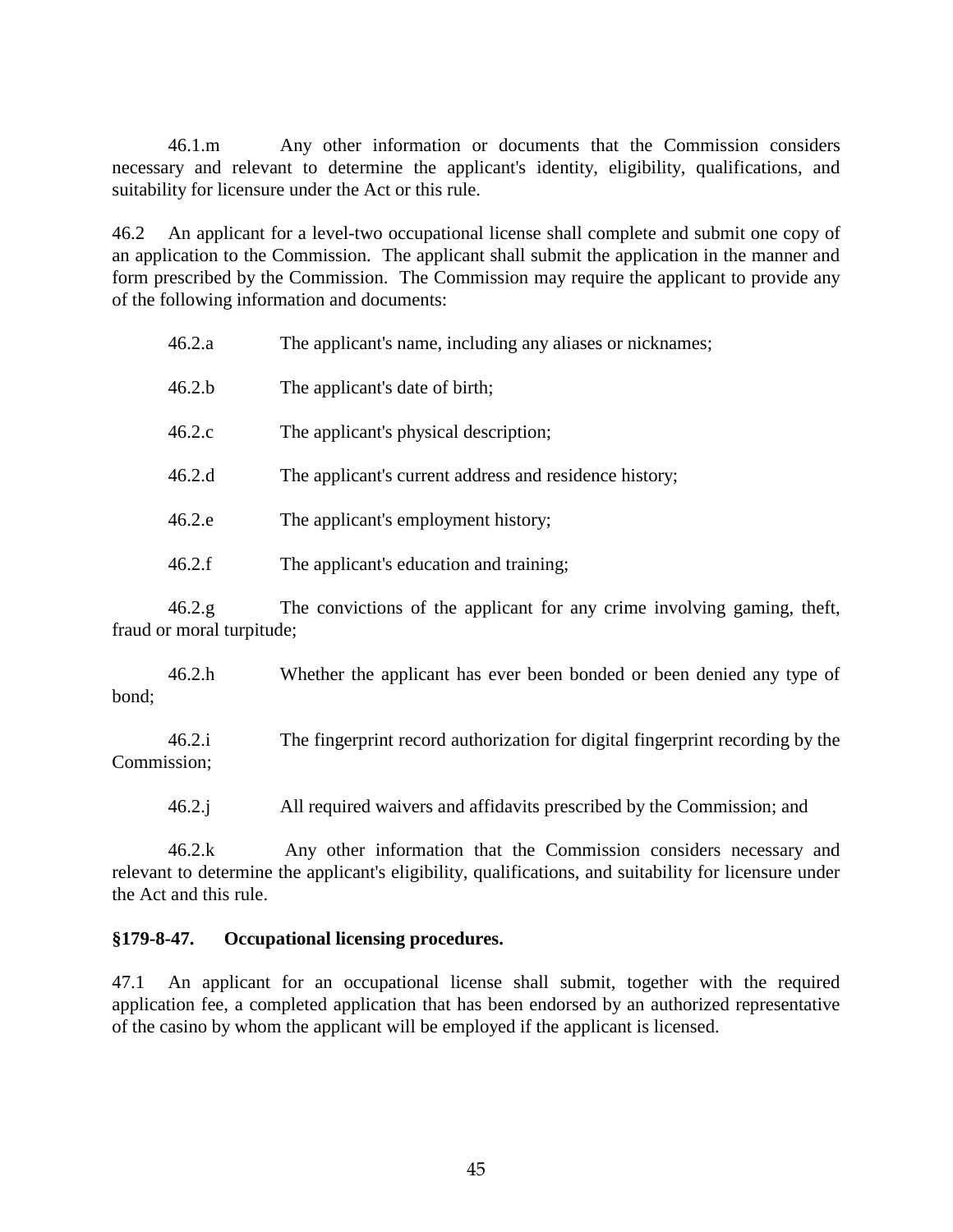46.1.m Any other information or documents that the Commission considers necessary and relevant to determine the applicant's identity, eligibility, qualifications, and suitability for licensure under the Act or this rule.

46.2 An applicant for a level-two occupational license shall complete and submit one copy of an application to the Commission. The applicant shall submit the application in the manner and form prescribed by the Commission. The Commission may require the applicant to provide any of the following information and documents:

46.2.a The applicant's name, including any aliases or nicknames;

46.2.b The applicant's date of birth;

46.2.c The applicant's physical description;

46.2.d The applicant's current address and residence history;

46.2.e The applicant's employment history;

46.2.f The applicant's education and training;

46.2.g The convictions of the applicant for any crime involving gaming, theft, fraud or moral turpitude;

46.2.h Whether the applicant has ever been bonded or been denied any type of bond;

46.2.i The fingerprint record authorization for digital fingerprint recording by the Commission;

46.2.j All required waivers and affidavits prescribed by the Commission; and

46.2.k Any other information that the Commission considers necessary and relevant to determine the applicant's eligibility, qualifications, and suitability for licensure under the Act and this rule.

**§179-8-47. Occupational licensing procedures.**

47.1 An applicant for an occupational license shall submit, together with the required application fee, a completed application that has been endorsed by an authorized representative of the casino by whom the applicant will be employed if the applicant is licensed.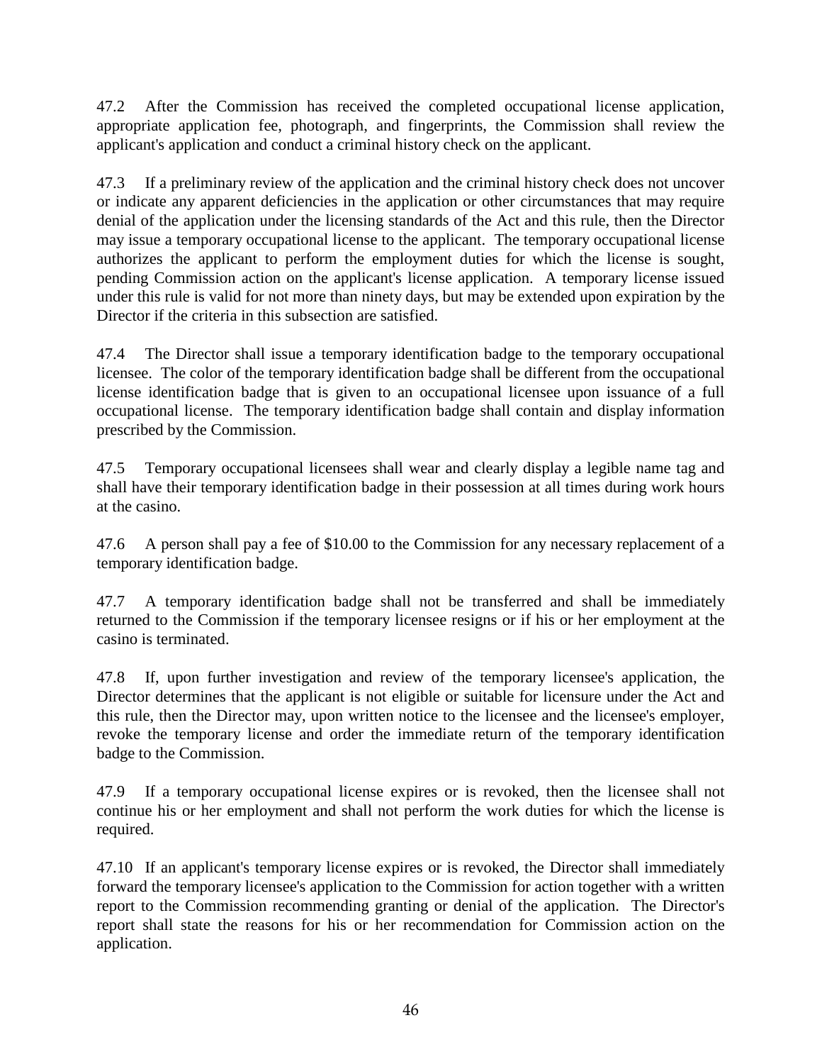47.2 After the Commission has received the completed occupational license application, appropriate application fee, photograph, and fingerprints, the Commission shall review the applicant's application and conduct a criminal history check on the applicant.

47.3 If a preliminary review of the application and the criminal history check does not uncover or indicate any apparent deficiencies in the application or other circumstances that may require denial of the application under the licensing standards of the Act and this rule, then the Director may issue a temporary occupational license to the applicant. The temporary occupational license authorizes the applicant to perform the employment duties for which the license is sought, pending Commission action on the applicant's license application. A temporary license issued under this rule is valid for not more than ninety days, but may be extended upon expiration by the Director if the criteria in this subsection are satisfied.

47.4 The Director shall issue a temporary identification badge to the temporary occupational licensee. The color of the temporary identification badge shall be different from the occupational license identification badge that is given to an occupational licensee upon issuance of a full occupational license. The temporary identification badge shall contain and display information prescribed by the Commission.

47.5 Temporary occupational licensees shall wear and clearly display a legible name tag and shall have their temporary identification badge in their possession at all times during work hours at the casino.

47.6 A person shall pay a fee of $10.00 to the Commission for any necessary replacement of a temporary identification badge.

47.7 A temporary identification badge shall not be transferred and shall be immediately returned to the Commission if the temporary licensee resigns or if his or her employment at the casino is terminated.

47.8 If, upon further investigation and review of the temporary licensee's application, the Director determines that the applicant is not eligible or suitable for licensure under the Act and this rule, then the Director may, upon written notice to the licensee and the licensee's employer, revoke the temporary license and order the immediate return of the temporary identification badge to the Commission.

47.9 If a temporary occupational license expires or is revoked, then the licensee shall not continue his or her employment and shall not perform the work duties for which the license is required.

47.10 If an applicant's temporary license expires or is revoked, the Director shall immediately forward the temporary licensee's application to the Commission for action together with a written report to the Commission recommending granting or denial of the application. The Director's report shall state the reasons for his or her recommendation for Commission action on the application.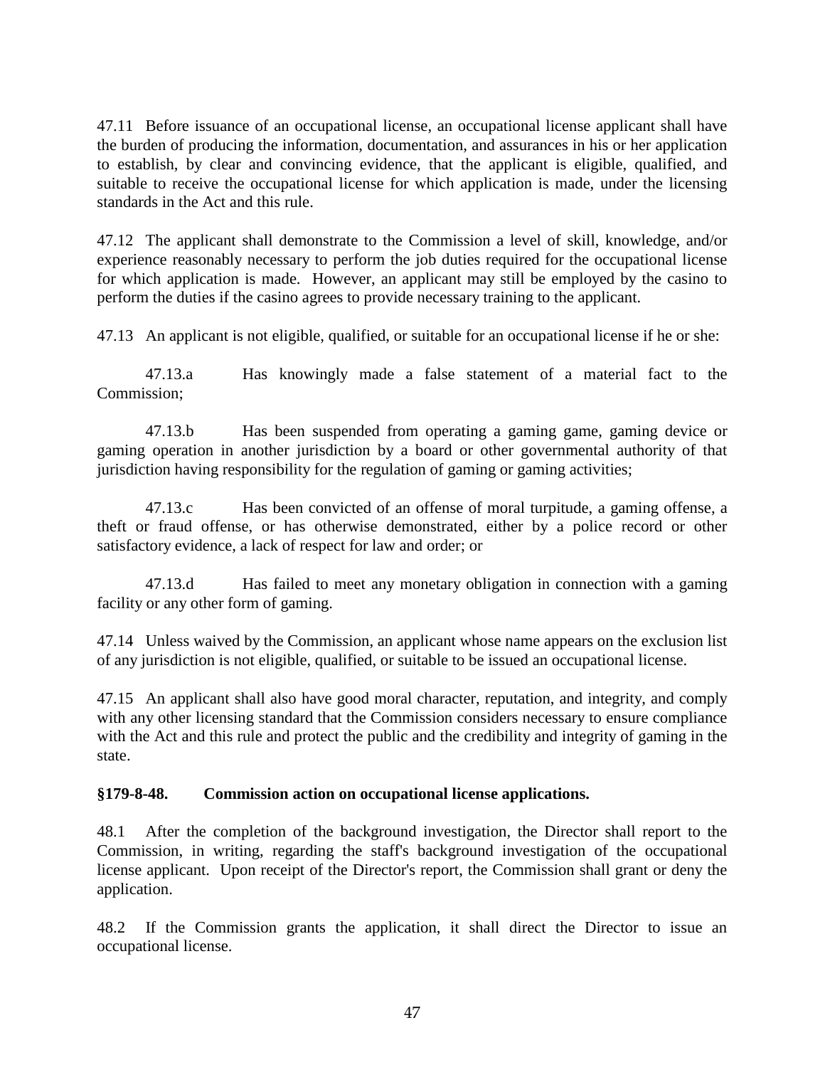47.11 Before issuance of an occupational license, an occupational license applicant shall have the burden of producing the information, documentation, and assurances in his or her application to establish, by clear and convincing evidence, that the applicant is eligible, qualified, and suitable to receive the occupational license for which application is made, under the licensing standards in the Act and this rule.

47.12 The applicant shall demonstrate to the Commission a level of skill, knowledge, and/or experience reasonably necessary to perform the job duties required for the occupational license for which application is made. However, an applicant may still be employed by the casino to perform the duties if the casino agrees to provide necessary training to the applicant.

47.13 An applicant is not eligible, qualified, or suitable for an occupational license if he or she:

47.13.a Has knowingly made a false statement of a material fact to the Commission;

47.13.b Has been suspended from operating a gaming game, gaming device or gaming operation in another jurisdiction by a board or other governmental authority of that jurisdiction having responsibility for the regulation of gaming or gaming activities;

47.13.c Has been convicted of an offense of moral turpitude, a gaming offense, a theft or fraud offense, or has otherwise demonstrated, either by a police record or other satisfactory evidence, a lack of respect for law and order; or

47.13.d Has failed to meet any monetary obligation in connection with a gaming facility or any other form of gaming.

47.14 Unless waived by the Commission, an applicant whose name appears on the exclusion list of any jurisdiction is not eligible, qualified, or suitable to be issued an occupational license.

47.15 An applicant shall also have good moral character, reputation, and integrity, and comply with any other licensing standard that the Commission considers necessary to ensure compliance with the Act and this rule and protect the public and the credibility and integrity of gaming in the state.

**§179-8-48. Commission action on occupational license applications.**

48.1 After the completion of the background investigation, the Director shall report to the Commission, in writing, regarding the staff's background investigation of the occupational license applicant. Upon receipt of the Director's report, the Commission shall grant or deny the application.

48.2 If the Commission grants the application, it shall direct the Director to issue an occupational license.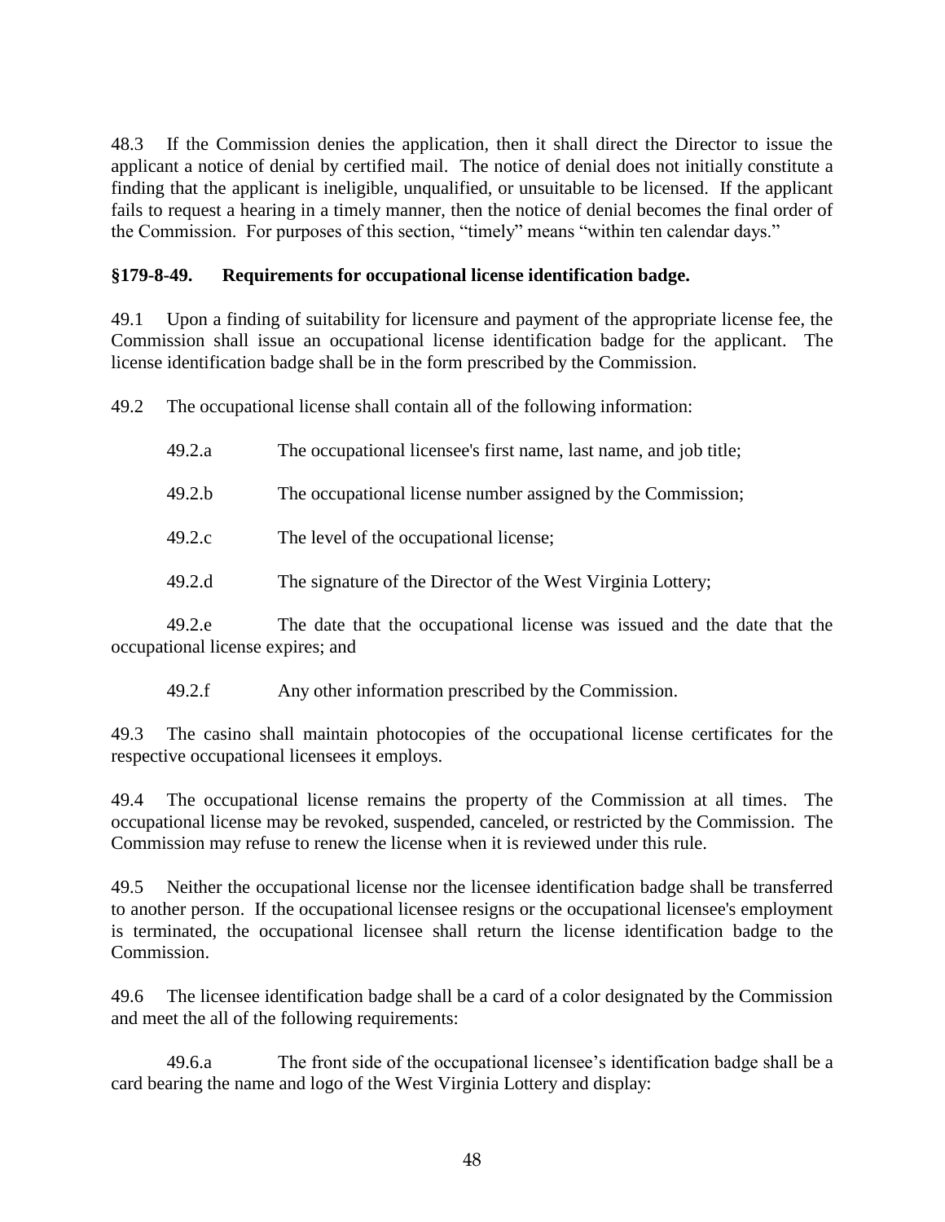48.3 If the Commission denies the application, then it shall direct the Director to issue the applicant a notice of denial by certified mail. The notice of denial does not initially constitute a finding that the applicant is ineligible, unqualified, or unsuitable to be licensed. If the applicant fails to request a hearing in a timely manner, then the notice of denial becomes the final order of the Commission. For purposes of this section, "timely" means "within ten calendar days."

**§179-8-49. Requirements for occupational license identification badge.**

49.1 Upon a finding of suitability for licensure and payment of the appropriate license fee, the Commission shall issue an occupational license identification badge for the applicant. The license identification badge shall be in the form prescribed by the Commission.

49.2 The occupational license shall contain all of the following information:

49.2.a The occupational licensee's first name, last name, and job title;

49.2.b The occupational license number assigned by the Commission;

49.2.c The level of the occupational license;

49.2.d The signature of the Director of the West Virginia Lottery;

49.2.e The date that the occupational license was issued and the date that the occupational license expires; and

49.2.f Any other information prescribed by the Commission.

49.3 The casino shall maintain photocopies of the occupational license certificates for the respective occupational licensees it employs.

49.4 The occupational license remains the property of the Commission at all times. The occupational license may be revoked, suspended, canceled, or restricted by the Commission. The Commission may refuse to renew the license when it is reviewed under this rule.

49.5 Neither the occupational license nor the licensee identification badge shall be transferred to another person. If the occupational licensee resigns or the occupational licensee's employment is terminated, the occupational licensee shall return the license identification badge to the Commission.

49.6 The licensee identification badge shall be a card of a color designated by the Commission and meet the all of the following requirements:

49.6.a The front side of the occupational licensee's identification badge shall be a card bearing the name and logo of the West Virginia Lottery and display: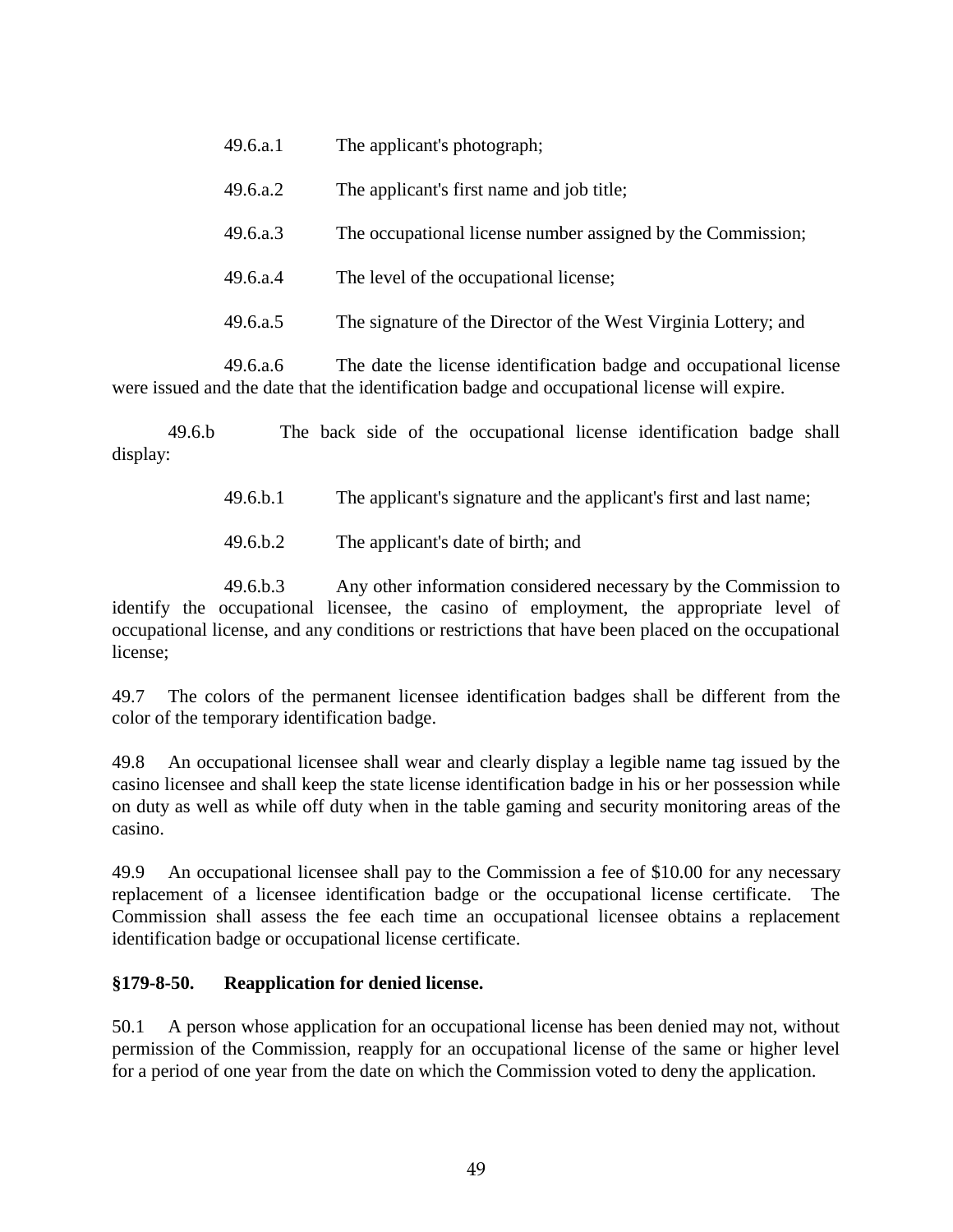49.6.a.1 The applicant's photograph;

49.6.a.2 The applicant's first name and job title;

49.6.a.3 The occupational license number assigned by the Commission;

49.6.a.4 The level of the occupational license;

49.6.a.5 The signature of the Director of the West Virginia Lottery; and

49.6.a.6 The date the license identification badge and occupational license were issued and the date that the identification badge and occupational license will expire.

49.6.b The back side of the occupational license identification badge shall display:

49.6.b.1 The applicant's signature and the applicant's first and last name;

49.6.b.2 The applicant's date of birth; and

49.6.b.3 Any other information considered necessary by the Commission to identify the occupational licensee, the casino of employment, the appropriate level of occupational license, and any conditions or restrictions that have been placed on the occupational license;

49.7 The colors of the permanent licensee identification badges shall be different from the color of the temporary identification badge.

49.8 An occupational licensee shall wear and clearly display a legible name tag issued by the casino licensee and shall keep the state license identification badge in his or her possession while on duty as well as while off duty when in the table gaming and security monitoring areas of the casino.

49.9 An occupational licensee shall pay to the Commission a fee of $10.00 for any necessary replacement of a licensee identification badge or the occupational license certificate. The Commission shall assess the fee each time an occupational licensee obtains a replacement identification badge or occupational license certificate.

**§179-8-50. Reapplication for denied license.**

50.1 A person whose application for an occupational license has been denied may not, without permission of the Commission, reapply for an occupational license of the same or higher level for a period of one year from the date on which the Commission voted to deny the application.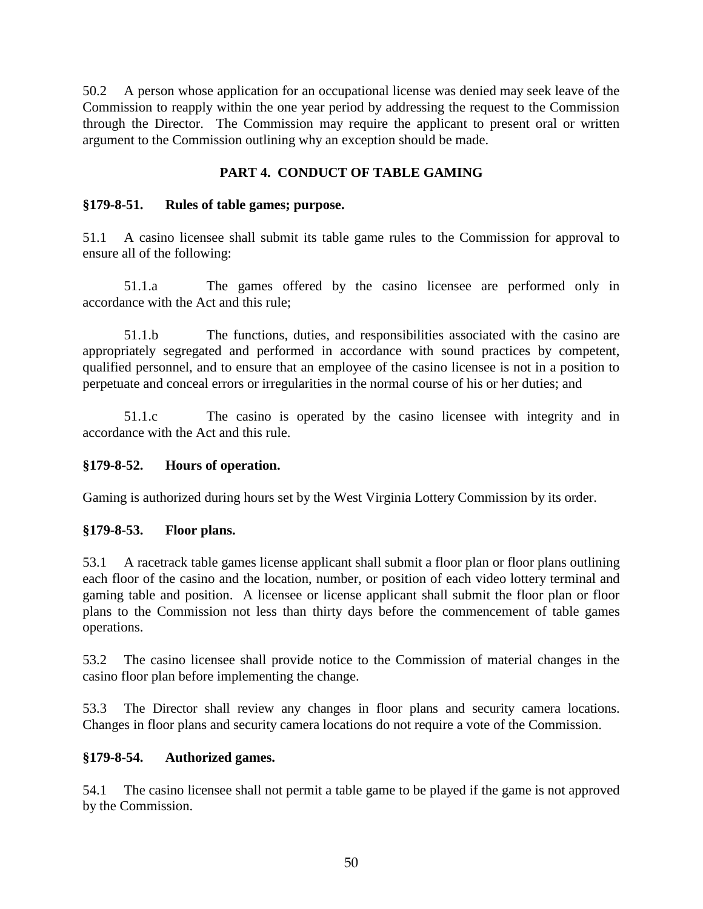50.2 A person whose application for an occupational license was denied may seek leave of the Commission to reapply within the one year period by addressing the request to the Commission through the Director. The Commission may require the applicant to present oral or written argument to the Commission outlining why an exception should be made.

## PART 4. CONDUCT OF TABLE GAMING

### §179-8-51. Rules of table games; purpose.

51.1 A casino licensee shall submit its table game rules to the Commission for approval to ensure all of the following:

51.1.a The games offered by the casino licensee are performed only in accordance with the Act and this rule;

51.1.b The functions, duties, and responsibilities associated with the casino are appropriately segregated and performed in accordance with sound practices by competent, qualified personnel, and to ensure that an employee of the casino licensee is not in a position to perpetuate and conceal errors or irregularities in the normal course of his or her duties; and

51.1.c The casino is operated by the casino licensee with integrity and in accordance with the Act and this rule.

### §179-8-52. Hours of operation.

Gaming is authorized during hours set by the West Virginia Lottery Commission by its order.

### §179-8-53. Floor plans.

53.1 A racetrack table games license applicant shall submit a floor plan or floor plans outlining each floor of the casino and the location, number, or position of each video lottery terminal and gaming table and position. A licensee or license applicant shall submit the floor plan or floor plans to the Commission not less than thirty days before the commencement of table games operations.

53.2 The casino licensee shall provide notice to the Commission of material changes in the casino floor plan before implementing the change.

53.3 The Director shall review any changes in floor plans and security camera locations. Changes in floor plans and security camera locations do not require a vote of the Commission.

### §179-8-54. Authorized games.

54.1 The casino licensee shall not permit a table game to be played if the game is not approved by the Commission.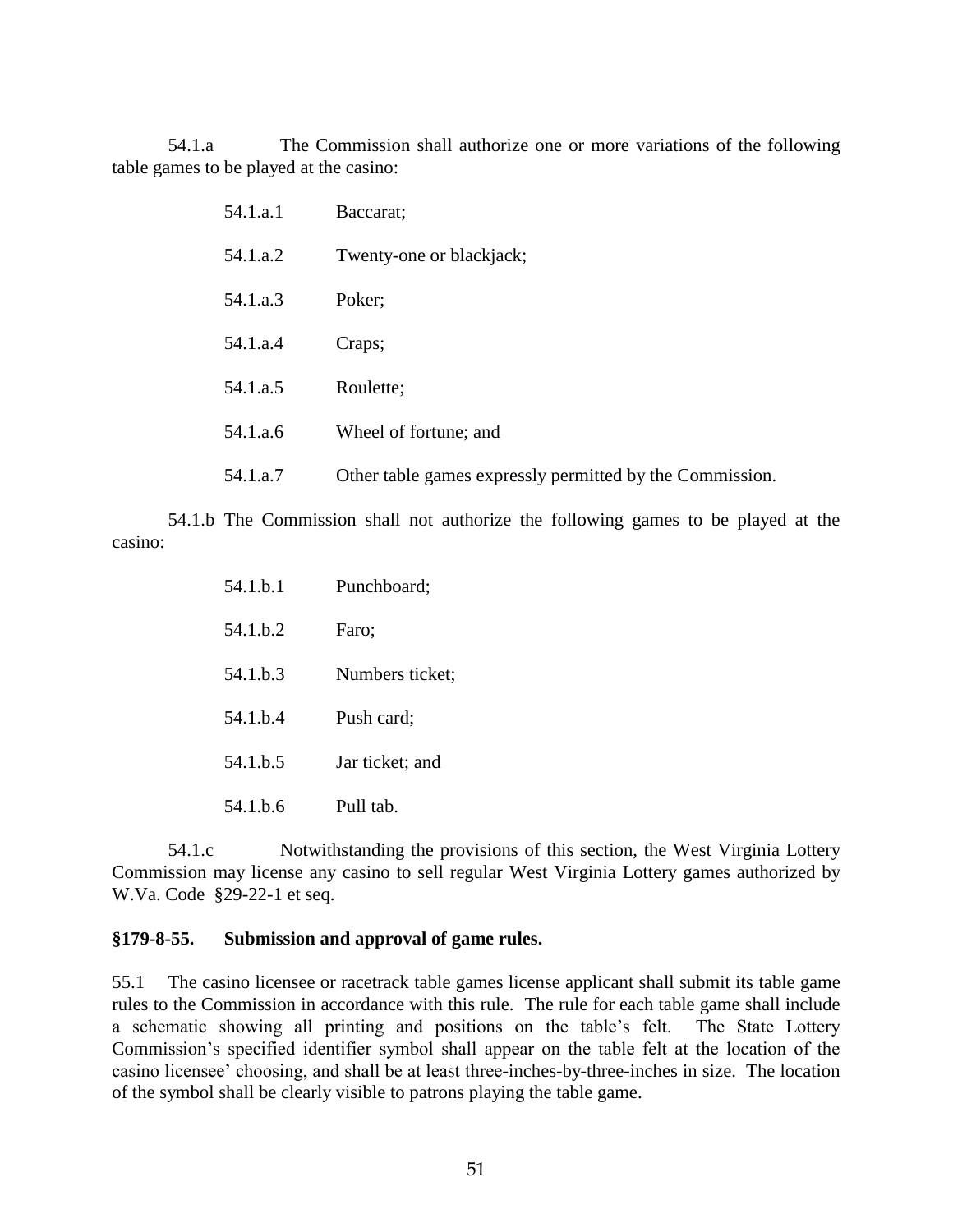54.1.a The Commission shall authorize one or more variations of the following table games to be played at the casino:

- 54.1.a.1 Baccarat;
- 54.1.a.2 Twenty-one or blackjack;
- 54.1.a.3 Poker;
- 54.1.a.4 Craps;
- 54.1.a.5 Roulette;
- 54.1.a.6 Wheel of fortune; and
- 54.1.a.7 Other table games expressly permitted by the Commission.

54.1.b The Commission shall not authorize the following games to be played at the casino:

- 54.1.b.1 Punchboard;
- 54.1.b.2 Faro;
- 54.1.b.3 Numbers ticket;
- 54.1.b.4 Push card;
- 54.1.b.5 Jar ticket; and
- 54.1.b.6 Pull tab.

54.1.c Notwithstanding the provisions of this section, the West Virginia Lottery Commission may license any casino to sell regular West Virginia Lottery games authorized by W.Va. Code §29-22-1 et seq.

**§179-8-55. Submission and approval of game rules.**

55.1 The casino licensee or racetrack table games license applicant shall submit its table game rules to the Commission in accordance with this rule. The rule for each table game shall include a schematic showing all printing and positions on the table's felt. The State Lottery Commission's specified identifier symbol shall appear on the table felt at the location of the casino licensee' choosing, and shall be at least three-inches-by-three-inches in size. The location of the symbol shall be clearly visible to patrons playing the table game.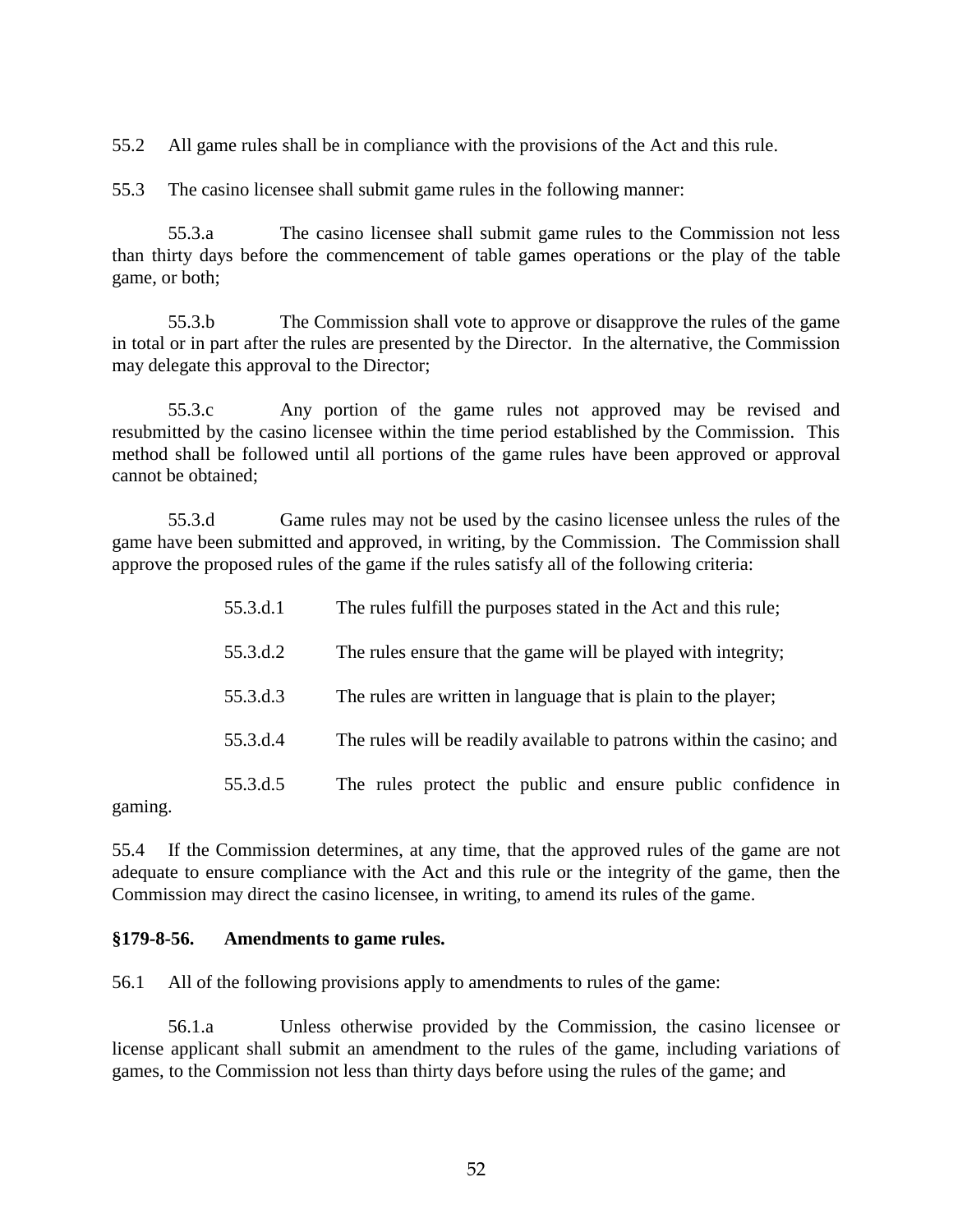55.2 All game rules shall be in compliance with the provisions of the Act and this rule.

55.3 The casino licensee shall submit game rules in the following manner:

55.3.a The casino licensee shall submit game rules to the Commission not less than thirty days before the commencement of table games operations or the play of the table game, or both;

55.3.b The Commission shall vote to approve or disapprove the rules of the game in total or in part after the rules are presented by the Director. In the alternative, the Commission may delegate this approval to the Director;

55.3.c Any portion of the game rules not approved may be revised and resubmitted by the casino licensee within the time period established by the Commission. This method shall be followed until all portions of the game rules have been approved or approval cannot be obtained;

55.3.d Game rules may not be used by the casino licensee unless the rules of the game have been submitted and approved, in writing, by the Commission. The Commission shall approve the proposed rules of the game if the rules satisfy all of the following criteria:

55.3.d.1 The rules fulfill the purposes stated in the Act and this rule;

55.3.d.2 The rules ensure that the game will be played with integrity;

55.3.d.3 The rules are written in language that is plain to the player;

55.3.d.4 The rules will be readily available to patrons within the casino; and

55.3.d.5 The rules protect the public and ensure public confidence in gaming.

55.4 If the Commission determines, at any time, that the approved rules of the game are not adequate to ensure compliance with the Act and this rule or the integrity of the game, then the Commission may direct the casino licensee, in writing, to amend its rules of the game.

**§179-8-56. Amendments to game rules.**

56.1 All of the following provisions apply to amendments to rules of the game:

56.1.a Unless otherwise provided by the Commission, the casino licensee or license applicant shall submit an amendment to the rules of the game, including variations of games, to the Commission not less than thirty days before using the rules of the game; and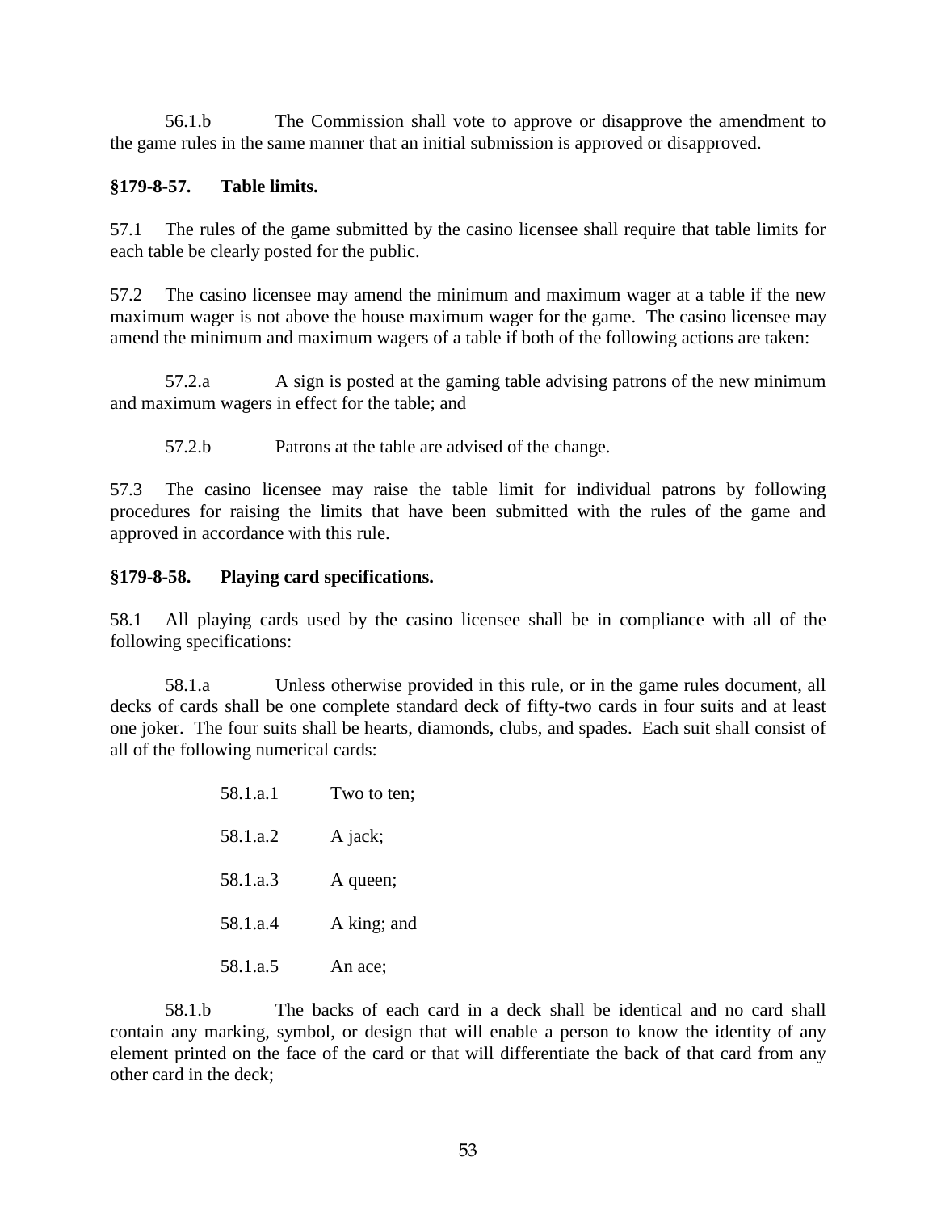56.1.b The Commission shall vote to approve or disapprove the amendment to the game rules in the same manner that an initial submission is approved or disapproved.

### §179-8-57. Table limits.

57.1 The rules of the game submitted by the casino licensee shall require that table limits for each table be clearly posted for the public.

57.2 The casino licensee may amend the minimum and maximum wager at a table if the new maximum wager is not above the house maximum wager for the game. The casino licensee may amend the minimum and maximum wagers of a table if both of the following actions are taken:

57.2.a A sign is posted at the gaming table advising patrons of the new minimum and maximum wagers in effect for the table; and

57.2.b Patrons at the table are advised of the change.

57.3 The casino licensee may raise the table limit for individual patrons by following procedures for raising the limits that have been submitted with the rules of the game and approved in accordance with this rule.

### §179-8-58. Playing card specifications.

58.1 All playing cards used by the casino licensee shall be in compliance with all of the following specifications:

58.1.a Unless otherwise provided in this rule, or in the game rules document, all decks of cards shall be one complete standard deck of fifty-two cards in four suits and at least one joker. The four suits shall be hearts, diamonds, clubs, and spades. Each suit shall consist of all of the following numerical cards:

58.1.a.1 Two to ten;

58.1.a.2 A jack;

58.1.a.3 A queen;

58.1.a.4 A king; and

58.1.a.5 An ace;

58.1.b The backs of each card in a deck shall be identical and no card shall contain any marking, symbol, or design that will enable a person to know the identity of any element printed on the face of the card or that will differentiate the back of that card from any other card in the deck;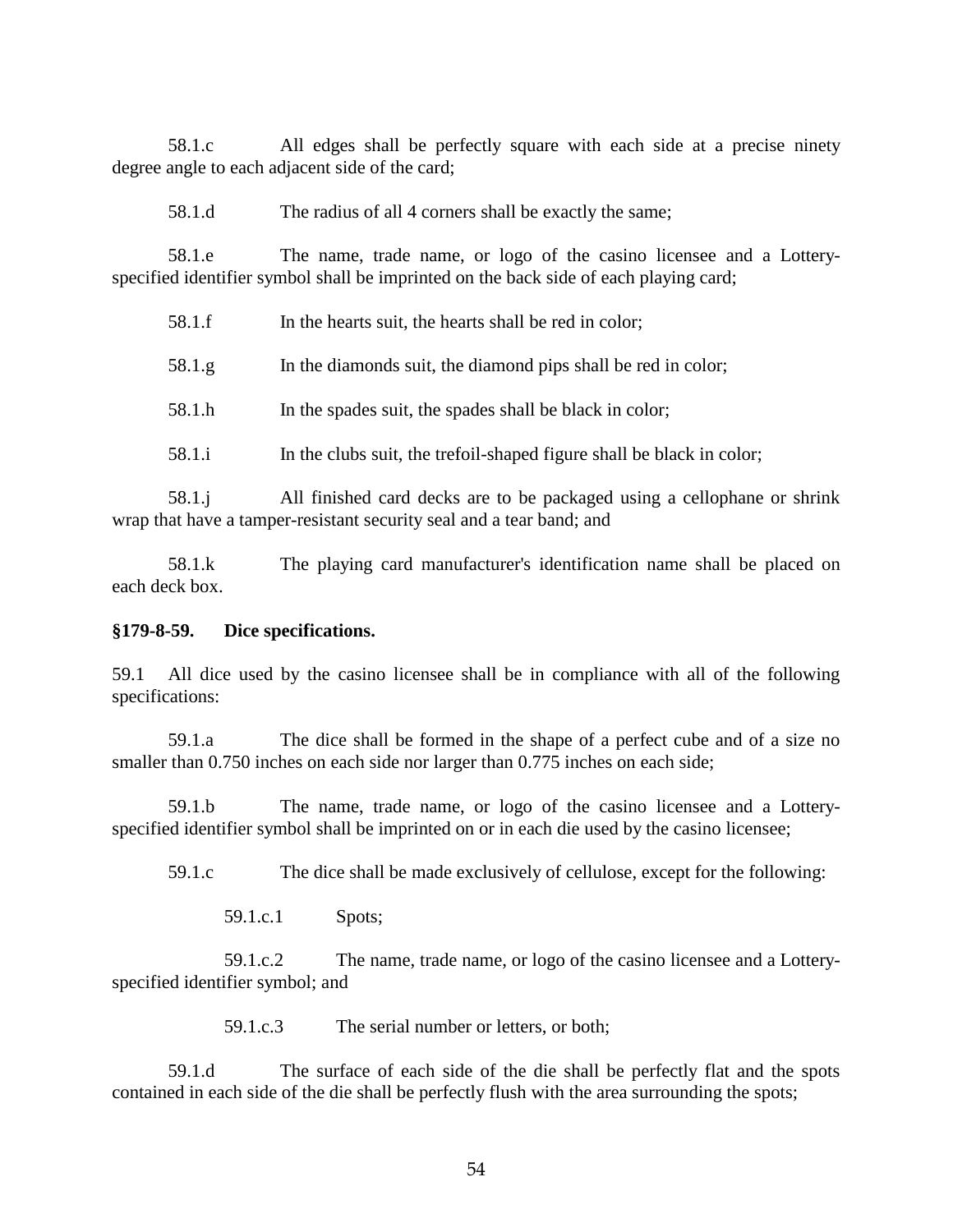58.1.c All edges shall be perfectly square with each side at a precise ninety degree angle to each adjacent side of the card;

58.1.d The radius of all 4 corners shall be exactly the same;

58.1.e The name, trade name, or logo of the casino licensee and a Lottery-specified identifier symbol shall be imprinted on the back side of each playing card;

58.1.f In the hearts suit, the hearts shall be red in color;

58.1.g In the diamonds suit, the diamond pips shall be red in color;

58.1.h In the spades suit, the spades shall be black in color;

58.1.i In the clubs suit, the trefoil-shaped figure shall be black in color;

58.1.j All finished card decks are to be packaged using a cellophane or shrink wrap that have a tamper-resistant security seal and a tear band; and

58.1.k The playing card manufacturer's identification name shall be placed on each deck box.

**§179-8-59. Dice specifications.**

59.1 All dice used by the casino licensee shall be in compliance with all of the following specifications:

59.1.a The dice shall be formed in the shape of a perfect cube and of a size no smaller than 0.750 inches on each side nor larger than 0.775 inches on each side;

59.1.b The name, trade name, or logo of the casino licensee and a Lottery-specified identifier symbol shall be imprinted on or in each die used by the casino licensee;

59.1.c The dice shall be made exclusively of cellulose, except for the following:

59.1.c.1 Spots;

59.1.c.2 The name, trade name, or logo of the casino licensee and a Lottery-specified identifier symbol; and

59.1.c.3 The serial number or letters, or both;

59.1.d The surface of each side of the die shall be perfectly flat and the spots contained in each side of the die shall be perfectly flush with the area surrounding the spots;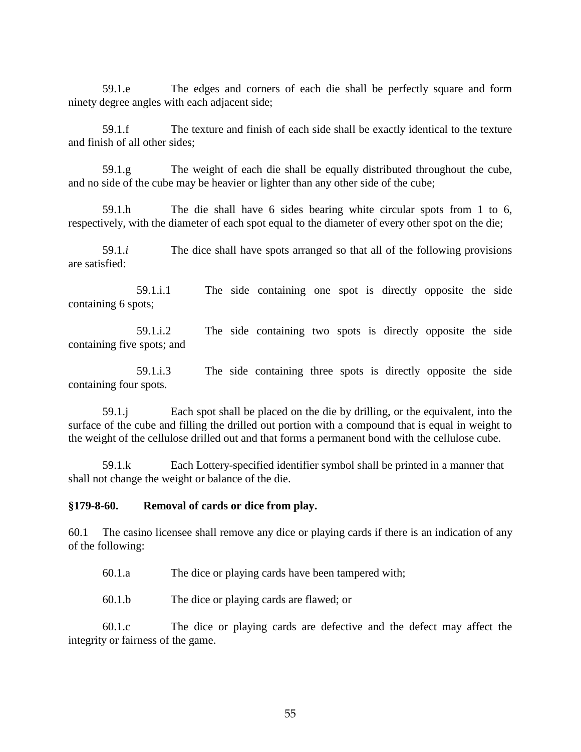59.1.e The edges and corners of each die shall be perfectly square and form ninety degree angles with each adjacent side;

59.1.f The texture and finish of each side shall be exactly identical to the texture and finish of all other sides;

59.1.g The weight of each die shall be equally distributed throughout the cube, and no side of the cube may be heavier or lighter than any other side of the cube;

59.1.h The die shall have 6 sides bearing white circular spots from 1 to 6, respectively, with the diameter of each spot equal to the diameter of every other spot on the die;

59.1.*i* The dice shall have spots arranged so that all of the following provisions are satisfied:

59.1.i.1 The side containing one spot is directly opposite the side containing 6 spots;

59.1.i.2 The side containing two spots is directly opposite the side containing five spots; and

59.1.i.3 The side containing three spots is directly opposite the side containing four spots.

59.1.j Each spot shall be placed on the die by drilling, or the equivalent, into the surface of the cube and filling the drilled out portion with a compound that is equal in weight to the weight of the cellulose drilled out and that forms a permanent bond with the cellulose cube.

59.1.k Each Lottery-specified identifier symbol shall be printed in a manner that shall not change the weight or balance of the die.

**§179-8-60. Removal of cards or dice from play.**

60.1 The casino licensee shall remove any dice or playing cards if there is an indication of any of the following:

60.1.a The dice or playing cards have been tampered with;

60.1.b The dice or playing cards are flawed; or

60.1.c The dice or playing cards are defective and the defect may affect the integrity or fairness of the game.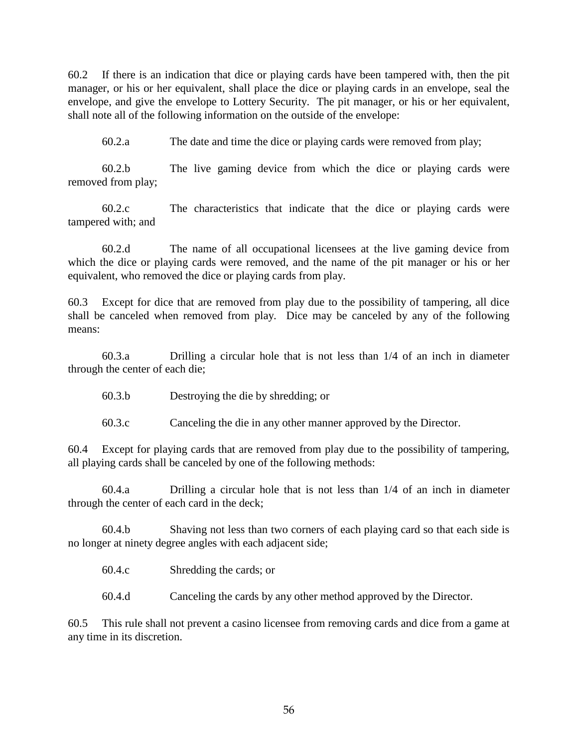60.2 If there is an indication that dice or playing cards have been tampered with, then the pit manager, or his or her equivalent, shall place the dice or playing cards in an envelope, seal the envelope, and give the envelope to Lottery Security. The pit manager, or his or her equivalent, shall note all of the following information on the outside of the envelope:

60.2.a The date and time the dice or playing cards were removed from play;

60.2.b The live gaming device from which the dice or playing cards were removed from play;

60.2.c The characteristics that indicate that the dice or playing cards were tampered with; and

60.2.d The name of all occupational licensees at the live gaming device from which the dice or playing cards were removed, and the name of the pit manager or his or her equivalent, who removed the dice or playing cards from play.

60.3 Except for dice that are removed from play due to the possibility of tampering, all dice shall be canceled when removed from play. Dice may be canceled by any of the following means:

60.3.a Drilling a circular hole that is not less than 1/4 of an inch in diameter through the center of each die;

60.3.b Destroying the die by shredding; or

60.3.c Canceling the die in any other manner approved by the Director.

60.4 Except for playing cards that are removed from play due to the possibility of tampering, all playing cards shall be canceled by one of the following methods:

60.4.a Drilling a circular hole that is not less than 1/4 of an inch in diameter through the center of each card in the deck;

60.4.b Shaving not less than two corners of each playing card so that each side is no longer at ninety degree angles with each adjacent side;

60.4.c Shredding the cards; or

60.4.d Canceling the cards by any other method approved by the Director.

60.5 This rule shall not prevent a casino licensee from removing cards and dice from a game at any time in its discretion.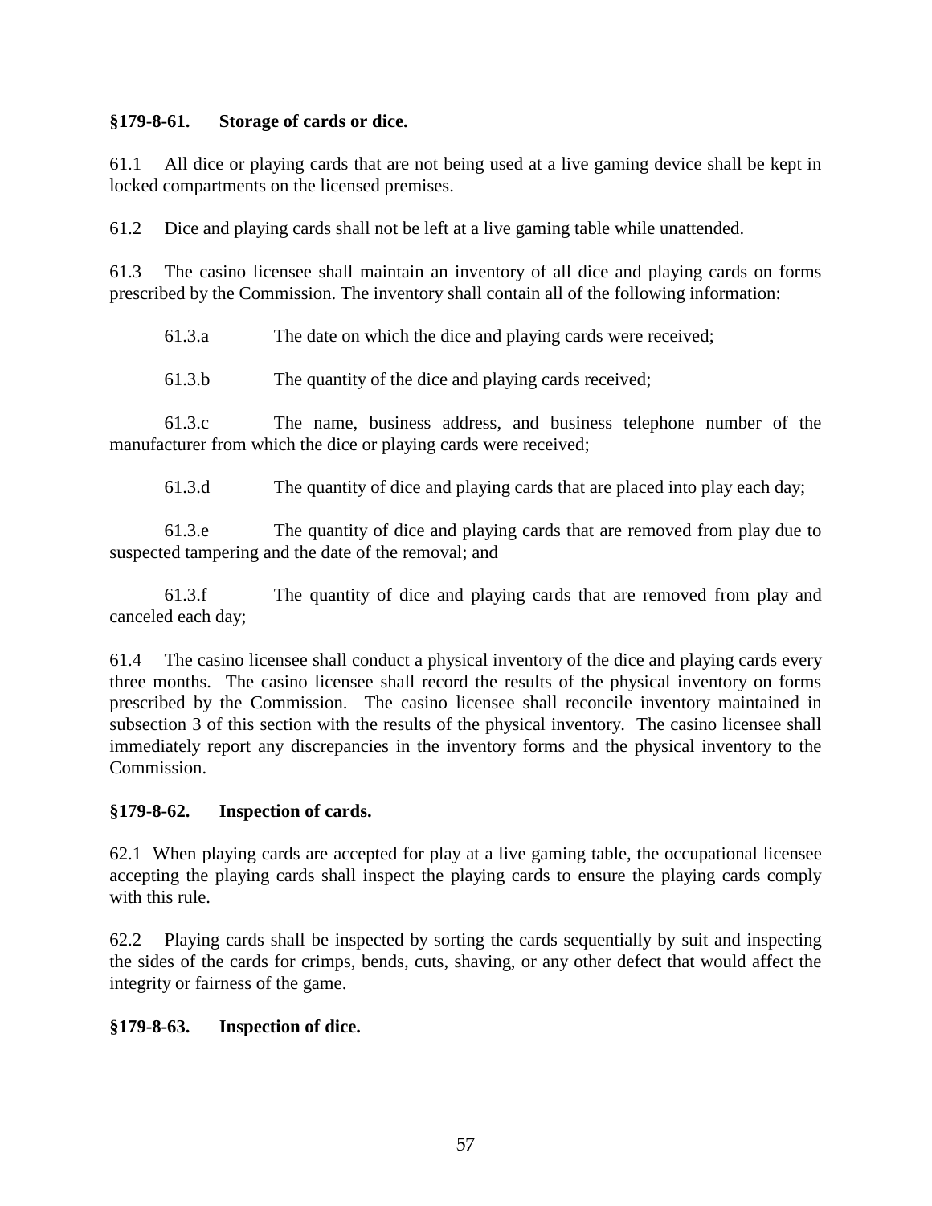**§179-8-61. Storage of cards or dice.**

61.1 All dice or playing cards that are not being used at a live gaming device shall be kept in locked compartments on the licensed premises.

61.2 Dice and playing cards shall not be left at a live gaming table while unattended.

61.3 The casino licensee shall maintain an inventory of all dice and playing cards on forms prescribed by the Commission. The inventory shall contain all of the following information:

61.3.a The date on which the dice and playing cards were received;

61.3.b The quantity of the dice and playing cards received;

61.3.c The name, business address, and business telephone number of the manufacturer from which the dice or playing cards were received;

61.3.d The quantity of dice and playing cards that are placed into play each day;

61.3.e The quantity of dice and playing cards that are removed from play due to suspected tampering and the date of the removal; and

61.3.f The quantity of dice and playing cards that are removed from play and canceled each day;

61.4 The casino licensee shall conduct a physical inventory of the dice and playing cards every three months. The casino licensee shall record the results of the physical inventory on forms prescribed by the Commission. The casino licensee shall reconcile inventory maintained in subsection 3 of this section with the results of the physical inventory. The casino licensee shall immediately report any discrepancies in the inventory forms and the physical inventory to the Commission.

**§179-8-62. Inspection of cards.**

62.1 When playing cards are accepted for play at a live gaming table, the occupational licensee accepting the playing cards shall inspect the playing cards to ensure the playing cards comply with this rule.

62.2 Playing cards shall be inspected by sorting the cards sequentially by suit and inspecting the sides of the cards for crimps, bends, cuts, shaving, or any other defect that would affect the integrity or fairness of the game.

**§179-8-63. Inspection of dice.**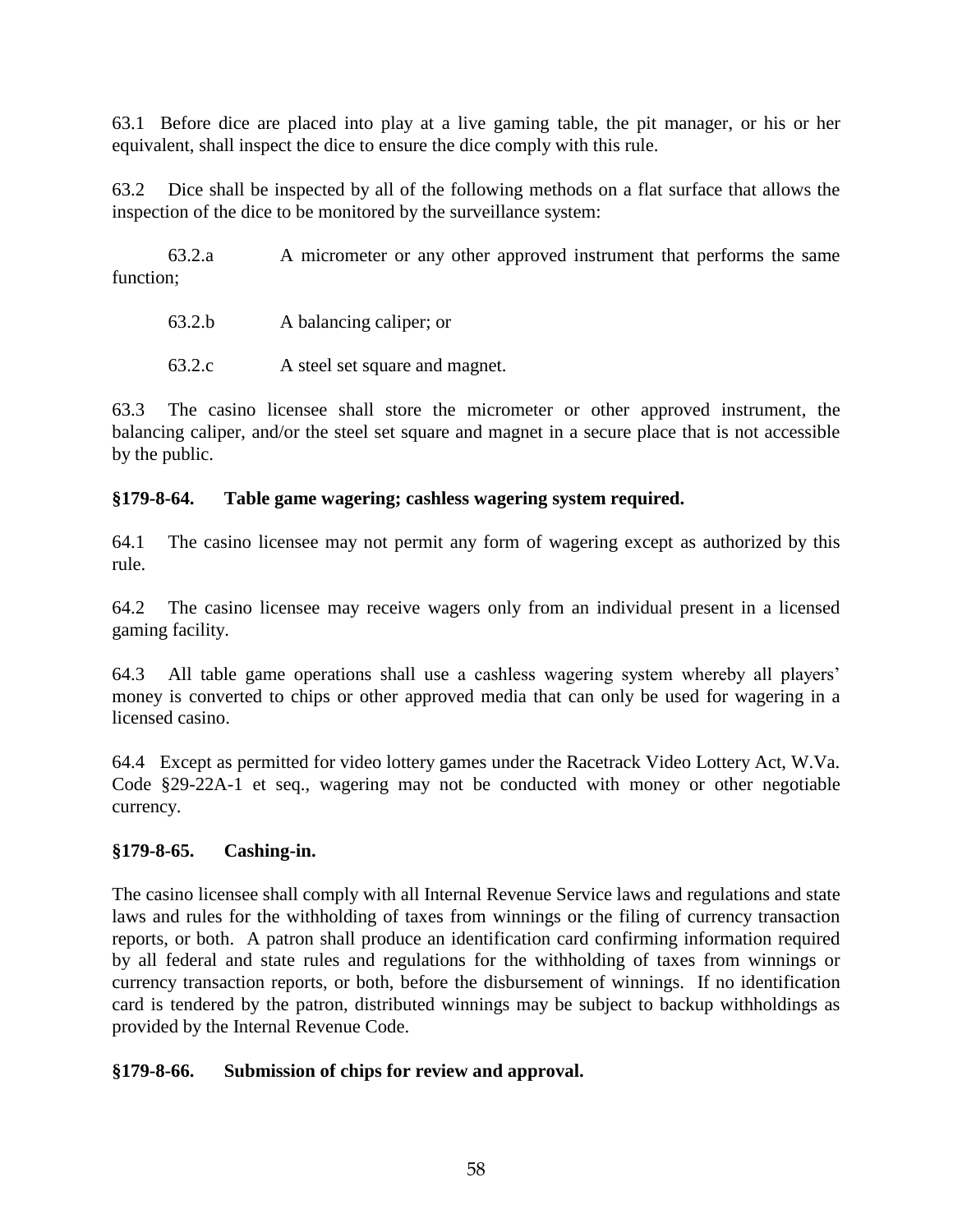63.1 Before dice are placed into play at a live gaming table, the pit manager, or his or her equivalent, shall inspect the dice to ensure the dice comply with this rule.

63.2 Dice shall be inspected by all of the following methods on a flat surface that allows the inspection of the dice to be monitored by the surveillance system:

63.2.a A micrometer or any other approved instrument that performs the same function;

63.2.b A balancing caliper; or

63.2.c A steel set square and magnet.

63.3 The casino licensee shall store the micrometer or other approved instrument, the balancing caliper, and/or the steel set square and magnet in a secure place that is not accessible by the public.

**§179-8-64. Table game wagering; cashless wagering system required.**

64.1 The casino licensee may not permit any form of wagering except as authorized by this rule.

64.2 The casino licensee may receive wagers only from an individual present in a licensed gaming facility.

64.3 All table game operations shall use a cashless wagering system whereby all players' money is converted to chips or other approved media that can only be used for wagering in a licensed casino.

64.4 Except as permitted for video lottery games under the Racetrack Video Lottery Act, W.Va. Code §29-22A-1 et seq., wagering may not be conducted with money or other negotiable currency.

**§179-8-65. Cashing-in.**

The casino licensee shall comply with all Internal Revenue Service laws and regulations and state laws and rules for the withholding of taxes from winnings or the filing of currency transaction reports, or both. A patron shall produce an identification card confirming information required by all federal and state rules and regulations for the withholding of taxes from winnings or currency transaction reports, or both, before the disbursement of winnings. If no identification card is tendered by the patron, distributed winnings may be subject to backup withholdings as provided by the Internal Revenue Code.

**§179-8-66. Submission of chips for review and approval.**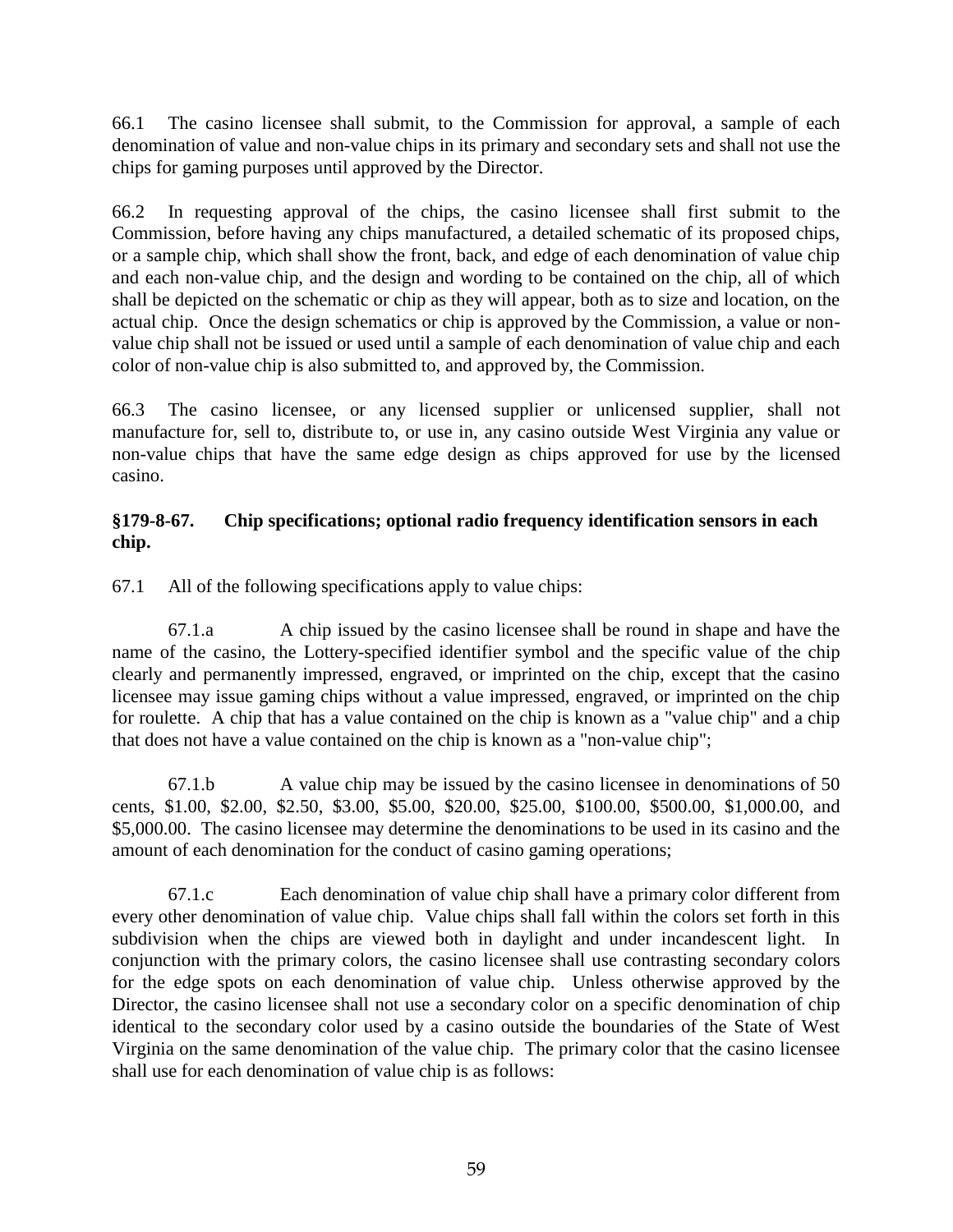66.1 The casino licensee shall submit, to the Commission for approval, a sample of each denomination of value and non-value chips in its primary and secondary sets and shall not use the chips for gaming purposes until approved by the Director.

66.2 In requesting approval of the chips, the casino licensee shall first submit to the Commission, before having any chips manufactured, a detailed schematic of its proposed chips, or a sample chip, which shall show the front, back, and edge of each denomination of value chip and each non-value chip, and the design and wording to be contained on the chip, all of which shall be depicted on the schematic or chip as they will appear, both as to size and location, on the actual chip. Once the design schematics or chip is approved by the Commission, a value or non-value chip shall not be issued or used until a sample of each denomination of value chip and each color of non-value chip is also submitted to, and approved by, the Commission.

66.3 The casino licensee, or any licensed supplier or unlicensed supplier, shall not manufacture for, sell to, distribute to, or use in, any casino outside West Virginia any value or non-value chips that have the same edge design as chips approved for use by the licensed casino.

**§179-8-67. Chip specifications; optional radio frequency identification sensors in each chip.**

67.1 All of the following specifications apply to value chips:

67.1.a A chip issued by the casino licensee shall be round in shape and have the name of the casino, the Lottery-specified identifier symbol and the specific value of the chip clearly and permanently impressed, engraved, or imprinted on the chip, except that the casino licensee may issue gaming chips without a value impressed, engraved, or imprinted on the chip for roulette. A chip that has a value contained on the chip is known as a "value chip" and a chip that does not have a value contained on the chip is known as a "non-value chip";

67.1.b A value chip may be issued by the casino licensee in denominations of 50 cents, $1.00, $2.00, $2.50, $3.00, $5.00, $20.00, $25.00, $100.00, $500.00, $1,000.00, and $5,000.00. The casino licensee may determine the denominations to be used in its casino and the amount of each denomination for the conduct of casino gaming operations;

67.1.c Each denomination of value chip shall have a primary color different from every other denomination of value chip. Value chips shall fall within the colors set forth in this subdivision when the chips are viewed both in daylight and under incandescent light. In conjunction with the primary colors, the casino licensee shall use contrasting secondary colors for the edge spots on each denomination of value chip. Unless otherwise approved by the Director, the casino licensee shall not use a secondary color on a specific denomination of chip identical to the secondary color used by a casino outside the boundaries of the State of West Virginia on the same denomination of the value chip. The primary color that the casino licensee shall use for each denomination of value chip is as follows: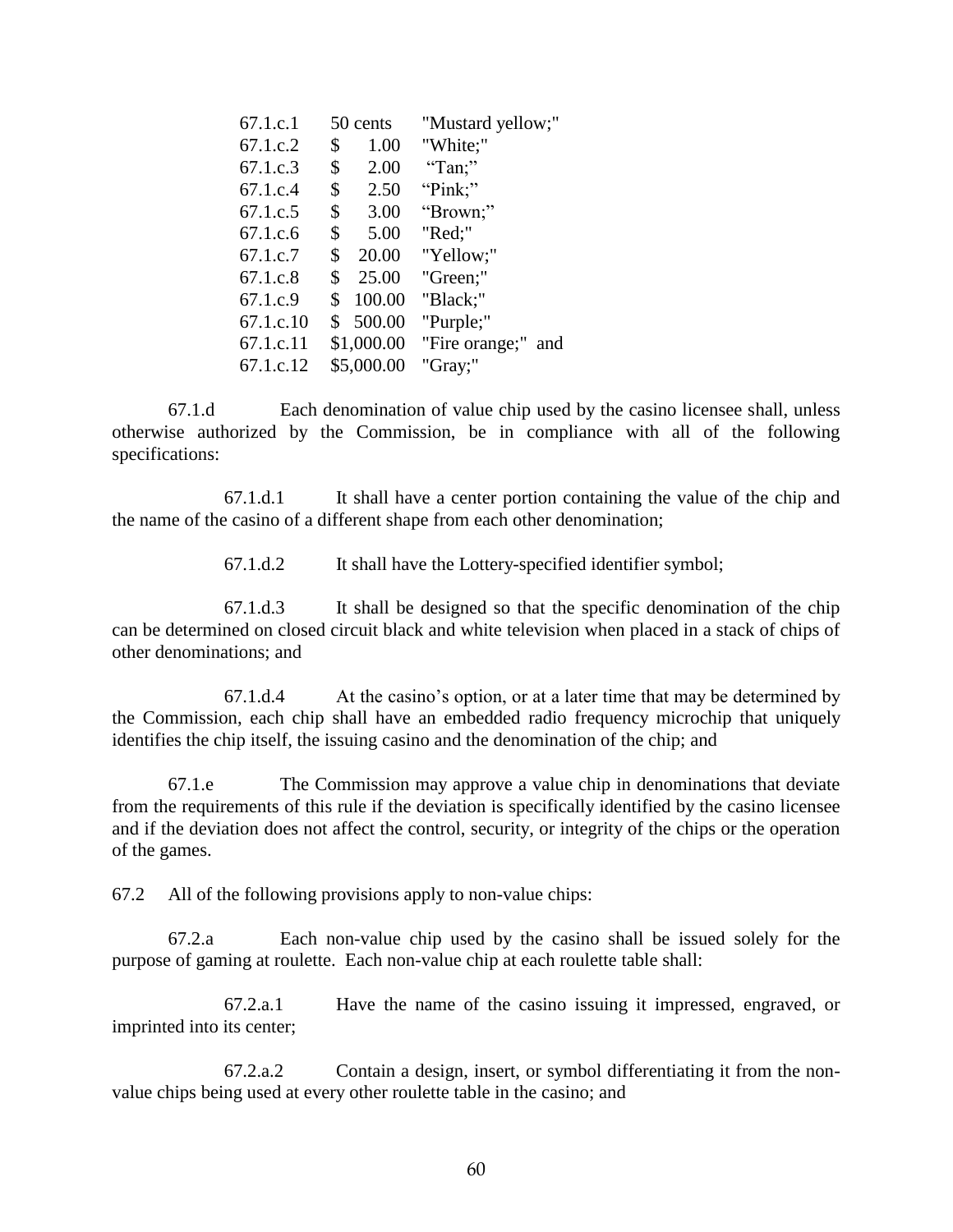| | | |
|---|---|---|
| 67.1.c.1 | 50 cents | "Mustard yellow;" |
| 67.1.c.2 | $ 1.00 | "White;" |
| 67.1.c.3 | $ 2.00 | "Tan;" |
| 67.1.c.4 | $ 2.50 | "Pink;" |
| 67.1.c.5 | $ 3.00 | "Brown;" |
| 67.1.c.6 | $ 5.00 | "Red;" |
| 67.1.c.7 | $ 20.00 | "Yellow;" |
| 67.1.c.8 | $ 25.00 | "Green;" |
| 67.1.c.9 | $ 100.00 | "Black;" |
| 67.1.c.10 | $ 500.00 | "Purple;" |
| 67.1.c.11 | $1,000.00 | "Fire orange;" and |
| 67.1.c.12 | $5,000.00 | "Gray;" |

67.1.d Each denomination of value chip used by the casino licensee shall, unless otherwise authorized by the Commission, be in compliance with all of the following specifications:

67.1.d.1 It shall have a center portion containing the value of the chip and the name of the casino of a different shape from each other denomination;

67.1.d.2 It shall have the Lottery-specified identifier symbol;

67.1.d.3 It shall be designed so that the specific denomination of the chip can be determined on closed circuit black and white television when placed in a stack of chips of other denominations; and

67.1.d.4 At the casino's option, or at a later time that may be determined by the Commission, each chip shall have an embedded radio frequency microchip that uniquely identifies the chip itself, the issuing casino and the denomination of the chip; and

67.1.e The Commission may approve a value chip in denominations that deviate from the requirements of this rule if the deviation is specifically identified by the casino licensee and if the deviation does not affect the control, security, or integrity of the chips or the operation of the games.

67.2 All of the following provisions apply to non-value chips:

67.2.a Each non-value chip used by the casino shall be issued solely for the purpose of gaming at roulette. Each non-value chip at each roulette table shall:

67.2.a.1 Have the name of the casino issuing it impressed, engraved, or imprinted into its center;

67.2.a.2 Contain a design, insert, or symbol differentiating it from the non-value chips being used at every other roulette table in the casino; and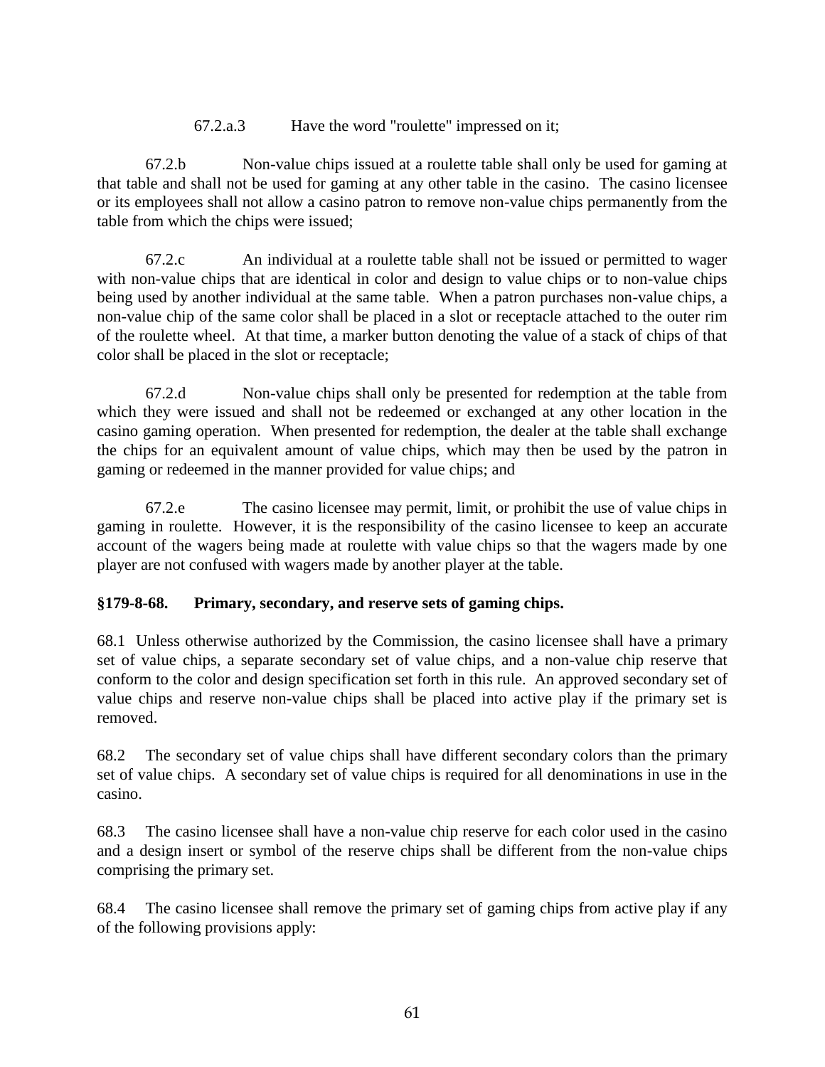67.2.a.3 Have the word "roulette" impressed on it;

67.2.b Non-value chips issued at a roulette table shall only be used for gaming at that table and shall not be used for gaming at any other table in the casino. The casino licensee or its employees shall not allow a casino patron to remove non-value chips permanently from the table from which the chips were issued;

67.2.c An individual at a roulette table shall not be issued or permitted to wager with non-value chips that are identical in color and design to value chips or to non-value chips being used by another individual at the same table. When a patron purchases non-value chips, a non-value chip of the same color shall be placed in a slot or receptacle attached to the outer rim of the roulette wheel. At that time, a marker button denoting the value of a stack of chips of that color shall be placed in the slot or receptacle;

67.2.d Non-value chips shall only be presented for redemption at the table from which they were issued and shall not be redeemed or exchanged at any other location in the casino gaming operation. When presented for redemption, the dealer at the table shall exchange the chips for an equivalent amount of value chips, which may then be used by the patron in gaming or redeemed in the manner provided for value chips; and

67.2.e The casino licensee may permit, limit, or prohibit the use of value chips in gaming in roulette. However, it is the responsibility of the casino licensee to keep an accurate account of the wagers being made at roulette with value chips so that the wagers made by one player are not confused with wagers made by another player at the table.

**§179-8-68. Primary, secondary, and reserve sets of gaming chips.**

68.1 Unless otherwise authorized by the Commission, the casino licensee shall have a primary set of value chips, a separate secondary set of value chips, and a non-value chip reserve that conform to the color and design specification set forth in this rule. An approved secondary set of value chips and reserve non-value chips shall be placed into active play if the primary set is removed.

68.2 The secondary set of value chips shall have different secondary colors than the primary set of value chips. A secondary set of value chips is required for all denominations in use in the casino.

68.3 The casino licensee shall have a non-value chip reserve for each color used in the casino and a design insert or symbol of the reserve chips shall be different from the non-value chips comprising the primary set.

68.4 The casino licensee shall remove the primary set of gaming chips from active play if any of the following provisions apply: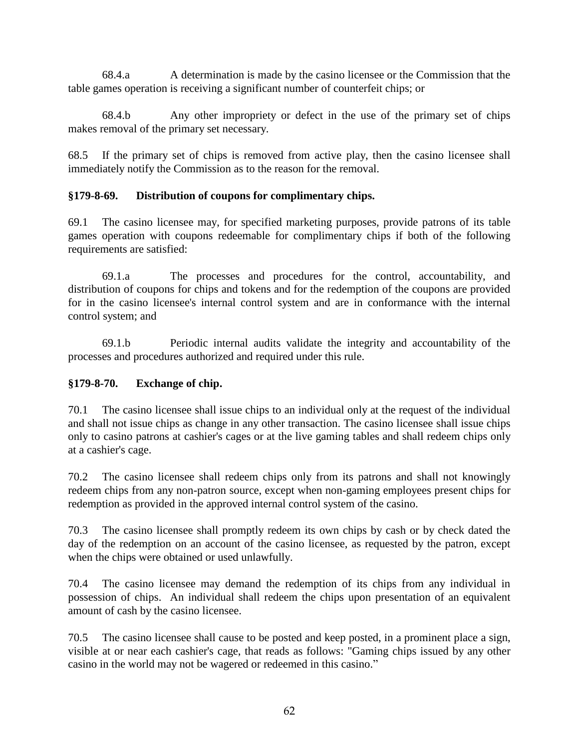68.4.a A determination is made by the casino licensee or the Commission that the table games operation is receiving a significant number of counterfeit chips; or

68.4.b Any other impropriety or defect in the use of the primary set of chips makes removal of the primary set necessary.

68.5 If the primary set of chips is removed from active play, then the casino licensee shall immediately notify the Commission as to the reason for the removal.

**§179-8-69. Distribution of coupons for complimentary chips.**

69.1 The casino licensee may, for specified marketing purposes, provide patrons of its table games operation with coupons redeemable for complimentary chips if both of the following requirements are satisfied:

69.1.a The processes and procedures for the control, accountability, and distribution of coupons for chips and tokens and for the redemption of the coupons are provided for in the casino licensee's internal control system and are in conformance with the internal control system; and

69.1.b Periodic internal audits validate the integrity and accountability of the processes and procedures authorized and required under this rule.

**§179-8-70. Exchange of chip.**

70.1 The casino licensee shall issue chips to an individual only at the request of the individual and shall not issue chips as change in any other transaction. The casino licensee shall issue chips only to casino patrons at cashier's cages or at the live gaming tables and shall redeem chips only at a cashier's cage.

70.2 The casino licensee shall redeem chips only from its patrons and shall not knowingly redeem chips from any non-patron source, except when non-gaming employees present chips for redemption as provided in the approved internal control system of the casino.

70.3 The casino licensee shall promptly redeem its own chips by cash or by check dated the day of the redemption on an account of the casino licensee, as requested by the patron, except when the chips were obtained or used unlawfully.

70.4 The casino licensee may demand the redemption of its chips from any individual in possession of chips. An individual shall redeem the chips upon presentation of an equivalent amount of cash by the casino licensee.

70.5 The casino licensee shall cause to be posted and keep posted, in a prominent place a sign, visible at or near each cashier's cage, that reads as follows: "Gaming chips issued by any other casino in the world may not be wagered or redeemed in this casino."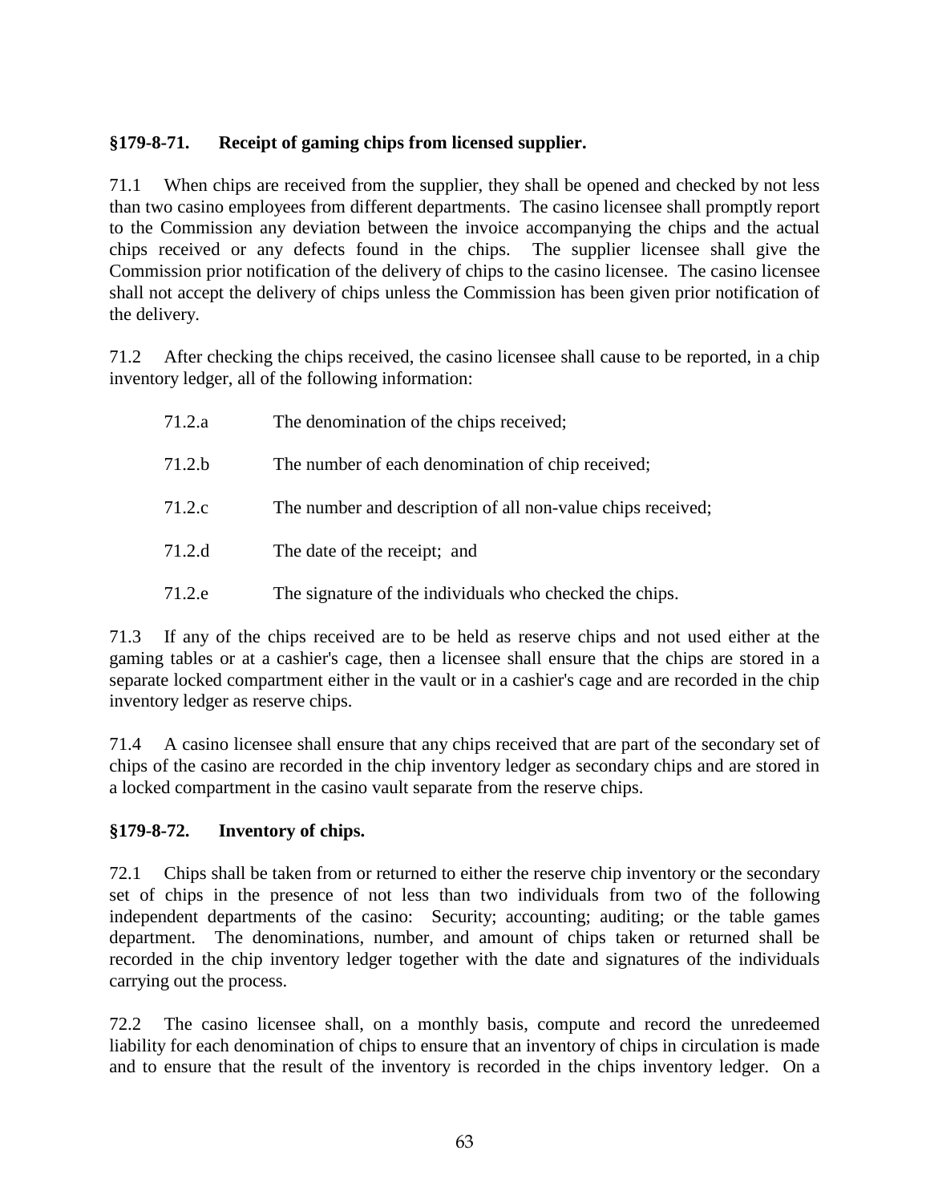### §179-8-71. Receipt of gaming chips from licensed supplier.

71.1 When chips are received from the supplier, they shall be opened and checked by not less than two casino employees from different departments. The casino licensee shall promptly report to the Commission any deviation between the invoice accompanying the chips and the actual chips received or any defects found in the chips. The supplier licensee shall give the Commission prior notification of the delivery of chips to the casino licensee. The casino licensee shall not accept the delivery of chips unless the Commission has been given prior notification of the delivery.

71.2 After checking the chips received, the casino licensee shall cause to be reported, in a chip inventory ledger, all of the following information:

- 71.2.a The denomination of the chips received;
- 71.2.b The number of each denomination of chip received;
- 71.2.c The number and description of all non-value chips received;
- 71.2.d The date of the receipt; and
- 71.2.e The signature of the individuals who checked the chips.

71.3 If any of the chips received are to be held as reserve chips and not used either at the gaming tables or at a cashier's cage, then a licensee shall ensure that the chips are stored in a separate locked compartment either in the vault or in a cashier's cage and are recorded in the chip inventory ledger as reserve chips.

71.4 A casino licensee shall ensure that any chips received that are part of the secondary set of chips of the casino are recorded in the chip inventory ledger as secondary chips and are stored in a locked compartment in the casino vault separate from the reserve chips.

### §179-8-72. Inventory of chips.

72.1 Chips shall be taken from or returned to either the reserve chip inventory or the secondary set of chips in the presence of not less than two individuals from two of the following independent departments of the casino: Security; accounting; auditing; or the table games department. The denominations, number, and amount of chips taken or returned shall be recorded in the chip inventory ledger together with the date and signatures of the individuals carrying out the process.

72.2 The casino licensee shall, on a monthly basis, compute and record the unredeemed liability for each denomination of chips to ensure that an inventory of chips in circulation is made and to ensure that the result of the inventory is recorded in the chips inventory ledger. On a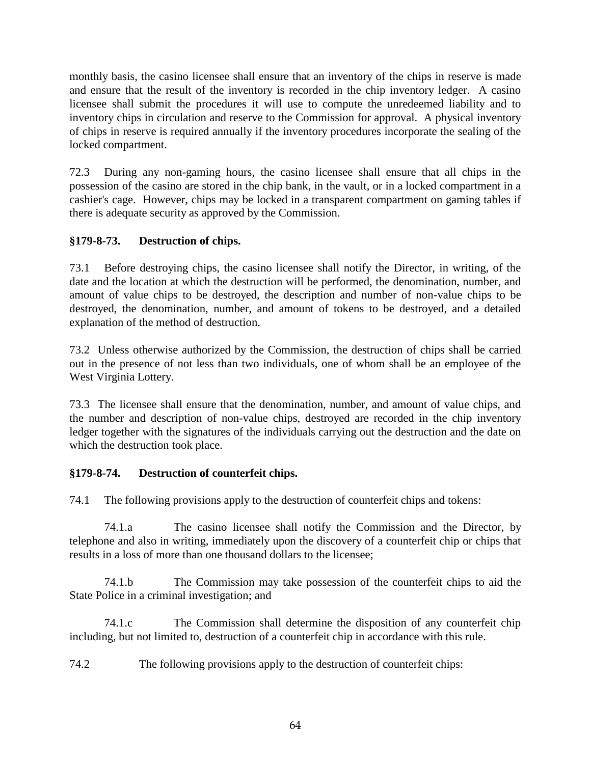monthly basis, the casino licensee shall ensure that an inventory of the chips in reserve is made and ensure that the result of the inventory is recorded in the chip inventory ledger. A casino licensee shall submit the procedures it will use to compute the unredeemed liability and to inventory chips in circulation and reserve to the Commission for approval. A physical inventory of chips in reserve is required annually if the inventory procedures incorporate the sealing of the locked compartment.

72.3 During any non-gaming hours, the casino licensee shall ensure that all chips in the possession of the casino are stored in the chip bank, in the vault, or in a locked compartment in a cashier's cage. However, chips may be locked in a transparent compartment on gaming tables if there is adequate security as approved by the Commission.

**§179-8-73. Destruction of chips.**

73.1 Before destroying chips, the casino licensee shall notify the Director, in writing, of the date and the location at which the destruction will be performed, the denomination, number, and amount of value chips to be destroyed, the description and number of non-value chips to be destroyed, the denomination, number, and amount of tokens to be destroyed, and a detailed explanation of the method of destruction.

73.2 Unless otherwise authorized by the Commission, the destruction of chips shall be carried out in the presence of not less than two individuals, one of whom shall be an employee of the West Virginia Lottery.

73.3 The licensee shall ensure that the denomination, number, and amount of value chips, and the number and description of non-value chips, destroyed are recorded in the chip inventory ledger together with the signatures of the individuals carrying out the destruction and the date on which the destruction took place.

**§179-8-74. Destruction of counterfeit chips.**

74.1 The following provisions apply to the destruction of counterfeit chips and tokens:

74.1.a The casino licensee shall notify the Commission and the Director, by telephone and also in writing, immediately upon the discovery of a counterfeit chip or chips that results in a loss of more than one thousand dollars to the licensee;

74.1.b The Commission may take possession of the counterfeit chips to aid the State Police in a criminal investigation; and

74.1.c The Commission shall determine the disposition of any counterfeit chip including, but not limited to, destruction of a counterfeit chip in accordance with this rule.

74.2 The following provisions apply to the destruction of counterfeit chips: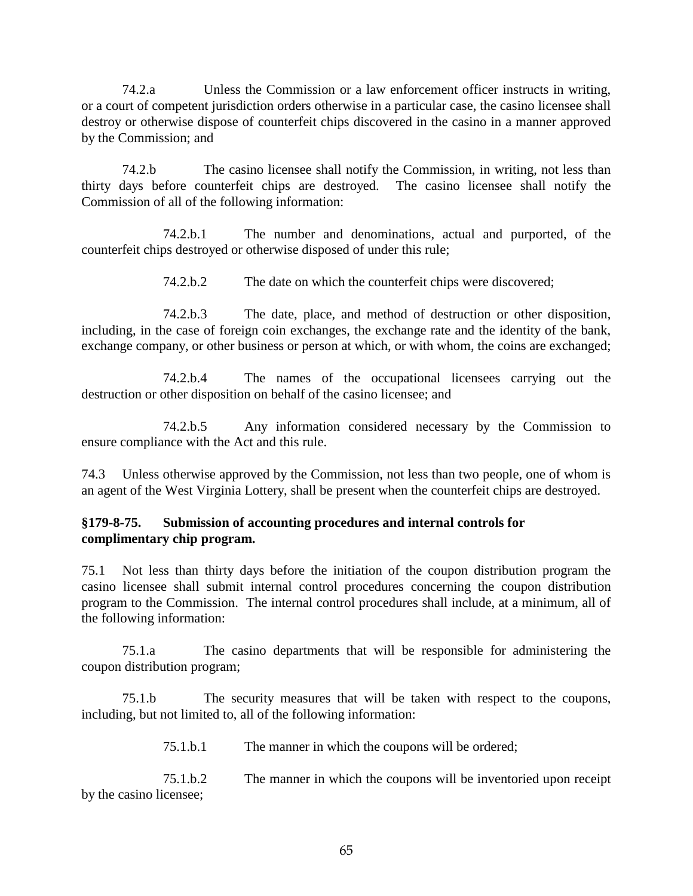74.2.a Unless the Commission or a law enforcement officer instructs in writing, or a court of competent jurisdiction orders otherwise in a particular case, the casino licensee shall destroy or otherwise dispose of counterfeit chips discovered in the casino in a manner approved by the Commission; and

74.2.b The casino licensee shall notify the Commission, in writing, not less than thirty days before counterfeit chips are destroyed. The casino licensee shall notify the Commission of all of the following information:

74.2.b.1 The number and denominations, actual and purported, of the counterfeit chips destroyed or otherwise disposed of under this rule;

74.2.b.2 The date on which the counterfeit chips were discovered;

74.2.b.3 The date, place, and method of destruction or other disposition, including, in the case of foreign coin exchanges, the exchange rate and the identity of the bank, exchange company, or other business or person at which, or with whom, the coins are exchanged;

74.2.b.4 The names of the occupational licensees carrying out the destruction or other disposition on behalf of the casino licensee; and

74.2.b.5 Any information considered necessary by the Commission to ensure compliance with the Act and this rule.

74.3 Unless otherwise approved by the Commission, not less than two people, one of whom is an agent of the West Virginia Lottery, shall be present when the counterfeit chips are destroyed.

**§179-8-75. Submission of accounting procedures and internal controls for complimentary chip program.**

75.1 Not less than thirty days before the initiation of the coupon distribution program the casino licensee shall submit internal control procedures concerning the coupon distribution program to the Commission. The internal control procedures shall include, at a minimum, all of the following information:

75.1.a The casino departments that will be responsible for administering the coupon distribution program;

75.1.b The security measures that will be taken with respect to the coupons, including, but not limited to, all of the following information:

75.1.b.1 The manner in which the coupons will be ordered;

75.1.b.2 The manner in which the coupons will be inventoried upon receipt by the casino licensee;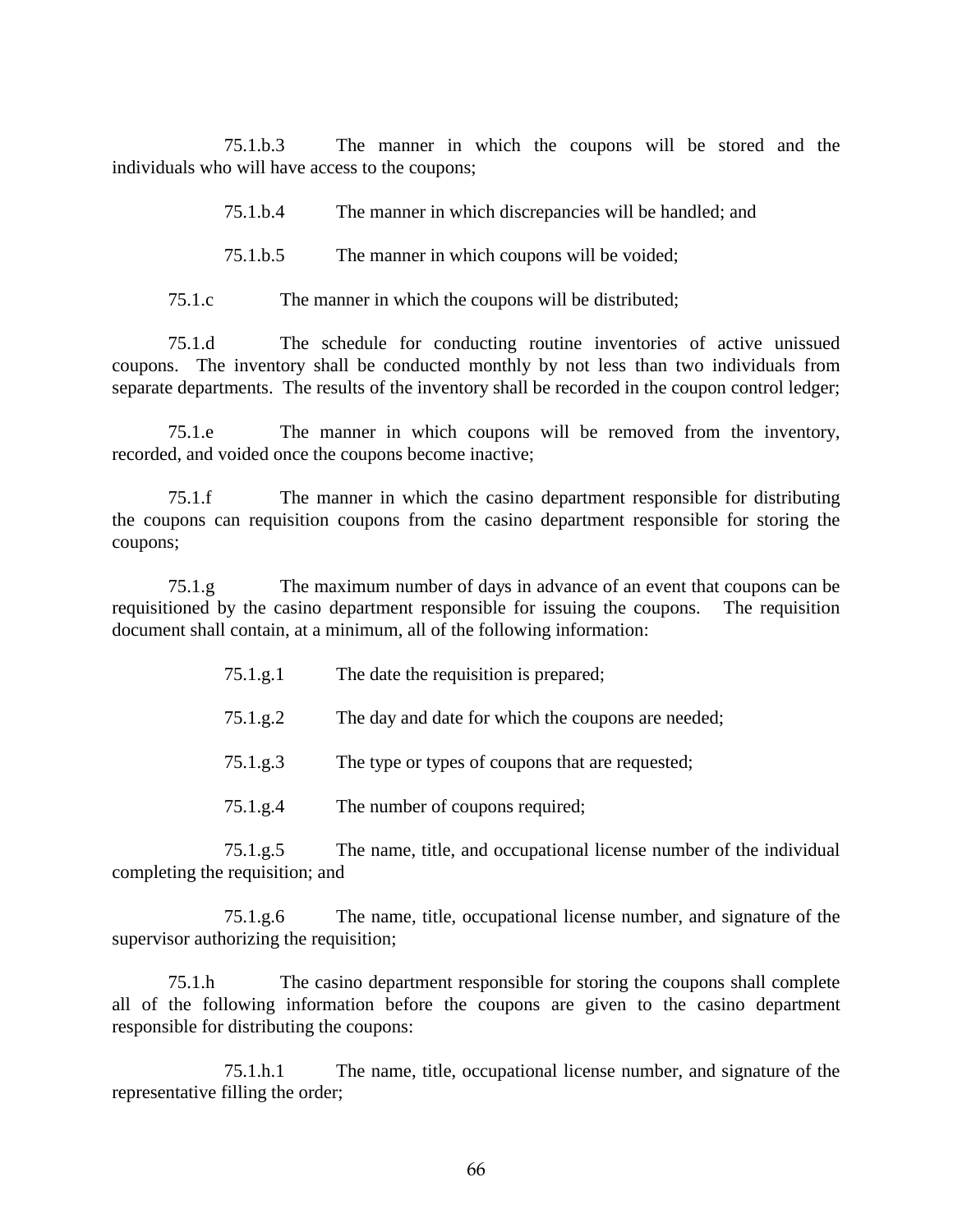75.1.b.3 The manner in which the coupons will be stored and the individuals who will have access to the coupons;

75.1.b.4 The manner in which discrepancies will be handled; and

75.1.b.5 The manner in which coupons will be voided;

75.1.c The manner in which the coupons will be distributed;

75.1.d The schedule for conducting routine inventories of active unissued coupons. The inventory shall be conducted monthly by not less than two individuals from separate departments. The results of the inventory shall be recorded in the coupon control ledger;

75.1.e The manner in which coupons will be removed from the inventory, recorded, and voided once the coupons become inactive;

75.1.f The manner in which the casino department responsible for distributing the coupons can requisition coupons from the casino department responsible for storing the coupons;

75.1.g The maximum number of days in advance of an event that coupons can be requisitioned by the casino department responsible for issuing the coupons. The requisition document shall contain, at a minimum, all of the following information:

75.1.g.1 The date the requisition is prepared;

75.1.g.2 The day and date for which the coupons are needed;

75.1.g.3 The type or types of coupons that are requested;

75.1.g.4 The number of coupons required;

75.1.g.5 The name, title, and occupational license number of the individual completing the requisition; and

75.1.g.6 The name, title, occupational license number, and signature of the supervisor authorizing the requisition;

75.1.h The casino department responsible for storing the coupons shall complete all of the following information before the coupons are given to the casino department responsible for distributing the coupons:

75.1.h.1 The name, title, occupational license number, and signature of the representative filling the order;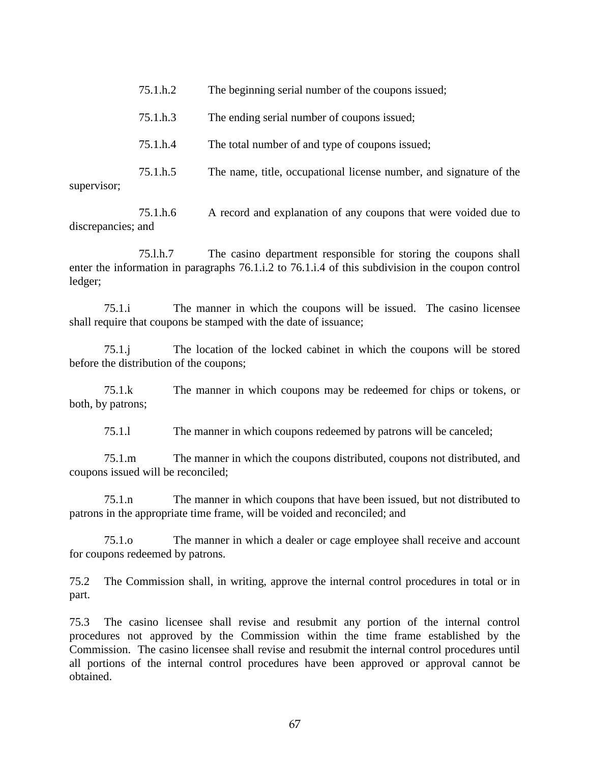75.1.h.2 The beginning serial number of the coupons issued;

75.1.h.3 The ending serial number of coupons issued;

75.1.h.4 The total number of and type of coupons issued;

75.1.h.5 The name, title, occupational license number, and signature of the supervisor;

75.1.h.6 A record and explanation of any coupons that were voided due to discrepancies; and

75.l.h.7 The casino department responsible for storing the coupons shall enter the information in paragraphs 76.1.i.2 to 76.1.i.4 of this subdivision in the coupon control ledger;

75.1.i The manner in which the coupons will be issued. The casino licensee shall require that coupons be stamped with the date of issuance;

75.1.j The location of the locked cabinet in which the coupons will be stored before the distribution of the coupons;

75.1.k The manner in which coupons may be redeemed for chips or tokens, or both, by patrons;

75.1.l The manner in which coupons redeemed by patrons will be canceled;

75.1.m The manner in which the coupons distributed, coupons not distributed, and coupons issued will be reconciled;

75.1.n The manner in which coupons that have been issued, but not distributed to patrons in the appropriate time frame, will be voided and reconciled; and

75.1.o The manner in which a dealer or cage employee shall receive and account for coupons redeemed by patrons.

75.2 The Commission shall, in writing, approve the internal control procedures in total or in part.

75.3 The casino licensee shall revise and resubmit any portion of the internal control procedures not approved by the Commission within the time frame established by the Commission. The casino licensee shall revise and resubmit the internal control procedures until all portions of the internal control procedures have been approved or approval cannot be obtained.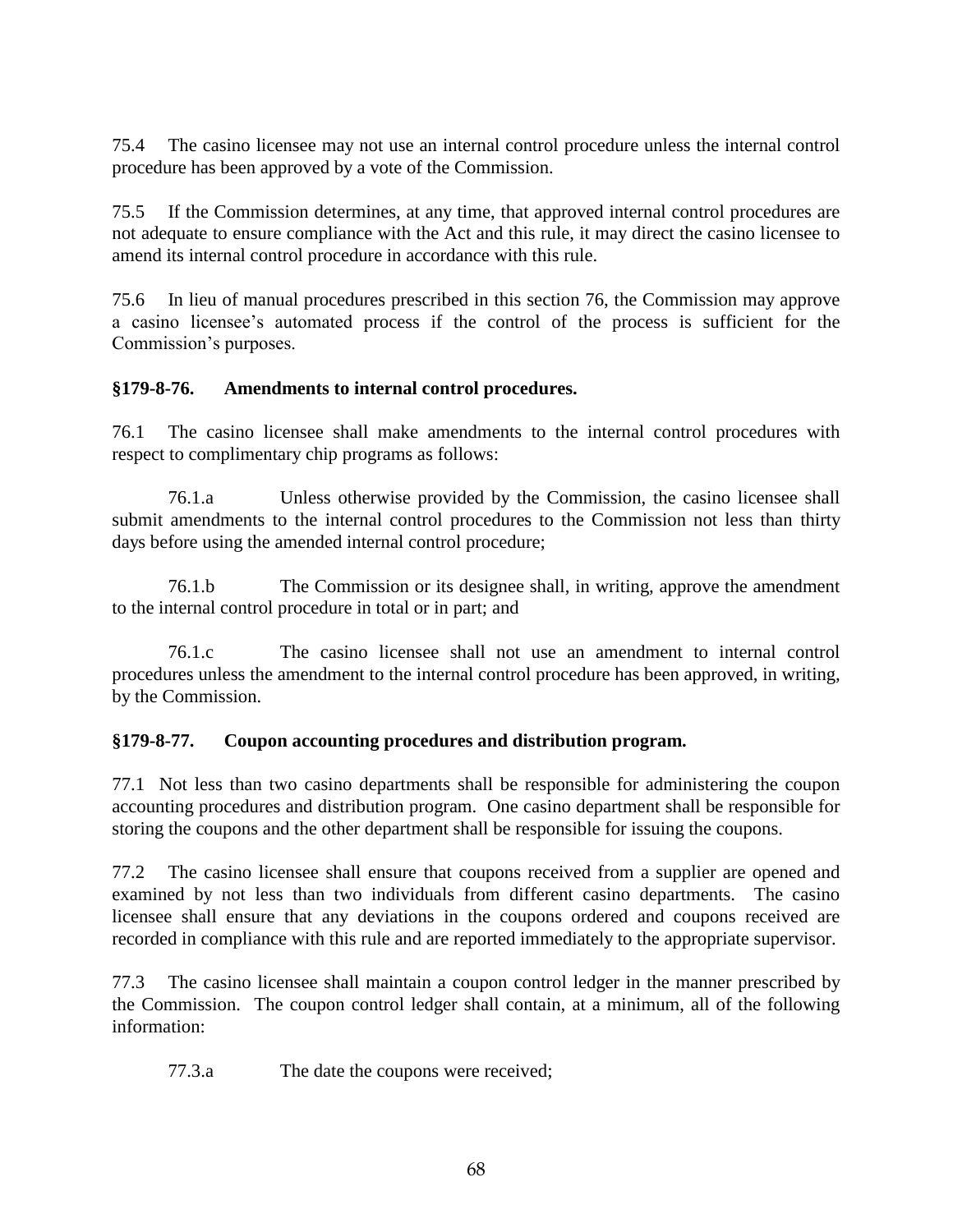75.4 The casino licensee may not use an internal control procedure unless the internal control procedure has been approved by a vote of the Commission.

75.5 If the Commission determines, at any time, that approved internal control procedures are not adequate to ensure compliance with the Act and this rule, it may direct the casino licensee to amend its internal control procedure in accordance with this rule.

75.6 In lieu of manual procedures prescribed in this section 76, the Commission may approve a casino licensee's automated process if the control of the process is sufficient for the Commission's purposes.

### §179-8-76. Amendments to internal control procedures.

76.1 The casino licensee shall make amendments to the internal control procedures with respect to complimentary chip programs as follows:

76.1.a Unless otherwise provided by the Commission, the casino licensee shall submit amendments to the internal control procedures to the Commission not less than thirty days before using the amended internal control procedure;

76.1.b The Commission or its designee shall, in writing, approve the amendment to the internal control procedure in total or in part; and

76.1.c The casino licensee shall not use an amendment to internal control procedures unless the amendment to the internal control procedure has been approved, in writing, by the Commission.

### §179-8-77. Coupon accounting procedures and distribution program.

77.1 Not less than two casino departments shall be responsible for administering the coupon accounting procedures and distribution program. One casino department shall be responsible for storing the coupons and the other department shall be responsible for issuing the coupons.

77.2 The casino licensee shall ensure that coupons received from a supplier are opened and examined by not less than two individuals from different casino departments. The casino licensee shall ensure that any deviations in the coupons ordered and coupons received are recorded in compliance with this rule and are reported immediately to the appropriate supervisor.

77.3 The casino licensee shall maintain a coupon control ledger in the manner prescribed by the Commission. The coupon control ledger shall contain, at a minimum, all of the following information:

77.3.a The date the coupons were received;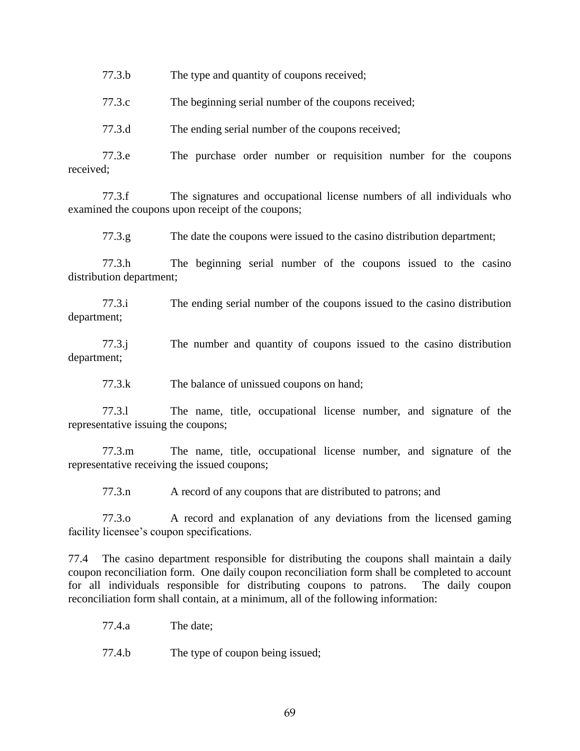77.3.b The type and quantity of coupons received;

77.3.c The beginning serial number of the coupons received;

77.3.d The ending serial number of the coupons received;

77.3.e The purchase order number or requisition number for the coupons received;

77.3.f The signatures and occupational license numbers of all individuals who examined the coupons upon receipt of the coupons;

77.3.g The date the coupons were issued to the casino distribution department;

77.3.h The beginning serial number of the coupons issued to the casino distribution department;

77.3.i The ending serial number of the coupons issued to the casino distribution department;

77.3.j The number and quantity of coupons issued to the casino distribution department;

77.3.k The balance of unissued coupons on hand;

77.3.l The name, title, occupational license number, and signature of the representative issuing the coupons;

77.3.m The name, title, occupational license number, and signature of the representative receiving the issued coupons;

77.3.n A record of any coupons that are distributed to patrons; and

77.3.o A record and explanation of any deviations from the licensed gaming facility licensee's coupon specifications.

77.4 The casino department responsible for distributing the coupons shall maintain a daily coupon reconciliation form. One daily coupon reconciliation form shall be completed to account for all individuals responsible for distributing coupons to patrons. The daily coupon reconciliation form shall contain, at a minimum, all of the following information:

77.4.a The date;

77.4.b The type of coupon being issued;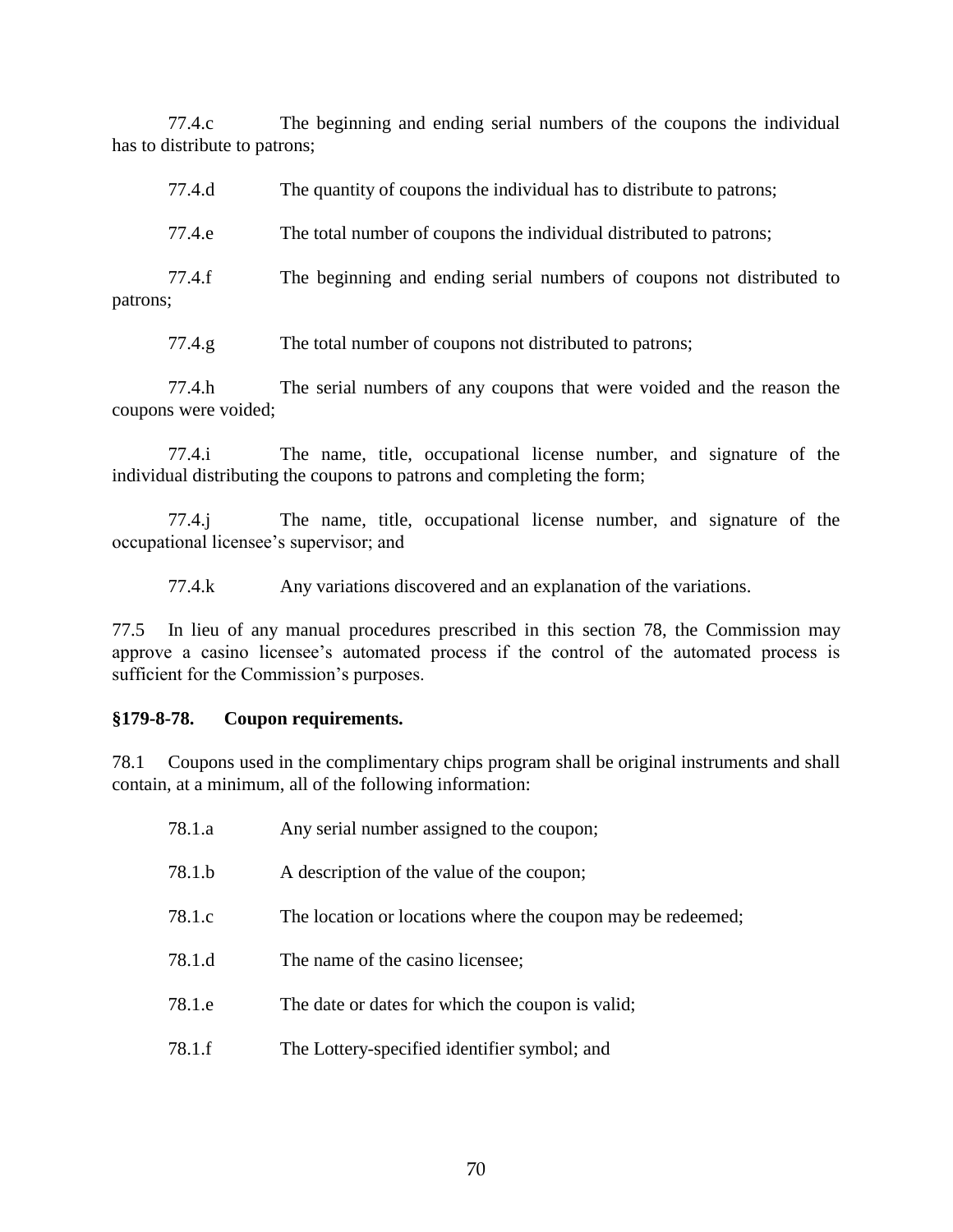77.4.c The beginning and ending serial numbers of the coupons the individual has to distribute to patrons;

77.4.d The quantity of coupons the individual has to distribute to patrons;

77.4.e The total number of coupons the individual distributed to patrons;

77.4.f The beginning and ending serial numbers of coupons not distributed to patrons;

77.4.g The total number of coupons not distributed to patrons;

77.4.h The serial numbers of any coupons that were voided and the reason the coupons were voided;

77.4.i The name, title, occupational license number, and signature of the individual distributing the coupons to patrons and completing the form;

77.4.j The name, title, occupational license number, and signature of the occupational licensee's supervisor; and

77.4.k Any variations discovered and an explanation of the variations.

77.5 In lieu of any manual procedures prescribed in this section 78, the Commission may approve a casino licensee's automated process if the control of the automated process is sufficient for the Commission's purposes.

**§179-8-78. Coupon requirements.**

78.1 Coupons used in the complimentary chips program shall be original instruments and shall contain, at a minimum, all of the following information:

78.1.a Any serial number assigned to the coupon;

78.1.b A description of the value of the coupon;

78.1.c The location or locations where the coupon may be redeemed;

78.1.d The name of the casino licensee;

78.1.e The date or dates for which the coupon is valid;

78.1.f The Lottery-specified identifier symbol; and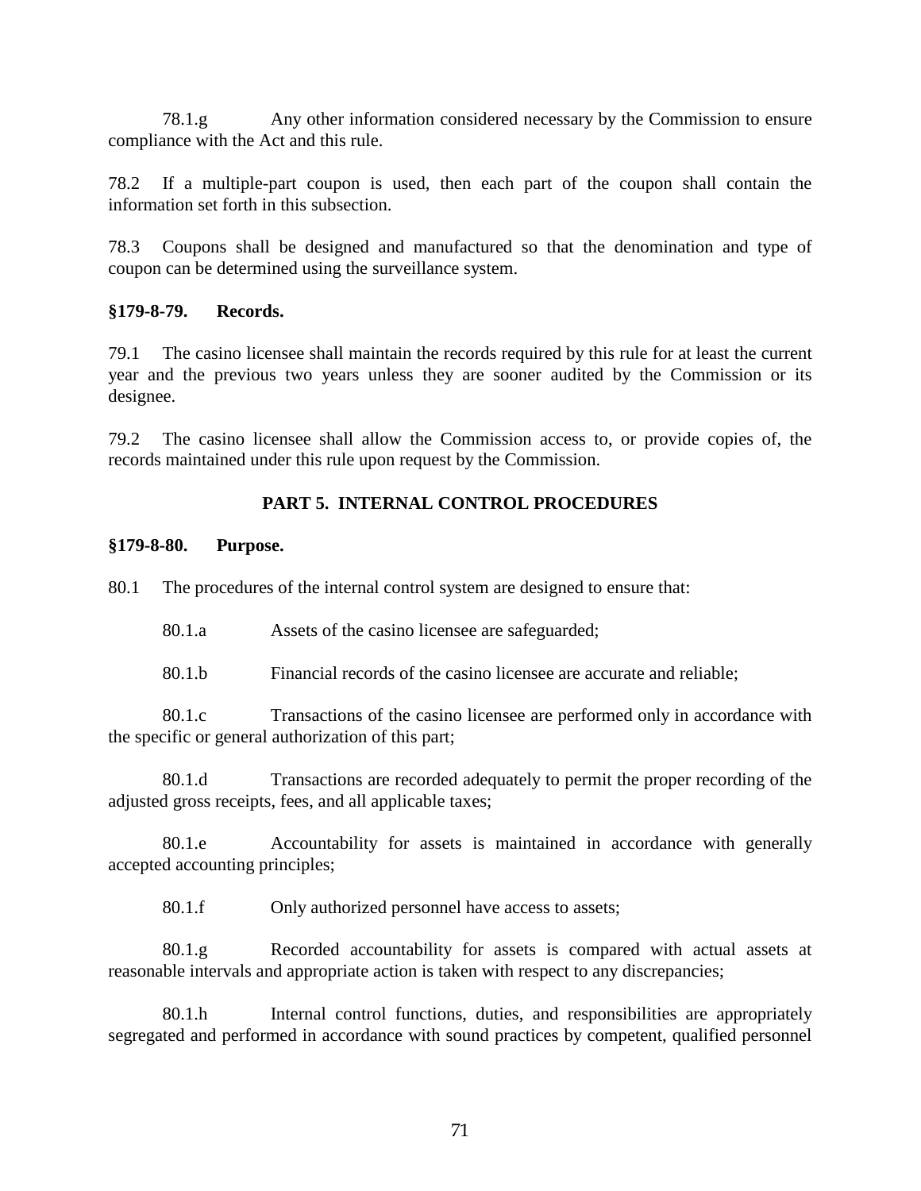78.1.g Any other information considered necessary by the Commission to ensure compliance with the Act and this rule.

78.2 If a multiple-part coupon is used, then each part of the coupon shall contain the information set forth in this subsection.

78.3 Coupons shall be designed and manufactured so that the denomination and type of coupon can be determined using the surveillance system.

**§179-8-79. Records.**

79.1 The casino licensee shall maintain the records required by this rule for at least the current year and the previous two years unless they are sooner audited by the Commission or its designee.

79.2 The casino licensee shall allow the Commission access to, or provide copies of, the records maintained under this rule upon request by the Commission.

## PART 5. INTERNAL CONTROL PROCEDURES

**§179-8-80. Purpose.**

80.1 The procedures of the internal control system are designed to ensure that:

80.1.a Assets of the casino licensee are safeguarded;

80.1.b Financial records of the casino licensee are accurate and reliable;

80.1.c Transactions of the casino licensee are performed only in accordance with the specific or general authorization of this part;

80.1.d Transactions are recorded adequately to permit the proper recording of the adjusted gross receipts, fees, and all applicable taxes;

80.1.e Accountability for assets is maintained in accordance with generally accepted accounting principles;

80.1.f Only authorized personnel have access to assets;

80.1.g Recorded accountability for assets is compared with actual assets at reasonable intervals and appropriate action is taken with respect to any discrepancies;

80.1.h Internal control functions, duties, and responsibilities are appropriately segregated and performed in accordance with sound practices by competent, qualified personnel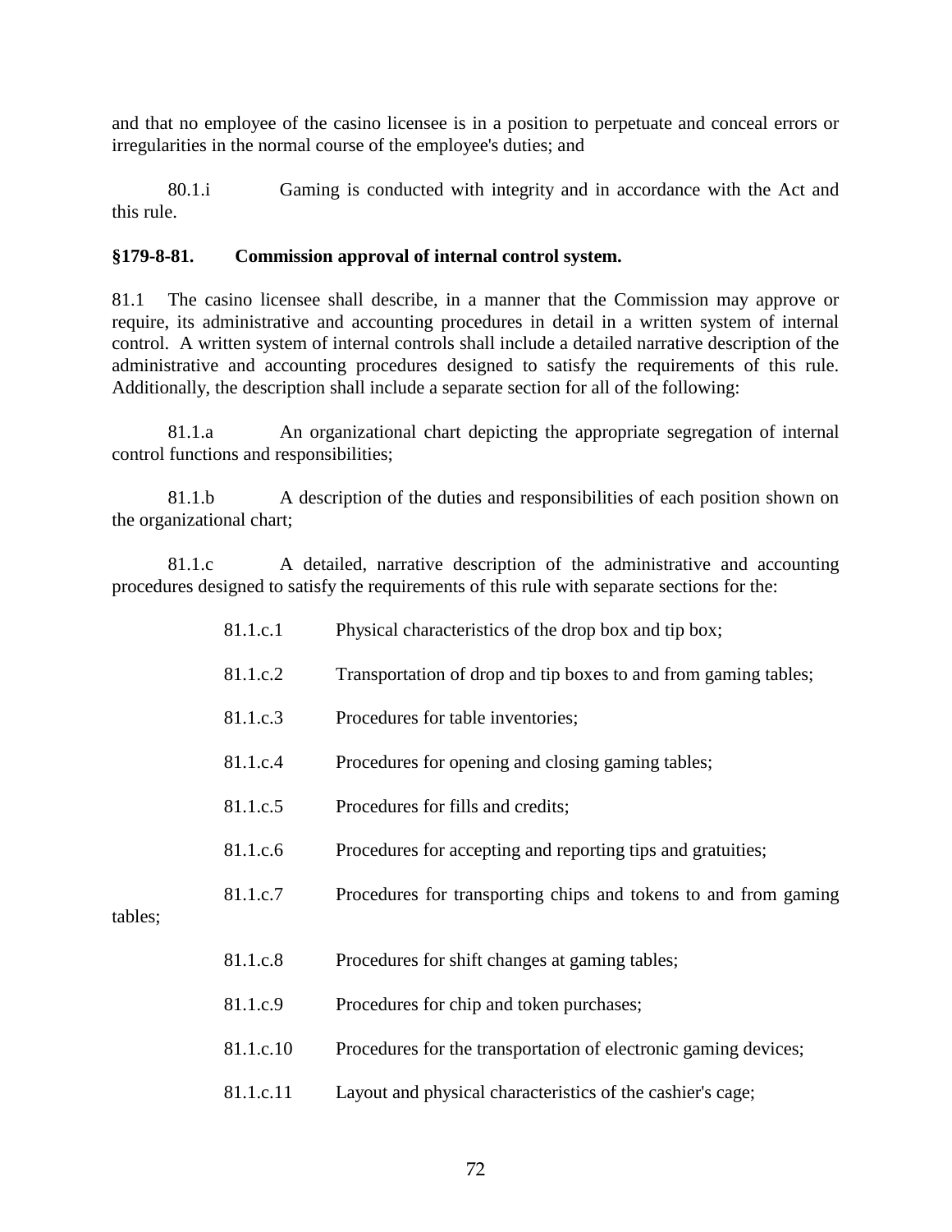and that no employee of the casino licensee is in a position to perpetuate and conceal errors or irregularities in the normal course of the employee's duties; and

80.1.i Gaming is conducted with integrity and in accordance with the Act and this rule.

**§179-8-81. Commission approval of internal control system.**

81.1 The casino licensee shall describe, in a manner that the Commission may approve or require, its administrative and accounting procedures in detail in a written system of internal control. A written system of internal controls shall include a detailed narrative description of the administrative and accounting procedures designed to satisfy the requirements of this rule. Additionally, the description shall include a separate section for all of the following:

81.1.a An organizational chart depicting the appropriate segregation of internal control functions and responsibilities;

81.1.b A description of the duties and responsibilities of each position shown on the organizational chart;

81.1.c A detailed, narrative description of the administrative and accounting procedures designed to satisfy the requirements of this rule with separate sections for the:

81.1.c.1 Physical characteristics of the drop box and tip box;

81.1.c.2 Transportation of drop and tip boxes to and from gaming tables;

81.1.c.3 Procedures for table inventories;

81.1.c.4 Procedures for opening and closing gaming tables;

81.1.c.5 Procedures for fills and credits;

81.1.c.6 Procedures for accepting and reporting tips and gratuities;

81.1.c.7 Procedures for transporting chips and tokens to and from gaming tables;

81.1.c.8 Procedures for shift changes at gaming tables;

81.1.c.9 Procedures for chip and token purchases;

81.1.c.10 Procedures for the transportation of electronic gaming devices;

81.1.c.11 Layout and physical characteristics of the cashier's cage;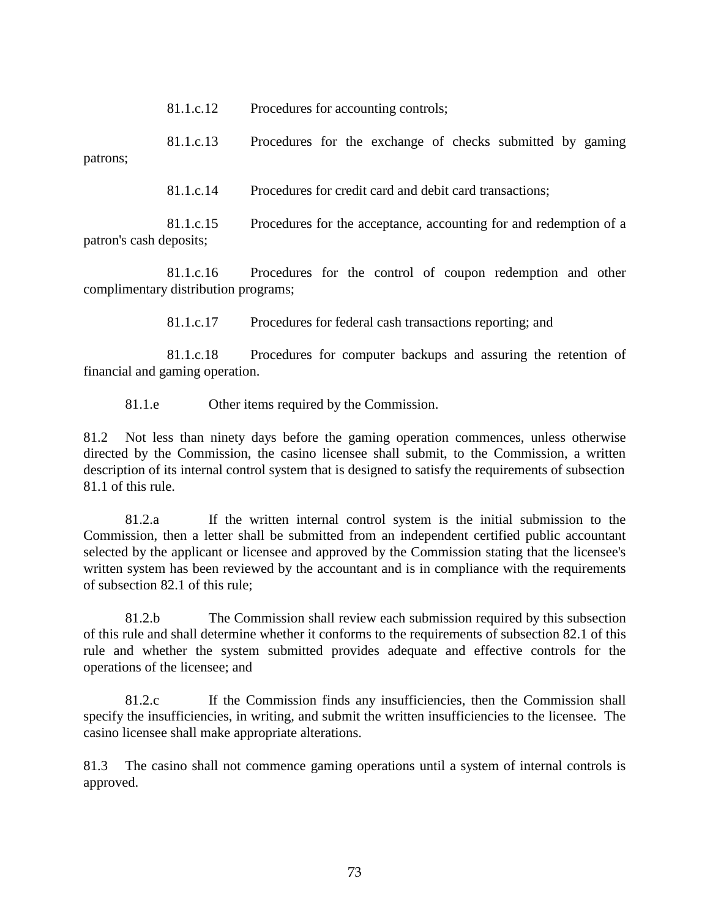81.1.c.12 Procedures for accounting controls;

81.1.c.13 Procedures for the exchange of checks submitted by gaming patrons;

81.1.c.14 Procedures for credit card and debit card transactions;

81.1.c.15 Procedures for the acceptance, accounting for and redemption of a patron's cash deposits;

81.1.c.16 Procedures for the control of coupon redemption and other complimentary distribution programs;

81.1.c.17 Procedures for federal cash transactions reporting; and

81.1.c.18 Procedures for computer backups and assuring the retention of financial and gaming operation.

81.1.e Other items required by the Commission.

81.2 Not less than ninety days before the gaming operation commences, unless otherwise directed by the Commission, the casino licensee shall submit, to the Commission, a written description of its internal control system that is designed to satisfy the requirements of subsection 81.1 of this rule.

81.2.a If the written internal control system is the initial submission to the Commission, then a letter shall be submitted from an independent certified public accountant selected by the applicant or licensee and approved by the Commission stating that the licensee's written system has been reviewed by the accountant and is in compliance with the requirements of subsection 82.1 of this rule;

81.2.b The Commission shall review each submission required by this subsection of this rule and shall determine whether it conforms to the requirements of subsection 82.1 of this rule and whether the system submitted provides adequate and effective controls for the operations of the licensee; and

81.2.c If the Commission finds any insufficiencies, then the Commission shall specify the insufficiencies, in writing, and submit the written insufficiencies to the licensee. The casino licensee shall make appropriate alterations.

81.3 The casino shall not commence gaming operations until a system of internal controls is approved.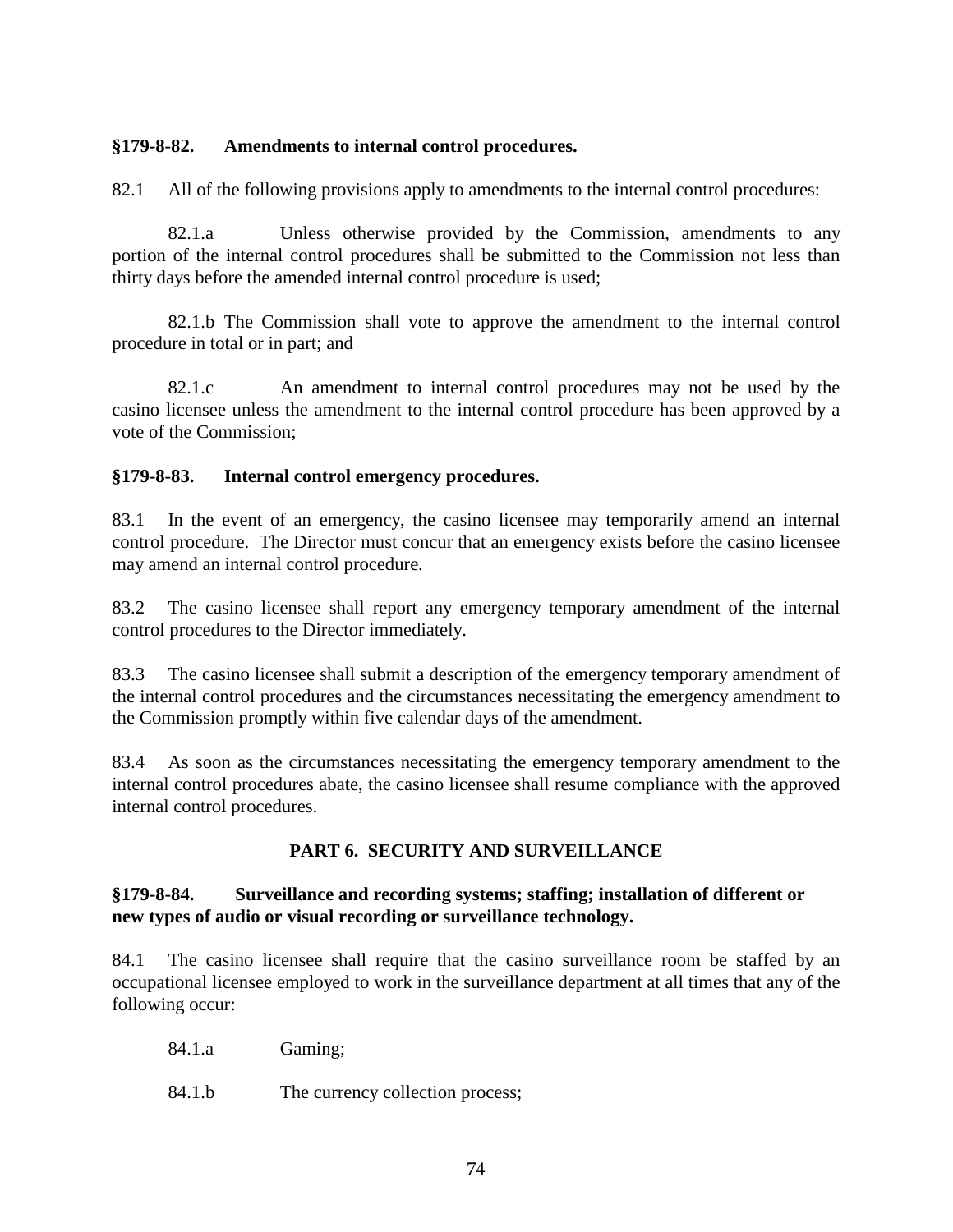**§179-8-82. Amendments to internal control procedures.**

82.1 All of the following provisions apply to amendments to the internal control procedures:

82.1.a Unless otherwise provided by the Commission, amendments to any portion of the internal control procedures shall be submitted to the Commission not less than thirty days before the amended internal control procedure is used;

82.1.b The Commission shall vote to approve the amendment to the internal control procedure in total or in part; and

82.1.c An amendment to internal control procedures may not be used by the casino licensee unless the amendment to the internal control procedure has been approved by a vote of the Commission;

**§179-8-83. Internal control emergency procedures.**

83.1 In the event of an emergency, the casino licensee may temporarily amend an internal control procedure. The Director must concur that an emergency exists before the casino licensee may amend an internal control procedure.

83.2 The casino licensee shall report any emergency temporary amendment of the internal control procedures to the Director immediately.

83.3 The casino licensee shall submit a description of the emergency temporary amendment of the internal control procedures and the circumstances necessitating the emergency amendment to the Commission promptly within five calendar days of the amendment.

83.4 As soon as the circumstances necessitating the emergency temporary amendment to the internal control procedures abate, the casino licensee shall resume compliance with the approved internal control procedures.

## PART 6. SECURITY AND SURVEILLANCE

**§179-8-84. Surveillance and recording systems; staffing; installation of different or new types of audio or visual recording or surveillance technology.**

84.1 The casino licensee shall require that the casino surveillance room be staffed by an occupational licensee employed to work in the surveillance department at all times that any of the following occur:

84.1.a Gaming;

84.1.b The currency collection process;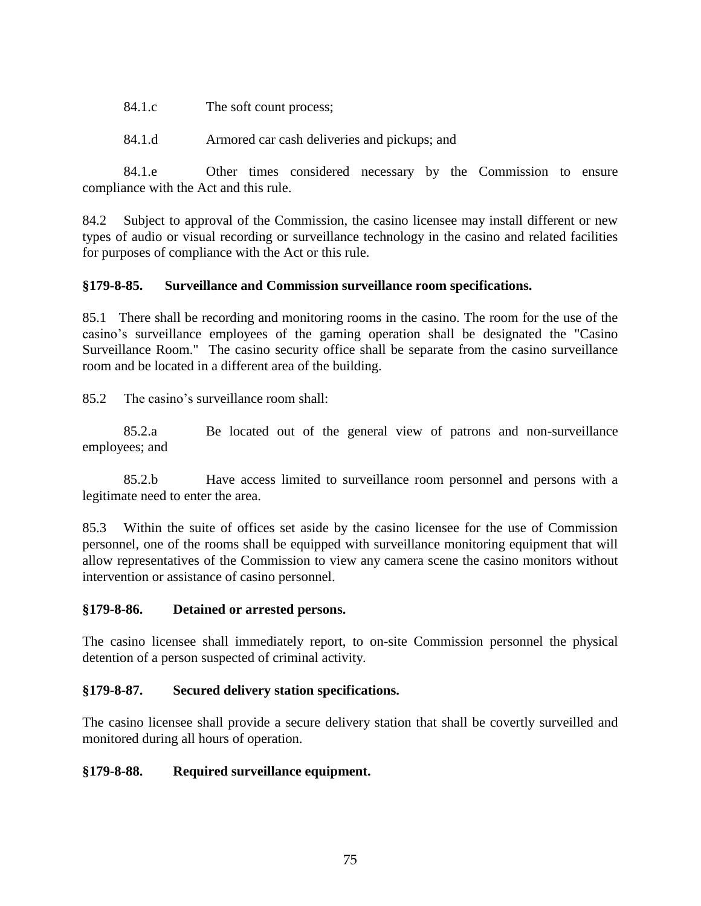84.1.c The soft count process;

84.1.d Armored car cash deliveries and pickups; and

84.1.e Other times considered necessary by the Commission to ensure compliance with the Act and this rule.

84.2 Subject to approval of the Commission, the casino licensee may install different or new types of audio or visual recording or surveillance technology in the casino and related facilities for purposes of compliance with the Act or this rule.

**§179-8-85. Surveillance and Commission surveillance room specifications.**

85.1 There shall be recording and monitoring rooms in the casino. The room for the use of the casino's surveillance employees of the gaming operation shall be designated the "Casino Surveillance Room." The casino security office shall be separate from the casino surveillance room and be located in a different area of the building.

85.2 The casino's surveillance room shall:

85.2.a Be located out of the general view of patrons and non-surveillance employees; and

85.2.b Have access limited to surveillance room personnel and persons with a legitimate need to enter the area.

85.3 Within the suite of offices set aside by the casino licensee for the use of Commission personnel, one of the rooms shall be equipped with surveillance monitoring equipment that will allow representatives of the Commission to view any camera scene the casino monitors without intervention or assistance of casino personnel.

**§179-8-86. Detained or arrested persons.**

The casino licensee shall immediately report, to on-site Commission personnel the physical detention of a person suspected of criminal activity.

**§179-8-87. Secured delivery station specifications.**

The casino licensee shall provide a secure delivery station that shall be covertly surveilled and monitored during all hours of operation.

**§179-8-88. Required surveillance equipment.**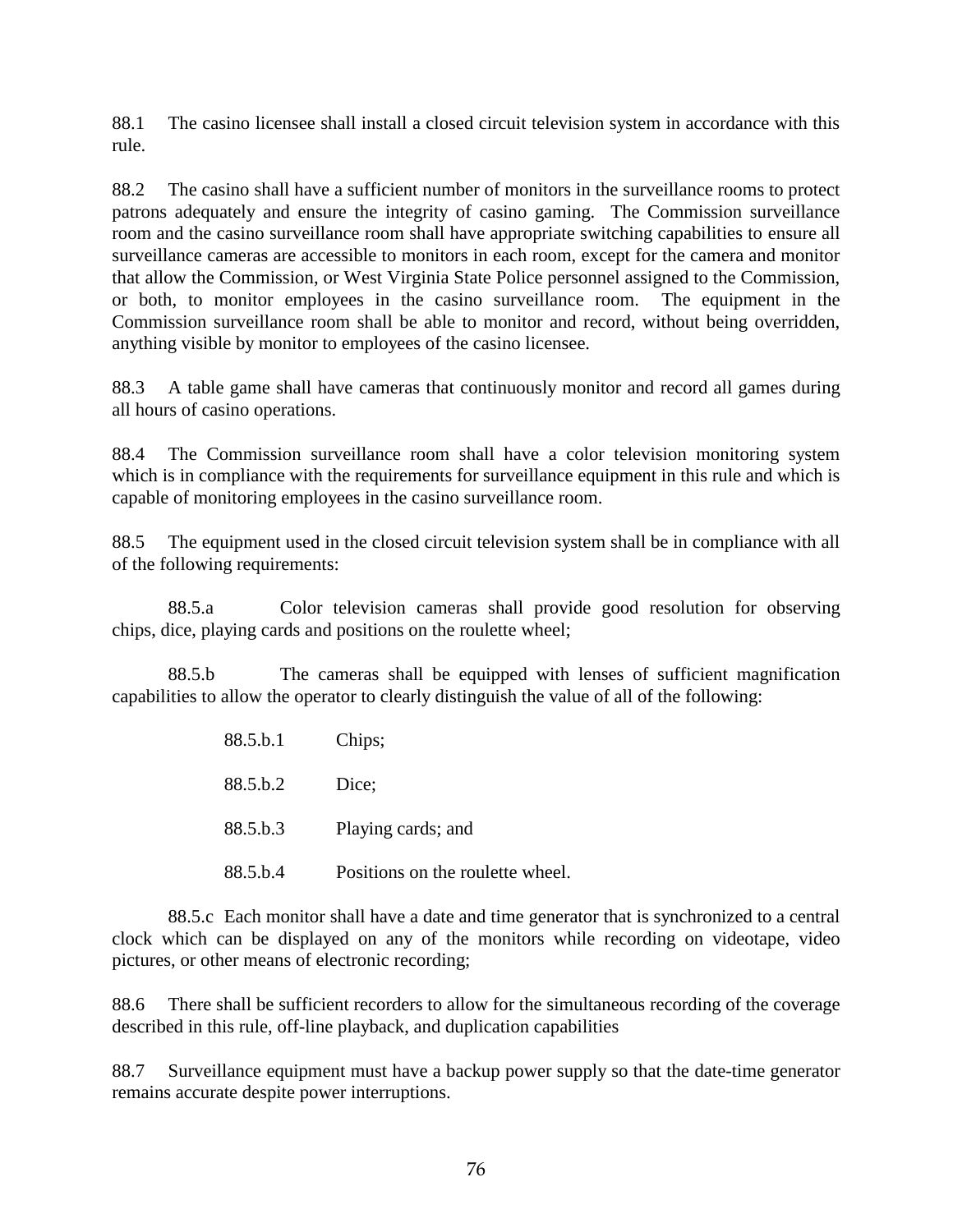88.1 The casino licensee shall install a closed circuit television system in accordance with this rule.

88.2 The casino shall have a sufficient number of monitors in the surveillance rooms to protect patrons adequately and ensure the integrity of casino gaming. The Commission surveillance room and the casino surveillance room shall have appropriate switching capabilities to ensure all surveillance cameras are accessible to monitors in each room, except for the camera and monitor that allow the Commission, or West Virginia State Police personnel assigned to the Commission, or both, to monitor employees in the casino surveillance room. The equipment in the Commission surveillance room shall be able to monitor and record, without being overridden, anything visible by monitor to employees of the casino licensee.

88.3 A table game shall have cameras that continuously monitor and record all games during all hours of casino operations.

88.4 The Commission surveillance room shall have a color television monitoring system which is in compliance with the requirements for surveillance equipment in this rule and which is capable of monitoring employees in the casino surveillance room.

88.5 The equipment used in the closed circuit television system shall be in compliance with all of the following requirements:

88.5.a Color television cameras shall provide good resolution for observing chips, dice, playing cards and positions on the roulette wheel;

88.5.b The cameras shall be equipped with lenses of sufficient magnification capabilities to allow the operator to clearly distinguish the value of all of the following:

88.5.b.1 Chips;

88.5.b.2 Dice;

88.5.b.3 Playing cards; and

88.5.b.4 Positions on the roulette wheel.

88.5.c Each monitor shall have a date and time generator that is synchronized to a central clock which can be displayed on any of the monitors while recording on videotape, video pictures, or other means of electronic recording;

88.6 There shall be sufficient recorders to allow for the simultaneous recording of the coverage described in this rule, off-line playback, and duplication capabilities

88.7 Surveillance equipment must have a backup power supply so that the date-time generator remains accurate despite power interruptions.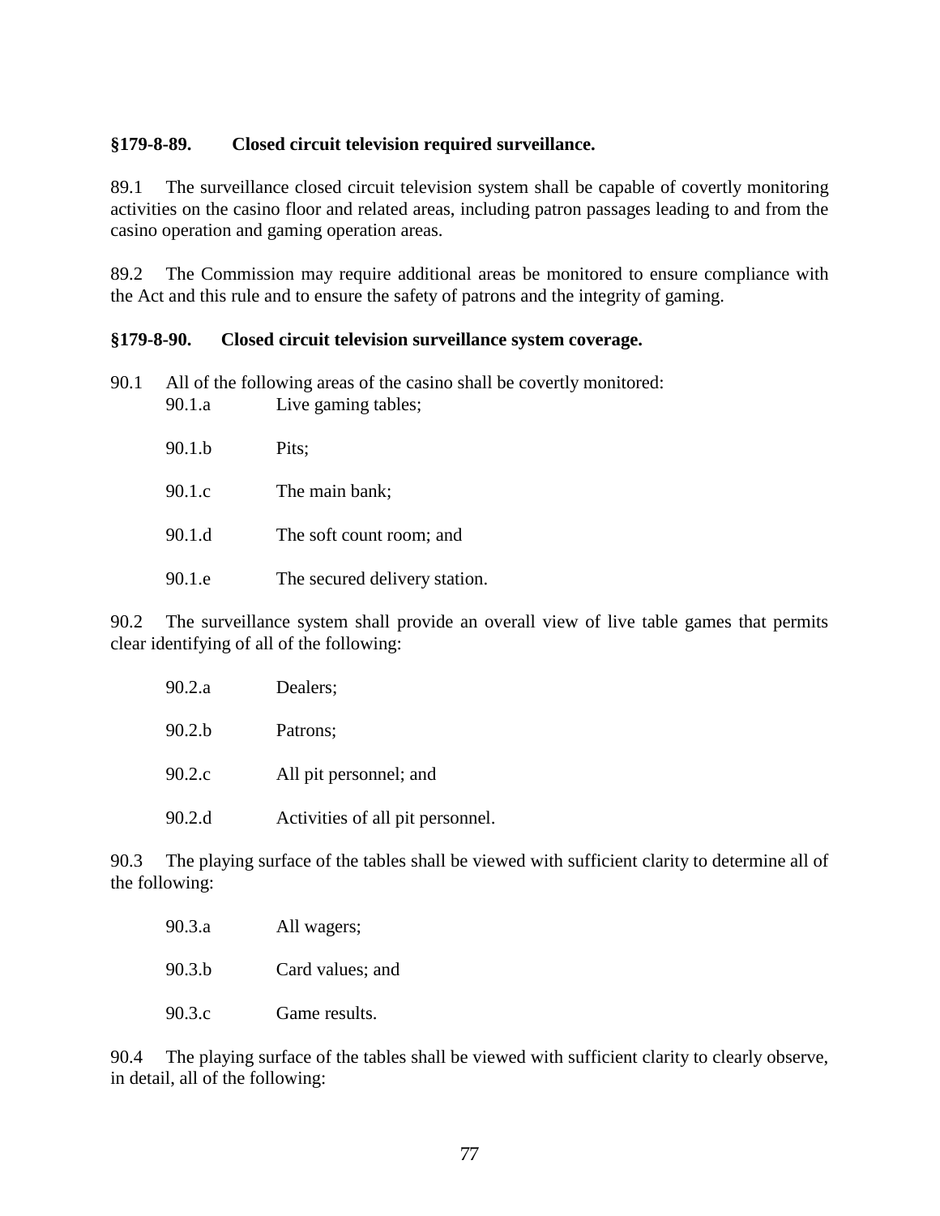**§179-8-89. Closed circuit television required surveillance.**

89.1 The surveillance closed circuit television system shall be capable of covertly monitoring activities on the casino floor and related areas, including patron passages leading to and from the casino operation and gaming operation areas.

89.2 The Commission may require additional areas be monitored to ensure compliance with the Act and this rule and to ensure the safety of patrons and the integrity of gaming.

**§179-8-90. Closed circuit television surveillance system coverage.**

90.1 All of the following areas of the casino shall be covertly monitored:

- 90.1.a Live gaming tables;
- 90.1.b Pits;
- 90.1.c The main bank;
- 90.1.d The soft count room; and
- 90.1.e The secured delivery station.

90.2 The surveillance system shall provide an overall view of live table games that permits clear identifying of all of the following:

- 90.2.a Dealers;
- 90.2.b Patrons;
- 90.2.c All pit personnel; and
- 90.2.d Activities of all pit personnel.

90.3 The playing surface of the tables shall be viewed with sufficient clarity to determine all of the following:

- 90.3.a All wagers;
- 90.3.b Card values; and
- 90.3.c Game results.

90.4 The playing surface of the tables shall be viewed with sufficient clarity to clearly observe, in detail, all of the following: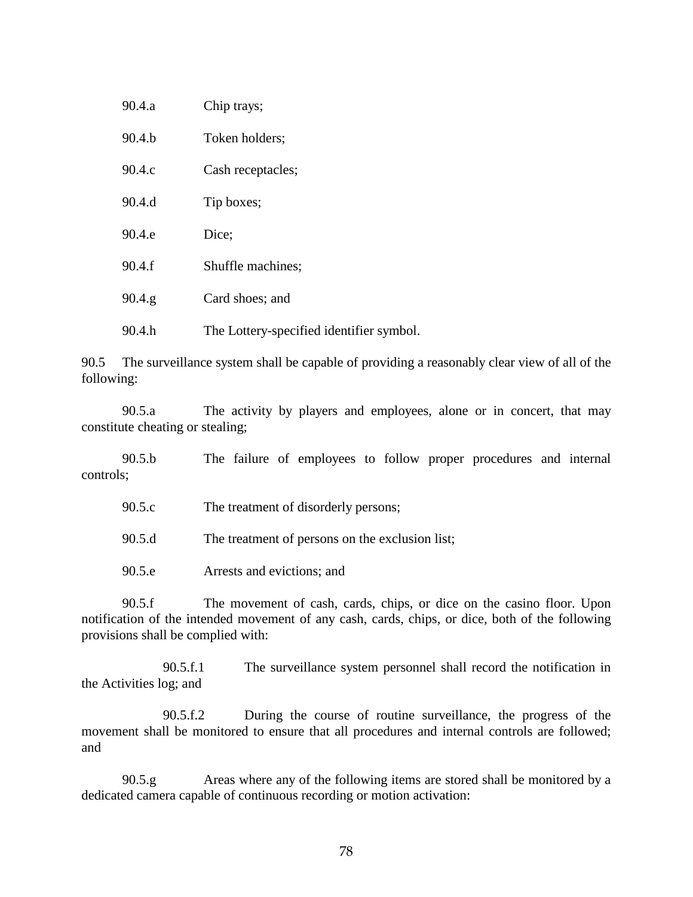90.4.a Chip trays;

90.4.b Token holders;

90.4.c Cash receptacles;

90.4.d Tip boxes;

90.4.e Dice;

90.4.f Shuffle machines;

90.4.g Card shoes; and

90.4.h The Lottery-specified identifier symbol.

90.5 The surveillance system shall be capable of providing a reasonably clear view of all of the following:

90.5.a The activity by players and employees, alone or in concert, that may constitute cheating or stealing;

90.5.b The failure of employees to follow proper procedures and internal controls;

90.5.c The treatment of disorderly persons;

90.5.d The treatment of persons on the exclusion list;

90.5.e Arrests and evictions; and

90.5.f The movement of cash, cards, chips, or dice on the casino floor. Upon notification of the intended movement of any cash, cards, chips, or dice, both of the following provisions shall be complied with:

90.5.f.1 The surveillance system personnel shall record the notification in the Activities log; and

90.5.f.2 During the course of routine surveillance, the progress of the movement shall be monitored to ensure that all procedures and internal controls are followed; and

90.5.g Areas where any of the following items are stored shall be monitored by a dedicated camera capable of continuous recording or motion activation: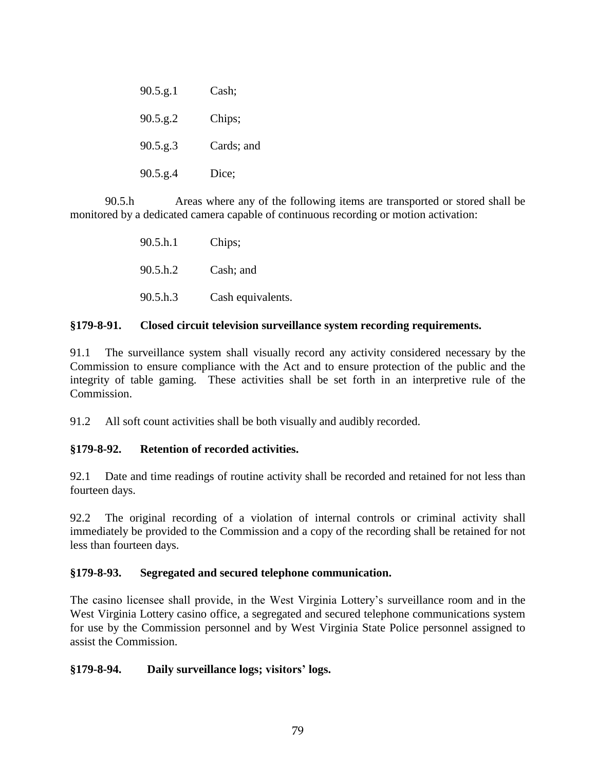90.5.g.1 Cash;

90.5.g.2 Chips;

90.5.g.3 Cards; and

90.5.g.4 Dice;

90.5.h Areas where any of the following items are transported or stored shall be monitored by a dedicated camera capable of continuous recording or motion activation:

90.5.h.1 Chips;

90.5.h.2 Cash; and

90.5.h.3 Cash equivalents.

**§179-8-91. Closed circuit television surveillance system recording requirements.**

91.1 The surveillance system shall visually record any activity considered necessary by the Commission to ensure compliance with the Act and to ensure protection of the public and the integrity of table gaming. These activities shall be set forth in an interpretive rule of the Commission.

91.2 All soft count activities shall be both visually and audibly recorded.

**§179-8-92. Retention of recorded activities.**

92.1 Date and time readings of routine activity shall be recorded and retained for not less than fourteen days.

92.2 The original recording of a violation of internal controls or criminal activity shall immediately be provided to the Commission and a copy of the recording shall be retained for not less than fourteen days.

**§179-8-93. Segregated and secured telephone communication.**

The casino licensee shall provide, in the West Virginia Lottery's surveillance room and in the West Virginia Lottery casino office, a segregated and secured telephone communications system for use by the Commission personnel and by West Virginia State Police personnel assigned to assist the Commission.

**§179-8-94. Daily surveillance logs; visitors' logs.**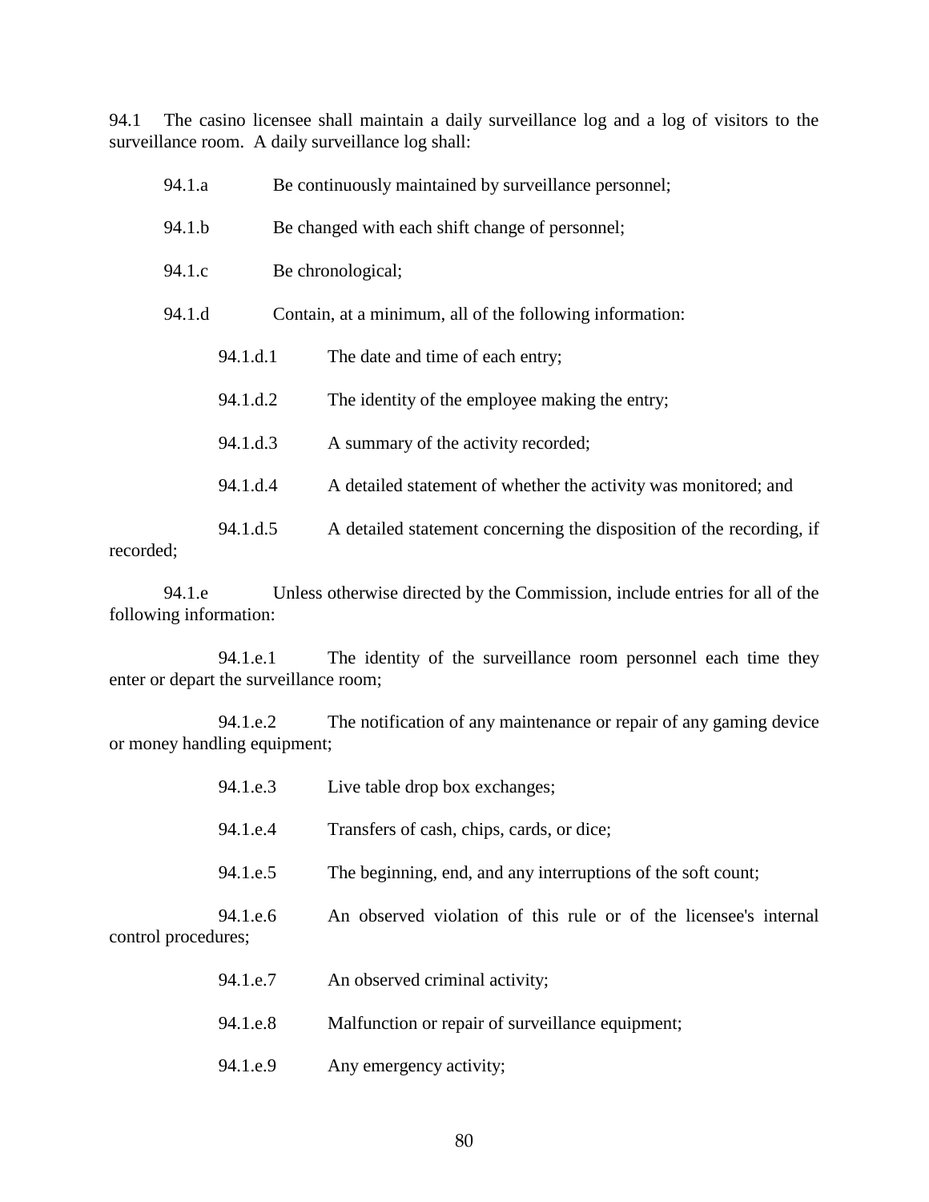94.1 The casino licensee shall maintain a daily surveillance log and a log of visitors to the surveillance room. A daily surveillance log shall:

94.1.a Be continuously maintained by surveillance personnel;

94.1.b Be changed with each shift change of personnel;

94.1.c Be chronological;

94.1.d Contain, at a minimum, all of the following information:

94.1.d.1 The date and time of each entry;

94.1.d.2 The identity of the employee making the entry;

94.1.d.3 A summary of the activity recorded;

94.1.d.4 A detailed statement of whether the activity was monitored; and

94.1.d.5 A detailed statement concerning the disposition of the recording, if recorded;

94.1.e Unless otherwise directed by the Commission, include entries for all of the following information:

94.1.e.1 The identity of the surveillance room personnel each time they enter or depart the surveillance room;

94.1.e.2 The notification of any maintenance or repair of any gaming device or money handling equipment;

94.1.e.3 Live table drop box exchanges;

94.1.e.4 Transfers of cash, chips, cards, or dice;

94.1.e.5 The beginning, end, and any interruptions of the soft count;

94.1.e.6 An observed violation of this rule or of the licensee's internal control procedures;

94.1.e.7 An observed criminal activity;

94.1.e.8 Malfunction or repair of surveillance equipment;

94.1.e.9 Any emergency activity;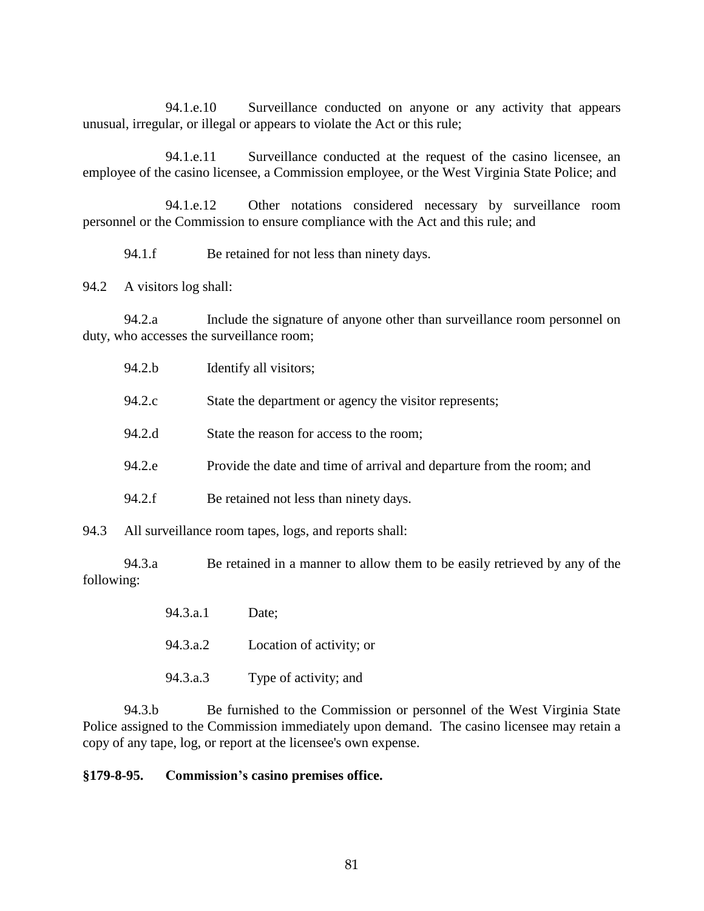94.1.e.10 Surveillance conducted on anyone or any activity that appears unusual, irregular, or illegal or appears to violate the Act or this rule;

94.1.e.11 Surveillance conducted at the request of the casino licensee, an employee of the casino licensee, a Commission employee, or the West Virginia State Police; and

94.1.e.12 Other notations considered necessary by surveillance room personnel or the Commission to ensure compliance with the Act and this rule; and

94.1.f Be retained for not less than ninety days.

94.2 A visitors log shall:

94.2.a Include the signature of anyone other than surveillance room personnel on duty, who accesses the surveillance room;

94.2.b Identify all visitors;

94.2.c State the department or agency the visitor represents;

94.2.d State the reason for access to the room;

94.2.e Provide the date and time of arrival and departure from the room; and

94.2.f Be retained not less than ninety days.

94.3 All surveillance room tapes, logs, and reports shall:

94.3.a Be retained in a manner to allow them to be easily retrieved by any of the following:

94.3.a.1 Date;

94.3.a.2 Location of activity; or

94.3.a.3 Type of activity; and

94.3.b Be furnished to the Commission or personnel of the West Virginia State Police assigned to the Commission immediately upon demand. The casino licensee may retain a copy of any tape, log, or report at the licensee's own expense.

**§179-8-95. Commission's casino premises office.**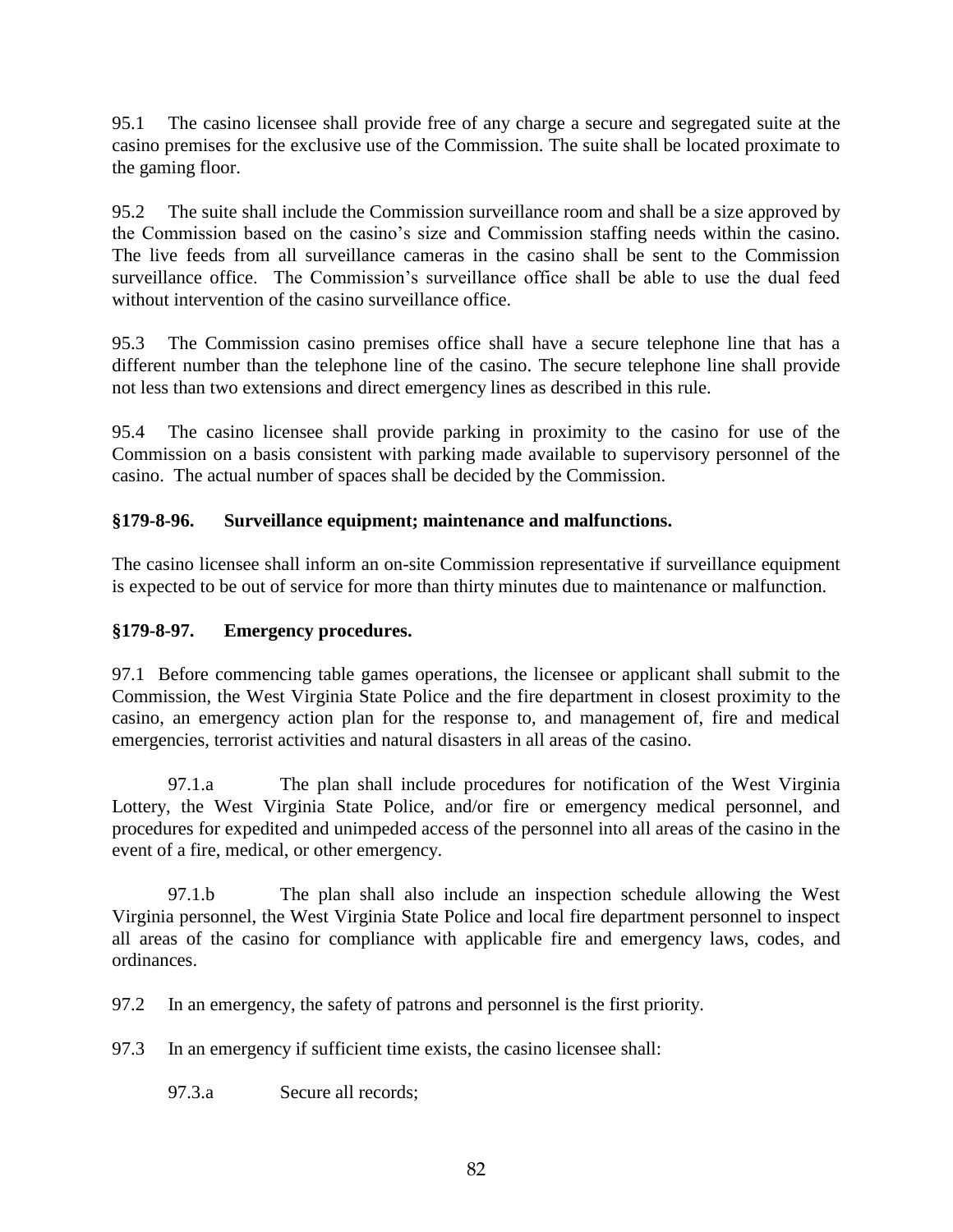95.1 The casino licensee shall provide free of any charge a secure and segregated suite at the casino premises for the exclusive use of the Commission. The suite shall be located proximate to the gaming floor.

95.2 The suite shall include the Commission surveillance room and shall be a size approved by the Commission based on the casino's size and Commission staffing needs within the casino. The live feeds from all surveillance cameras in the casino shall be sent to the Commission surveillance office. The Commission's surveillance office shall be able to use the dual feed without intervention of the casino surveillance office.

95.3 The Commission casino premises office shall have a secure telephone line that has a different number than the telephone line of the casino. The secure telephone line shall provide not less than two extensions and direct emergency lines as described in this rule.

95.4 The casino licensee shall provide parking in proximity to the casino for use of the Commission on a basis consistent with parking made available to supervisory personnel of the casino. The actual number of spaces shall be decided by the Commission.

**§179-8-96. Surveillance equipment; maintenance and malfunctions.**

The casino licensee shall inform an on-site Commission representative if surveillance equipment is expected to be out of service for more than thirty minutes due to maintenance or malfunction.

**§179-8-97. Emergency procedures.**

97.1 Before commencing table games operations, the licensee or applicant shall submit to the Commission, the West Virginia State Police and the fire department in closest proximity to the casino, an emergency action plan for the response to, and management of, fire and medical emergencies, terrorist activities and natural disasters in all areas of the casino.

97.1.a The plan shall include procedures for notification of the West Virginia Lottery, the West Virginia State Police, and/or fire or emergency medical personnel, and procedures for expedited and unimpeded access of the personnel into all areas of the casino in the event of a fire, medical, or other emergency.

97.1.b The plan shall also include an inspection schedule allowing the West Virginia personnel, the West Virginia State Police and local fire department personnel to inspect all areas of the casino for compliance with applicable fire and emergency laws, codes, and ordinances.

97.2 In an emergency, the safety of patrons and personnel is the first priority.

97.3 In an emergency if sufficient time exists, the casino licensee shall:

97.3.a Secure all records;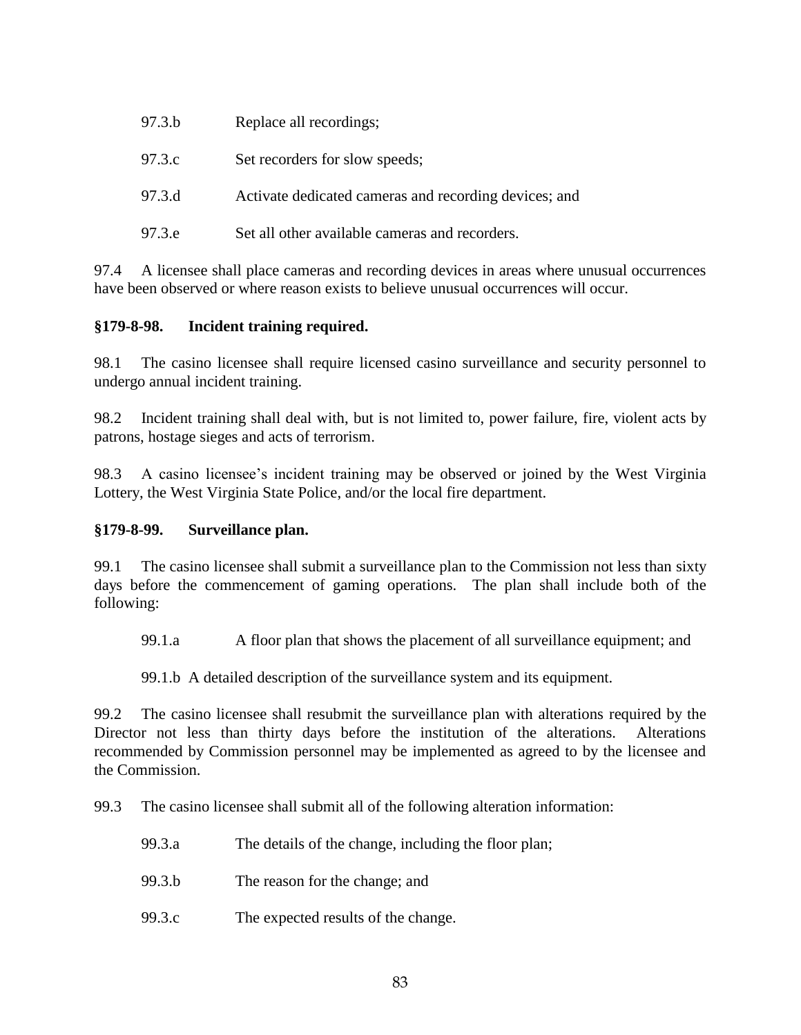97.3.b Replace all recordings;

97.3.c Set recorders for slow speeds;

97.3.d Activate dedicated cameras and recording devices; and

97.3.e Set all other available cameras and recorders.

97.4 A licensee shall place cameras and recording devices in areas where unusual occurrences have been observed or where reason exists to believe unusual occurrences will occur.

**§179-8-98. Incident training required.**

98.1 The casino licensee shall require licensed casino surveillance and security personnel to undergo annual incident training.

98.2 Incident training shall deal with, but is not limited to, power failure, fire, violent acts by patrons, hostage sieges and acts of terrorism.

98.3 A casino licensee's incident training may be observed or joined by the West Virginia Lottery, the West Virginia State Police, and/or the local fire department.

**§179-8-99. Surveillance plan.**

99.1 The casino licensee shall submit a surveillance plan to the Commission not less than sixty days before the commencement of gaming operations. The plan shall include both of the following:

99.1.a A floor plan that shows the placement of all surveillance equipment; and

99.1.b A detailed description of the surveillance system and its equipment.

99.2 The casino licensee shall resubmit the surveillance plan with alterations required by the Director not less than thirty days before the institution of the alterations. Alterations recommended by Commission personnel may be implemented as agreed to by the licensee and the Commission.

99.3 The casino licensee shall submit all of the following alteration information:

99.3.a The details of the change, including the floor plan;

99.3.b The reason for the change; and

99.3.c The expected results of the change.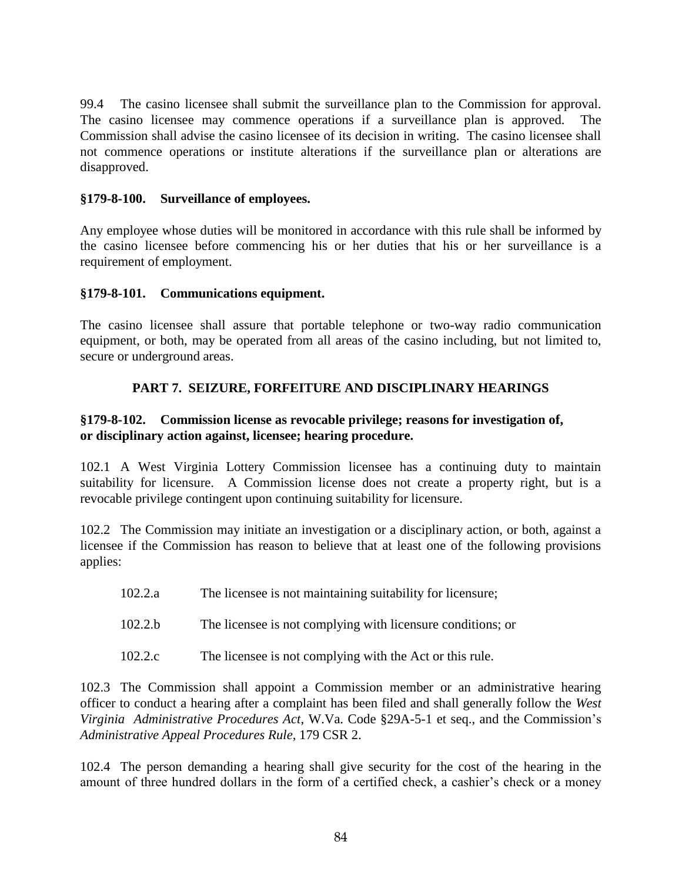99.4 The casino licensee shall submit the surveillance plan to the Commission for approval. The casino licensee may commence operations if a surveillance plan is approved. The Commission shall advise the casino licensee of its decision in writing. The casino licensee shall not commence operations or institute alterations if the surveillance plan or alterations are disapproved.

**§179-8-100. Surveillance of employees.**

Any employee whose duties will be monitored in accordance with this rule shall be informed by the casino licensee before commencing his or her duties that his or her surveillance is a requirement of employment.

**§179-8-101. Communications equipment.**

The casino licensee shall assure that portable telephone or two-way radio communication equipment, or both, may be operated from all areas of the casino including, but not limited to, secure or underground areas.

## PART 7. SEIZURE, FORFEITURE AND DISCIPLINARY HEARINGS

**§179-8-102. Commission license as revocable privilege; reasons for investigation of, or disciplinary action against, licensee; hearing procedure.**

102.1 A West Virginia Lottery Commission licensee has a continuing duty to maintain suitability for licensure. A Commission license does not create a property right, but is a revocable privilege contingent upon continuing suitability for licensure.

102.2 The Commission may initiate an investigation or a disciplinary action, or both, against a licensee if the Commission has reason to believe that at least one of the following provisions applies:

102.2.a The licensee is not maintaining suitability for licensure;

102.2.b The licensee is not complying with licensure conditions; or

102.2.c The licensee is not complying with the Act or this rule.

102.3 The Commission shall appoint a Commission member or an administrative hearing officer to conduct a hearing after a complaint has been filed and shall generally follow the *West Virginia Administrative Procedures Act*, W.Va. Code §29A-5-1 et seq., and the Commission's *Administrative Appeal Procedures Rule*, 179 CSR 2.

102.4 The person demanding a hearing shall give security for the cost of the hearing in the amount of three hundred dollars in the form of a certified check, a cashier's check or a money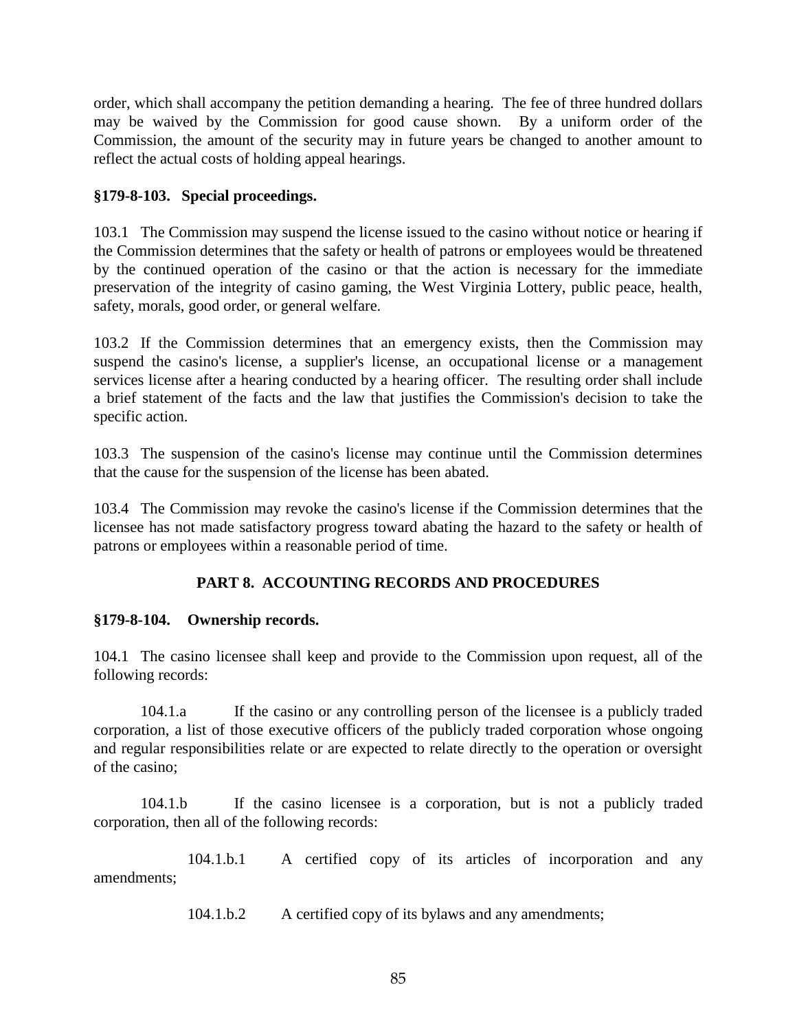order, which shall accompany the petition demanding a hearing. The fee of three hundred dollars may be waived by the Commission for good cause shown. By a uniform order of the Commission, the amount of the security may in future years be changed to another amount to reflect the actual costs of holding appeal hearings.

**§179-8-103. Special proceedings.**

103.1 The Commission may suspend the license issued to the casino without notice or hearing if the Commission determines that the safety or health of patrons or employees would be threatened by the continued operation of the casino or that the action is necessary for the immediate preservation of the integrity of casino gaming, the West Virginia Lottery, public peace, health, safety, morals, good order, or general welfare.

103.2 If the Commission determines that an emergency exists, then the Commission may suspend the casino's license, a supplier's license, an occupational license or a management services license after a hearing conducted by a hearing officer. The resulting order shall include a brief statement of the facts and the law that justifies the Commission's decision to take the specific action.

103.3 The suspension of the casino's license may continue until the Commission determines that the cause for the suspension of the license has been abated.

103.4 The Commission may revoke the casino's license if the Commission determines that the licensee has not made satisfactory progress toward abating the hazard to the safety or health of patrons or employees within a reasonable period of time.

## PART 8. ACCOUNTING RECORDS AND PROCEDURES

**§179-8-104. Ownership records.**

104.1 The casino licensee shall keep and provide to the Commission upon request, all of the following records:

104.1.a If the casino or any controlling person of the licensee is a publicly traded corporation, a list of those executive officers of the publicly traded corporation whose ongoing and regular responsibilities relate or are expected to relate directly to the operation or oversight of the casino;

104.1.b If the casino licensee is a corporation, but is not a publicly traded corporation, then all of the following records:

104.1.b.1 A certified copy of its articles of incorporation and any amendments;

104.1.b.2 A certified copy of its bylaws and any amendments;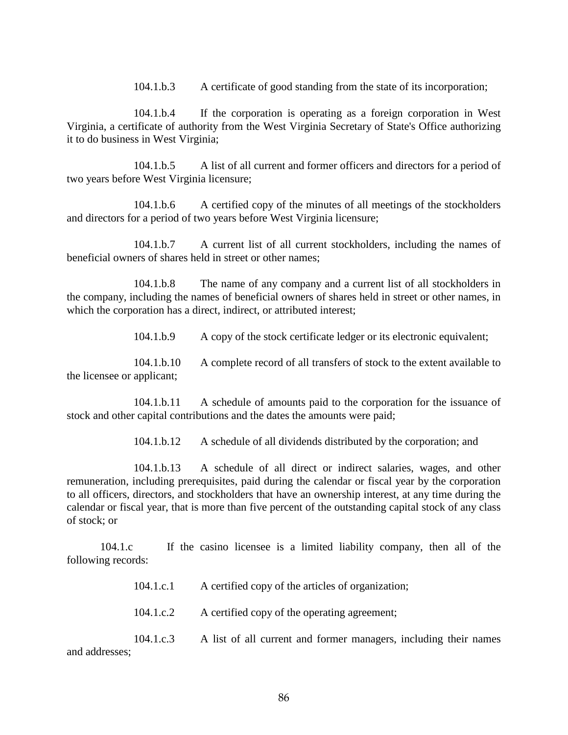104.1.b.3 A certificate of good standing from the state of its incorporation;

104.1.b.4 If the corporation is operating as a foreign corporation in West Virginia, a certificate of authority from the West Virginia Secretary of State's Office authorizing it to do business in West Virginia;

104.1.b.5 A list of all current and former officers and directors for a period of two years before West Virginia licensure;

104.1.b.6 A certified copy of the minutes of all meetings of the stockholders and directors for a period of two years before West Virginia licensure;

104.1.b.7 A current list of all current stockholders, including the names of beneficial owners of shares held in street or other names;

104.1.b.8 The name of any company and a current list of all stockholders in the company, including the names of beneficial owners of shares held in street or other names, in which the corporation has a direct, indirect, or attributed interest;

104.1.b.9 A copy of the stock certificate ledger or its electronic equivalent;

104.1.b.10 A complete record of all transfers of stock to the extent available to the licensee or applicant;

104.1.b.11 A schedule of amounts paid to the corporation for the issuance of stock and other capital contributions and the dates the amounts were paid;

104.1.b.12 A schedule of all dividends distributed by the corporation; and

104.1.b.13 A schedule of all direct or indirect salaries, wages, and other remuneration, including prerequisites, paid during the calendar or fiscal year by the corporation to all officers, directors, and stockholders that have an ownership interest, at any time during the calendar or fiscal year, that is more than five percent of the outstanding capital stock of any class of stock; or

104.1.c If the casino licensee is a limited liability company, then all of the following records:

104.1.c.1 A certified copy of the articles of organization;

104.1.c.2 A certified copy of the operating agreement;

104.1.c.3 A list of all current and former managers, including their names and addresses;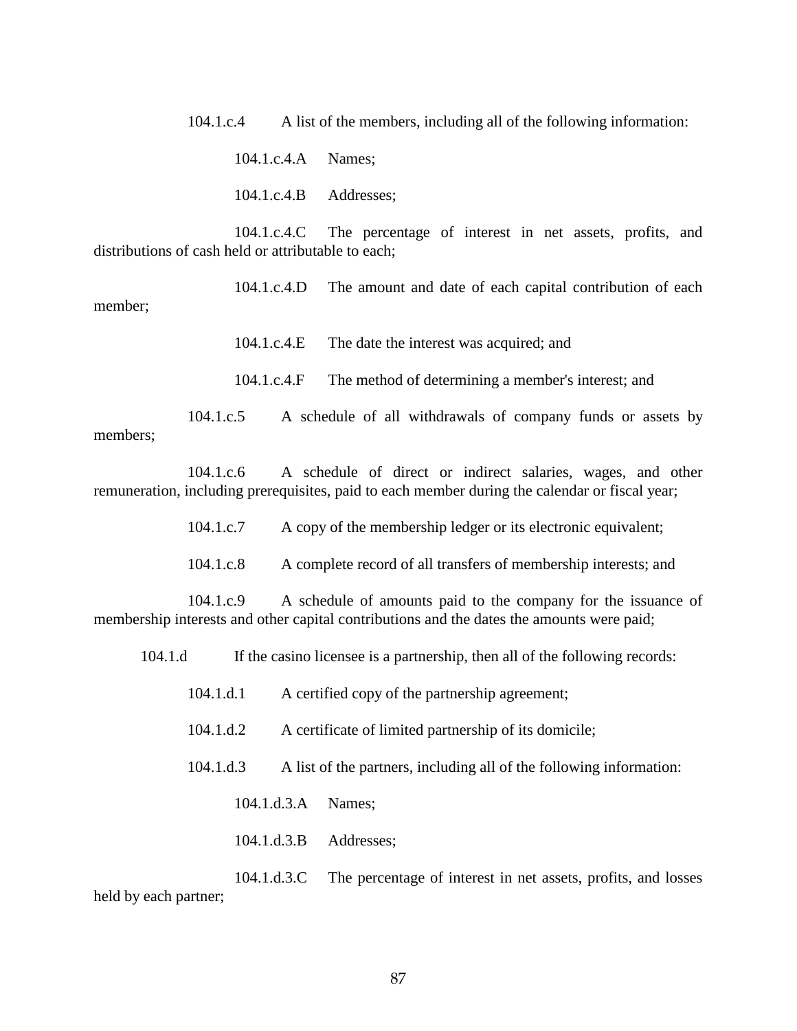104.1.c.4 A list of the members, including all of the following information:

104.1.c.4.A Names;

104.1.c.4.B Addresses;

104.1.c.4.C The percentage of interest in net assets, profits, and distributions of cash held or attributable to each;

104.1.c.4.D The amount and date of each capital contribution of each member;

104.1.c.4.E The date the interest was acquired; and

104.1.c.4.F The method of determining a member's interest; and

104.1.c.5 A schedule of all withdrawals of company funds or assets by members;

104.1.c.6 A schedule of direct or indirect salaries, wages, and other remuneration, including prerequisites, paid to each member during the calendar or fiscal year;

104.1.c.7 A copy of the membership ledger or its electronic equivalent;

104.1.c.8 A complete record of all transfers of membership interests; and

104.1.c.9 A schedule of amounts paid to the company for the issuance of membership interests and other capital contributions and the dates the amounts were paid;

104.1.d If the casino licensee is a partnership, then all of the following records:

104.1.d.1 A certified copy of the partnership agreement;

104.1.d.2 A certificate of limited partnership of its domicile;

104.1.d.3 A list of the partners, including all of the following information:

104.1.d.3.A Names;

104.1.d.3.B Addresses;

104.1.d.3.C The percentage of interest in net assets, profits, and losses held by each partner;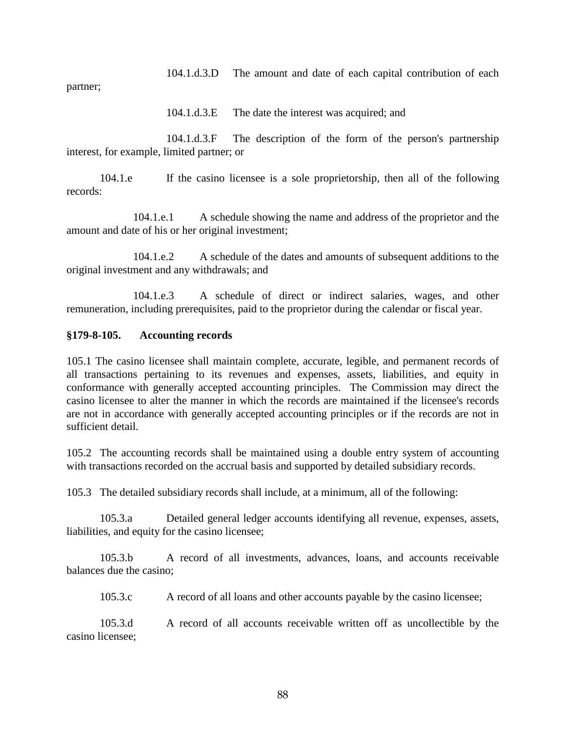104.1.d.3.D The amount and date of each capital contribution of each partner;

104.1.d.3.E The date the interest was acquired; and

104.1.d.3.F The description of the form of the person's partnership interest, for example, limited partner; or

104.1.e If the casino licensee is a sole proprietorship, then all of the following records:

104.1.e.1 A schedule showing the name and address of the proprietor and the amount and date of his or her original investment;

104.1.e.2 A schedule of the dates and amounts of subsequent additions to the original investment and any withdrawals; and

104.1.e.3 A schedule of direct or indirect salaries, wages, and other remuneration, including prerequisites, paid to the proprietor during the calendar or fiscal year.

**§179-8-105. Accounting records**

105.1 The casino licensee shall maintain complete, accurate, legible, and permanent records of all transactions pertaining to its revenues and expenses, assets, liabilities, and equity in conformance with generally accepted accounting principles. The Commission may direct the casino licensee to alter the manner in which the records are maintained if the licensee's records are not in accordance with generally accepted accounting principles or if the records are not in sufficient detail.

105.2 The accounting records shall be maintained using a double entry system of accounting with transactions recorded on the accrual basis and supported by detailed subsidiary records.

105.3 The detailed subsidiary records shall include, at a minimum, all of the following:

105.3.a Detailed general ledger accounts identifying all revenue, expenses, assets, liabilities, and equity for the casino licensee;

105.3.b A record of all investments, advances, loans, and accounts receivable balances due the casino;

105.3.c A record of all loans and other accounts payable by the casino licensee;

105.3.d A record of all accounts receivable written off as uncollectible by the casino licensee;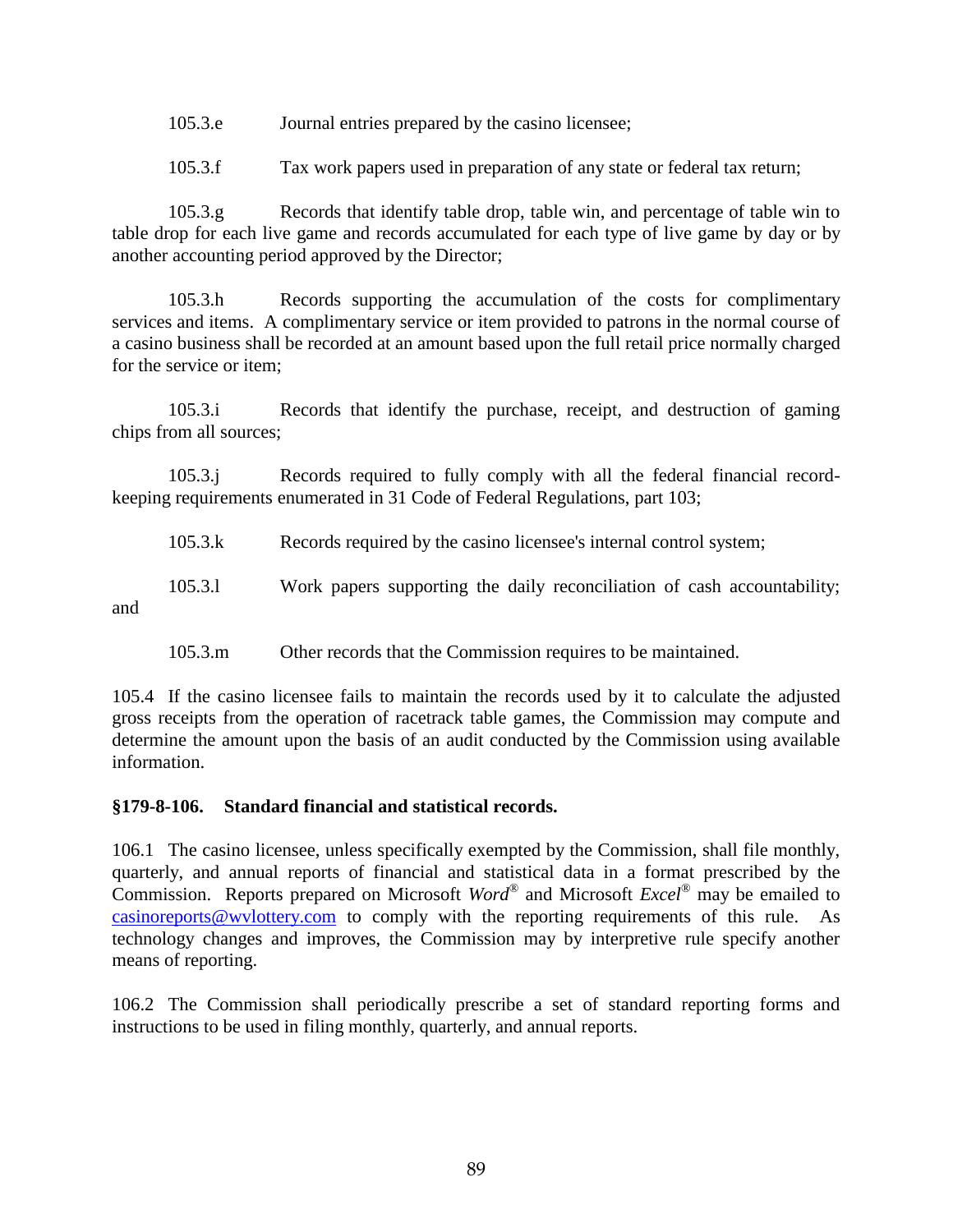105.3.e Journal entries prepared by the casino licensee;

105.3.f Tax work papers used in preparation of any state or federal tax return;

105.3.g Records that identify table drop, table win, and percentage of table win to table drop for each live game and records accumulated for each type of live game by day or by another accounting period approved by the Director;

105.3.h Records supporting the accumulation of the costs for complimentary services and items. A complimentary service or item provided to patrons in the normal course of a casino business shall be recorded at an amount based upon the full retail price normally charged for the service or item;

105.3.i Records that identify the purchase, receipt, and destruction of gaming chips from all sources;

105.3.j Records required to fully comply with all the federal financial record-keeping requirements enumerated in 31 Code of Federal Regulations, part 103;

105.3.k Records required by the casino licensee's internal control system;

105.3.l Work papers supporting the daily reconciliation of cash accountability; and

105.3.m Other records that the Commission requires to be maintained.

105.4 If the casino licensee fails to maintain the records used by it to calculate the adjusted gross receipts from the operation of racetrack table games, the Commission may compute and determine the amount upon the basis of an audit conducted by the Commission using available information.

**§179-8-106. Standard financial and statistical records.**

106.1 The casino licensee, unless specifically exempted by the Commission, shall file monthly, quarterly, and annual reports of financial and statistical data in a format prescribed by the Commission. Reports prepared on Microsoft *Word*® and Microsoft *Excel*® may be emailed to casinoreports@wvlottery.com to comply with the reporting requirements of this rule. As technology changes and improves, the Commission may by interpretive rule specify another means of reporting.

106.2 The Commission shall periodically prescribe a set of standard reporting forms and instructions to be used in filing monthly, quarterly, and annual reports.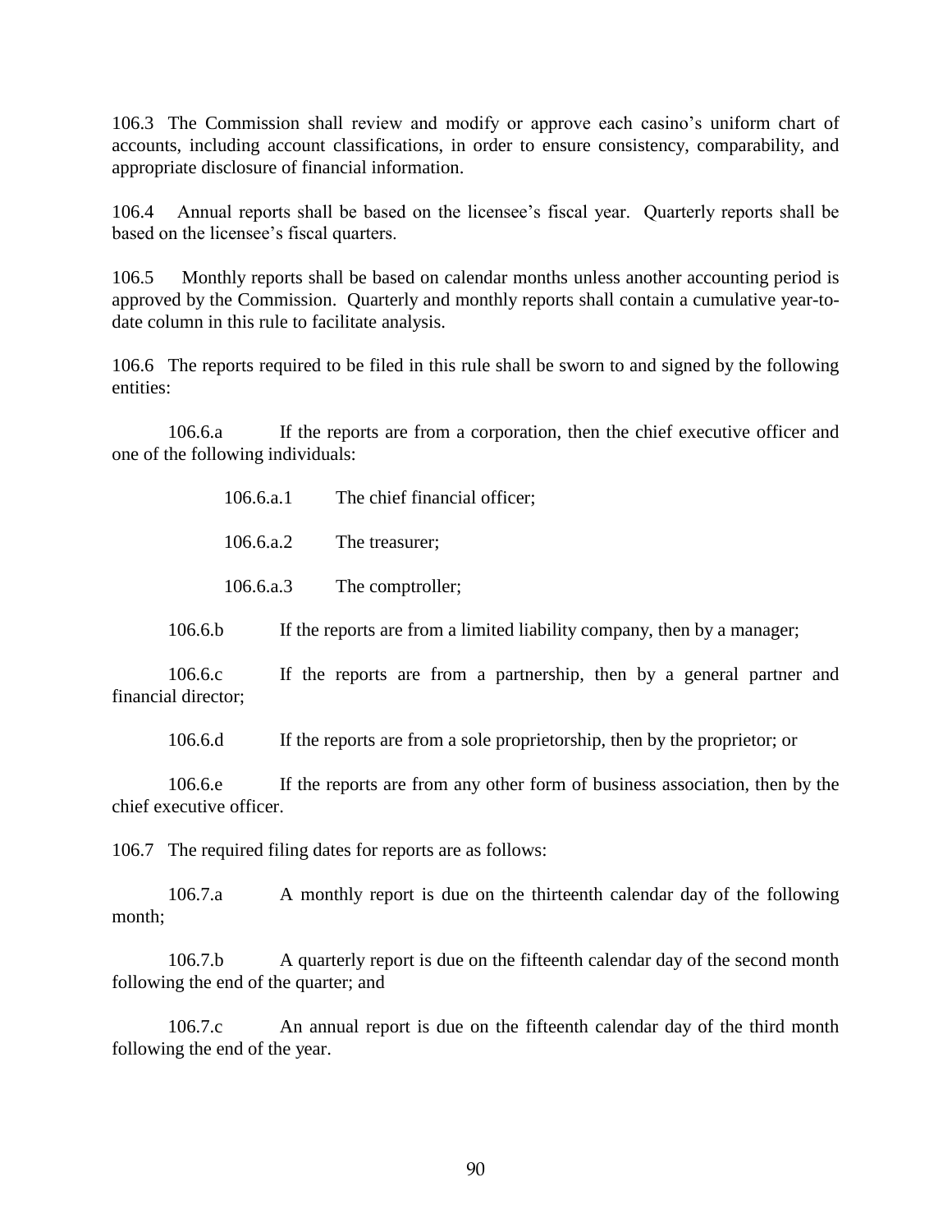106.3 The Commission shall review and modify or approve each casino's uniform chart of accounts, including account classifications, in order to ensure consistency, comparability, and appropriate disclosure of financial information.

106.4 Annual reports shall be based on the licensee's fiscal year. Quarterly reports shall be based on the licensee's fiscal quarters.

106.5 Monthly reports shall be based on calendar months unless another accounting period is approved by the Commission. Quarterly and monthly reports shall contain a cumulative year-to-date column in this rule to facilitate analysis.

106.6 The reports required to be filed in this rule shall be sworn to and signed by the following entities:

106.6.a If the reports are from a corporation, then the chief executive officer and one of the following individuals:

106.6.a.1 The chief financial officer;

106.6.a.2 The treasurer;

106.6.a.3 The comptroller;

106.6.b If the reports are from a limited liability company, then by a manager;

106.6.c If the reports are from a partnership, then by a general partner and financial director;

106.6.d If the reports are from a sole proprietorship, then by the proprietor; or

106.6.e If the reports are from any other form of business association, then by the chief executive officer.

106.7 The required filing dates for reports are as follows:

106.7.a A monthly report is due on the thirteenth calendar day of the following month;

106.7.b A quarterly report is due on the fifteenth calendar day of the second month following the end of the quarter; and

106.7.c An annual report is due on the fifteenth calendar day of the third month following the end of the year.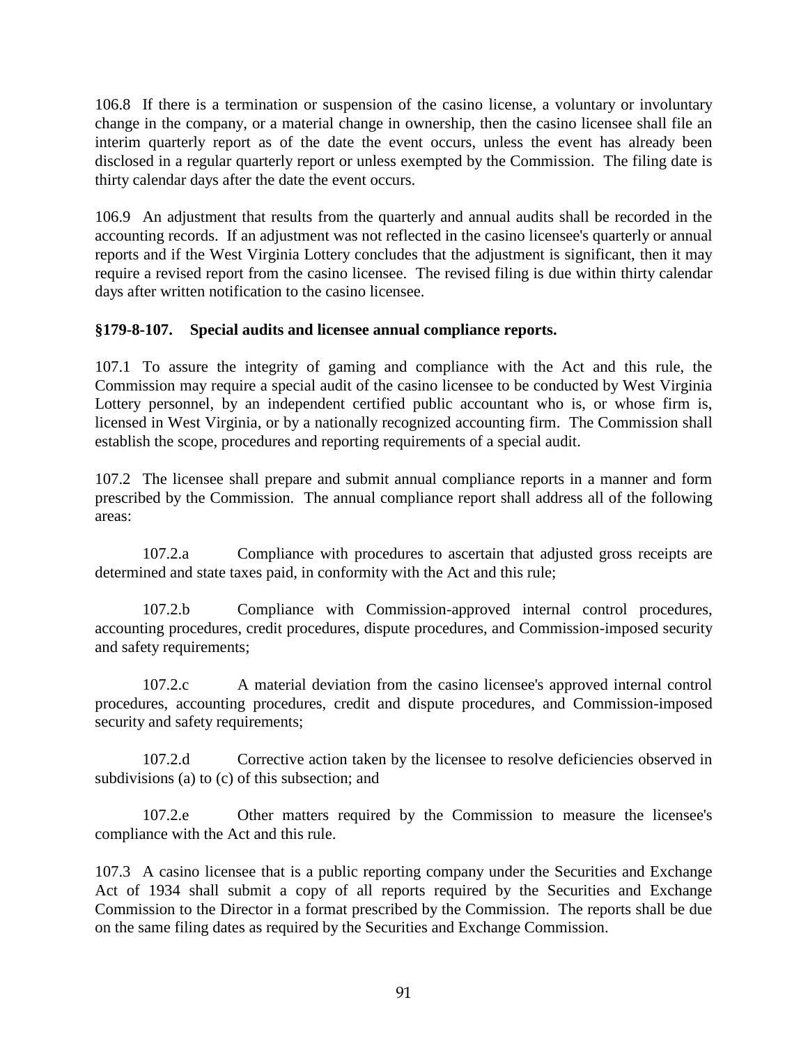106.8 If there is a termination or suspension of the casino license, a voluntary or involuntary change in the company, or a material change in ownership, then the casino licensee shall file an interim quarterly report as of the date the event occurs, unless the event has already been disclosed in a regular quarterly report or unless exempted by the Commission. The filing date is thirty calendar days after the date the event occurs.

106.9 An adjustment that results from the quarterly and annual audits shall be recorded in the accounting records. If an adjustment was not reflected in the casino licensee's quarterly or annual reports and if the West Virginia Lottery concludes that the adjustment is significant, then it may require a revised report from the casino licensee. The revised filing is due within thirty calendar days after written notification to the casino licensee.

**§179-8-107. Special audits and licensee annual compliance reports.**

107.1 To assure the integrity of gaming and compliance with the Act and this rule, the Commission may require a special audit of the casino licensee to be conducted by West Virginia Lottery personnel, by an independent certified public accountant who is, or whose firm is, licensed in West Virginia, or by a nationally recognized accounting firm. The Commission shall establish the scope, procedures and reporting requirements of a special audit.

107.2 The licensee shall prepare and submit annual compliance reports in a manner and form prescribed by the Commission. The annual compliance report shall address all of the following areas:

107.2.a Compliance with procedures to ascertain that adjusted gross receipts are determined and state taxes paid, in conformity with the Act and this rule;

107.2.b Compliance with Commission-approved internal control procedures, accounting procedures, credit procedures, dispute procedures, and Commission-imposed security and safety requirements;

107.2.c A material deviation from the casino licensee's approved internal control procedures, accounting procedures, credit and dispute procedures, and Commission-imposed security and safety requirements;

107.2.d Corrective action taken by the licensee to resolve deficiencies observed in subdivisions (a) to (c) of this subsection; and

107.2.e Other matters required by the Commission to measure the licensee's compliance with the Act and this rule.

107.3 A casino licensee that is a public reporting company under the Securities and Exchange Act of 1934 shall submit a copy of all reports required by the Securities and Exchange Commission to the Director in a format prescribed by the Commission. The reports shall be due on the same filing dates as required by the Securities and Exchange Commission.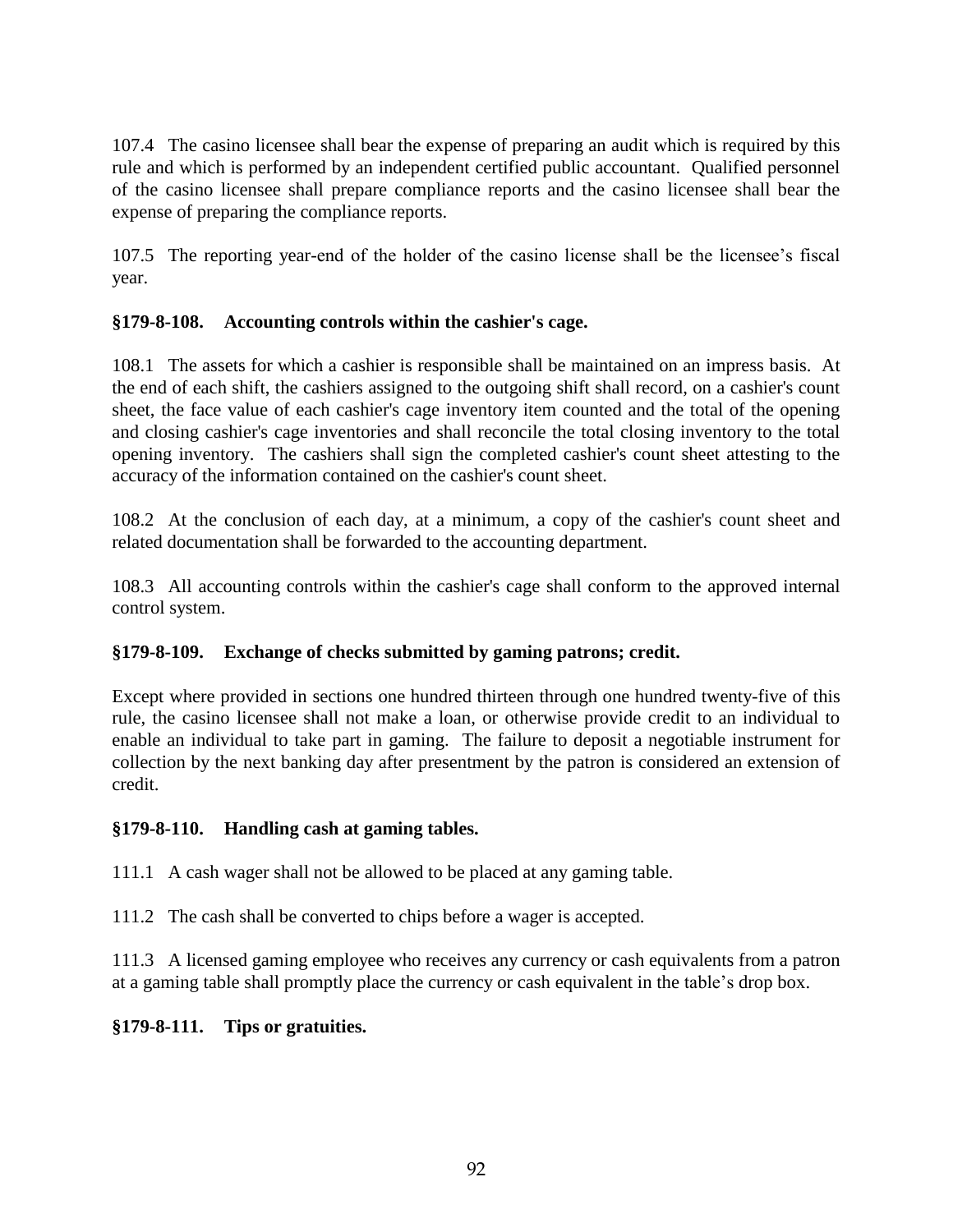107.4 The casino licensee shall bear the expense of preparing an audit which is required by this rule and which is performed by an independent certified public accountant. Qualified personnel of the casino licensee shall prepare compliance reports and the casino licensee shall bear the expense of preparing the compliance reports.

107.5 The reporting year-end of the holder of the casino license shall be the licensee's fiscal year.

### §179-8-108. Accounting controls within the cashier's cage.

108.1 The assets for which a cashier is responsible shall be maintained on an impress basis. At the end of each shift, the cashiers assigned to the outgoing shift shall record, on a cashier's count sheet, the face value of each cashier's cage inventory item counted and the total of the opening and closing cashier's cage inventories and shall reconcile the total closing inventory to the total opening inventory. The cashiers shall sign the completed cashier's count sheet attesting to the accuracy of the information contained on the cashier's count sheet.

108.2 At the conclusion of each day, at a minimum, a copy of the cashier's count sheet and related documentation shall be forwarded to the accounting department.

108.3 All accounting controls within the cashier's cage shall conform to the approved internal control system.

### §179-8-109. Exchange of checks submitted by gaming patrons; credit.

Except where provided in sections one hundred thirteen through one hundred twenty-five of this rule, the casino licensee shall not make a loan, or otherwise provide credit to an individual to enable an individual to take part in gaming. The failure to deposit a negotiable instrument for collection by the next banking day after presentment by the patron is considered an extension of credit.

### §179-8-110. Handling cash at gaming tables.

111.1 A cash wager shall not be allowed to be placed at any gaming table.

111.2 The cash shall be converted to chips before a wager is accepted.

111.3 A licensed gaming employee who receives any currency or cash equivalents from a patron at a gaming table shall promptly place the currency or cash equivalent in the table's drop box.

### §179-8-111. Tips or gratuities.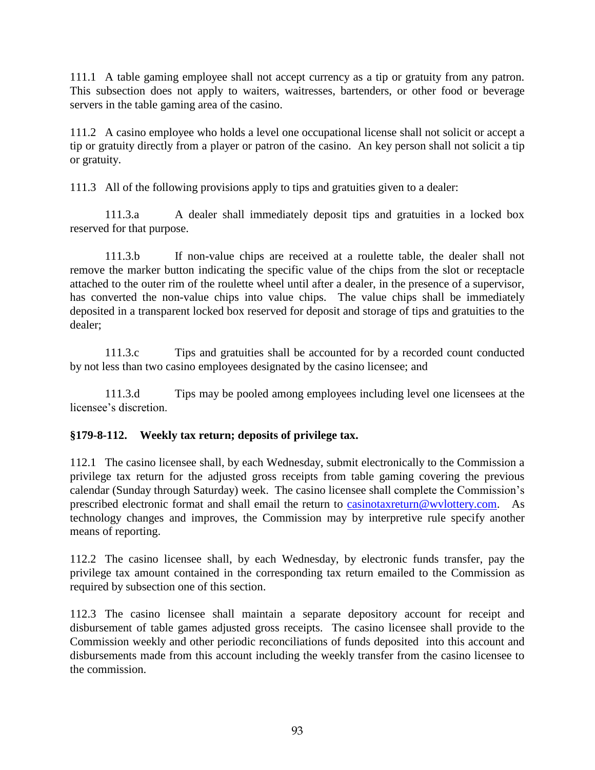111.1 A table gaming employee shall not accept currency as a tip or gratuity from any patron. This subsection does not apply to waiters, waitresses, bartenders, or other food or beverage servers in the table gaming area of the casino.

111.2 A casino employee who holds a level one occupational license shall not solicit or accept a tip or gratuity directly from a player or patron of the casino. An key person shall not solicit a tip or gratuity.

111.3 All of the following provisions apply to tips and gratuities given to a dealer:

111.3.a A dealer shall immediately deposit tips and gratuities in a locked box reserved for that purpose.

111.3.b If non-value chips are received at a roulette table, the dealer shall not remove the marker button indicating the specific value of the chips from the slot or receptacle attached to the outer rim of the roulette wheel until after a dealer, in the presence of a supervisor, has converted the non-value chips into value chips. The value chips shall be immediately deposited in a transparent locked box reserved for deposit and storage of tips and gratuities to the dealer;

111.3.c Tips and gratuities shall be accounted for by a recorded count conducted by not less than two casino employees designated by the casino licensee; and

111.3.d Tips may be pooled among employees including level one licensees at the licensee's discretion.

**§179-8-112. Weekly tax return; deposits of privilege tax.**

112.1 The casino licensee shall, by each Wednesday, submit electronically to the Commission a privilege tax return for the adjusted gross receipts from table gaming covering the previous calendar (Sunday through Saturday) week. The casino licensee shall complete the Commission's prescribed electronic format and shall email the return to casinotaxreturn@wvlottery.com. As technology changes and improves, the Commission may by interpretive rule specify another means of reporting.

112.2 The casino licensee shall, by each Wednesday, by electronic funds transfer, pay the privilege tax amount contained in the corresponding tax return emailed to the Commission as required by subsection one of this section.

112.3 The casino licensee shall maintain a separate depository account for receipt and disbursement of table games adjusted gross receipts. The casino licensee shall provide to the Commission weekly and other periodic reconciliations of funds deposited into this account and disbursements made from this account including the weekly transfer from the casino licensee to the commission.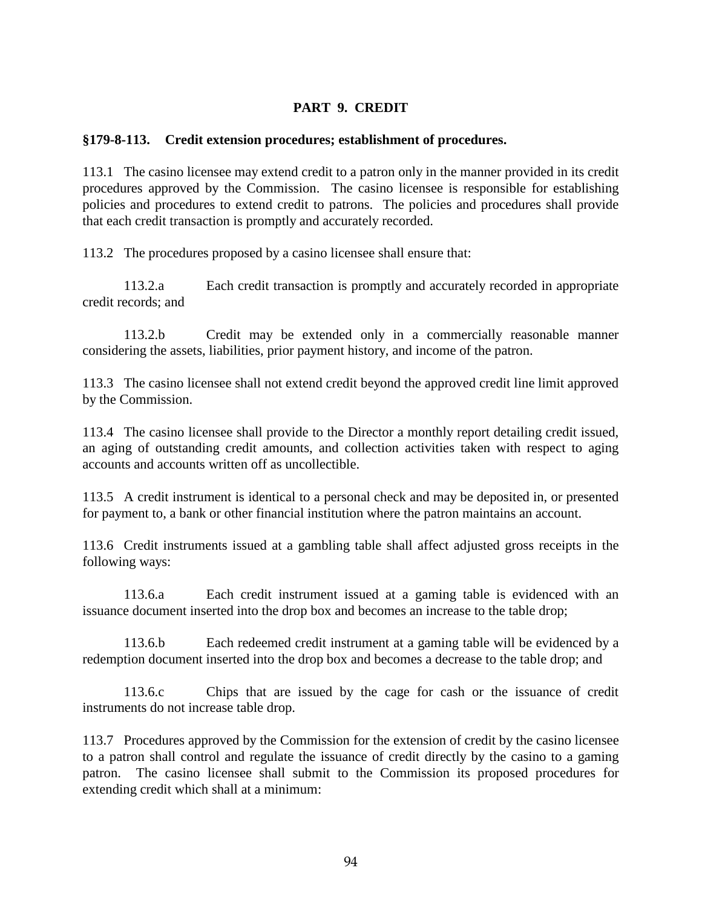## PART 9. CREDIT

### §179-8-113. Credit extension procedures; establishment of procedures.

113.1 The casino licensee may extend credit to a patron only in the manner provided in its credit procedures approved by the Commission. The casino licensee is responsible for establishing policies and procedures to extend credit to patrons. The policies and procedures shall provide that each credit transaction is promptly and accurately recorded.

113.2 The procedures proposed by a casino licensee shall ensure that:

113.2.a Each credit transaction is promptly and accurately recorded in appropriate credit records; and

113.2.b Credit may be extended only in a commercially reasonable manner considering the assets, liabilities, prior payment history, and income of the patron.

113.3 The casino licensee shall not extend credit beyond the approved credit line limit approved by the Commission.

113.4 The casino licensee shall provide to the Director a monthly report detailing credit issued, an aging of outstanding credit amounts, and collection activities taken with respect to aging accounts and accounts written off as uncollectible.

113.5 A credit instrument is identical to a personal check and may be deposited in, or presented for payment to, a bank or other financial institution where the patron maintains an account.

113.6 Credit instruments issued at a gambling table shall affect adjusted gross receipts in the following ways:

113.6.a Each credit instrument issued at a gaming table is evidenced with an issuance document inserted into the drop box and becomes an increase to the table drop;

113.6.b Each redeemed credit instrument at a gaming table will be evidenced by a redemption document inserted into the drop box and becomes a decrease to the table drop; and

113.6.c Chips that are issued by the cage for cash or the issuance of credit instruments do not increase table drop.

113.7 Procedures approved by the Commission for the extension of credit by the casino licensee to a patron shall control and regulate the issuance of credit directly by the casino to a gaming patron. The casino licensee shall submit to the Commission its proposed procedures for extending credit which shall at a minimum: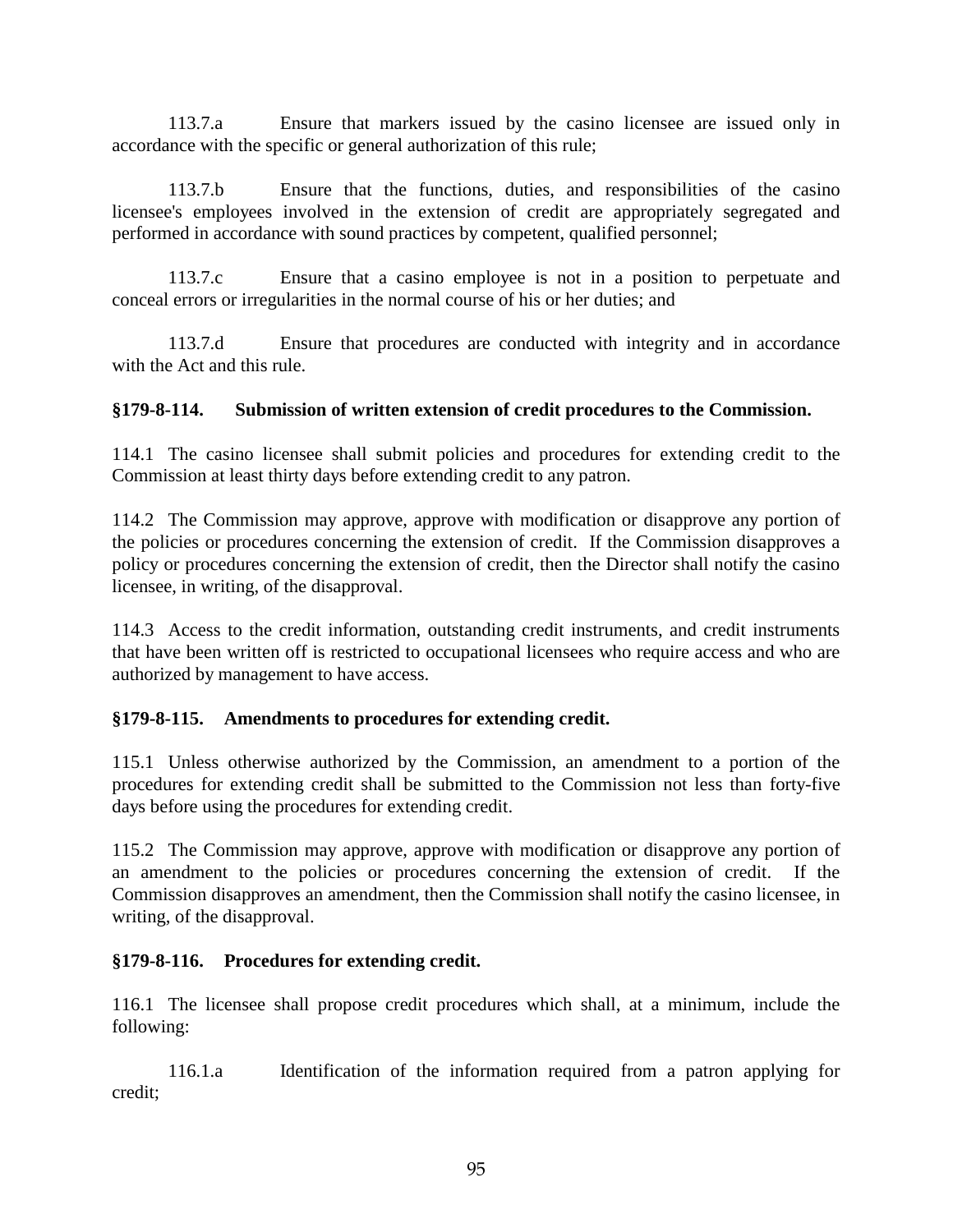113.7.a Ensure that markers issued by the casino licensee are issued only in accordance with the specific or general authorization of this rule;

113.7.b Ensure that the functions, duties, and responsibilities of the casino licensee's employees involved in the extension of credit are appropriately segregated and performed in accordance with sound practices by competent, qualified personnel;

113.7.c Ensure that a casino employee is not in a position to perpetuate and conceal errors or irregularities in the normal course of his or her duties; and

113.7.d Ensure that procedures are conducted with integrity and in accordance with the Act and this rule.

**§179-8-114. Submission of written extension of credit procedures to the Commission.**

114.1 The casino licensee shall submit policies and procedures for extending credit to the Commission at least thirty days before extending credit to any patron.

114.2 The Commission may approve, approve with modification or disapprove any portion of the policies or procedures concerning the extension of credit. If the Commission disapproves a policy or procedures concerning the extension of credit, then the Director shall notify the casino licensee, in writing, of the disapproval.

114.3 Access to the credit information, outstanding credit instruments, and credit instruments that have been written off is restricted to occupational licensees who require access and who are authorized by management to have access.

**§179-8-115. Amendments to procedures for extending credit.**

115.1 Unless otherwise authorized by the Commission, an amendment to a portion of the procedures for extending credit shall be submitted to the Commission not less than forty-five days before using the procedures for extending credit.

115.2 The Commission may approve, approve with modification or disapprove any portion of an amendment to the policies or procedures concerning the extension of credit. If the Commission disapproves an amendment, then the Commission shall notify the casino licensee, in writing, of the disapproval.

**§179-8-116. Procedures for extending credit.**

116.1 The licensee shall propose credit procedures which shall, at a minimum, include the following:

116.1.a Identification of the information required from a patron applying for credit;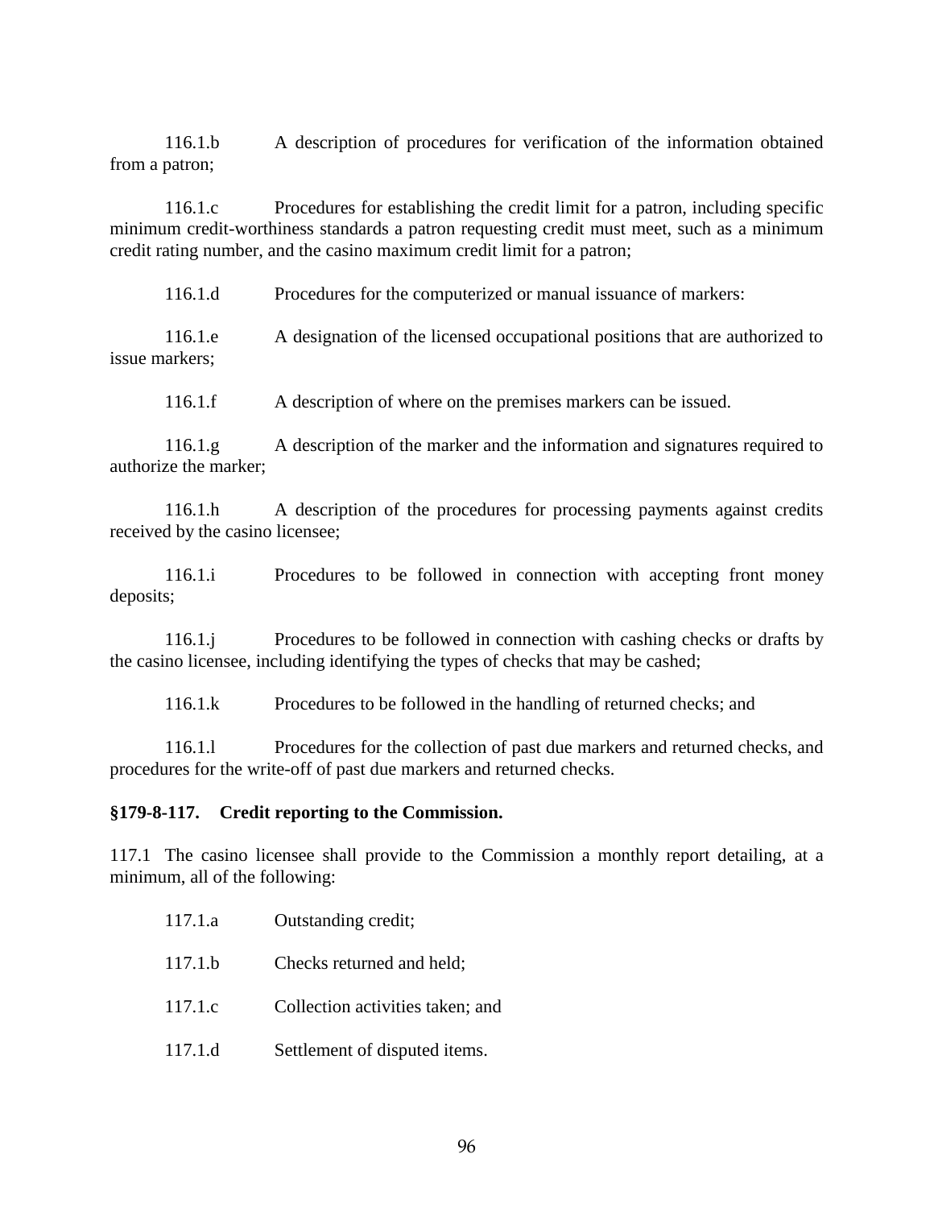116.1.b A description of procedures for verification of the information obtained from a patron;

116.1.c Procedures for establishing the credit limit for a patron, including specific minimum credit-worthiness standards a patron requesting credit must meet, such as a minimum credit rating number, and the casino maximum credit limit for a patron;

116.1.d Procedures for the computerized or manual issuance of markers:

116.1.e A designation of the licensed occupational positions that are authorized to issue markers;

116.1.f A description of where on the premises markers can be issued.

116.1.g A description of the marker and the information and signatures required to authorize the marker;

116.1.h A description of the procedures for processing payments against credits received by the casino licensee;

116.1.i Procedures to be followed in connection with accepting front money deposits;

116.1.j Procedures to be followed in connection with cashing checks or drafts by the casino licensee, including identifying the types of checks that may be cashed;

116.1.k Procedures to be followed in the handling of returned checks; and

116.1.l Procedures for the collection of past due markers and returned checks, and procedures for the write-off of past due markers and returned checks.

**§179-8-117. Credit reporting to the Commission.**

117.1 The casino licensee shall provide to the Commission a monthly report detailing, at a minimum, all of the following:

117.1.a Outstanding credit;

117.1.b Checks returned and held;

117.1.c Collection activities taken; and

117.1.d Settlement of disputed items.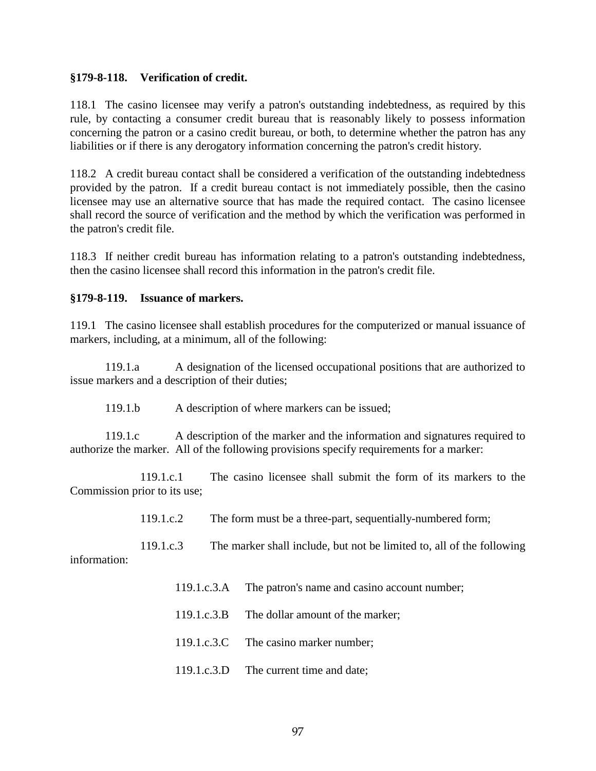**§179-8-118. Verification of credit.**

118.1 The casino licensee may verify a patron's outstanding indebtedness, as required by this rule, by contacting a consumer credit bureau that is reasonably likely to possess information concerning the patron or a casino credit bureau, or both, to determine whether the patron has any liabilities or if there is any derogatory information concerning the patron's credit history.

118.2 A credit bureau contact shall be considered a verification of the outstanding indebtedness provided by the patron. If a credit bureau contact is not immediately possible, then the casino licensee may use an alternative source that has made the required contact. The casino licensee shall record the source of verification and the method by which the verification was performed in the patron's credit file.

118.3 If neither credit bureau has information relating to a patron's outstanding indebtedness, then the casino licensee shall record this information in the patron's credit file.

**§179-8-119. Issuance of markers.**

119.1 The casino licensee shall establish procedures for the computerized or manual issuance of markers, including, at a minimum, all of the following:

119.1.a A designation of the licensed occupational positions that are authorized to issue markers and a description of their duties;

119.1.b A description of where markers can be issued;

119.1.c A description of the marker and the information and signatures required to authorize the marker. All of the following provisions specify requirements for a marker:

119.1.c.1 The casino licensee shall submit the form of its markers to the Commission prior to its use;

119.1.c.2 The form must be a three-part, sequentially-numbered form;

119.1.c.3 The marker shall include, but not be limited to, all of the following information:

119.1.c.3.A The patron's name and casino account number;

119.1.c.3.B The dollar amount of the marker;

119.1.c.3.C The casino marker number;

119.1.c.3.D The current time and date;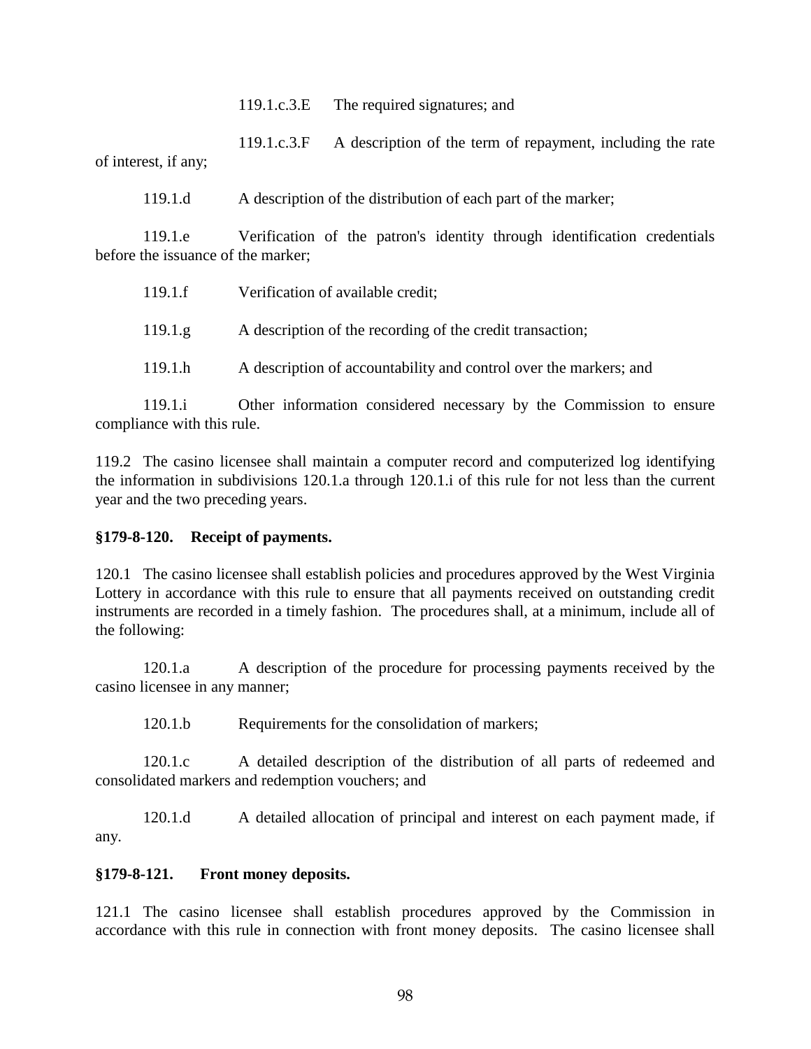119.1.c.3.E The required signatures; and

119.1.c.3.F A description of the term of repayment, including the rate of interest, if any;

119.1.d A description of the distribution of each part of the marker;

119.1.e Verification of the patron's identity through identification credentials before the issuance of the marker;

119.1.f Verification of available credit;

119.1.g A description of the recording of the credit transaction;

119.1.h A description of accountability and control over the markers; and

119.1.i Other information considered necessary by the Commission to ensure compliance with this rule.

119.2 The casino licensee shall maintain a computer record and computerized log identifying the information in subdivisions 120.1.a through 120.1.i of this rule for not less than the current year and the two preceding years.

**§179-8-120. Receipt of payments.**

120.1 The casino licensee shall establish policies and procedures approved by the West Virginia Lottery in accordance with this rule to ensure that all payments received on outstanding credit instruments are recorded in a timely fashion. The procedures shall, at a minimum, include all of the following:

120.1.a A description of the procedure for processing payments received by the casino licensee in any manner;

120.1.b Requirements for the consolidation of markers;

120.1.c A detailed description of the distribution of all parts of redeemed and consolidated markers and redemption vouchers; and

120.1.d A detailed allocation of principal and interest on each payment made, if any.

**§179-8-121. Front money deposits.**

121.1 The casino licensee shall establish procedures approved by the Commission in accordance with this rule in connection with front money deposits. The casino licensee shall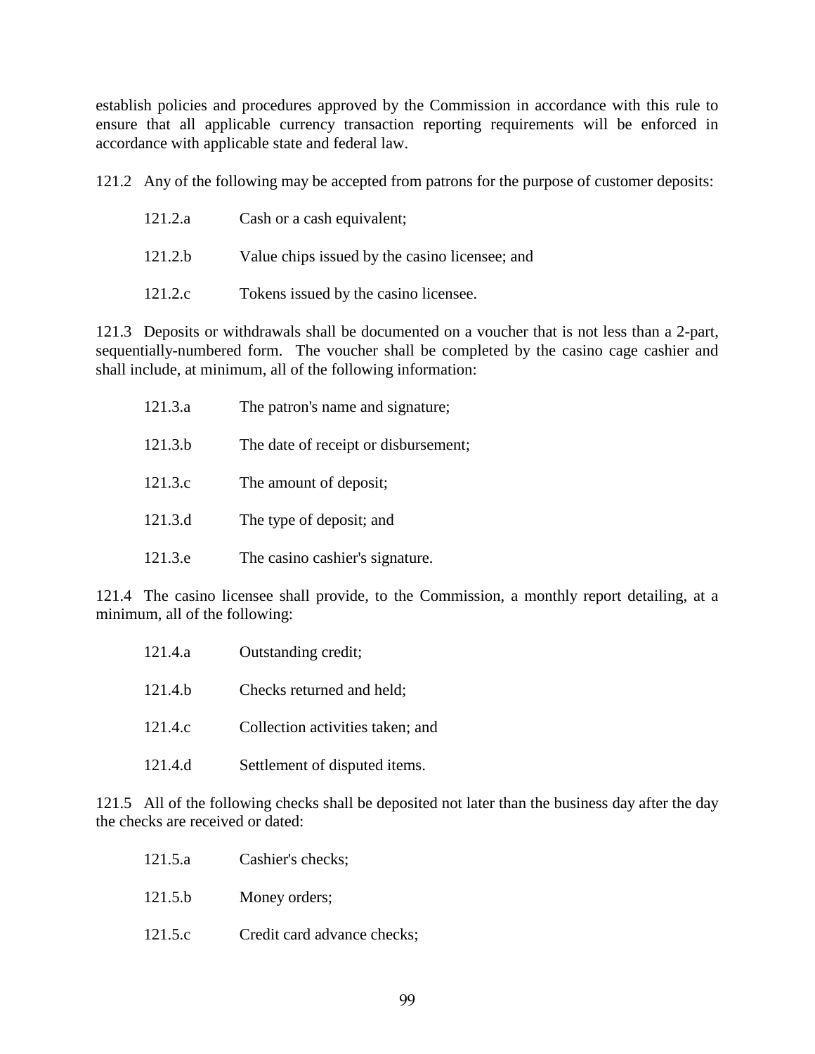establish policies and procedures approved by the Commission in accordance with this rule to ensure that all applicable currency transaction reporting requirements will be enforced in accordance with applicable state and federal law.

121.2 Any of the following may be accepted from patrons for the purpose of customer deposits:

121.2.a Cash or a cash equivalent;

121.2.b Value chips issued by the casino licensee; and

121.2.c Tokens issued by the casino licensee.

121.3 Deposits or withdrawals shall be documented on a voucher that is not less than a 2-part, sequentially-numbered form. The voucher shall be completed by the casino cage cashier and shall include, at minimum, all of the following information:

121.3.a The patron's name and signature;

121.3.b The date of receipt or disbursement;

121.3.c The amount of deposit;

121.3.d The type of deposit; and

121.3.e The casino cashier's signature.

121.4 The casino licensee shall provide, to the Commission, a monthly report detailing, at a minimum, all of the following:

121.4.a Outstanding credit;

121.4.b Checks returned and held;

121.4.c Collection activities taken; and

121.4.d Settlement of disputed items.

121.5 All of the following checks shall be deposited not later than the business day after the day the checks are received or dated:

121.5.a Cashier's checks;

121.5.b Money orders;

121.5.c Credit card advance checks;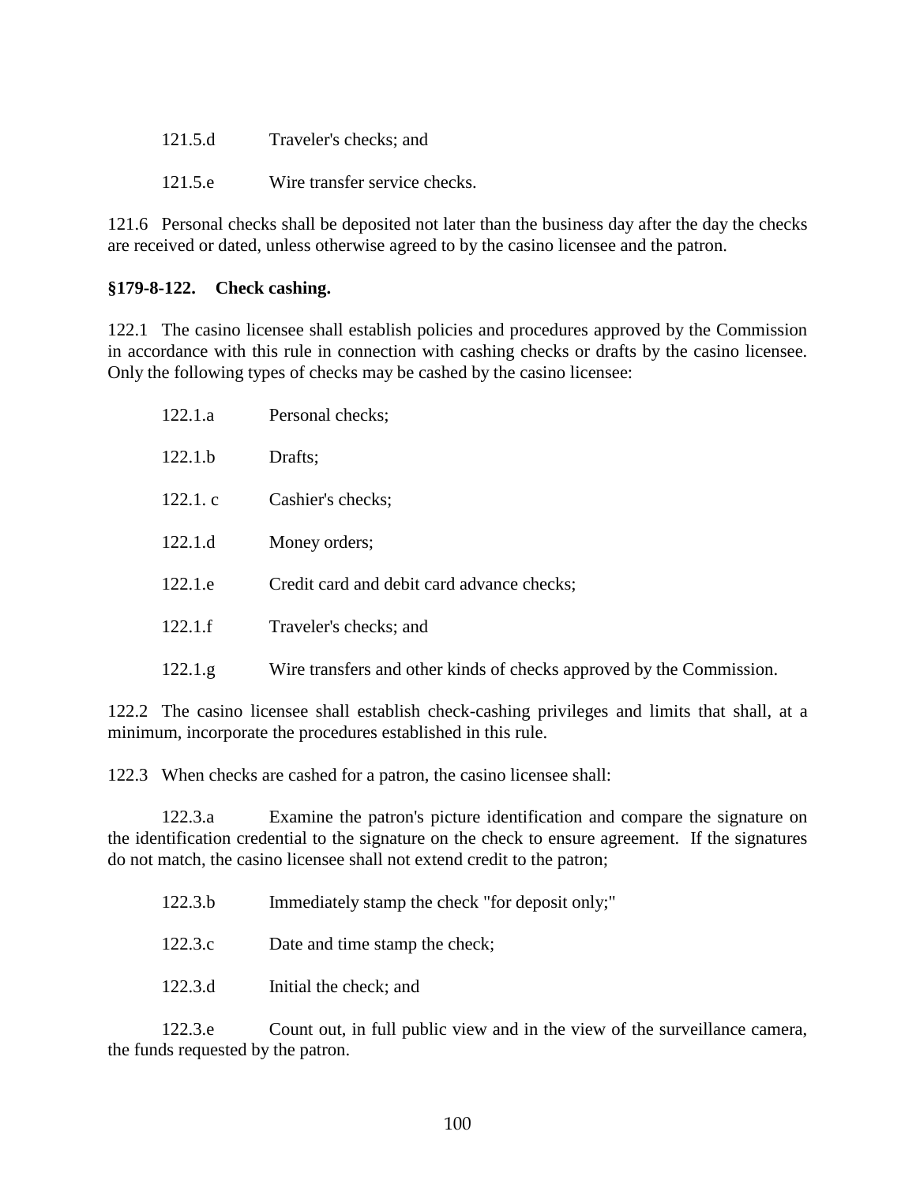121.5.d Traveler's checks; and

121.5.e Wire transfer service checks.

121.6 Personal checks shall be deposited not later than the business day after the day the checks are received or dated, unless otherwise agreed to by the casino licensee and the patron.

**§179-8-122. Check cashing.**

122.1 The casino licensee shall establish policies and procedures approved by the Commission in accordance with this rule in connection with cashing checks or drafts by the casino licensee. Only the following types of checks may be cashed by the casino licensee:

122.1.a Personal checks;

122.1.b Drafts;

122.1. c Cashier's checks;

122.1.d Money orders;

122.1.e Credit card and debit card advance checks;

122.1.f Traveler's checks; and

122.1.g Wire transfers and other kinds of checks approved by the Commission.

122.2 The casino licensee shall establish check-cashing privileges and limits that shall, at a minimum, incorporate the procedures established in this rule.

122.3 When checks are cashed for a patron, the casino licensee shall:

122.3.a Examine the patron's picture identification and compare the signature on the identification credential to the signature on the check to ensure agreement. If the signatures do not match, the casino licensee shall not extend credit to the patron;

122.3.b Immediately stamp the check "for deposit only;"

122.3.c Date and time stamp the check;

122.3.d Initial the check; and

122.3.e Count out, in full public view and in the view of the surveillance camera, the funds requested by the patron.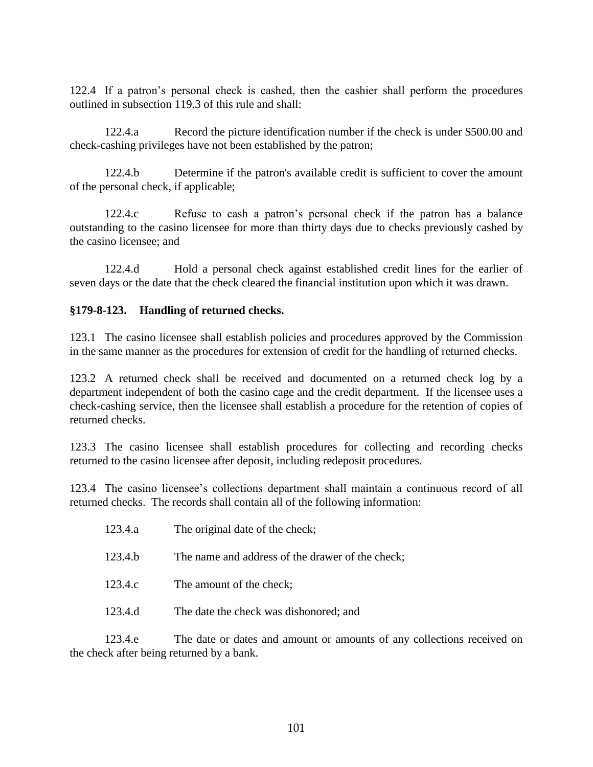122.4 If a patron's personal check is cashed, then the cashier shall perform the procedures outlined in subsection 119.3 of this rule and shall:

122.4.a Record the picture identification number if the check is under $500.00 and check-cashing privileges have not been established by the patron;

122.4.b Determine if the patron's available credit is sufficient to cover the amount of the personal check, if applicable;

122.4.c Refuse to cash a patron's personal check if the patron has a balance outstanding to the casino licensee for more than thirty days due to checks previously cashed by the casino licensee; and

122.4.d Hold a personal check against established credit lines for the earlier of seven days or the date that the check cleared the financial institution upon which it was drawn.

**§179-8-123. Handling of returned checks.**

123.1 The casino licensee shall establish policies and procedures approved by the Commission in the same manner as the procedures for extension of credit for the handling of returned checks.

123.2 A returned check shall be received and documented on a returned check log by a department independent of both the casino cage and the credit department. If the licensee uses a check-cashing service, then the licensee shall establish a procedure for the retention of copies of returned checks.

123.3 The casino licensee shall establish procedures for collecting and recording checks returned to the casino licensee after deposit, including redeposit procedures.

123.4 The casino licensee's collections department shall maintain a continuous record of all returned checks. The records shall contain all of the following information:

123.4.a The original date of the check;

123.4.b The name and address of the drawer of the check;

123.4.c The amount of the check;

123.4.d The date the check was dishonored; and

123.4.e The date or dates and amount or amounts of any collections received on the check after being returned by a bank.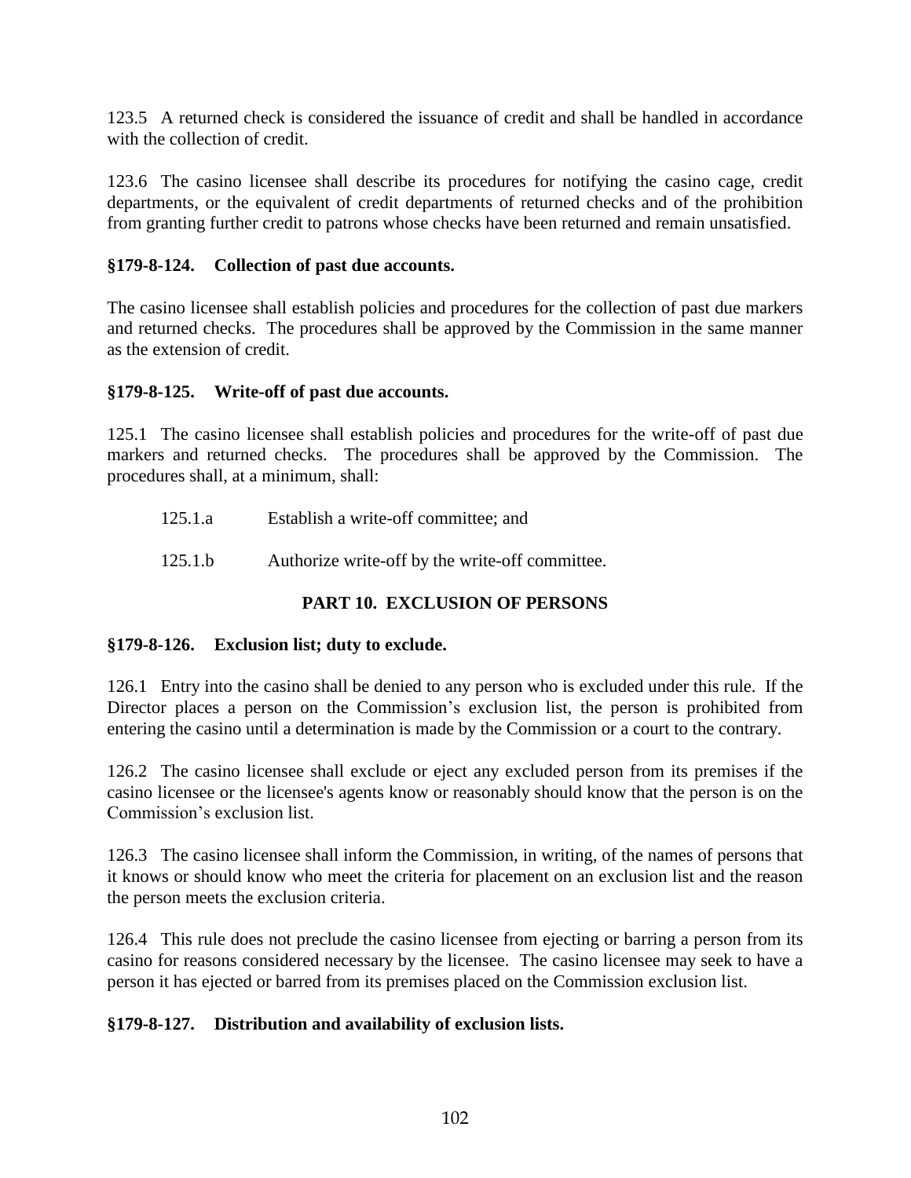123.5 A returned check is considered the issuance of credit and shall be handled in accordance with the collection of credit.

123.6 The casino licensee shall describe its procedures for notifying the casino cage, credit departments, or the equivalent of credit departments of returned checks and of the prohibition from granting further credit to patrons whose checks have been returned and remain unsatisfied.

### §179-8-124. Collection of past due accounts.

The casino licensee shall establish policies and procedures for the collection of past due markers and returned checks. The procedures shall be approved by the Commission in the same manner as the extension of credit.

### §179-8-125. Write-off of past due accounts.

125.1 The casino licensee shall establish policies and procedures for the write-off of past due markers and returned checks. The procedures shall be approved by the Commission. The procedures shall, at a minimum, shall:

125.1.a Establish a write-off committee; and

125.1.b Authorize write-off by the write-off committee.

## PART 10. EXCLUSION OF PERSONS

### §179-8-126. Exclusion list; duty to exclude.

126.1 Entry into the casino shall be denied to any person who is excluded under this rule. If the Director places a person on the Commission's exclusion list, the person is prohibited from entering the casino until a determination is made by the Commission or a court to the contrary.

126.2 The casino licensee shall exclude or eject any excluded person from its premises if the casino licensee or the licensee's agents know or reasonably should know that the person is on the Commission's exclusion list.

126.3 The casino licensee shall inform the Commission, in writing, of the names of persons that it knows or should know who meet the criteria for placement on an exclusion list and the reason the person meets the exclusion criteria.

126.4 This rule does not preclude the casino licensee from ejecting or barring a person from its casino for reasons considered necessary by the licensee. The casino licensee may seek to have a person it has ejected or barred from its premises placed on the Commission exclusion list.

### §179-8-127. Distribution and availability of exclusion lists.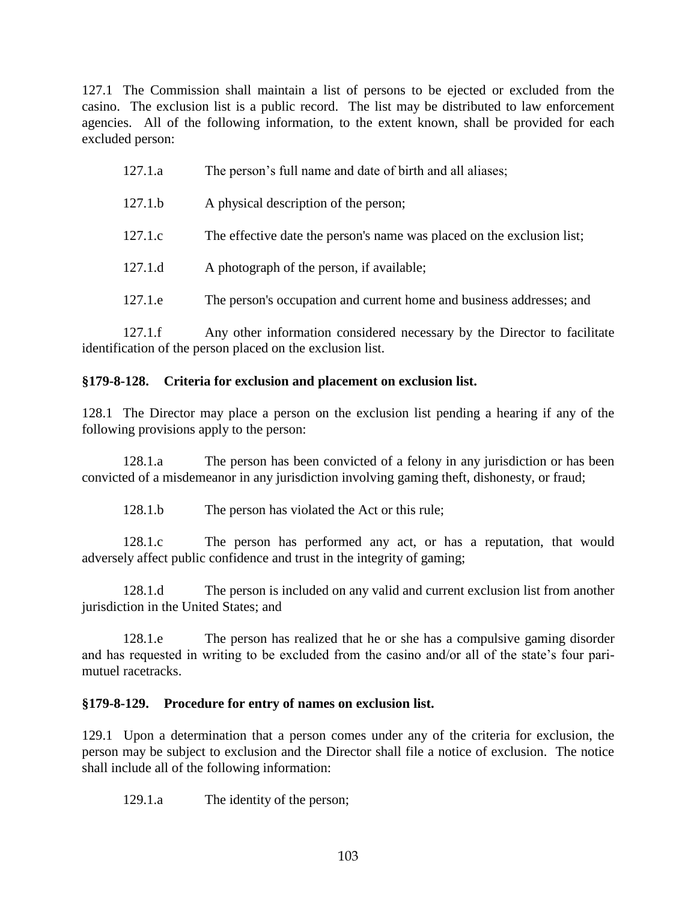127.1 The Commission shall maintain a list of persons to be ejected or excluded from the casino. The exclusion list is a public record. The list may be distributed to law enforcement agencies. All of the following information, to the extent known, shall be provided for each excluded person:

127.1.a The person's full name and date of birth and all aliases;

127.1.b A physical description of the person;

127.1.c The effective date the person's name was placed on the exclusion list;

127.1.d A photograph of the person, if available;

127.1.e The person's occupation and current home and business addresses; and

127.1.f Any other information considered necessary by the Director to facilitate identification of the person placed on the exclusion list.

**§179-8-128. Criteria for exclusion and placement on exclusion list.**

128.1 The Director may place a person on the exclusion list pending a hearing if any of the following provisions apply to the person:

128.1.a The person has been convicted of a felony in any jurisdiction or has been convicted of a misdemeanor in any jurisdiction involving gaming theft, dishonesty, or fraud;

128.1.b The person has violated the Act or this rule;

128.1.c The person has performed any act, or has a reputation, that would adversely affect public confidence and trust in the integrity of gaming;

128.1.d The person is included on any valid and current exclusion list from another jurisdiction in the United States; and

128.1.e The person has realized that he or she has a compulsive gaming disorder and has requested in writing to be excluded from the casino and/or all of the state's four pari-mutuel racetracks.

**§179-8-129. Procedure for entry of names on exclusion list.**

129.1 Upon a determination that a person comes under any of the criteria for exclusion, the person may be subject to exclusion and the Director shall file a notice of exclusion. The notice shall include all of the following information:

129.1.a The identity of the person;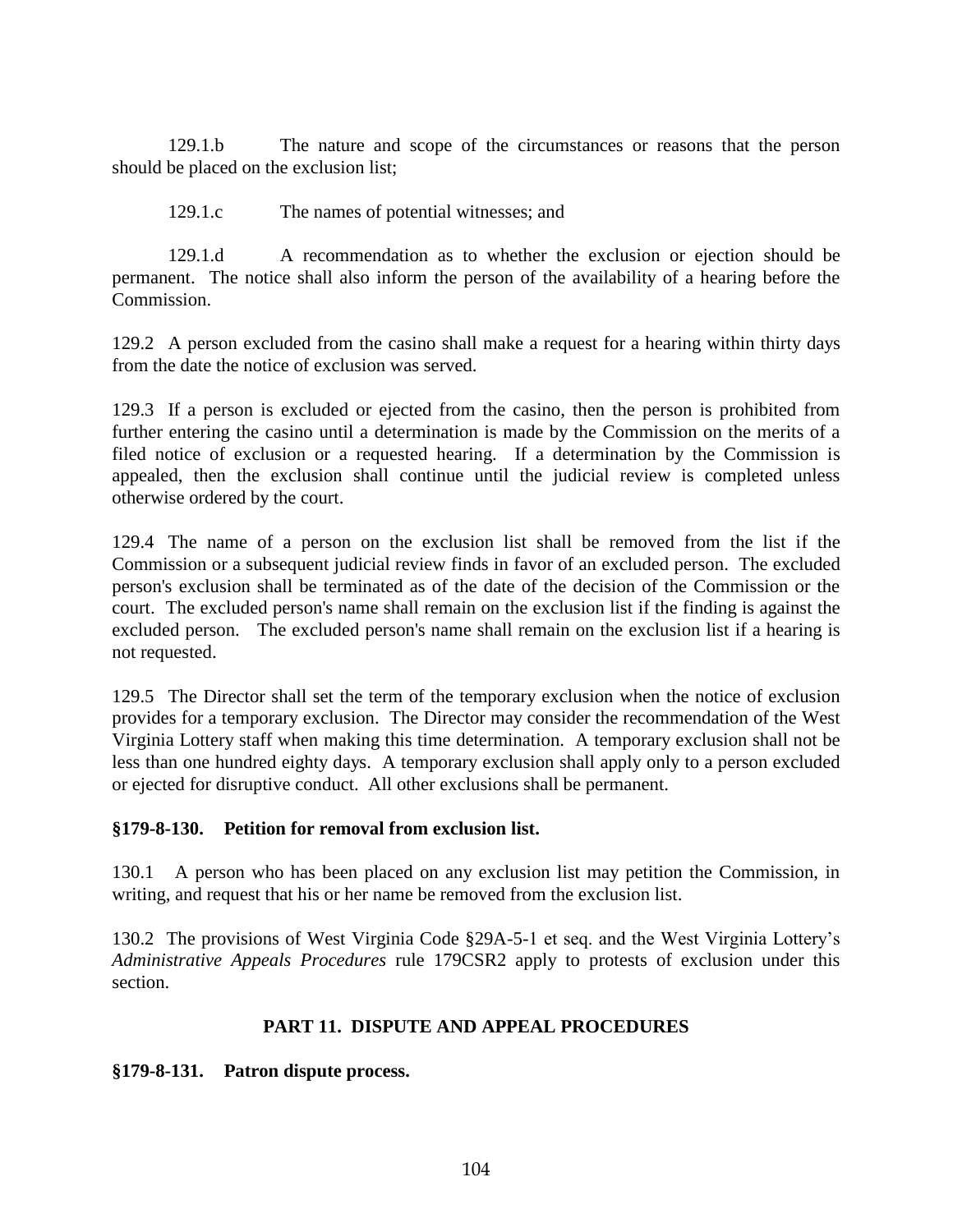129.1.b The nature and scope of the circumstances or reasons that the person should be placed on the exclusion list;

129.1.c The names of potential witnesses; and

129.1.d A recommendation as to whether the exclusion or ejection should be permanent. The notice shall also inform the person of the availability of a hearing before the Commission.

129.2 A person excluded from the casino shall make a request for a hearing within thirty days from the date the notice of exclusion was served.

129.3 If a person is excluded or ejected from the casino, then the person is prohibited from further entering the casino until a determination is made by the Commission on the merits of a filed notice of exclusion or a requested hearing. If a determination by the Commission is appealed, then the exclusion shall continue until the judicial review is completed unless otherwise ordered by the court.

129.4 The name of a person on the exclusion list shall be removed from the list if the Commission or a subsequent judicial review finds in favor of an excluded person. The excluded person's exclusion shall be terminated as of the date of the decision of the Commission or the court. The excluded person's name shall remain on the exclusion list if the finding is against the excluded person. The excluded person's name shall remain on the exclusion list if a hearing is not requested.

129.5 The Director shall set the term of the temporary exclusion when the notice of exclusion provides for a temporary exclusion. The Director may consider the recommendation of the West Virginia Lottery staff when making this time determination. A temporary exclusion shall not be less than one hundred eighty days. A temporary exclusion shall apply only to a person excluded or ejected for disruptive conduct. All other exclusions shall be permanent.

**§179-8-130. Petition for removal from exclusion list.**

130.1 A person who has been placed on any exclusion list may petition the Commission, in writing, and request that his or her name be removed from the exclusion list.

130.2 The provisions of West Virginia Code §29A-5-1 et seq. and the West Virginia Lottery's *Administrative Appeals Procedures* rule 179CSR2 apply to protests of exclusion under this section.

## PART 11. DISPUTE AND APPEAL PROCEDURES

**§179-8-131. Patron dispute process.**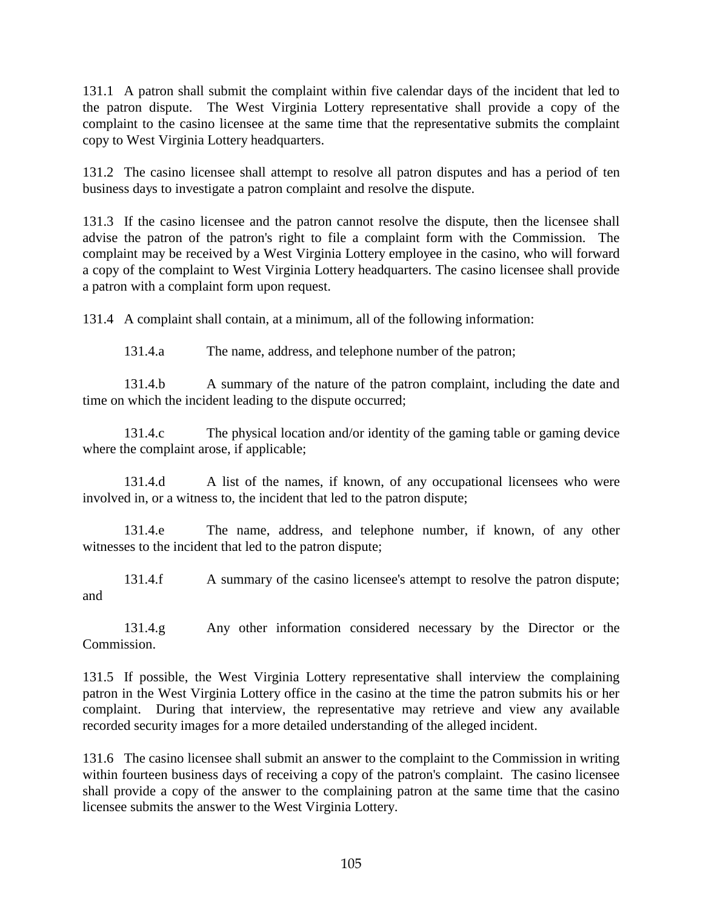131.1 A patron shall submit the complaint within five calendar days of the incident that led to the patron dispute. The West Virginia Lottery representative shall provide a copy of the complaint to the casino licensee at the same time that the representative submits the complaint copy to West Virginia Lottery headquarters.

131.2 The casino licensee shall attempt to resolve all patron disputes and has a period of ten business days to investigate a patron complaint and resolve the dispute.

131.3 If the casino licensee and the patron cannot resolve the dispute, then the licensee shall advise the patron of the patron's right to file a complaint form with the Commission. The complaint may be received by a West Virginia Lottery employee in the casino, who will forward a copy of the complaint to West Virginia Lottery headquarters. The casino licensee shall provide a patron with a complaint form upon request.

131.4 A complaint shall contain, at a minimum, all of the following information:

131.4.a The name, address, and telephone number of the patron;

131.4.b A summary of the nature of the patron complaint, including the date and time on which the incident leading to the dispute occurred;

131.4.c The physical location and/or identity of the gaming table or gaming device where the complaint arose, if applicable;

131.4.d A list of the names, if known, of any occupational licensees who were involved in, or a witness to, the incident that led to the patron dispute;

131.4.e The name, address, and telephone number, if known, of any other witnesses to the incident that led to the patron dispute;

131.4.f A summary of the casino licensee's attempt to resolve the patron dispute; and

131.4.g Any other information considered necessary by the Director or the Commission.

131.5 If possible, the West Virginia Lottery representative shall interview the complaining patron in the West Virginia Lottery office in the casino at the time the patron submits his or her complaint. During that interview, the representative may retrieve and view any available recorded security images for a more detailed understanding of the alleged incident.

131.6 The casino licensee shall submit an answer to the complaint to the Commission in writing within fourteen business days of receiving a copy of the patron's complaint. The casino licensee shall provide a copy of the answer to the complaining patron at the same time that the casino licensee submits the answer to the West Virginia Lottery.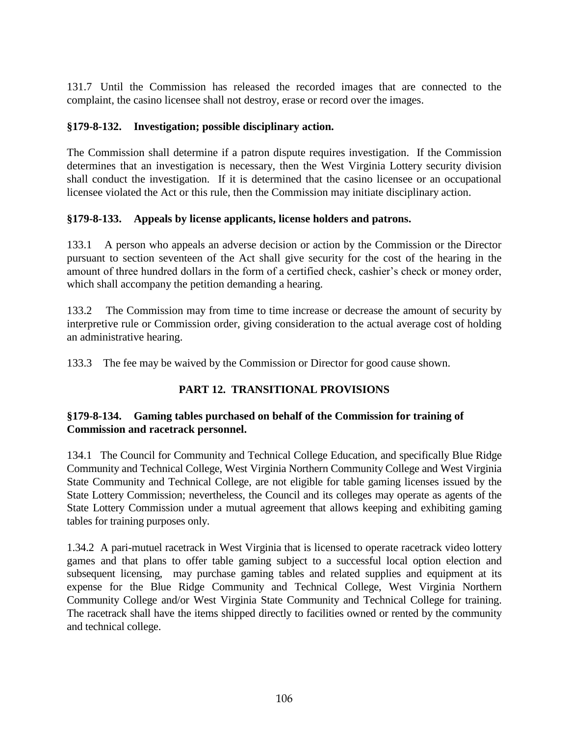131.7 Until the Commission has released the recorded images that are connected to the complaint, the casino licensee shall not destroy, erase or record over the images.

### §179-8-132. Investigation; possible disciplinary action.

The Commission shall determine if a patron dispute requires investigation. If the Commission determines that an investigation is necessary, then the West Virginia Lottery security division shall conduct the investigation. If it is determined that the casino licensee or an occupational licensee violated the Act or this rule, then the Commission may initiate disciplinary action.

### §179-8-133. Appeals by license applicants, license holders and patrons.

133.1 A person who appeals an adverse decision or action by the Commission or the Director pursuant to section seventeen of the Act shall give security for the cost of the hearing in the amount of three hundred dollars in the form of a certified check, cashier's check or money order, which shall accompany the petition demanding a hearing.

133.2 The Commission may from time to time increase or decrease the amount of security by interpretive rule or Commission order, giving consideration to the actual average cost of holding an administrative hearing.

133.3 The fee may be waived by the Commission or Director for good cause shown.

## PART 12. TRANSITIONAL PROVISIONS

### §179-8-134. Gaming tables purchased on behalf of the Commission for training of Commission and racetrack personnel.

134.1 The Council for Community and Technical College Education, and specifically Blue Ridge Community and Technical College, West Virginia Northern Community College and West Virginia State Community and Technical College, are not eligible for table gaming licenses issued by the State Lottery Commission; nevertheless, the Council and its colleges may operate as agents of the State Lottery Commission under a mutual agreement that allows keeping and exhibiting gaming tables for training purposes only.

1.34.2 A pari-mutuel racetrack in West Virginia that is licensed to operate racetrack video lottery games and that plans to offer table gaming subject to a successful local option election and subsequent licensing, may purchase gaming tables and related supplies and equipment at its expense for the Blue Ridge Community and Technical College, West Virginia Northern Community College and/or West Virginia State Community and Technical College for training. The racetrack shall have the items shipped directly to facilities owned or rented by the community and technical college.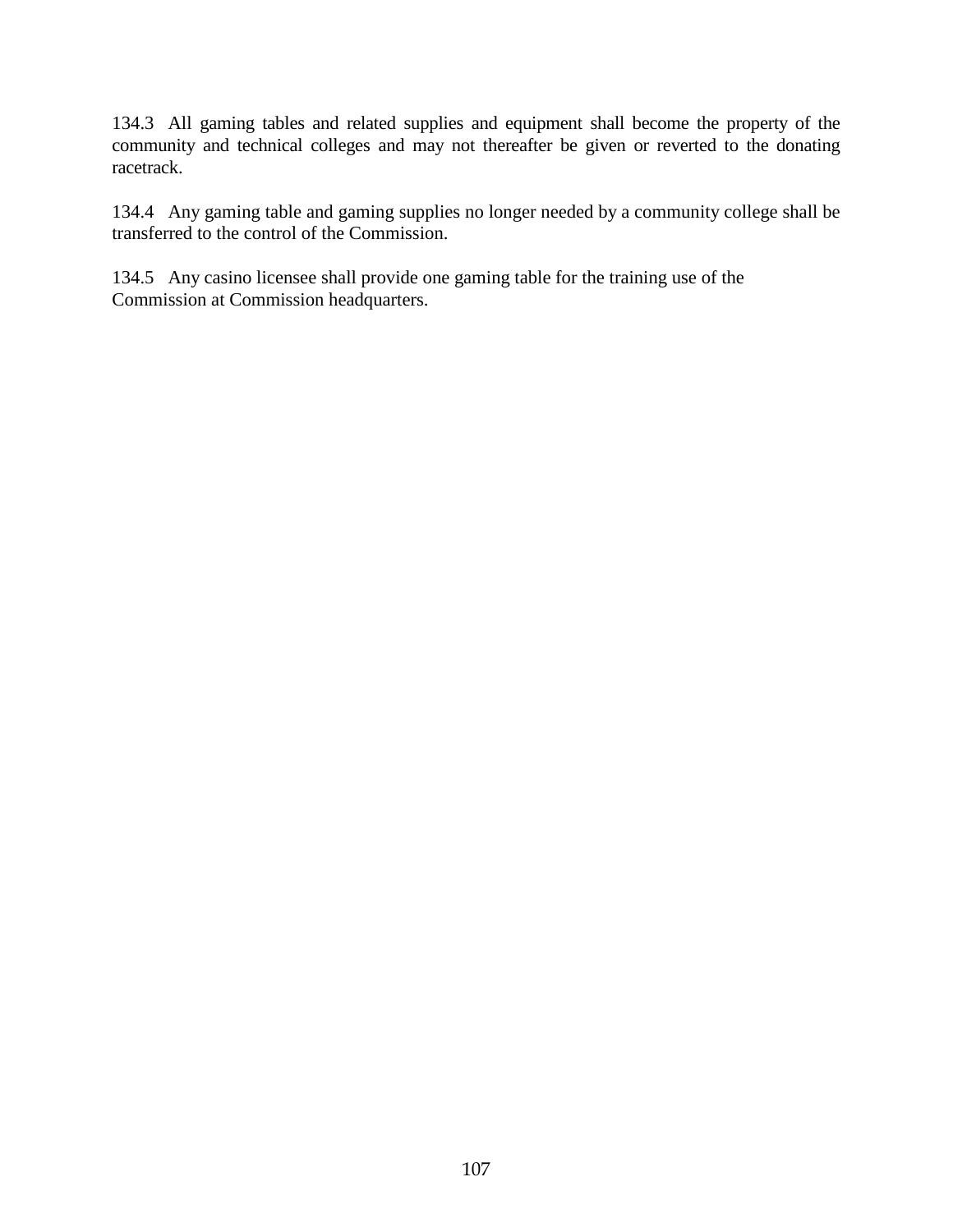134.3 All gaming tables and related supplies and equipment shall become the property of the community and technical colleges and may not thereafter be given or reverted to the donating racetrack.

134.4 Any gaming table and gaming supplies no longer needed by a community college shall be transferred to the control of the Commission.

134.5 Any casino licensee shall provide one gaming table for the training use of the Commission at Commission headquarters.